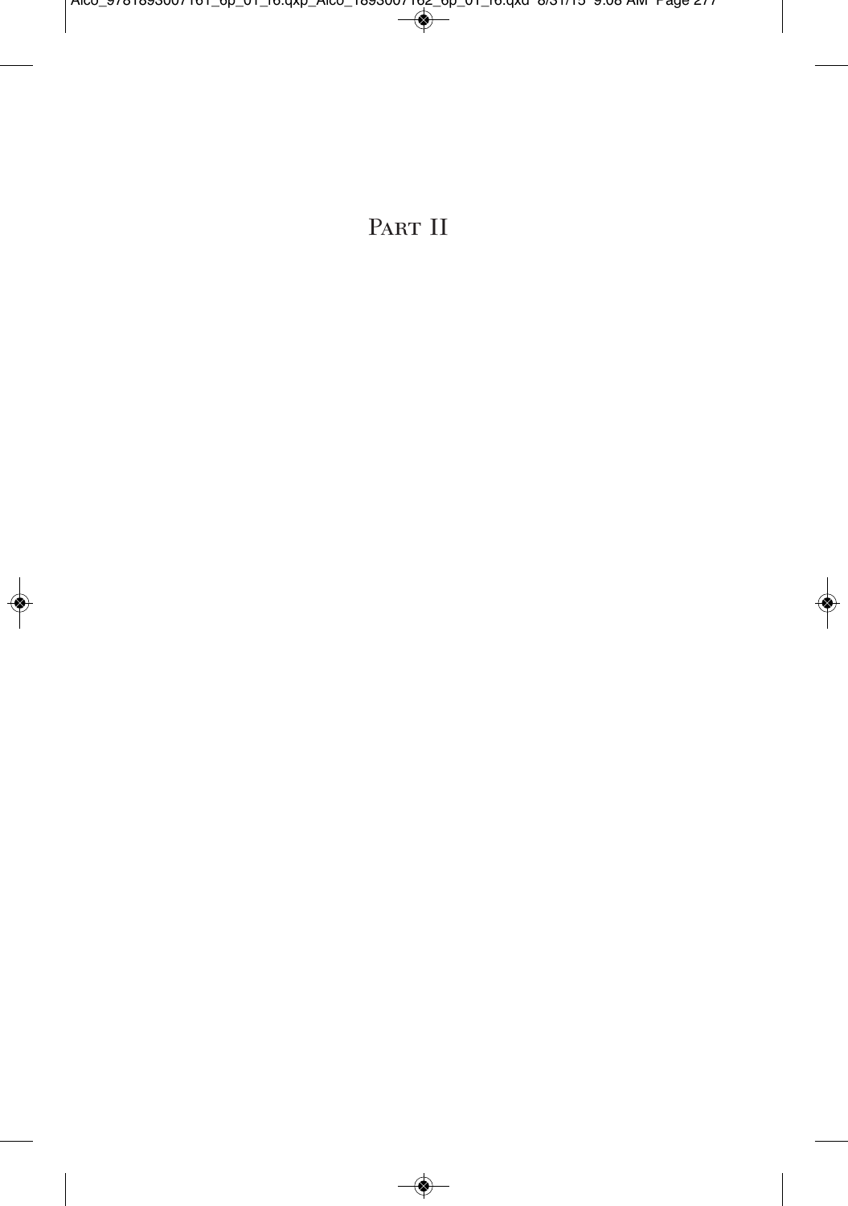# Part II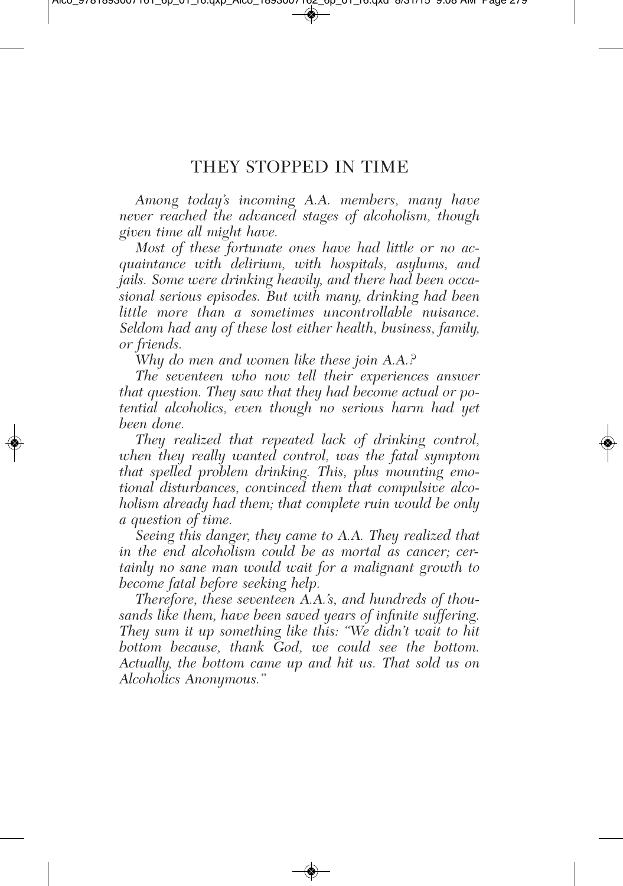# THEY STOPPED IN TIME

*Among today's incoming A.A. members, many have never reached the advanced stages of alcoholism, though given time all might have.*

*Most of these fortunate ones have had little or no acquaintance with delirium, with hospitals, asylums, and jails. Some were drinking heavily, and there had been occasional serious episodes. But with many, drinking had been little more than a sometimes uncontrollable nuisance. Seldom had any of these lost either health, business, family, or friends.*

*Why do men and women like these join A.A.?*

*The seventeen who now tell their experiences answer that question. They saw that they had become actual or potential alcoholics, even though no serious harm had yet been done.*

*They realized that repeated lack of drinking control, when they really wanted control, was the fatal symptom that spelled problem drinking. This, plus mounting emotional disturbances, convinced them that compulsive alcoholism already had them; that complete ruin would be only a question of time.*

*Seeing this danger, they came to A.A. They realized that in the end alcoholism could be as mortal as cancer; certainly no sane man would wait for a malignant growth to become fatal before seeking help.*

*Therefore, these seventeen A.A.'s, and hundreds of thousands like them, have been saved years of infinite suffering. They sum it up something like this: "We didn't wait to hit bottom because, thank God, we could see the bottom. Actually, the bottom came up and hit us. That sold us on Alcoholics Anonymous."*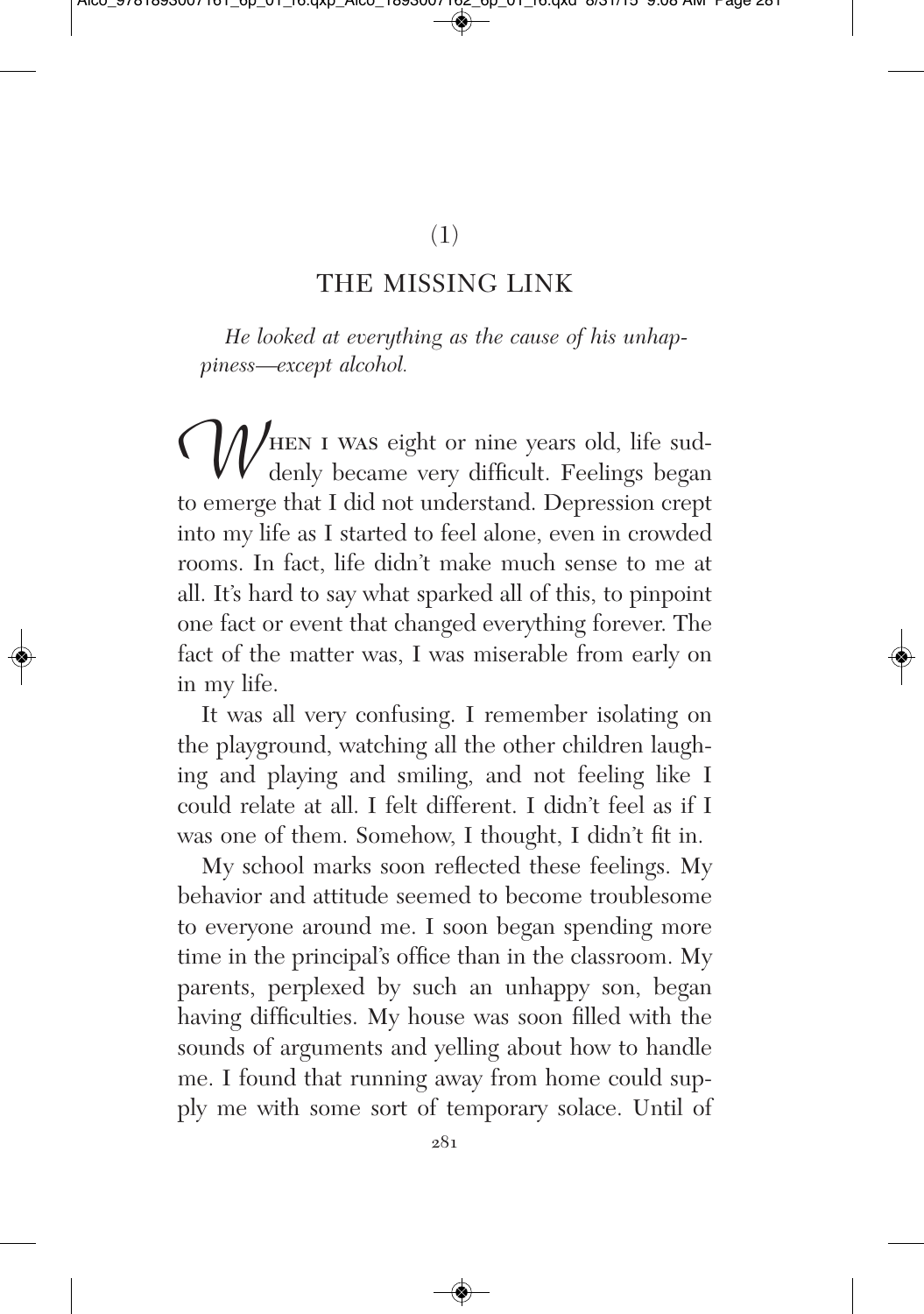(1)

## THE MISSING LINK

*He looked at everything as the cause of his unhappiness—except alcohol.*

When I was eight or nine years old, life suddenly became very difficult. Feelings began to emerge that I did not understand. Depression crept into my life as I started to feel alone, even in crowded rooms. In fact, life didn't make much sense to me at all. It's hard to say what sparked all of this, to pinpoint one fact or event that changed everything forever. The fact of the matter was, I was miserable from early on in my life.

It was all very confusing. I remember isolating on the playground, watching all the other children laughing and playing and smiling, and not feeling like I could relate at all. I felt different. I didn't feel as if I was one of them. Somehow, I thought, I didn't fit in.

My school marks soon reflected these feelings. My behavior and attitude seemed to become troublesome to everyone around me. I soon began spending more time in the principal's office than in the classroom. My parents, perplexed by such an unhappy son, began having difficulties. My house was soon filled with the sounds of arguments and yelling about how to handle me. I found that running away from home could supply me with some sort of temporary solace. Until of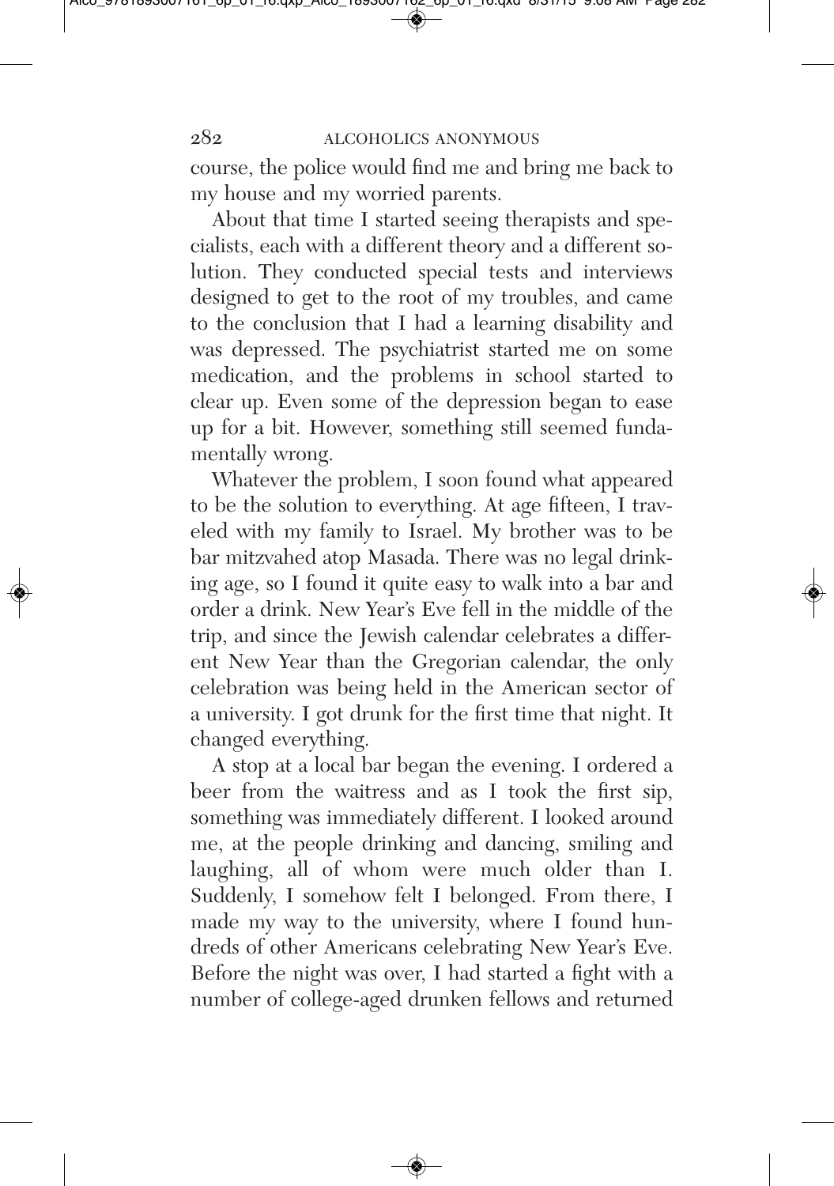course, the police would find me and bring me back to my house and my worried parents.

About that time I started seeing therapists and specialists, each with a different theory and a different solution. They conducted special tests and interviews designed to get to the root of my troubles, and came to the conclusion that I had a learning disability and was depressed. The psychiatrist started me on some medication, and the problems in school started to clear up. Even some of the depression began to ease up for a bit. However, something still seemed fundamentally wrong.

Whatever the problem, I soon found what appeared to be the solution to everything. At age fifteen, I traveled with my family to Israel. My brother was to be bar mitzvahed atop Masada. There was no legal drinking age, so I found it quite easy to walk into a bar and order a drink. New Year's Eve fell in the middle of the trip, and since the Jewish calendar celebrates a different New Year than the Gregorian calendar, the only celebration was being held in the American sector of a university. I got drunk for the first time that night. It changed everything.

A stop at a local bar began the evening. I ordered a beer from the waitress and as I took the first sip, something was immediately different. I looked around me, at the people drinking and dancing, smiling and laughing, all of whom were much older than I. Suddenly, I somehow felt I belonged. From there, I made my way to the university, where I found hundreds of other Americans celebrating New Year's Eve. Before the night was over, I had started a fight with a number of college-aged drunken fellows and returned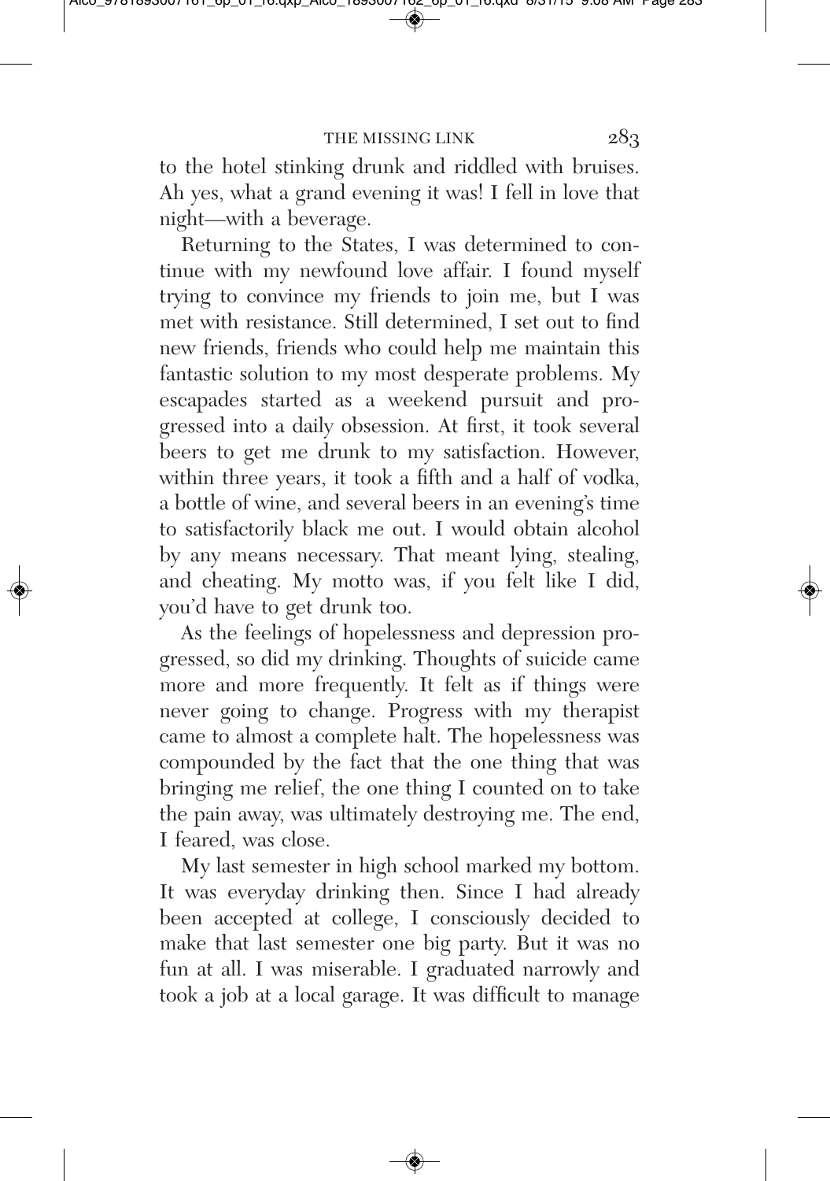to the hotel stinking drunk and riddled with bruises. Ah yes, what a grand evening it was! I fell in love that night—with a beverage.

Returning to the States, I was determined to continue with my newfound love affair. I found myself trying to convince my friends to join me, but I was met with resistance. Still determined, I set out to find new friends, friends who could help me maintain this fantastic solution to my most desperate problems. My escapades started as a weekend pursuit and progressed into a daily obsession. At first, it took several beers to get me drunk to my satisfaction. However, within three years, it took a fifth and a half of vodka, a bottle of wine, and several beers in an evening's time to satisfactorily black me out. I would obtain alcohol by any means necessary. That meant lying, stealing, and cheating. My motto was, if you felt like I did, you'd have to get drunk too.

As the feelings of hopelessness and depression progressed, so did my drinking. Thoughts of suicide came more and more frequently. It felt as if things were never going to change. Progress with my therapist came to almost a complete halt. The hopelessness was compounded by the fact that the one thing that was bringing me relief, the one thing I counted on to take the pain away, was ultimately destroying me. The end, I feared, was close.

My last semester in high school marked my bottom. It was everyday drinking then. Since I had already been accepted at college, I consciously decided to make that last semester one big party. But it was no fun at all. I was miserable. I graduated narrowly and took a job at a local garage. It was difficult to manage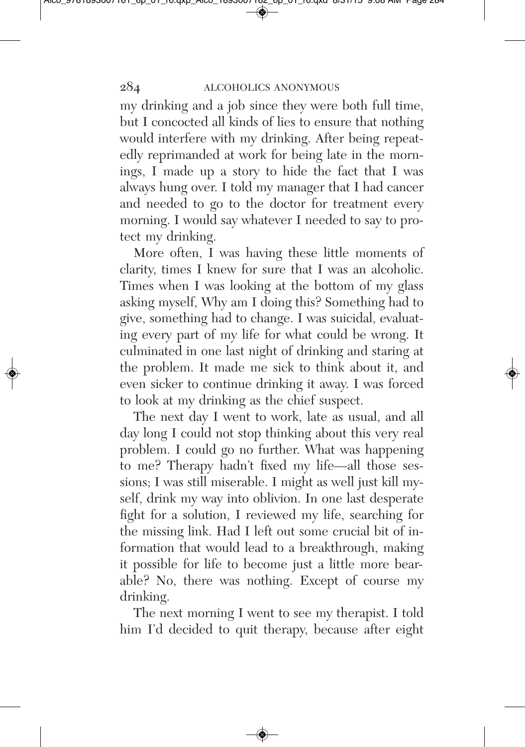my drinking and a job since they were both full time, but I concocted all kinds of lies to ensure that nothing would interfere with my drinking. After being repeatedly reprimanded at work for being late in the mornings, I made up a story to hide the fact that I was always hung over. I told my manager that I had cancer and needed to go to the doctor for treatment every morning. I would say whatever I needed to say to protect my drinking.

More often, I was having these little moments of clarity, times I knew for sure that I was an alcoholic. Times when I was looking at the bottom of my glass asking myself, Why am I doing this? Something had to give, something had to change. I was suicidal, evaluating every part of my life for what could be wrong. It culminated in one last night of drinking and staring at the problem. It made me sick to think about it, and even sicker to continue drinking it away. I was forced to look at my drinking as the chief suspect.

The next day I went to work, late as usual, and all day long I could not stop thinking about this very real problem. I could go no further. What was happening to me? Therapy hadn't fixed my life—all those sessions; I was still miserable. I might as well just kill myself, drink my way into oblivion. In one last desperate fight for a solution, I reviewed my life, searching for the missing link. Had I left out some crucial bit of information that would lead to a breakthrough, making it possible for life to become just a little more bearable? No, there was nothing. Except of course my drinking.

The next morning I went to see my therapist. I told him I'd decided to quit therapy, because after eight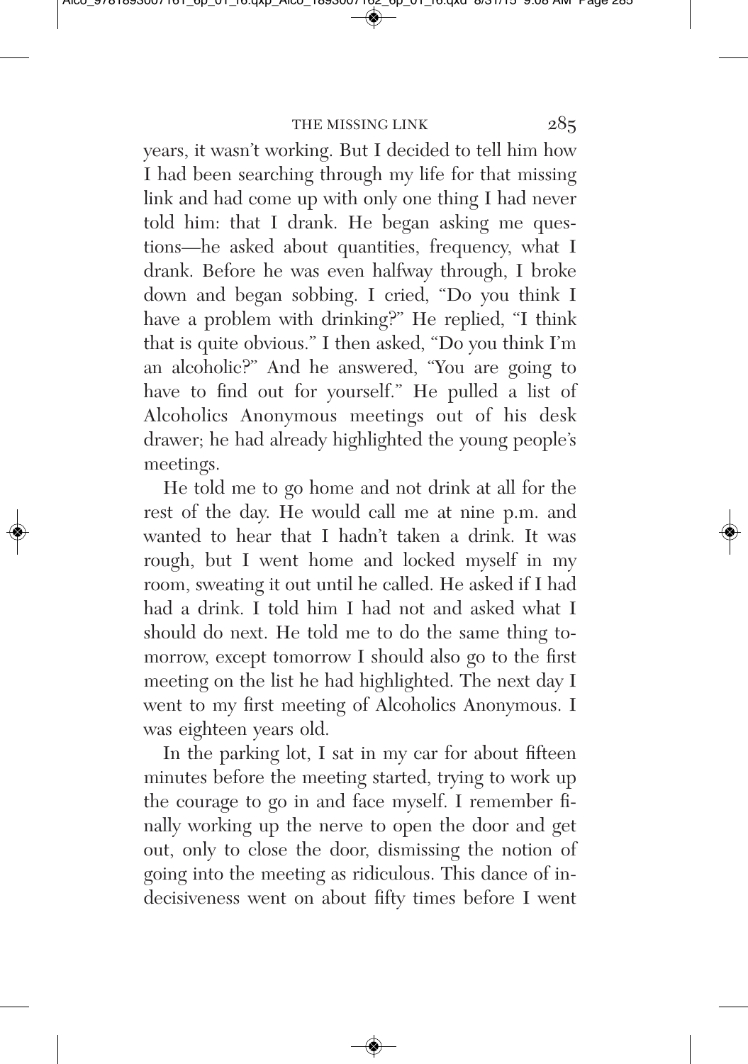years, it wasn't working. But I decided to tell him how I had been searching through my life for that missing link and had come up with only one thing I had never told him: that I drank. He began asking me questions—he asked about quantities, frequency, what I drank. Before he was even halfway through, I broke down and began sobbing. I cried, "Do you think I have a problem with drinking?" He replied, "I think that is quite obvious." I then asked, "Do you think I'm an alcoholic?" And he answered, "You are going to have to find out for yourself." He pulled a list of Alcoholics Anonymous meetings out of his desk drawer; he had already highlighted the young people's meetings.

He told me to go home and not drink at all for the rest of the day. He would call me at nine p.m. and wanted to hear that I hadn't taken a drink. It was rough, but I went home and locked myself in my room, sweating it out until he called. He asked if I had had a drink. I told him I had not and asked what I should do next. He told me to do the same thing tomorrow, except tomorrow I should also go to the first meeting on the list he had highlighted. The next day I went to my first meeting of Alcoholics Anonymous. I was eighteen years old.

In the parking lot, I sat in my car for about fifteen minutes before the meeting started, trying to work up the courage to go in and face myself. I remember finally working up the nerve to open the door and get out, only to close the door, dismissing the notion of going into the meeting as ridiculous. This dance of indecisiveness went on about fifty times before I went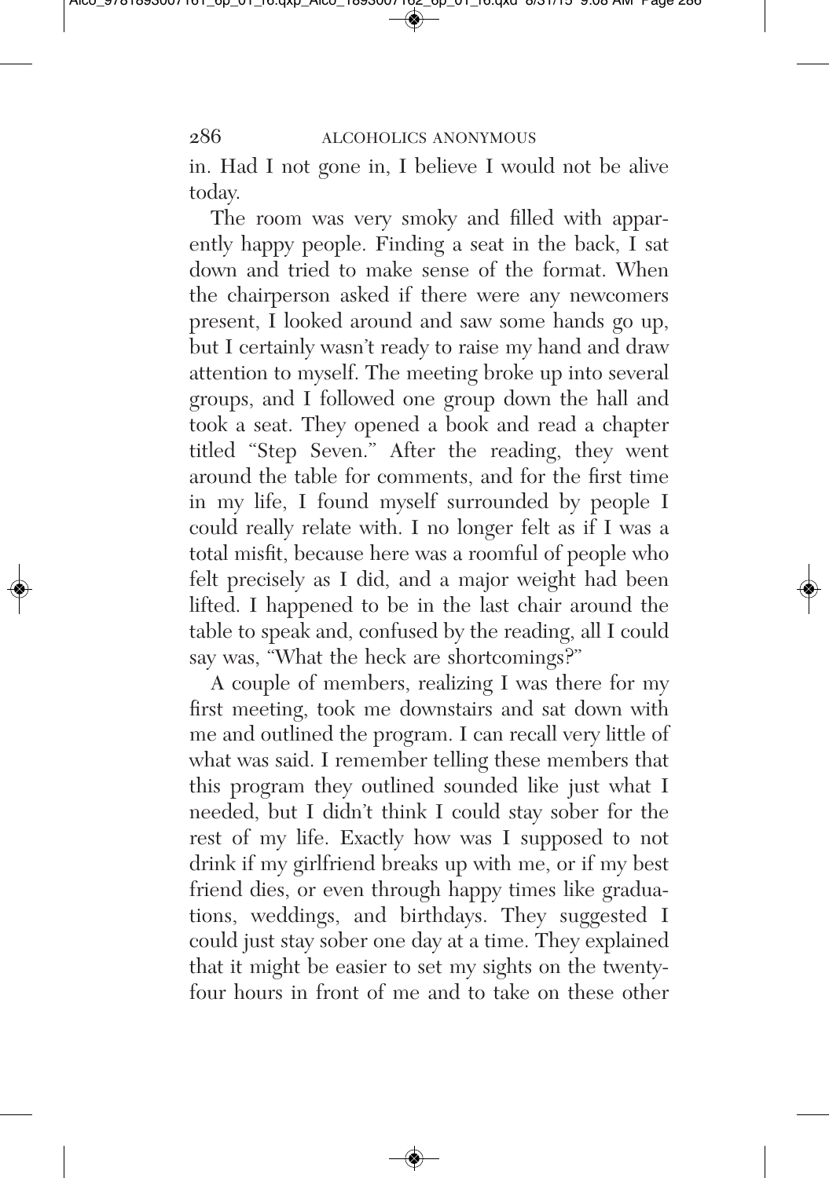in. Had I not gone in, I believe I would not be alive today.

The room was very smoky and filled with apparently happy people. Finding a seat in the back, I sat down and tried to make sense of the format. When the chairperson asked if there were any newcomers present, I looked around and saw some hands go up, but I certainly wasn't ready to raise my hand and draw attention to myself. The meeting broke up into several groups, and I followed one group down the hall and took a seat. They opened a book and read a chapter titled "Step Seven." After the reading, they went around the table for comments, and for the first time in my life, I found myself surrounded by people I could really relate with. I no longer felt as if I was a total misfit, because here was a roomful of people who felt precisely as I did, and a major weight had been lifted. I happened to be in the last chair around the table to speak and, confused by the reading, all I could say was, "What the heck are shortcomings?"

A couple of members, realizing I was there for my first meeting, took me downstairs and sat down with me and outlined the program. I can recall very little of what was said. I remember telling these members that this program they outlined sounded like just what I needed, but I didn't think I could stay sober for the rest of my life. Exactly how was I supposed to not drink if my girlfriend breaks up with me, or if my best friend dies, or even through happy times like graduations, weddings, and birthdays. They suggested I could just stay sober one day at a time. They explained that it might be easier to set my sights on the twenty-four hours in front of me and to take on these other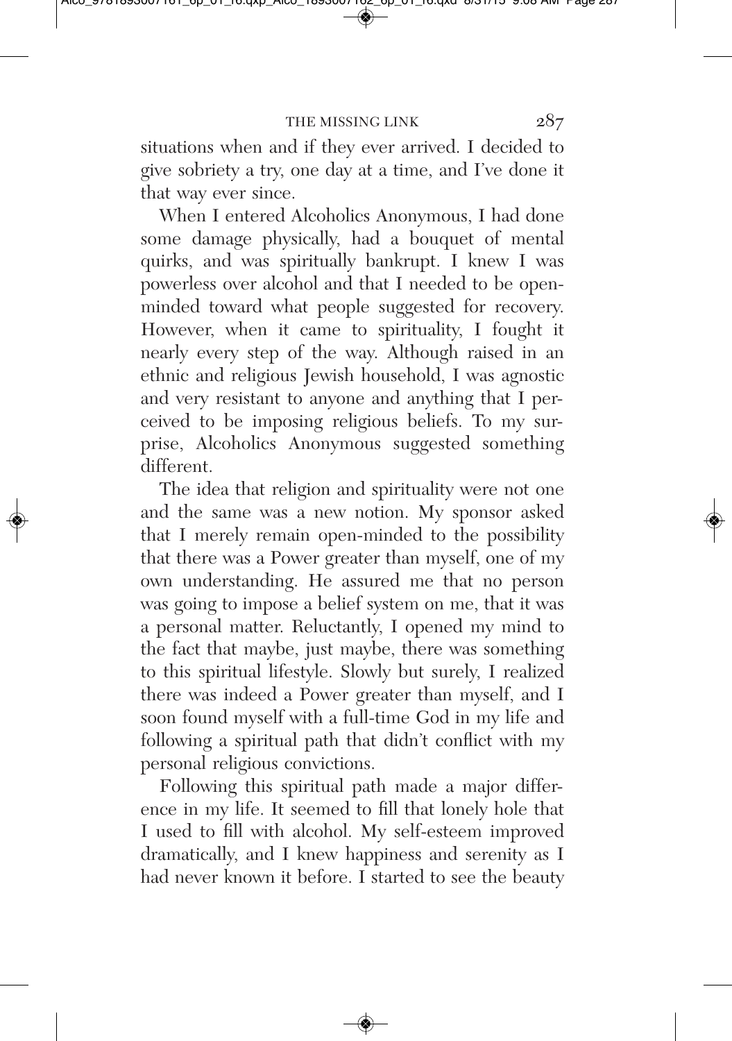situations when and if they ever arrived. I decided to give sobriety a try, one day at a time, and I've done it that way ever since.

When I entered Alcoholics Anonymous, I had done some damage physically, had a bouquet of mental quirks, and was spiritually bankrupt. I knew I was powerless over alcohol and that I needed to be open-minded toward what people suggested for recovery. However, when it came to spirituality, I fought it nearly every step of the way. Although raised in an ethnic and religious Jewish household, I was agnostic and very resistant to anyone and anything that I perceived to be imposing religious beliefs. To my surprise, Alcoholics Anonymous suggested something different.

The idea that religion and spirituality were not one and the same was a new notion. My sponsor asked that I merely remain open-minded to the possibility that there was a Power greater than myself, one of my own understanding. He assured me that no person was going to impose a belief system on me, that it was a personal matter. Reluctantly, I opened my mind to the fact that maybe, just maybe, there was something to this spiritual lifestyle. Slowly but surely, I realized there was indeed a Power greater than myself, and I soon found myself with a full-time God in my life and following a spiritual path that didn't conflict with my personal religious convictions.

Following this spiritual path made a major difference in my life. It seemed to fill that lonely hole that I used to fill with alcohol. My self-esteem improved dramatically, and I knew happiness and serenity as I had never known it before. I started to see the beauty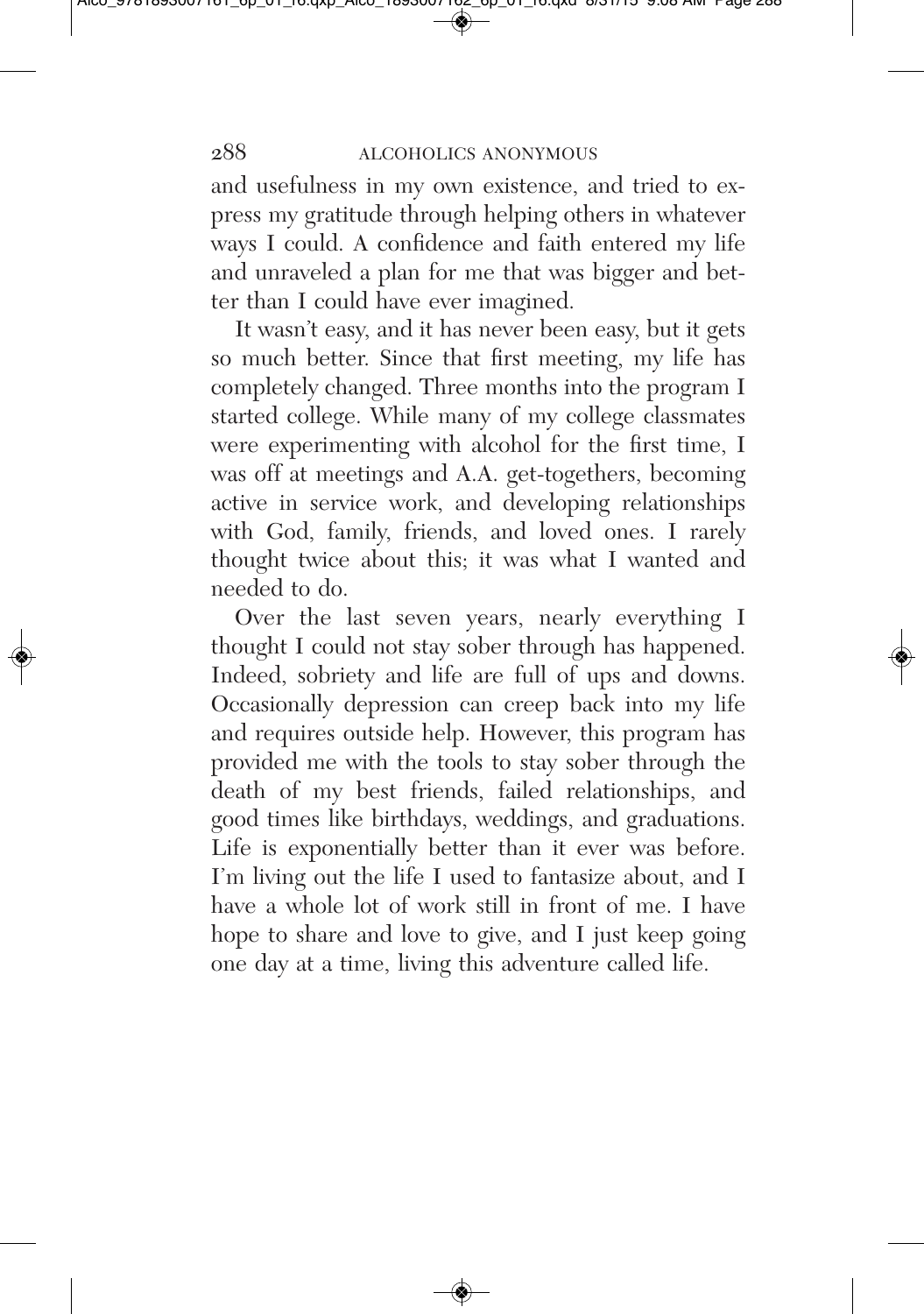and usefulness in my own existence, and tried to express my gratitude through helping others in whatever ways I could. A confidence and faith entered my life and unraveled a plan for me that was bigger and better than I could have ever imagined.

It wasn't easy, and it has never been easy, but it gets so much better. Since that first meeting, my life has completely changed. Three months into the program I started college. While many of my college classmates were experimenting with alcohol for the first time, I was off at meetings and A.A. get-togethers, becoming active in service work, and developing relationships with God, family, friends, and loved ones. I rarely thought twice about this; it was what I wanted and needed to do.

Over the last seven years, nearly everything I thought I could not stay sober through has happened. Indeed, sobriety and life are full of ups and downs. Occasionally depression can creep back into my life and requires outside help. However, this program has provided me with the tools to stay sober through the death of my best friends, failed relationships, and good times like birthdays, weddings, and graduations. Life is exponentially better than it ever was before. I'm living out the life I used to fantasize about, and I have a whole lot of work still in front of me. I have hope to share and love to give, and I just keep going one day at a time, living this adventure called life.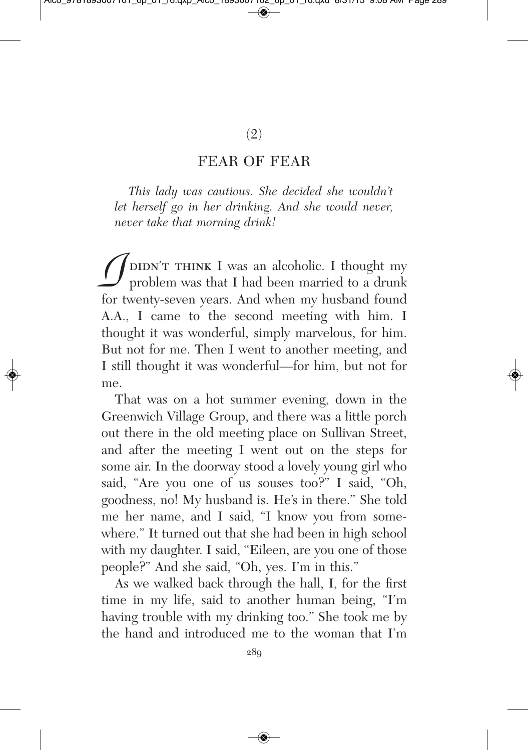(2)

## FEAR OF FEAR

*This lady was cautious. She decided she wouldn't let herself go in her drinking. And she would never, never take that morning drink!*

I DIDN'T THINK I was an alcoholic. I thought my problem was that I had been married to a drunk for twenty-seven years. And when my husband found A.A., I came to the second meeting with him. I thought it was wonderful, simply marvelous, for him. But not for me. Then I went to another meeting, and I still thought it was wonderful—for him, but not for me.

That was on a hot summer evening, down in the Greenwich Village Group, and there was a little porch out there in the old meeting place on Sullivan Street, and after the meeting I went out on the steps for some air. In the doorway stood a lovely young girl who said, "Are you one of us souses too?" I said, "Oh, goodness, no! My husband is. He's in there." She told me her name, and I said, "I know you from somewhere." It turned out that she had been in high school with my daughter. I said, "Eileen, are you one of those people?" And she said, "Oh, yes. I'm in this."

As we walked back through the hall, I, for the first time in my life, said to another human being, "I'm having trouble with my drinking too." She took me by the hand and introduced me to the woman that I'm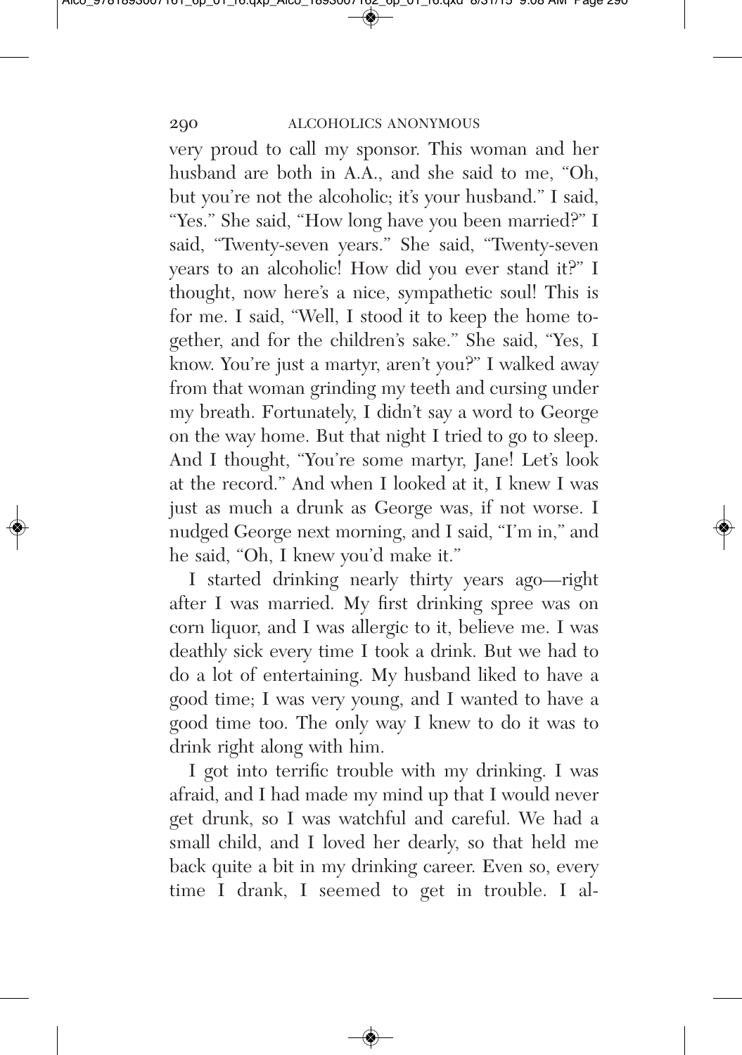very proud to call my sponsor. This woman and her husband are both in A.A., and she said to me, "Oh, but you're not the alcoholic; it's your husband." I said, "Yes." She said, "How long have you been married?" I said, "Twenty-seven years." She said, "Twenty-seven years to an alcoholic! How did you ever stand it?" I thought, now here's a nice, sympathetic soul! This is for me. I said, "Well, I stood it to keep the home together, and for the children's sake." She said, "Yes, I know. You're just a martyr, aren't you?" I walked away from that woman grinding my teeth and cursing under my breath. Fortunately, I didn't say a word to George on the way home. But that night I tried to go to sleep. And I thought, "You're some martyr, Jane! Let's look at the record." And when I looked at it, I knew I was just as much a drunk as George was, if not worse. I nudged George next morning, and I said, "I'm in," and he said, "Oh, I knew you'd make it."

I started drinking nearly thirty years ago—right after I was married. My first drinking spree was on corn liquor, and I was allergic to it, believe me. I was deathly sick every time I took a drink. But we had to do a lot of entertaining. My husband liked to have a good time; I was very young, and I wanted to have a good time too. The only way I knew to do it was to drink right along with him.

I got into terrific trouble with my drinking. I was afraid, and I had made my mind up that I would never get drunk, so I was watchful and careful. We had a small child, and I loved her dearly, so that held me back quite a bit in my drinking career. Even so, every time I drank, I seemed to get in trouble. I al-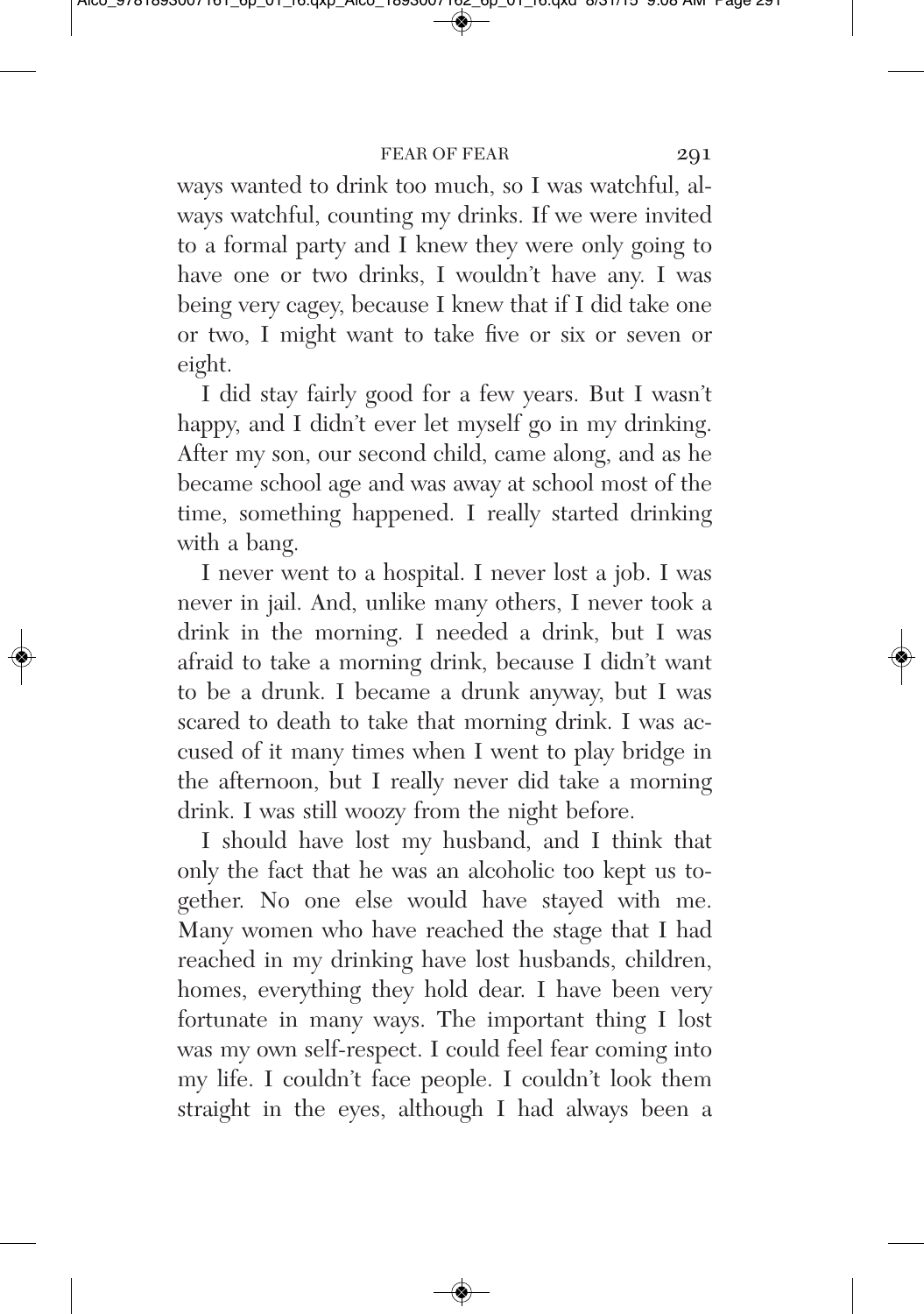ways wanted to drink too much, so I was watchful, always watchful, counting my drinks. If we were invited to a formal party and I knew they were only going to have one or two drinks, I wouldn't have any. I was being very cagey, because I knew that if I did take one or two, I might want to take five or six or seven or eight.

I did stay fairly good for a few years. But I wasn't happy, and I didn't ever let myself go in my drinking. After my son, our second child, came along, and as he became school age and was away at school most of the time, something happened. I really started drinking with a bang.

I never went to a hospital. I never lost a job. I was never in jail. And, unlike many others, I never took a drink in the morning. I needed a drink, but I was afraid to take a morning drink, because I didn't want to be a drunk. I became a drunk anyway, but I was scared to death to take that morning drink. I was accused of it many times when I went to play bridge in the afternoon, but I really never did take a morning drink. I was still woozy from the night before.

I should have lost my husband, and I think that only the fact that he was an alcoholic too kept us together. No one else would have stayed with me. Many women who have reached the stage that I had reached in my drinking have lost husbands, children, homes, everything they hold dear. I have been very fortunate in many ways. The important thing I lost was my own self-respect. I could feel fear coming into my life. I couldn't face people. I couldn't look them straight in the eyes, although I had always been a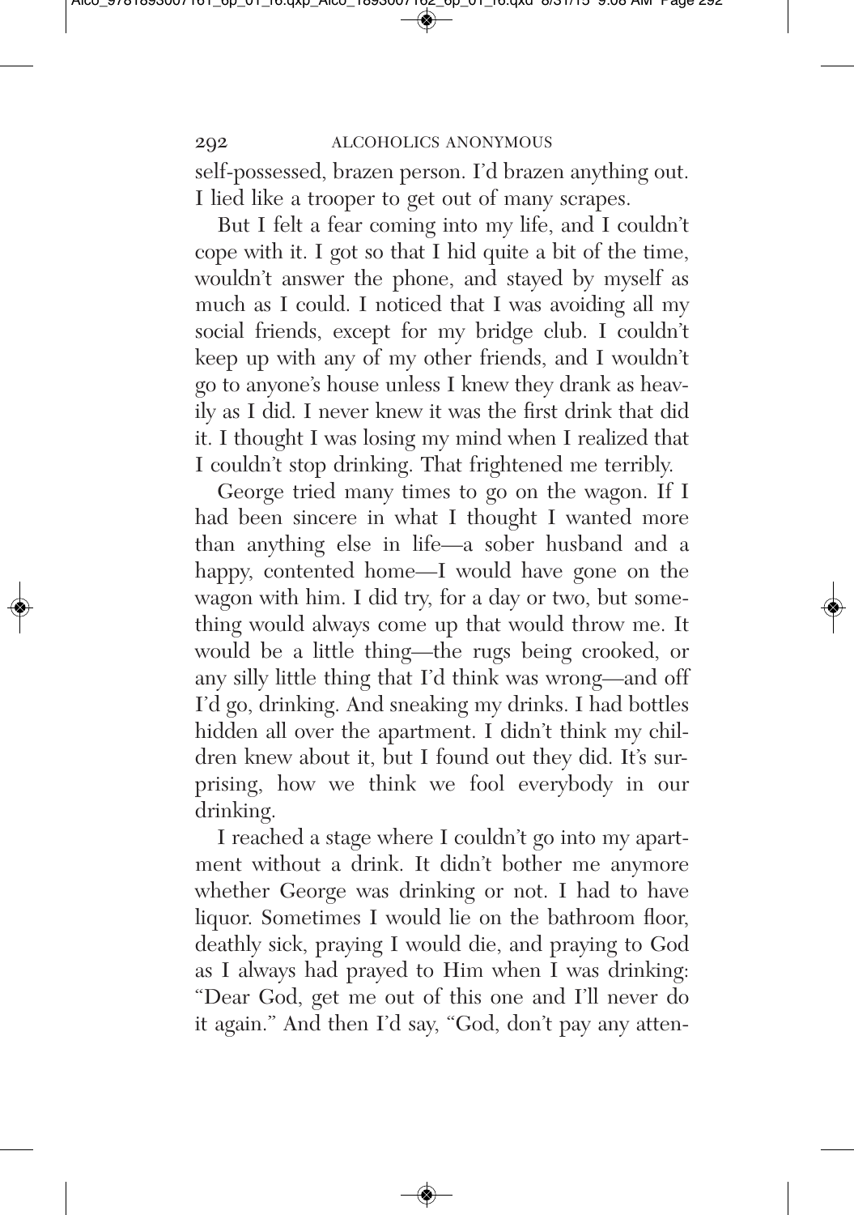self-possessed, brazen person. I'd brazen anything out. I lied like a trooper to get out of many scrapes.

But I felt a fear coming into my life, and I couldn't cope with it. I got so that I hid quite a bit of the time, wouldn't answer the phone, and stayed by myself as much as I could. I noticed that I was avoiding all my social friends, except for my bridge club. I couldn't keep up with any of my other friends, and I wouldn't go to anyone's house unless I knew they drank as heavily as I did. I never knew it was the first drink that did it. I thought I was losing my mind when I realized that I couldn't stop drinking. That frightened me terribly.

George tried many times to go on the wagon. If I had been sincere in what I thought I wanted more than anything else in life—a sober husband and a happy, contented home—I would have gone on the wagon with him. I did try, for a day or two, but something would always come up that would throw me. It would be a little thing—the rugs being crooked, or any silly little thing that I'd think was wrong—and off I'd go, drinking. And sneaking my drinks. I had bottles hidden all over the apartment. I didn't think my children knew about it, but I found out they did. It's surprising, how we think we fool everybody in our drinking.

I reached a stage where I couldn't go into my apartment without a drink. It didn't bother me anymore whether George was drinking or not. I had to have liquor. Sometimes I would lie on the bathroom floor, deathly sick, praying I would die, and praying to God as I always had prayed to Him when I was drinking: "Dear God, get me out of this one and I'll never do it again." And then I'd say, "God, don't pay any atten-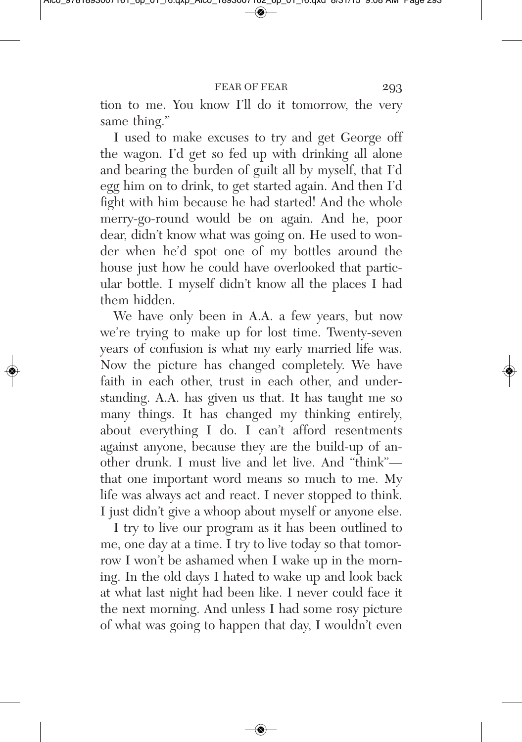tion to me. You know I'll do it tomorrow, the very same thing."

I used to make excuses to try and get George off the wagon. I'd get so fed up with drinking all alone and bearing the burden of guilt all by myself, that I'd egg him on to drink, to get started again. And then I'd fight with him because he had started! And the whole merry-go-round would be on again. And he, poor dear, didn't know what was going on. He used to wonder when he'd spot one of my bottles around the house just how he could have overlooked that particular bottle. I myself didn't know all the places I had them hidden.

We have only been in A.A. a few years, but now we're trying to make up for lost time. Twenty-seven years of confusion is what my early married life was. Now the picture has changed completely. We have faith in each other, trust in each other, and understanding. A.A. has given us that. It has taught me so many things. It has changed my thinking entirely, about everything I do. I can't afford resentments against anyone, because they are the build-up of another drunk. I must live and let live. And "think"—that one important word means so much to me. My life was always act and react. I never stopped to think. I just didn't give a whoop about myself or anyone else.

I try to live our program as it has been outlined to me, one day at a time. I try to live today so that tomorrow I won't be ashamed when I wake up in the morning. In the old days I hated to wake up and look back at what last night had been like. I never could face it the next morning. And unless I had some rosy picture of what was going to happen that day, I wouldn't even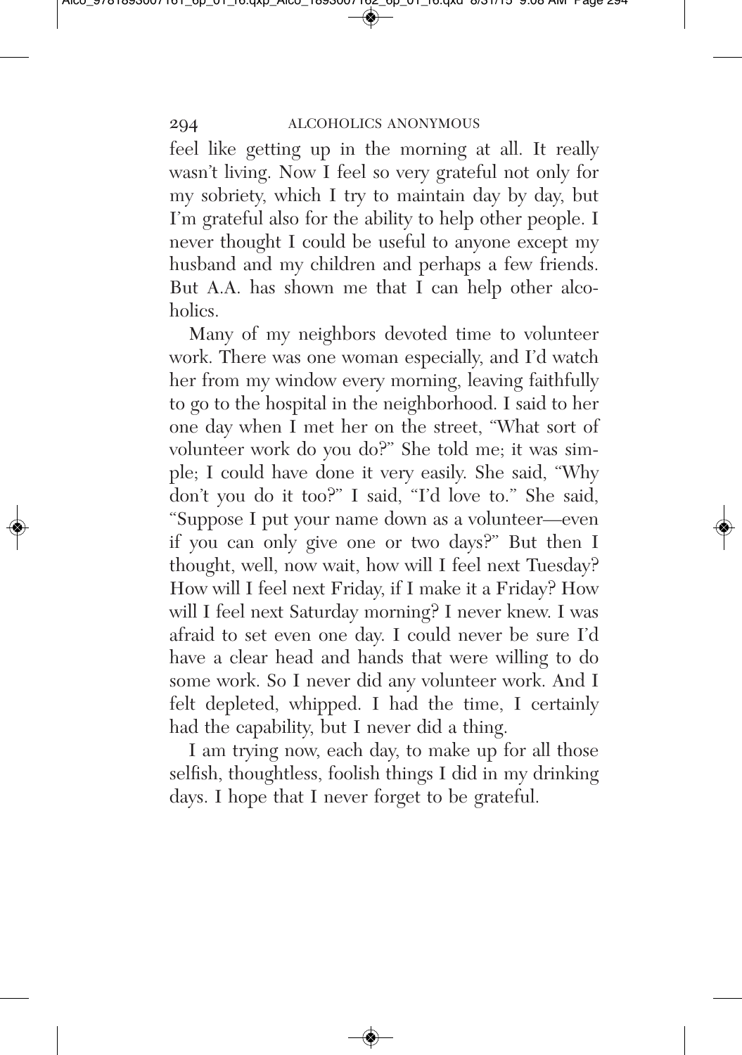feel like getting up in the morning at all. It really wasn't living. Now I feel so very grateful not only for my sobriety, which I try to maintain day by day, but I'm grateful also for the ability to help other people. I never thought I could be useful to anyone except my husband and my children and perhaps a few friends. But A.A. has shown me that I can help other alcoholics.

Many of my neighbors devoted time to volunteer work. There was one woman especially, and I'd watch her from my window every morning, leaving faithfully to go to the hospital in the neighborhood. I said to her one day when I met her on the street, "What sort of volunteer work do you do?" She told me; it was simple; I could have done it very easily. She said, "Why don't you do it too?" I said, "I'd love to." She said, "Suppose I put your name down as a volunteer—even if you can only give one or two days?" But then I thought, well, now wait, how will I feel next Tuesday? How will I feel next Friday, if I make it a Friday? How will I feel next Saturday morning? I never knew. I was afraid to set even one day. I could never be sure I'd have a clear head and hands that were willing to do some work. So I never did any volunteer work. And I felt depleted, whipped. I had the time, I certainly had the capability, but I never did a thing.

I am trying now, each day, to make up for all those selfish, thoughtless, foolish things I did in my drinking days. I hope that I never forget to be grateful.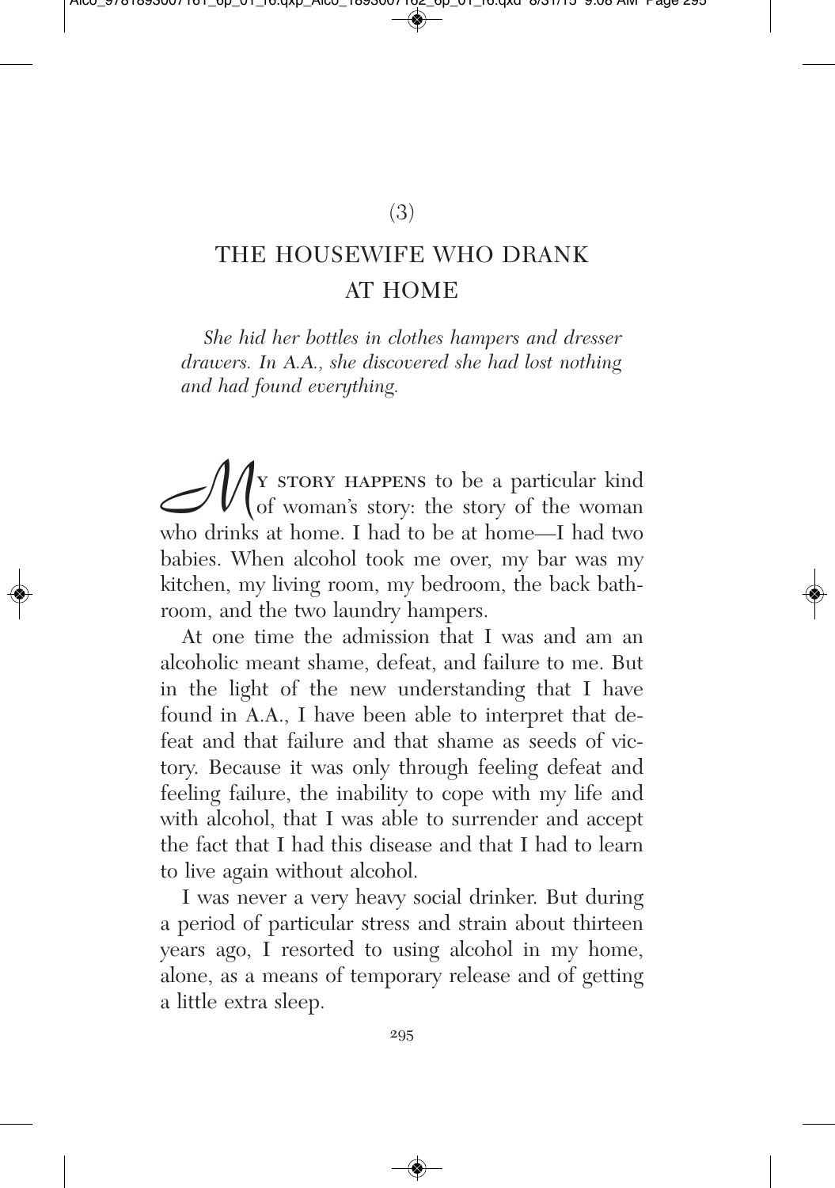(3)

# THE HOUSEWIFE WHO DRANK AT HOME

*She hid her bottles in clothes hampers and dresser drawers. In A.A., she discovered she had lost nothing and had found everything.*

My story happens to be a particular kind of woman's story: the story of the woman who drinks at home. I had to be at home—I had two babies. When alcohol took me over, my bar was my kitchen, my living room, my bedroom, the back bathroom, and the two laundry hampers.

At one time the admission that I was and am an alcoholic meant shame, defeat, and failure to me. But in the light of the new understanding that I have found in A.A., I have been able to interpret that defeat and that failure and that shame as seeds of victory. Because it was only through feeling defeat and feeling failure, the inability to cope with my life and with alcohol, that I was able to surrender and accept the fact that I had this disease and that I had to learn to live again without alcohol.

I was never a very heavy social drinker. But during a period of particular stress and strain about thirteen years ago, I resorted to using alcohol in my home, alone, as a means of temporary release and of getting a little extra sleep.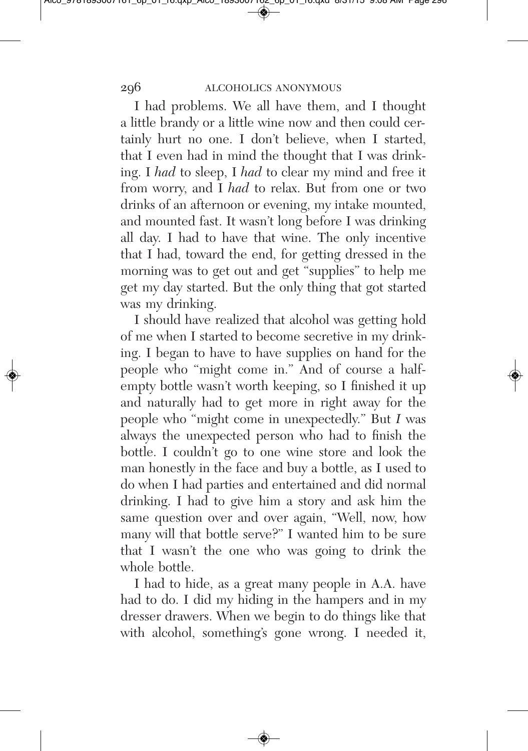I had problems. We all have them, and I thought a little brandy or a little wine now and then could certainly hurt no one. I don't believe, when I started, that I even had in mind the thought that I was drinking. I *had* to sleep, I *had* to clear my mind and free it from worry, and I *had* to relax. But from one or two drinks of an afternoon or evening, my intake mounted, and mounted fast. It wasn't long before I was drinking all day. I had to have that wine. The only incentive that I had, toward the end, for getting dressed in the morning was to get out and get "supplies" to help me get my day started. But the only thing that got started was my drinking.

I should have realized that alcohol was getting hold of me when I started to become secretive in my drinking. I began to have to have supplies on hand for the people who "might come in." And of course a half-empty bottle wasn't worth keeping, so I finished it up and naturally had to get more in right away for the people who "might come in unexpectedly." But *I* was always the unexpected person who had to finish the bottle. I couldn't go to one wine store and look the man honestly in the face and buy a bottle, as I used to do when I had parties and entertained and did normal drinking. I had to give him a story and ask him the same question over and over again, "Well, now, how many will that bottle serve?" I wanted him to be sure that I wasn't the one who was going to drink the whole bottle.

I had to hide, as a great many people in A.A. have had to do. I did my hiding in the hampers and in my dresser drawers. When we begin to do things like that with alcohol, something's gone wrong. I needed it,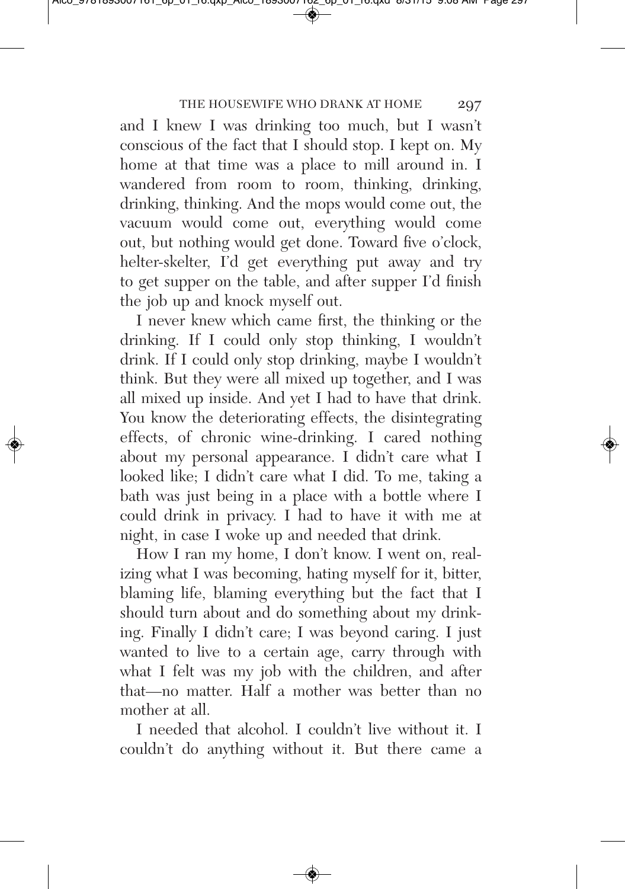and I knew I was drinking too much, but I wasn't conscious of the fact that I should stop. I kept on. My home at that time was a place to mill around in. I wandered from room to room, thinking, drinking, drinking, thinking. And the mops would come out, the vacuum would come out, everything would come out, but nothing would get done. Toward five o'clock, helter-skelter, I'd get everything put away and try to get supper on the table, and after supper I'd finish the job up and knock myself out.

I never knew which came first, the thinking or the drinking. If I could only stop thinking, I wouldn't drink. If I could only stop drinking, maybe I wouldn't think. But they were all mixed up together, and I was all mixed up inside. And yet I had to have that drink. You know the deteriorating effects, the disintegrating effects, of chronic wine-drinking. I cared nothing about my personal appearance. I didn't care what I looked like; I didn't care what I did. To me, taking a bath was just being in a place with a bottle where I could drink in privacy. I had to have it with me at night, in case I woke up and needed that drink.

How I ran my home, I don't know. I went on, realizing what I was becoming, hating myself for it, bitter, blaming life, blaming everything but the fact that I should turn about and do something about my drinking. Finally I didn't care; I was beyond caring. I just wanted to live to a certain age, carry through with what I felt was my job with the children, and after that—no matter. Half a mother was better than no mother at all.

I needed that alcohol. I couldn't live without it. I couldn't do anything without it. But there came a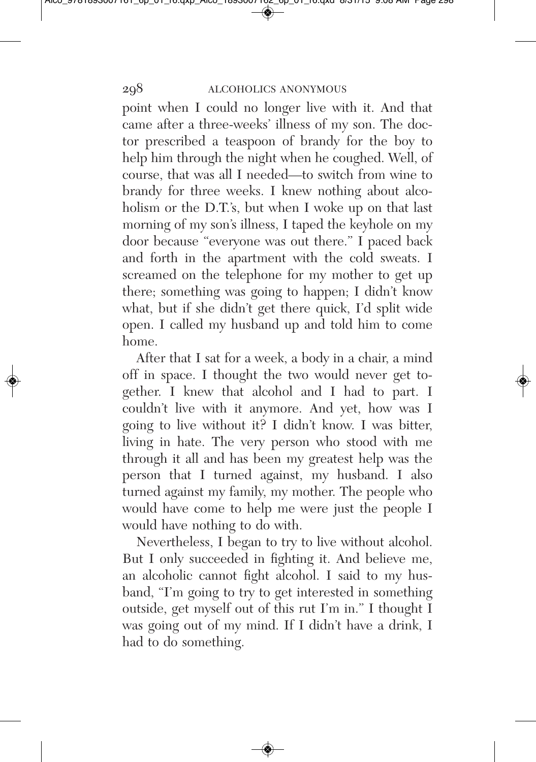point when I could no longer live with it. And that came after a three-weeks' illness of my son. The doctor prescribed a teaspoon of brandy for the boy to help him through the night when he coughed. Well, of course, that was all I needed—to switch from wine to brandy for three weeks. I knew nothing about alcoholism or the D.T.'s, but when I woke up on that last morning of my son's illness, I taped the keyhole on my door because "everyone was out there." I paced back and forth in the apartment with the cold sweats. I screamed on the telephone for my mother to get up there; something was going to happen; I didn't know what, but if she didn't get there quick, I'd split wide open. I called my husband up and told him to come home.

After that I sat for a week, a body in a chair, a mind off in space. I thought the two would never get together. I knew that alcohol and I had to part. I couldn't live with it anymore. And yet, how was I going to live without it? I didn't know. I was bitter, living in hate. The very person who stood with me through it all and has been my greatest help was the person that I turned against, my husband. I also turned against my family, my mother. The people who would have come to help me were just the people I would have nothing to do with.

Nevertheless, I began to try to live without alcohol. But I only succeeded in fighting it. And believe me, an alcoholic cannot fight alcohol. I said to my husband, "I'm going to try to get interested in something outside, get myself out of this rut I'm in." I thought I was going out of my mind. If I didn't have a drink, I had to do something.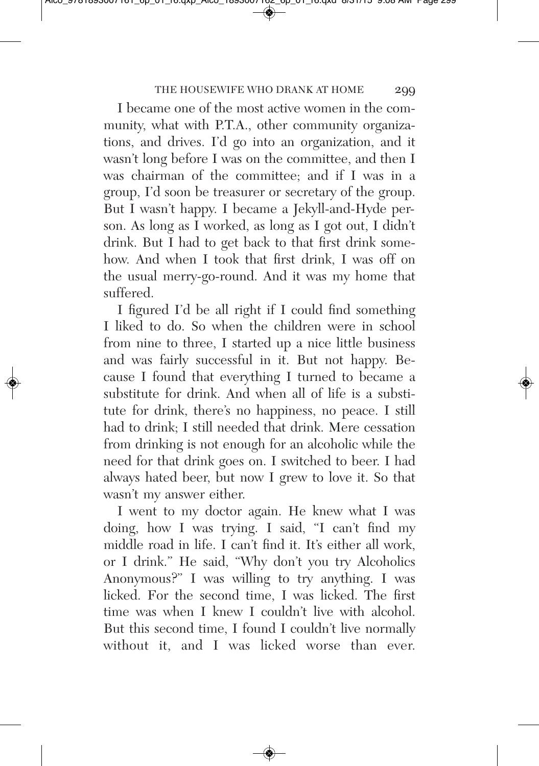I became one of the most active women in the community, what with P.T.A., other community organizations, and drives. I'd go into an organization, and it wasn't long before I was on the committee, and then I was chairman of the committee; and if I was in a group, I'd soon be treasurer or secretary of the group. But I wasn't happy. I became a Jekyll-and-Hyde person. As long as I worked, as long as I got out, I didn't drink. But I had to get back to that first drink somehow. And when I took that first drink, I was off on the usual merry-go-round. And it was my home that suffered.

I figured I'd be all right if I could find something I liked to do. So when the children were in school from nine to three, I started up a nice little business and was fairly successful in it. But not happy. Because I found that everything I turned to became a substitute for drink. And when all of life is a substitute for drink, there's no happiness, no peace. I still had to drink; I still needed that drink. Mere cessation from drinking is not enough for an alcoholic while the need for that drink goes on. I switched to beer. I had always hated beer, but now I grew to love it. So that wasn't my answer either.

I went to my doctor again. He knew what I was doing, how I was trying. I said, "I can't find my middle road in life. I can't find it. It's either all work, or I drink." He said, "Why don't you try Alcoholics Anonymous?" I was willing to try anything. I was licked. For the second time, I was licked. The first time was when I knew I couldn't live with alcohol. But this second time, I found I couldn't live normally without it, and I was licked worse than ever.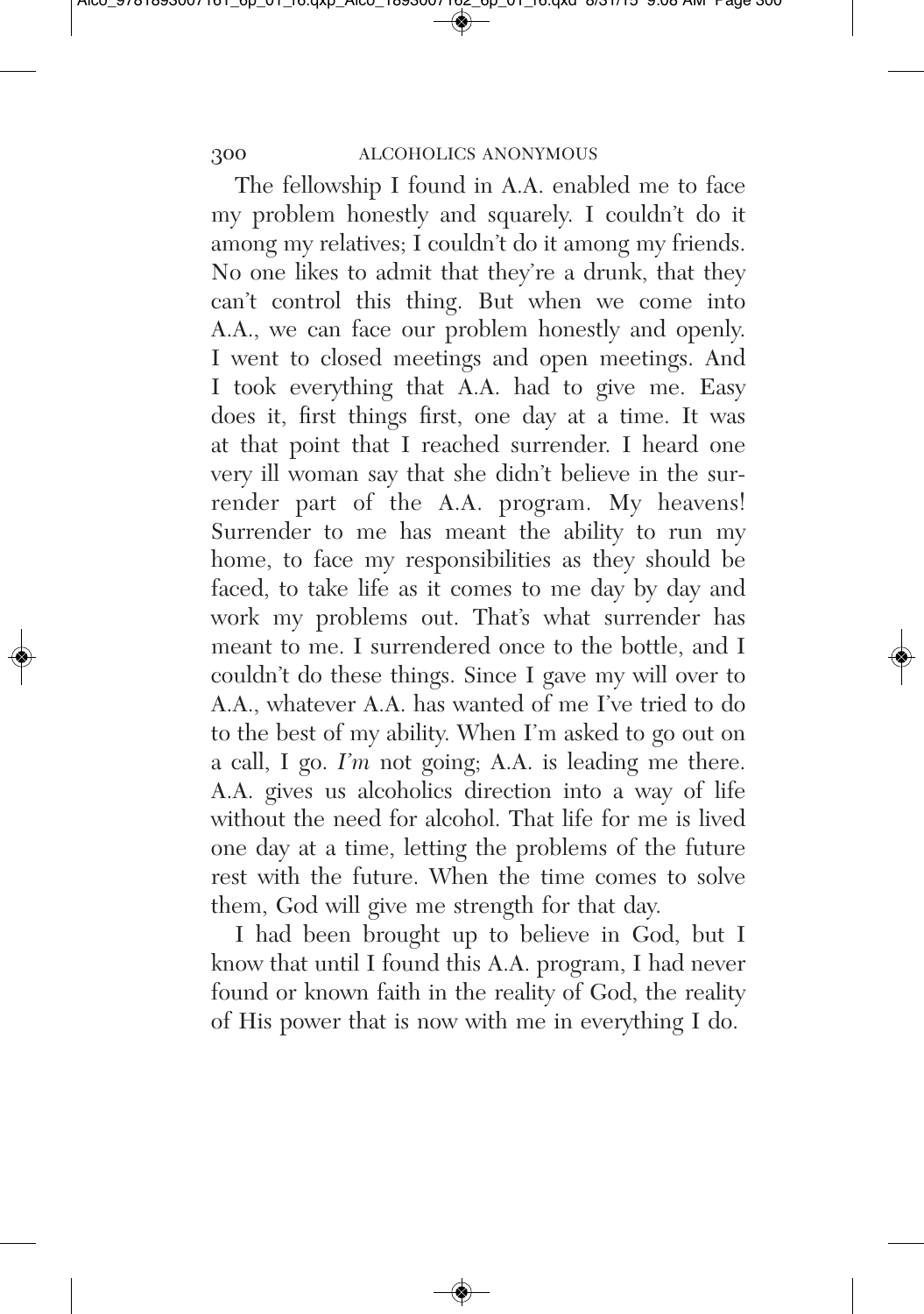The fellowship I found in A.A. enabled me to face my problem honestly and squarely. I couldn't do it among my relatives; I couldn't do it among my friends. No one likes to admit that they're a drunk, that they can't control this thing. But when we come into A.A., we can face our problem honestly and openly. I went to closed meetings and open meetings. And I took everything that A.A. had to give me. Easy does it, first things first, one day at a time. It was at that point that I reached surrender. I heard one very ill woman say that she didn't believe in the surrender part of the A.A. program. My heavens! Surrender to me has meant the ability to run my home, to face my responsibilities as they should be faced, to take life as it comes to me day by day and work my problems out. That's what surrender has meant to me. I surrendered once to the bottle, and I couldn't do these things. Since I gave my will over to A.A., whatever A.A. has wanted of me I've tried to do to the best of my ability. When I'm asked to go out on a call, I go. *I'm* not going; A.A. is leading me there. A.A. gives us alcoholics direction into a way of life without the need for alcohol. That life for me is lived one day at a time, letting the problems of the future rest with the future. When the time comes to solve them, God will give me strength for that day.

I had been brought up to believe in God, but I know that until I found this A.A. program, I had never found or known faith in the reality of God, the reality of His power that is now with me in everything I do.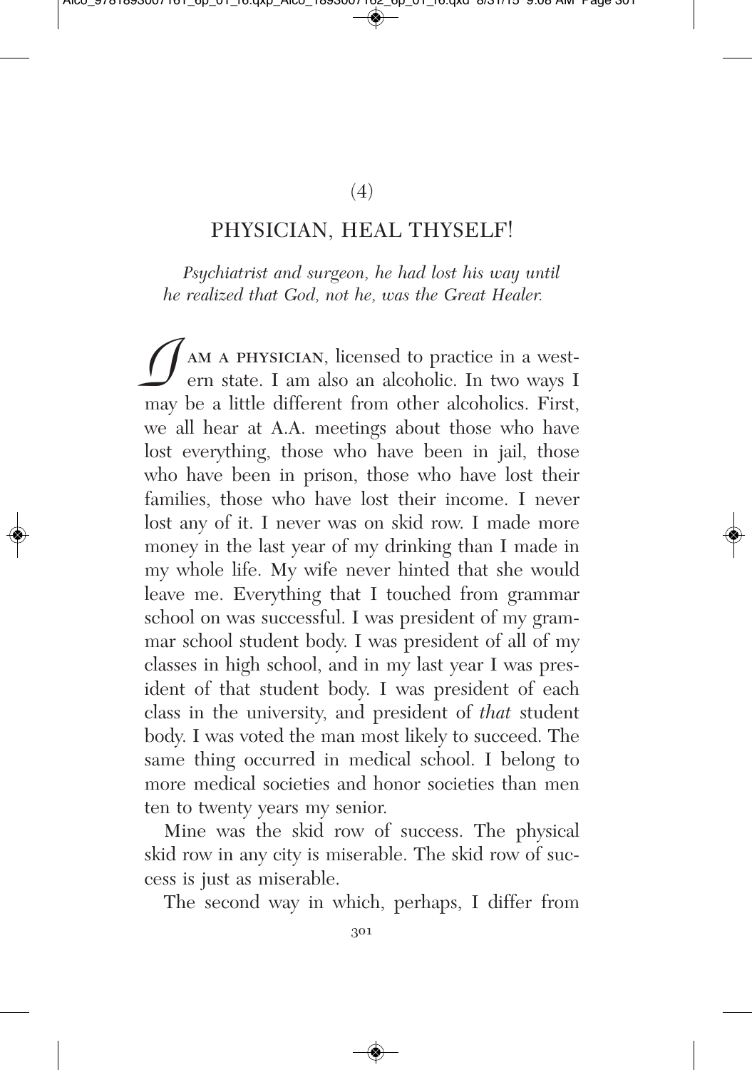(4)

## PHYSICIAN, HEAL THYSELF!

*Psychiatrist and surgeon, he had lost his way until he realized that God, not he, was the Great Healer.*

I AM A PHYSICIAN, licensed to practice in a western state. I am also an alcoholic. In two ways I may be a little different from other alcoholics. First, we all hear at A.A. meetings about those who have lost everything, those who have been in jail, those who have been in prison, those who have lost their families, those who have lost their income. I never lost any of it. I never was on skid row. I made more money in the last year of my drinking than I made in my whole life. My wife never hinted that she would leave me. Everything that I touched from grammar school on was successful. I was president of my grammar school student body. I was president of all of my classes in high school, and in my last year I was president of that student body. I was president of each class in the university, and president of *that* student body. I was voted the man most likely to succeed. The same thing occurred in medical school. I belong to more medical societies and honor societies than men ten to twenty years my senior.

Mine was the skid row of success. The physical skid row in any city is miserable. The skid row of success is just as miserable.

The second way in which, perhaps, I differ from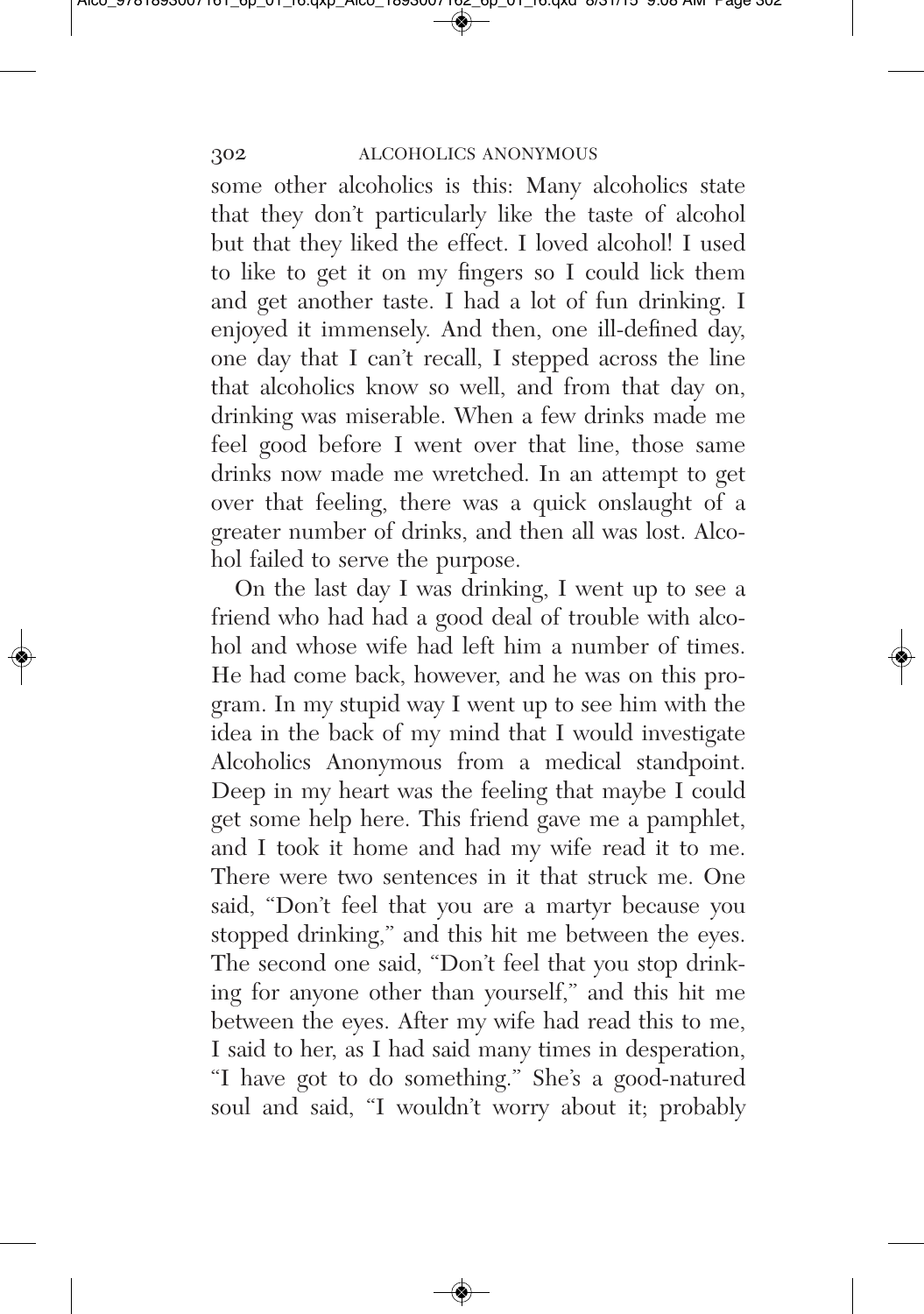some other alcoholics is this: Many alcoholics state that they don't particularly like the taste of alcohol but that they liked the effect. I loved alcohol! I used to like to get it on my fingers so I could lick them and get another taste. I had a lot of fun drinking. I enjoyed it immensely. And then, one ill-defined day, one day that I can't recall, I stepped across the line that alcoholics know so well, and from that day on, drinking was miserable. When a few drinks made me feel good before I went over that line, those same drinks now made me wretched. In an attempt to get over that feeling, there was a quick onslaught of a greater number of drinks, and then all was lost. Alcohol failed to serve the purpose.

On the last day I was drinking, I went up to see a friend who had had a good deal of trouble with alcohol and whose wife had left him a number of times. He had come back, however, and he was on this program. In my stupid way I went up to see him with the idea in the back of my mind that I would investigate Alcoholics Anonymous from a medical standpoint. Deep in my heart was the feeling that maybe I could get some help here. This friend gave me a pamphlet, and I took it home and had my wife read it to me. There were two sentences in it that struck me. One said, "Don't feel that you are a martyr because you stopped drinking," and this hit me between the eyes. The second one said, "Don't feel that you stop drinking for anyone other than yourself," and this hit me between the eyes. After my wife had read this to me, I said to her, as I had said many times in desperation, "I have got to do something." She's a good-natured soul and said, "I wouldn't worry about it; probably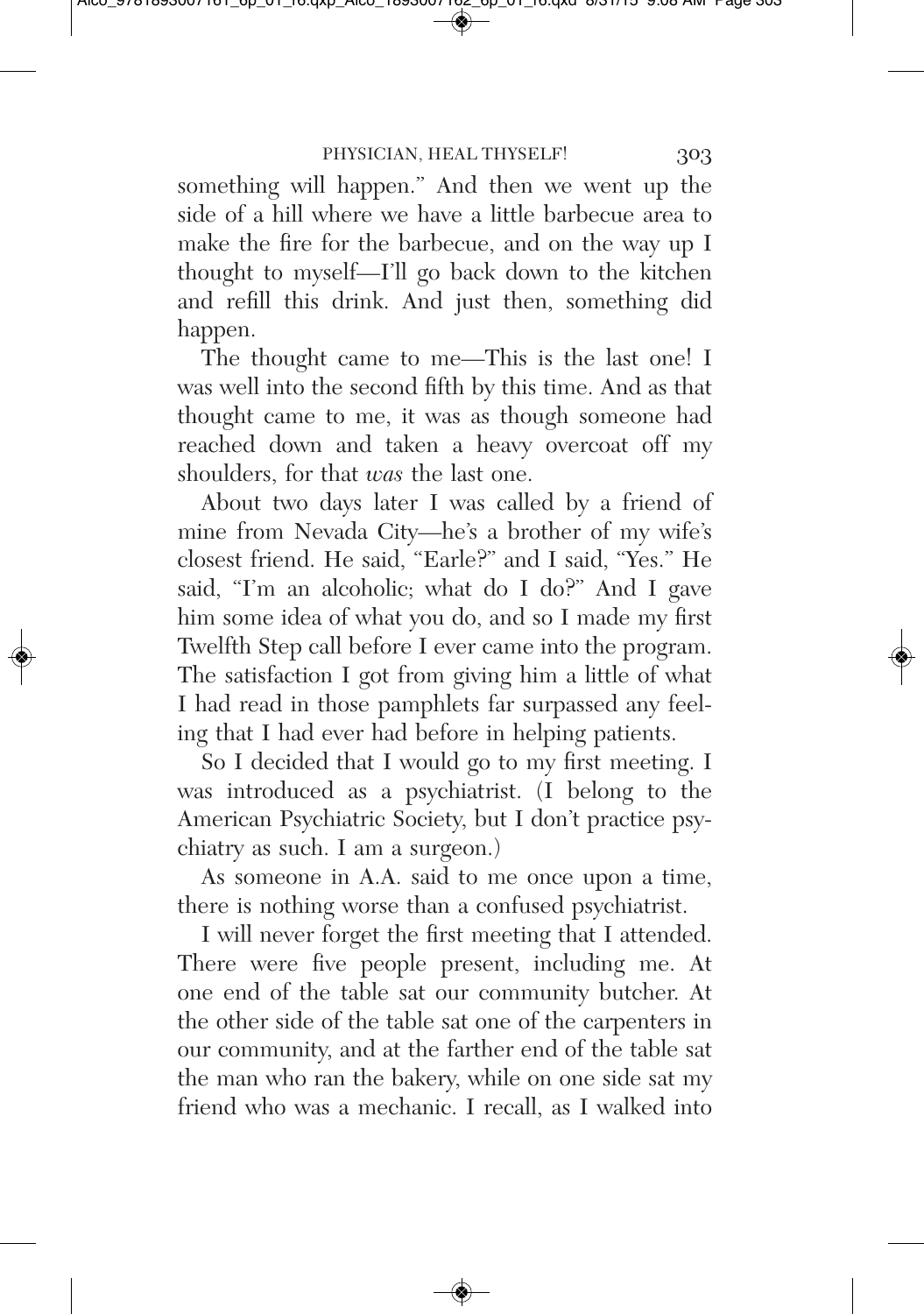something will happen." And then we went up the side of a hill where we have a little barbecue area to make the fire for the barbecue, and on the way up I thought to myself—I'll go back down to the kitchen and refill this drink. And just then, something did happen.

The thought came to me—This is the last one! I was well into the second fifth by this time. And as that thought came to me, it was as though someone had reached down and taken a heavy overcoat off my shoulders, for that *was* the last one.

About two days later I was called by a friend of mine from Nevada City—he's a brother of my wife's closest friend. He said, "Earle?" and I said, "Yes." He said, "I'm an alcoholic; what do I do?" And I gave him some idea of what you do, and so I made my first Twelfth Step call before I ever came into the program. The satisfaction I got from giving him a little of what I had read in those pamphlets far surpassed any feeling that I had ever had before in helping patients.

So I decided that I would go to my first meeting. I was introduced as a psychiatrist. (I belong to the American Psychiatric Society, but I don't practice psychiatry as such. I am a surgeon.)

As someone in A.A. said to me once upon a time, there is nothing worse than a confused psychiatrist.

I will never forget the first meeting that I attended. There were five people present, including me. At one end of the table sat our community butcher. At the other side of the table sat one of the carpenters in our community, and at the farther end of the table sat the man who ran the bakery, while on one side sat my friend who was a mechanic. I recall, as I walked into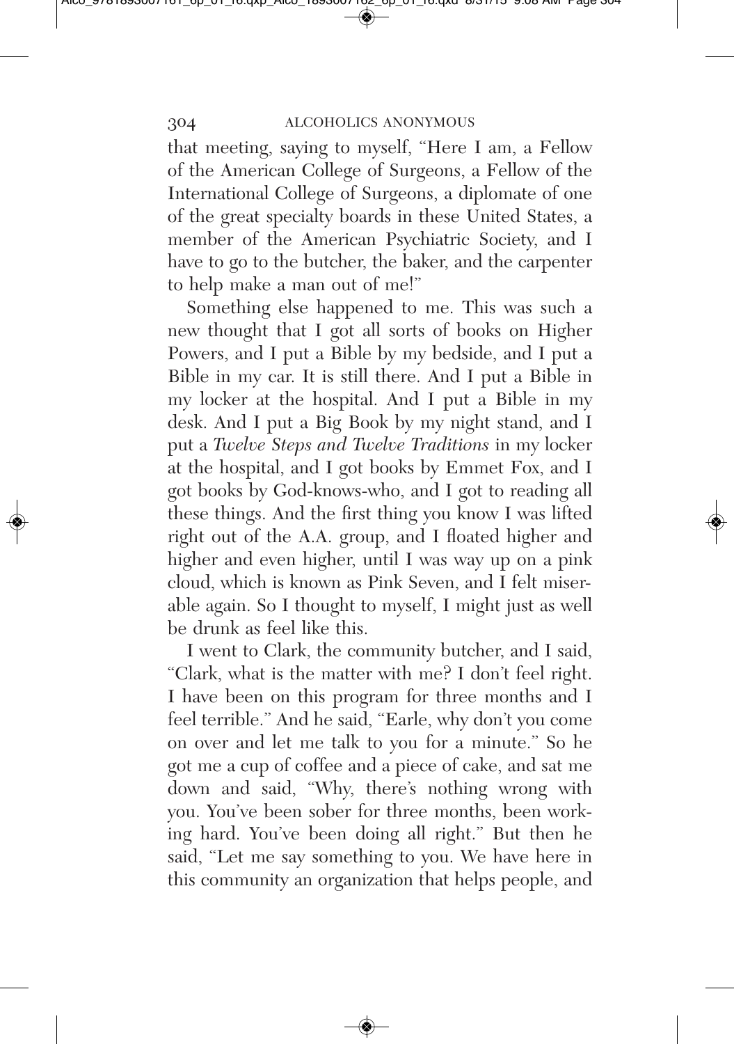that meeting, saying to myself, "Here I am, a Fellow of the American College of Surgeons, a Fellow of the International College of Surgeons, a diplomate of one of the great specialty boards in these United States, a member of the American Psychiatric Society, and I have to go to the butcher, the baker, and the carpenter to help make a man out of me!"

Something else happened to me. This was such a new thought that I got all sorts of books on Higher Powers, and I put a Bible by my bedside, and I put a Bible in my car. It is still there. And I put a Bible in my locker at the hospital. And I put a Bible in my desk. And I put a Big Book by my night stand, and I put a *Twelve Steps and Twelve Traditions* in my locker at the hospital, and I got books by Emmet Fox, and I got books by God-knows-who, and I got to reading all these things. And the first thing you know I was lifted right out of the A.A. group, and I floated higher and higher and even higher, until I was way up on a pink cloud, which is known as Pink Seven, and I felt miserable again. So I thought to myself, I might just as well be drunk as feel like this.

I went to Clark, the community butcher, and I said, "Clark, what is the matter with me? I don't feel right. I have been on this program for three months and I feel terrible." And he said, "Earle, why don't you come on over and let me talk to you for a minute." So he got me a cup of coffee and a piece of cake, and sat me down and said, "Why, there's nothing wrong with you. You've been sober for three months, been working hard. You've been doing all right." But then he said, "Let me say something to you. We have here in this community an organization that helps people, and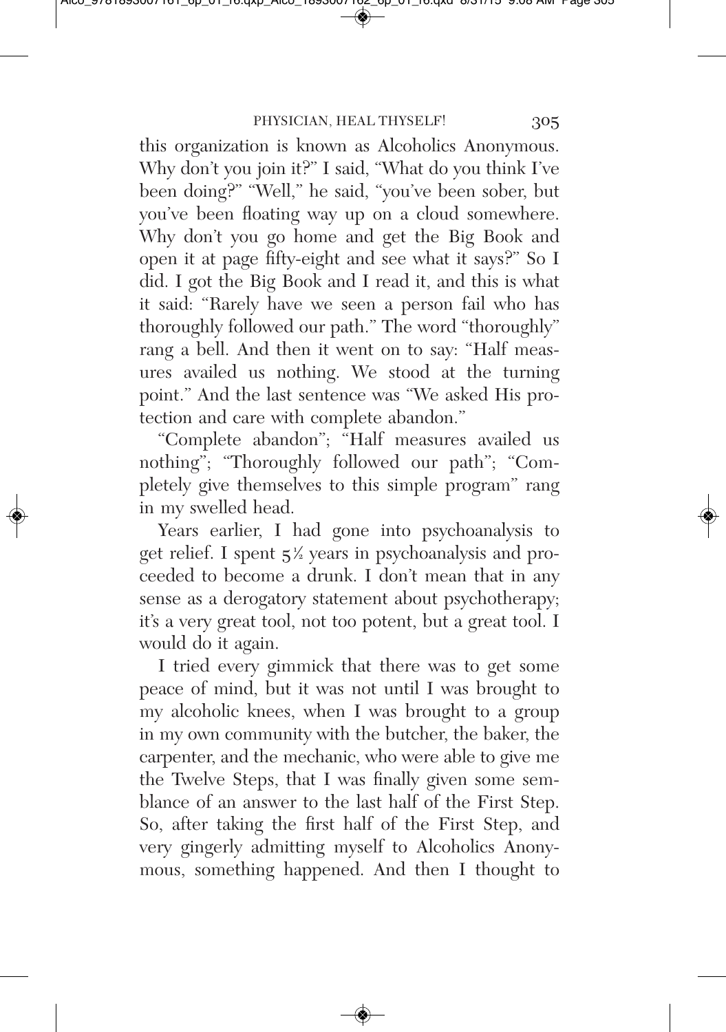this organization is known as Alcoholics Anonymous. Why don't you join it?" I said, "What do you think I've been doing?" "Well," he said, "you've been sober, but you've been floating way up on a cloud somewhere. Why don't you go home and get the Big Book and open it at page fifty-eight and see what it says?" So I did. I got the Big Book and I read it, and this is what it said: "Rarely have we seen a person fail who has thoroughly followed our path." The word "thoroughly" rang a bell. And then it went on to say: "Half measures availed us nothing. We stood at the turning point." And the last sentence was "We asked His protection and care with complete abandon."

"Complete abandon"; "Half measures availed us nothing"; "Thoroughly followed our path"; "Completely give themselves to this simple program" rang in my swelled head.

Years earlier, I had gone into psychoanalysis to get relief. I spent 5½ years in psychoanalysis and proceeded to become a drunk. I don't mean that in any sense as a derogatory statement about psychotherapy; it's a very great tool, not too potent, but a great tool. I would do it again.

I tried every gimmick that there was to get some peace of mind, but it was not until I was brought to my alcoholic knees, when I was brought to a group in my own community with the butcher, the baker, the carpenter, and the mechanic, who were able to give me the Twelve Steps, that I was finally given some semblance of an answer to the last half of the First Step. So, after taking the first half of the First Step, and very gingerly admitting myself to Alcoholics Anonymous, something happened. And then I thought to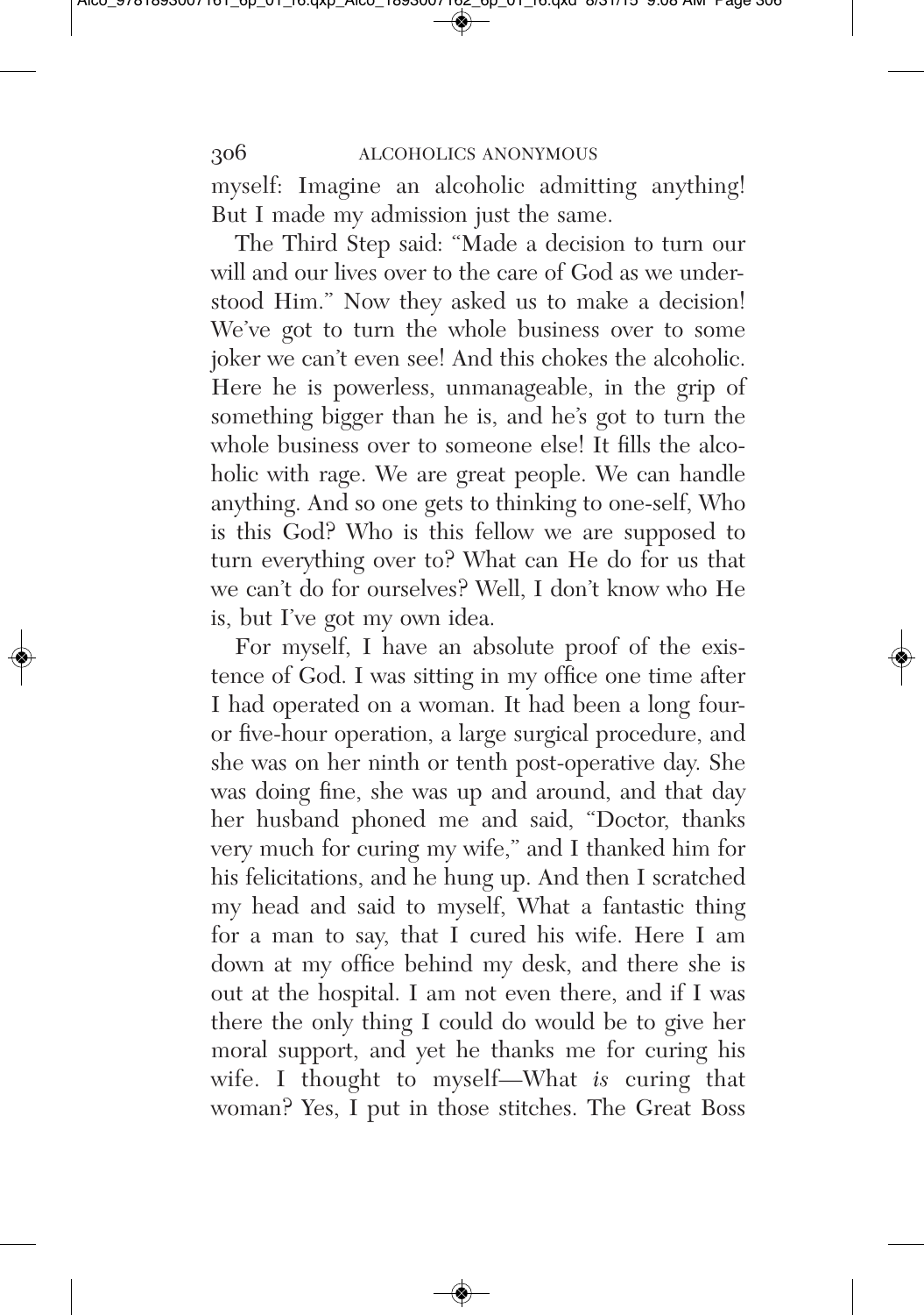myself: Imagine an alcoholic admitting anything! But I made my admission just the same.

The Third Step said: "Made a decision to turn our will and our lives over to the care of God as we understood Him." Now they asked us to make a decision! We've got to turn the whole business over to some joker we can't even see! And this chokes the alcoholic. Here he is powerless, unmanageable, in the grip of something bigger than he is, and he's got to turn the whole business over to someone else! It fills the alcoholic with rage. We are great people. We can handle anything. And so one gets to thinking to one-self, Who is this God? Who is this fellow we are supposed to turn everything over to? What can He do for us that we can't do for ourselves? Well, I don't know who He is, but I've got my own idea.

For myself, I have an absolute proof of the existence of God. I was sitting in my office one time after I had operated on a woman. It had been a long four- or five-hour operation, a large surgical procedure, and she was on her ninth or tenth post-operative day. She was doing fine, she was up and around, and that day her husband phoned me and said, "Doctor, thanks very much for curing my wife," and I thanked him for his felicitations, and he hung up. And then I scratched my head and said to myself, What a fantastic thing for a man to say, that I cured his wife. Here I am down at my office behind my desk, and there she is out at the hospital. I am not even there, and if I was there the only thing I could do would be to give her moral support, and yet he thanks me for curing his wife. I thought to myself—What *is* curing that woman? Yes, I put in those stitches. The Great Boss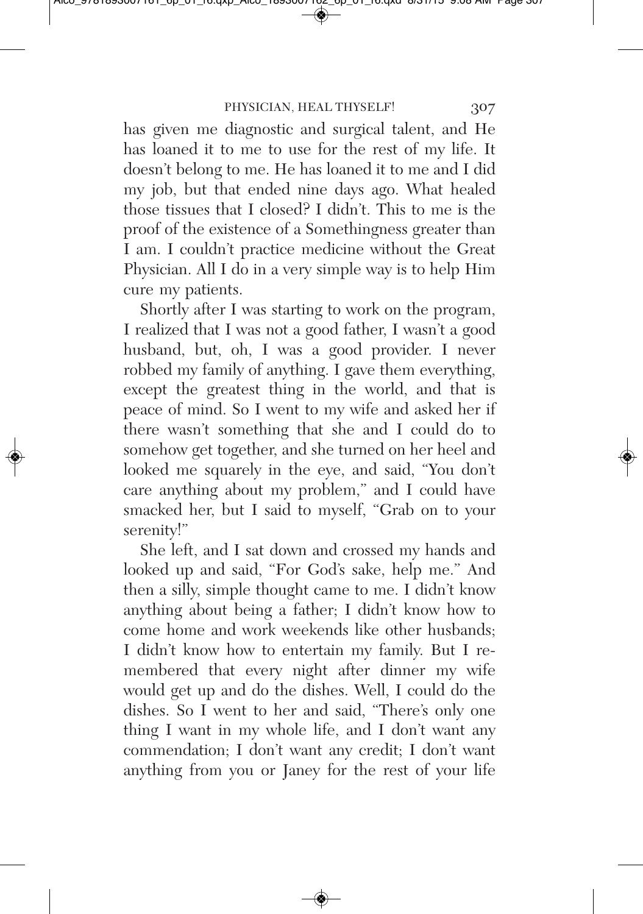has given me diagnostic and surgical talent, and He has loaned it to me to use for the rest of my life. It doesn't belong to me. He has loaned it to me and I did my job, but that ended nine days ago. What healed those tissues that I closed? I didn't. This to me is the proof of the existence of a Somethingness greater than I am. I couldn't practice medicine without the Great Physician. All I do in a very simple way is to help Him cure my patients.

Shortly after I was starting to work on the program, I realized that I was not a good father, I wasn't a good husband, but, oh, I was a good provider. I never robbed my family of anything. I gave them everything, except the greatest thing in the world, and that is peace of mind. So I went to my wife and asked her if there wasn't something that she and I could do to somehow get together, and she turned on her heel and looked me squarely in the eye, and said, "You don't care anything about my problem," and I could have smacked her, but I said to myself, "Grab on to your serenity!"

She left, and I sat down and crossed my hands and looked up and said, "For God's sake, help me." And then a silly, simple thought came to me. I didn't know anything about being a father; I didn't know how to come home and work weekends like other husbands; I didn't know how to entertain my family. But I remembered that every night after dinner my wife would get up and do the dishes. Well, I could do the dishes. So I went to her and said, "There's only one thing I want in my whole life, and I don't want any commendation; I don't want any credit; I don't want anything from you or Janey for the rest of your life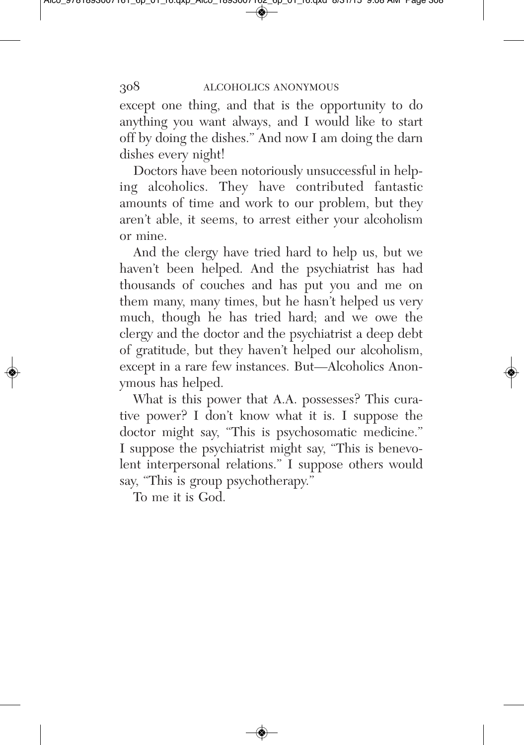except one thing, and that is the opportunity to do anything you want always, and I would like to start off by doing the dishes." And now I am doing the darn dishes every night!

Doctors have been notoriously unsuccessful in helping alcoholics. They have contributed fantastic amounts of time and work to our problem, but they aren't able, it seems, to arrest either your alcoholism or mine.

And the clergy have tried hard to help us, but we haven't been helped. And the psychiatrist has had thousands of couches and has put you and me on them many, many times, but he hasn't helped us very much, though he has tried hard; and we owe the clergy and the doctor and the psychiatrist a deep debt of gratitude, but they haven't helped our alcoholism, except in a rare few instances. But—Alcoholics Anonymous has helped.

What is this power that A.A. possesses? This curative power? I don't know what it is. I suppose the doctor might say, "This is psychosomatic medicine." I suppose the psychiatrist might say, "This is benevolent interpersonal relations." I suppose others would say, "This is group psychotherapy."

To me it is God.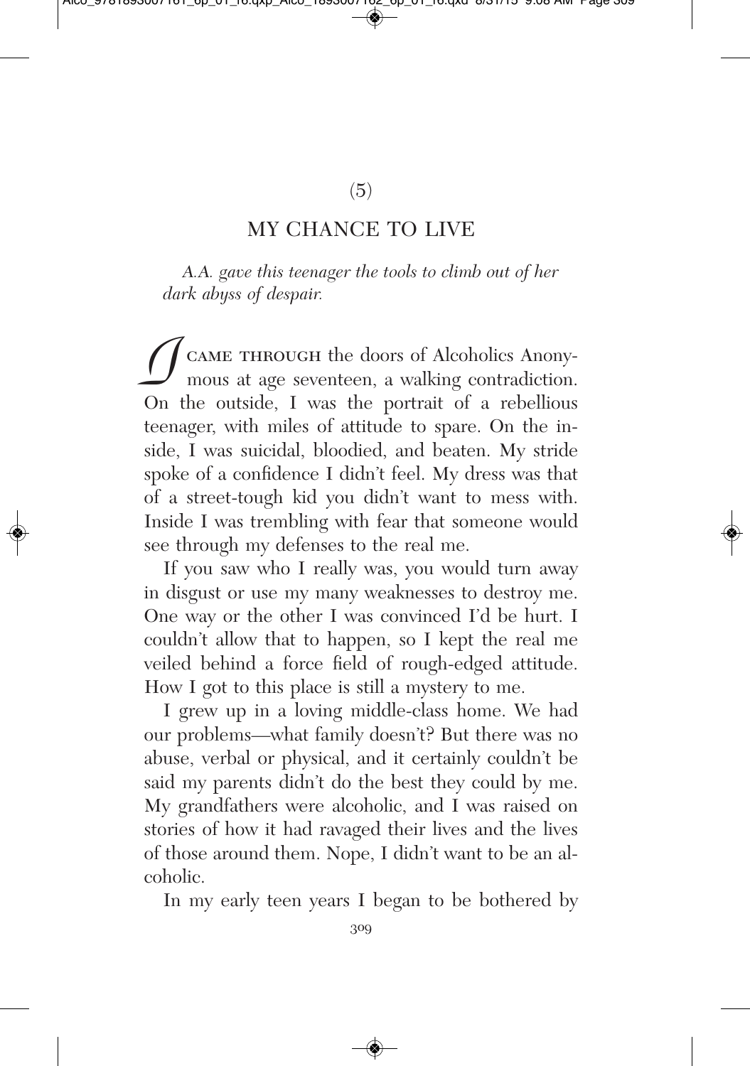(5)

# MY CHANCE TO LIVE

*A.A. gave this teenager the tools to climb out of her dark abyss of despair.*

I CAME THROUGH the doors of Alcoholics Anonymous at age seventeen, a walking contradiction. On the outside, I was the portrait of a rebellious teenager, with miles of attitude to spare. On the inside, I was suicidal, bloodied, and beaten. My stride spoke of a confidence I didn't feel. My dress was that of a street-tough kid you didn't want to mess with. Inside I was trembling with fear that someone would see through my defenses to the real me.

If you saw who I really was, you would turn away in disgust or use my many weaknesses to destroy me. One way or the other I was convinced I'd be hurt. I couldn't allow that to happen, so I kept the real me veiled behind a force field of rough-edged attitude. How I got to this place is still a mystery to me.

I grew up in a loving middle-class home. We had our problems—what family doesn't? But there was no abuse, verbal or physical, and it certainly couldn't be said my parents didn't do the best they could by me. My grandfathers were alcoholic, and I was raised on stories of how it had ravaged their lives and the lives of those around them. Nope, I didn't want to be an alcoholic.

In my early teen years I began to be bothered by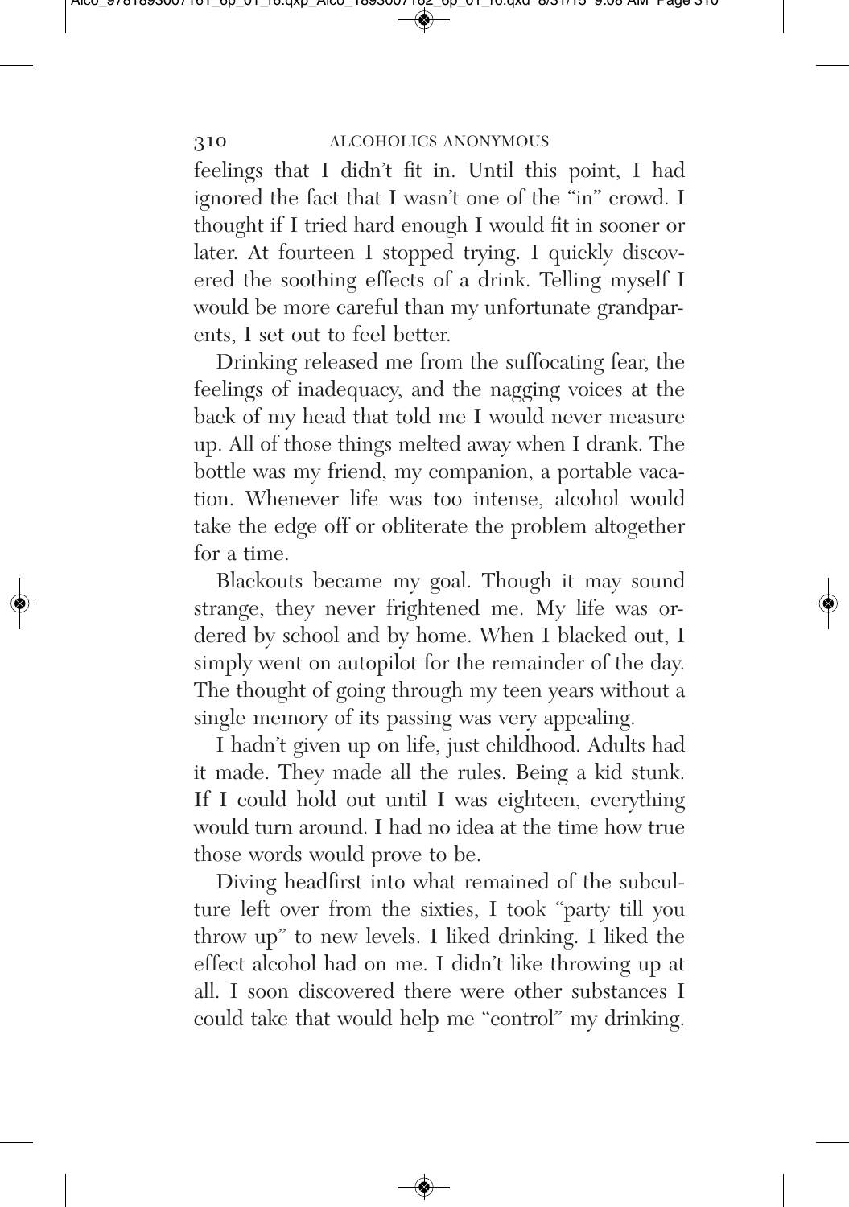feelings that I didn't fit in. Until this point, I had ignored the fact that I wasn't one of the "in" crowd. I thought if I tried hard enough I would fit in sooner or later. At fourteen I stopped trying. I quickly discovered the soothing effects of a drink. Telling myself I would be more careful than my unfortunate grandparents, I set out to feel better.

Drinking released me from the suffocating fear, the feelings of inadequacy, and the nagging voices at the back of my head that told me I would never measure up. All of those things melted away when I drank. The bottle was my friend, my companion, a portable vacation. Whenever life was too intense, alcohol would take the edge off or obliterate the problem altogether for a time.

Blackouts became my goal. Though it may sound strange, they never frightened me. My life was ordered by school and by home. When I blacked out, I simply went on autopilot for the remainder of the day. The thought of going through my teen years without a single memory of its passing was very appealing.

I hadn't given up on life, just childhood. Adults had it made. They made all the rules. Being a kid stunk. If I could hold out until I was eighteen, everything would turn around. I had no idea at the time how true those words would prove to be.

Diving headfirst into what remained of the subculture left over from the sixties, I took "party till you throw up" to new levels. I liked drinking. I liked the effect alcohol had on me. I didn't like throwing up at all. I soon discovered there were other substances I could take that would help me "control" my drinking.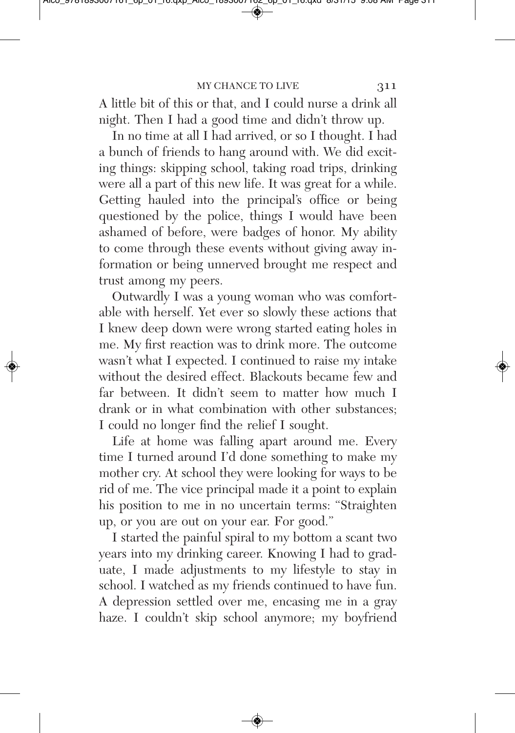A little bit of this or that, and I could nurse a drink all night. Then I had a good time and didn't throw up.

In no time at all I had arrived, or so I thought. I had a bunch of friends to hang around with. We did exciting things: skipping school, taking road trips, drinking were all a part of this new life. It was great for a while. Getting hauled into the principal's office or being questioned by the police, things I would have been ashamed of before, were badges of honor. My ability to come through these events without giving away information or being unnerved brought me respect and trust among my peers.

Outwardly I was a young woman who was comfortable with herself. Yet ever so slowly these actions that I knew deep down were wrong started eating holes in me. My first reaction was to drink more. The outcome wasn't what I expected. I continued to raise my intake without the desired effect. Blackouts became few and far between. It didn't seem to matter how much I drank or in what combination with other substances; I could no longer find the relief I sought.

Life at home was falling apart around me. Every time I turned around I'd done something to make my mother cry. At school they were looking for ways to be rid of me. The vice principal made it a point to explain his position to me in no uncertain terms: "Straighten up, or you are out on your ear. For good."

I started the painful spiral to my bottom a scant two years into my drinking career. Knowing I had to graduate, I made adjustments to my lifestyle to stay in school. I watched as my friends continued to have fun. A depression settled over me, encasing me in a gray haze. I couldn't skip school anymore; my boyfriend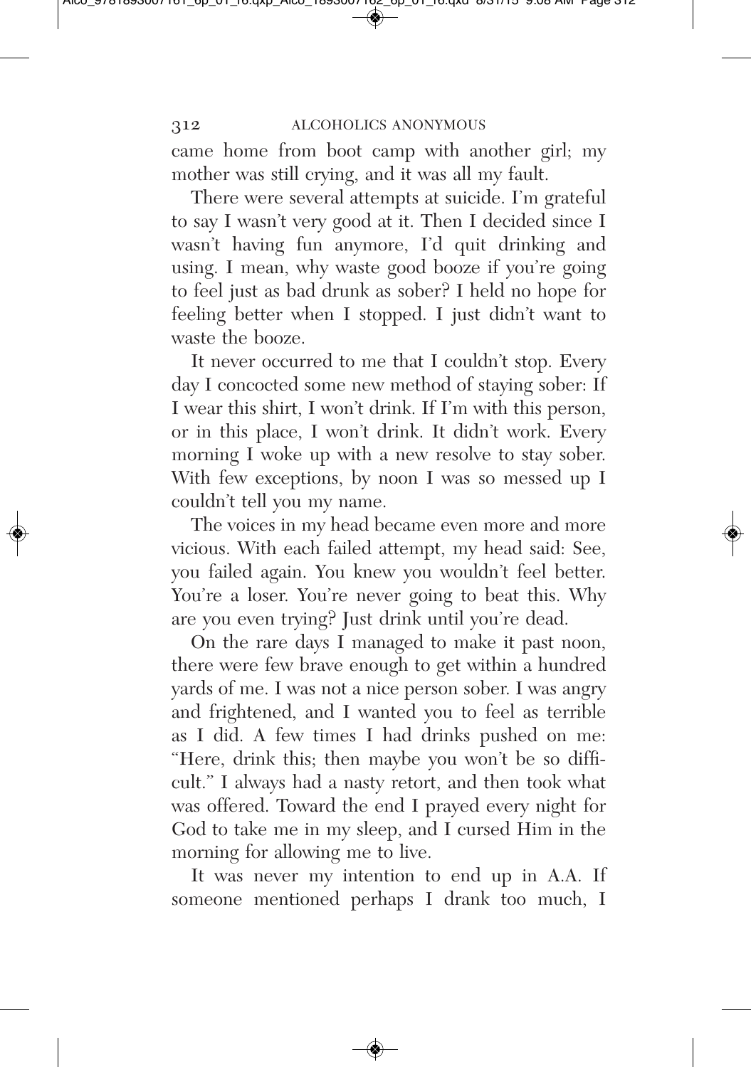came home from boot camp with another girl; my mother was still crying, and it was all my fault.

There were several attempts at suicide. I'm grateful to say I wasn't very good at it. Then I decided since I wasn't having fun anymore, I'd quit drinking and using. I mean, why waste good booze if you're going to feel just as bad drunk as sober? I held no hope for feeling better when I stopped. I just didn't want to waste the booze.

It never occurred to me that I couldn't stop. Every day I concocted some new method of staying sober: If I wear this shirt, I won't drink. If I'm with this person, or in this place, I won't drink. It didn't work. Every morning I woke up with a new resolve to stay sober. With few exceptions, by noon I was so messed up I couldn't tell you my name.

The voices in my head became even more and more vicious. With each failed attempt, my head said: See, you failed again. You knew you wouldn't feel better. You're a loser. You're never going to beat this. Why are you even trying? Just drink until you're dead.

On the rare days I managed to make it past noon, there were few brave enough to get within a hundred yards of me. I was not a nice person sober. I was angry and frightened, and I wanted you to feel as terrible as I did. A few times I had drinks pushed on me: "Here, drink this; then maybe you won't be so difficult." I always had a nasty retort, and then took what was offered. Toward the end I prayed every night for God to take me in my sleep, and I cursed Him in the morning for allowing me to live.

It was never my intention to end up in A.A. If someone mentioned perhaps I drank too much, I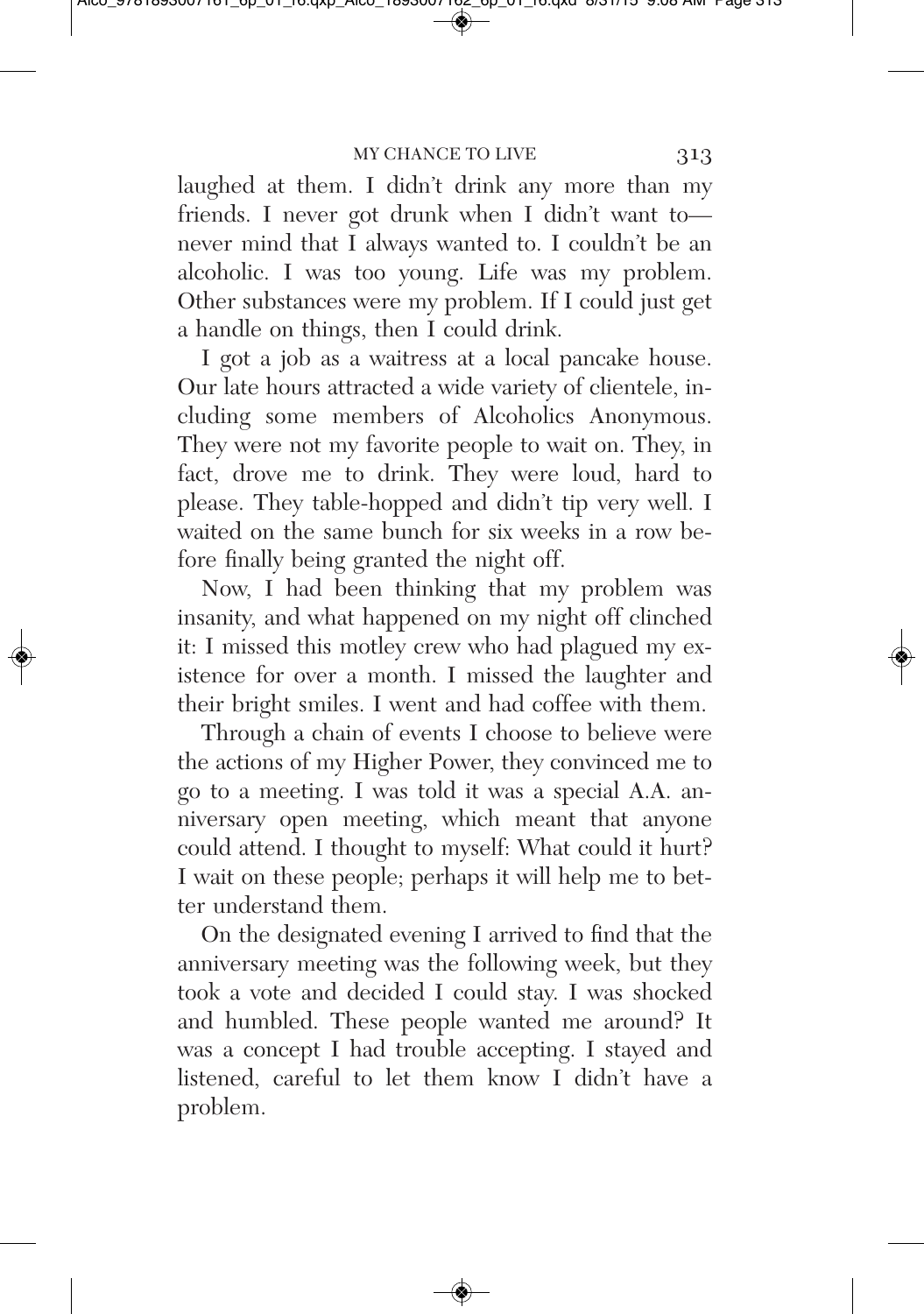laughed at them. I didn't drink any more than my friends. I never got drunk when I didn't want to—never mind that I always wanted to. I couldn't be an alcoholic. I was too young. Life was my problem. Other substances were my problem. If I could just get a handle on things, then I could drink.

I got a job as a waitress at a local pancake house. Our late hours attracted a wide variety of clientele, including some members of Alcoholics Anonymous. They were not my favorite people to wait on. They, in fact, drove me to drink. They were loud, hard to please. They table-hopped and didn't tip very well. I waited on the same bunch for six weeks in a row before finally being granted the night off.

Now, I had been thinking that my problem was insanity, and what happened on my night off clinched it: I missed this motley crew who had plagued my existence for over a month. I missed the laughter and their bright smiles. I went and had coffee with them.

Through a chain of events I choose to believe were the actions of my Higher Power, they convinced me to go to a meeting. I was told it was a special A.A. anniversary open meeting, which meant that anyone could attend. I thought to myself: What could it hurt? I wait on these people; perhaps it will help me to better understand them.

On the designated evening I arrived to find that the anniversary meeting was the following week, but they took a vote and decided I could stay. I was shocked and humbled. These people wanted me around? It was a concept I had trouble accepting. I stayed and listened, careful to let them know I didn't have a problem.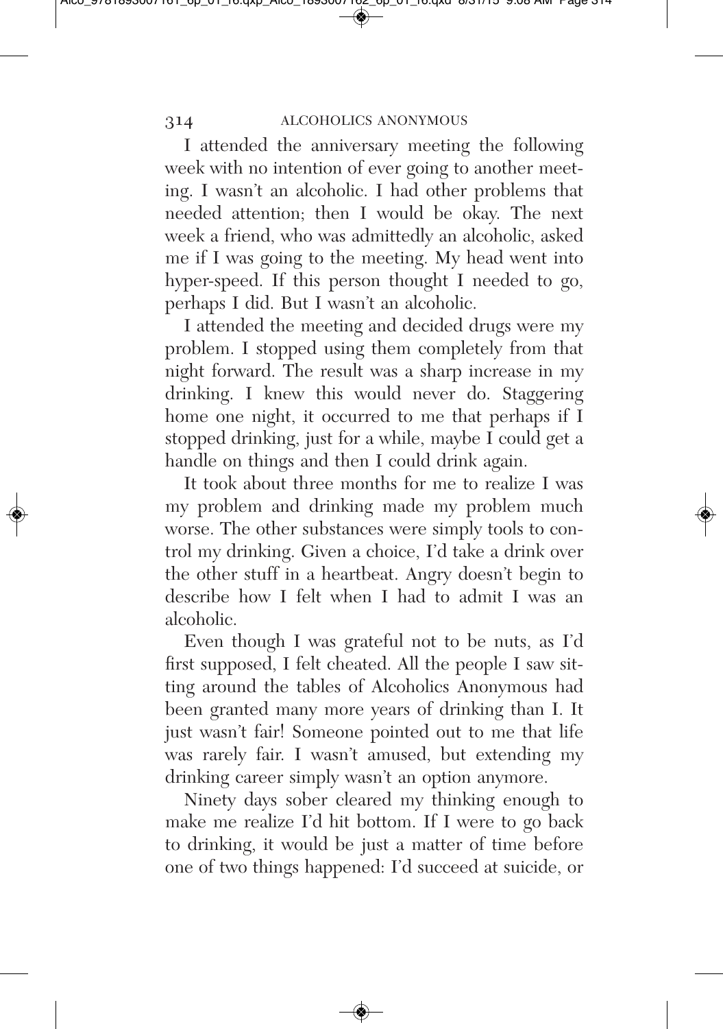I attended the anniversary meeting the following week with no intention of ever going to another meeting. I wasn't an alcoholic. I had other problems that needed attention; then I would be okay. The next week a friend, who was admittedly an alcoholic, asked me if I was going to the meeting. My head went into hyper-speed. If this person thought I needed to go, perhaps I did. But I wasn't an alcoholic.

I attended the meeting and decided drugs were my problem. I stopped using them completely from that night forward. The result was a sharp increase in my drinking. I knew this would never do. Staggering home one night, it occurred to me that perhaps if I stopped drinking, just for a while, maybe I could get a handle on things and then I could drink again.

It took about three months for me to realize I was my problem and drinking made my problem much worse. The other substances were simply tools to control my drinking. Given a choice, I'd take a drink over the other stuff in a heartbeat. Angry doesn't begin to describe how I felt when I had to admit I was an alcoholic.

Even though I was grateful not to be nuts, as I'd first supposed, I felt cheated. All the people I saw sitting around the tables of Alcoholics Anonymous had been granted many more years of drinking than I. It just wasn't fair! Someone pointed out to me that life was rarely fair. I wasn't amused, but extending my drinking career simply wasn't an option anymore.

Ninety days sober cleared my thinking enough to make me realize I'd hit bottom. If I were to go back to drinking, it would be just a matter of time before one of two things happened: I'd succeed at suicide, or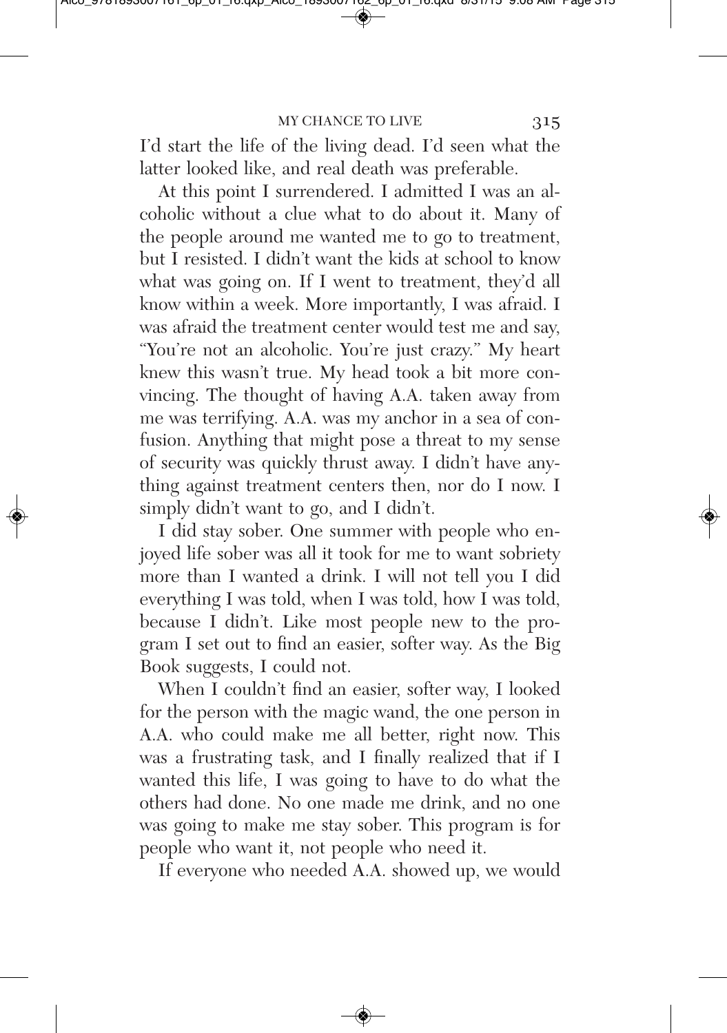I'd start the life of the living dead. I'd seen what the latter looked like, and real death was preferable.

At this point I surrendered. I admitted I was an alcoholic without a clue what to do about it. Many of the people around me wanted me to go to treatment, but I resisted. I didn't want the kids at school to know what was going on. If I went to treatment, they'd all know within a week. More importantly, I was afraid. I was afraid the treatment center would test me and say, "You're not an alcoholic. You're just crazy." My heart knew this wasn't true. My head took a bit more convincing. The thought of having A.A. taken away from me was terrifying. A.A. was my anchor in a sea of confusion. Anything that might pose a threat to my sense of security was quickly thrust away. I didn't have anything against treatment centers then, nor do I now. I simply didn't want to go, and I didn't.

I did stay sober. One summer with people who enjoyed life sober was all it took for me to want sobriety more than I wanted a drink. I will not tell you I did everything I was told, when I was told, how I was told, because I didn't. Like most people new to the program I set out to find an easier, softer way. As the Big Book suggests, I could not.

When I couldn't find an easier, softer way, I looked for the person with the magic wand, the one person in A.A. who could make me all better, right now. This was a frustrating task, and I finally realized that if I wanted this life, I was going to have to do what the others had done. No one made me drink, and no one was going to make me stay sober. This program is for people who want it, not people who need it.

If everyone who needed A.A. showed up, we would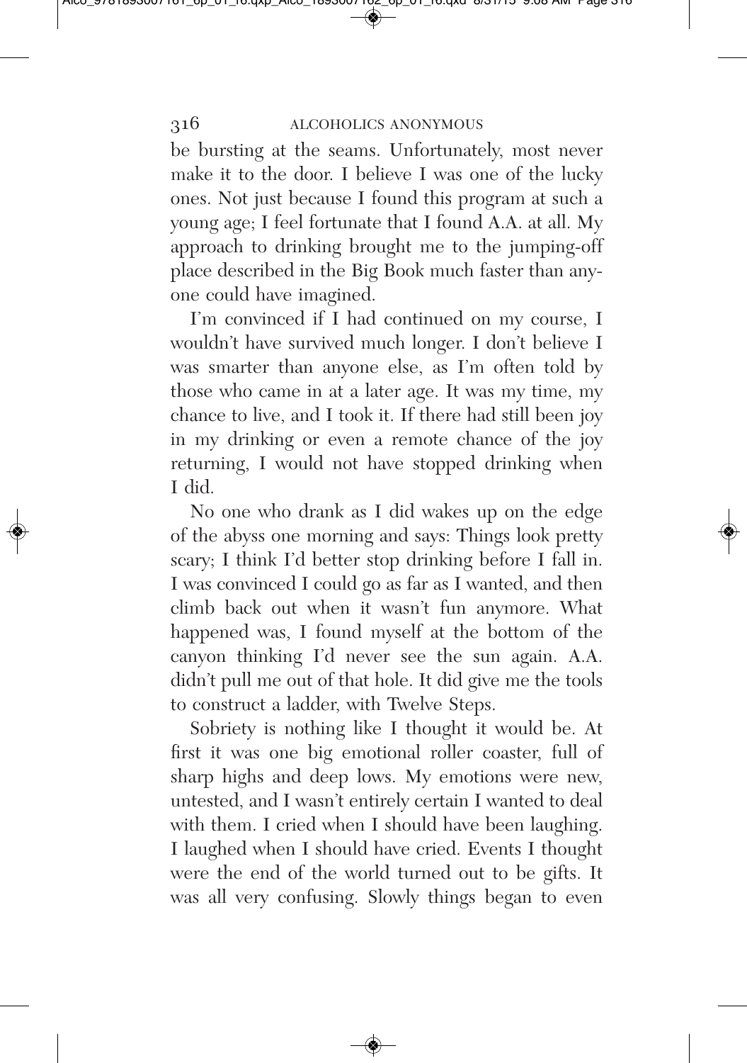be bursting at the seams. Unfortunately, most never make it to the door. I believe I was one of the lucky ones. Not just because I found this program at such a young age; I feel fortunate that I found A.A. at all. My approach to drinking brought me to the jumping-off place described in the Big Book much faster than anyone could have imagined.

I'm convinced if I had continued on my course, I wouldn't have survived much longer. I don't believe I was smarter than anyone else, as I'm often told by those who came in at a later age. It was my time, my chance to live, and I took it. If there had still been joy in my drinking or even a remote chance of the joy returning, I would not have stopped drinking when I did.

No one who drank as I did wakes up on the edge of the abyss one morning and says: Things look pretty scary; I think I'd better stop drinking before I fall in. I was convinced I could go as far as I wanted, and then climb back out when it wasn't fun anymore. What happened was, I found myself at the bottom of the canyon thinking I'd never see the sun again. A.A. didn't pull me out of that hole. It did give me the tools to construct a ladder, with Twelve Steps.

Sobriety is nothing like I thought it would be. At first it was one big emotional roller coaster, full of sharp highs and deep lows. My emotions were new, untested, and I wasn't entirely certain I wanted to deal with them. I cried when I should have been laughing. I laughed when I should have cried. Events I thought were the end of the world turned out to be gifts. It was all very confusing. Slowly things began to even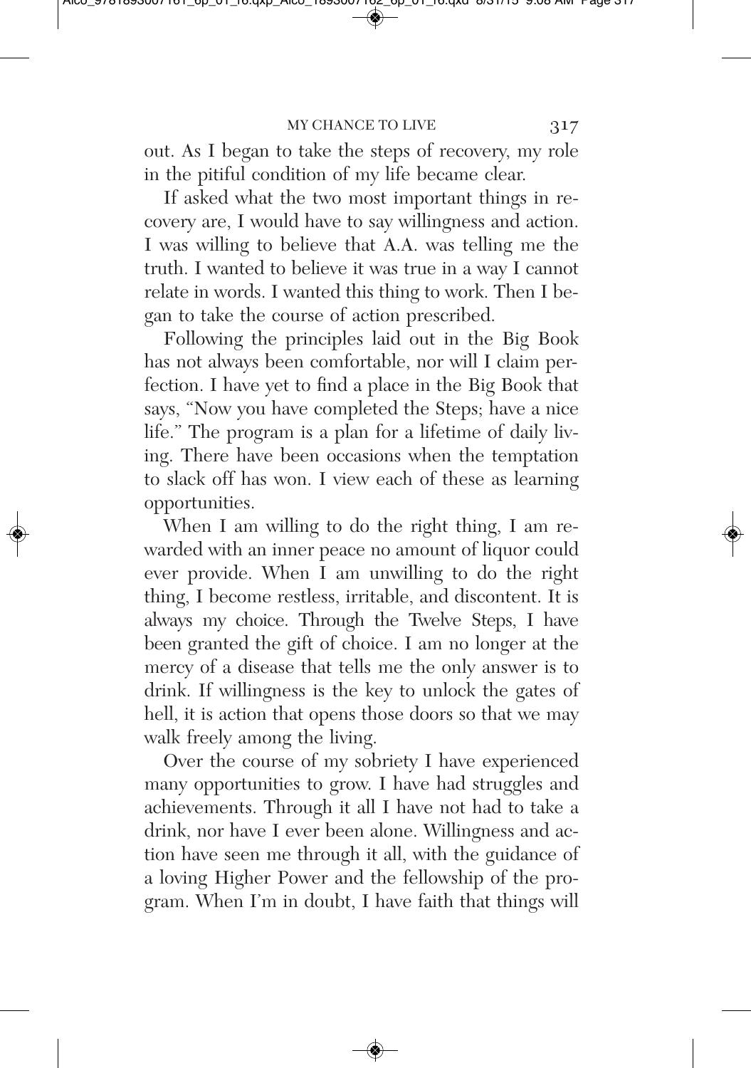out. As I began to take the steps of recovery, my role in the pitiful condition of my life became clear.

If asked what the two most important things in recovery are, I would have to say willingness and action. I was willing to believe that A.A. was telling me the truth. I wanted to believe it was true in a way I cannot relate in words. I wanted this thing to work. Then I began to take the course of action prescribed.

Following the principles laid out in the Big Book has not always been comfortable, nor will I claim perfection. I have yet to find a place in the Big Book that says, "Now you have completed the Steps; have a nice life." The program is a plan for a lifetime of daily living. There have been occasions when the temptation to slack off has won. I view each of these as learning opportunities.

When I am willing to do the right thing, I am rewarded with an inner peace no amount of liquor could ever provide. When I am unwilling to do the right thing, I become restless, irritable, and discontent. It is always my choice. Through the Twelve Steps, I have been granted the gift of choice. I am no longer at the mercy of a disease that tells me the only answer is to drink. If willingness is the key to unlock the gates of hell, it is action that opens those doors so that we may walk freely among the living.

Over the course of my sobriety I have experienced many opportunities to grow. I have had struggles and achievements. Through it all I have not had to take a drink, nor have I ever been alone. Willingness and action have seen me through it all, with the guidance of a loving Higher Power and the fellowship of the program. When I'm in doubt, I have faith that things will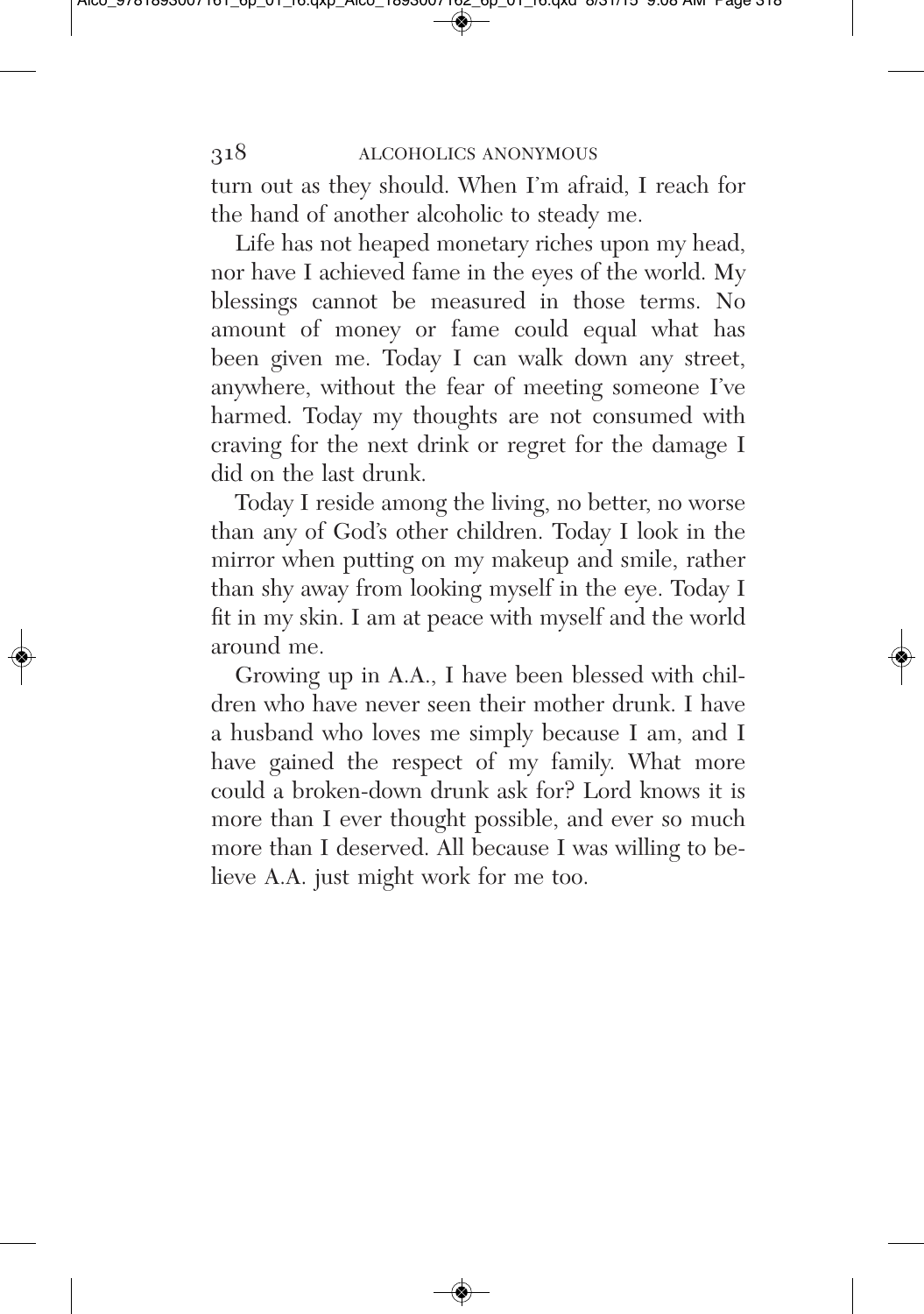turn out as they should. When I'm afraid, I reach for the hand of another alcoholic to steady me.

Life has not heaped monetary riches upon my head, nor have I achieved fame in the eyes of the world. My blessings cannot be measured in those terms. No amount of money or fame could equal what has been given me. Today I can walk down any street, anywhere, without the fear of meeting someone I've harmed. Today my thoughts are not consumed with craving for the next drink or regret for the damage I did on the last drunk.

Today I reside among the living, no better, no worse than any of God's other children. Today I look in the mirror when putting on my makeup and smile, rather than shy away from looking myself in the eye. Today I fit in my skin. I am at peace with myself and the world around me.

Growing up in A.A., I have been blessed with children who have never seen their mother drunk. I have a husband who loves me simply because I am, and I have gained the respect of my family. What more could a broken-down drunk ask for? Lord knows it is more than I ever thought possible, and ever so much more than I deserved. All because I was willing to believe A.A. just might work for me too.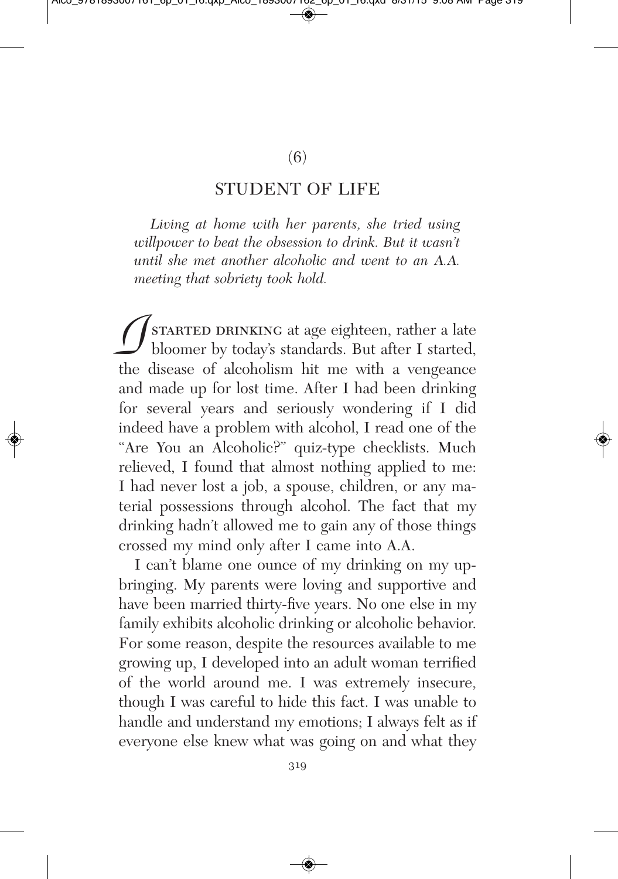(6)

## STUDENT OF LIFE

*Living at home with her parents, she tried using willpower to beat the obsession to drink. But it wasn't until she met another alcoholic and went to an A.A. meeting that sobriety took hold.*

I STARTED DRINKING at age eighteen, rather a late bloomer by today's standards. But after I started, the disease of alcoholism hit me with a vengeance and made up for lost time. After I had been drinking for several years and seriously wondering if I did indeed have a problem with alcohol, I read one of the "Are You an Alcoholic?" quiz-type checklists. Much relieved, I found that almost nothing applied to me: I had never lost a job, a spouse, children, or any material possessions through alcohol. The fact that my drinking hadn't allowed me to gain any of those things crossed my mind only after I came into A.A.

I can't blame one ounce of my drinking on my upbringing. My parents were loving and supportive and have been married thirty-five years. No one else in my family exhibits alcoholic drinking or alcoholic behavior. For some reason, despite the resources available to me growing up, I developed into an adult woman terrified of the world around me. I was extremely insecure, though I was careful to hide this fact. I was unable to handle and understand my emotions; I always felt as if everyone else knew what was going on and what they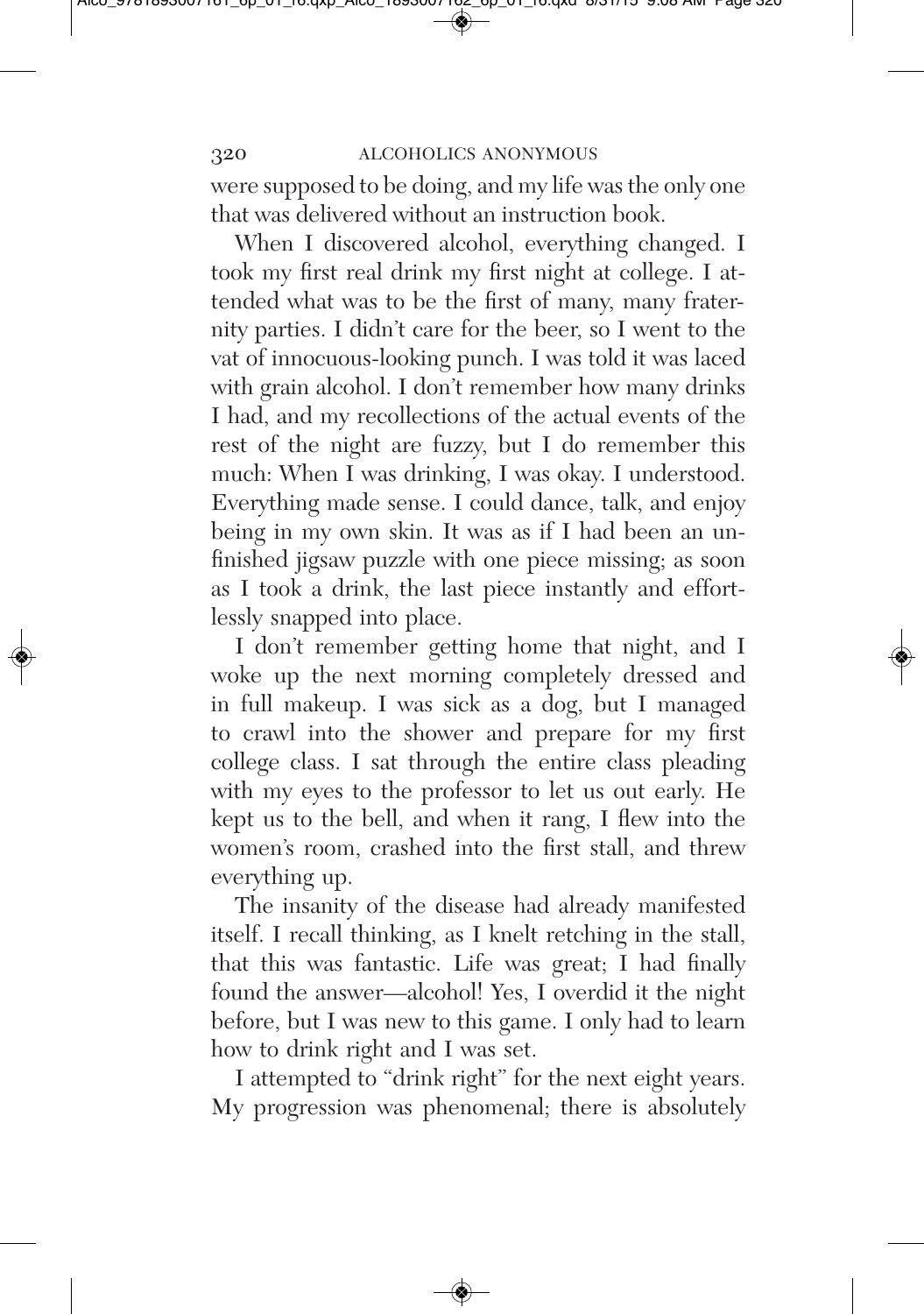were supposed to be doing, and my life was the only one that was delivered without an instruction book.

When I discovered alcohol, everything changed. I took my first real drink my first night at college. I attended what was to be the first of many, many fraternity parties. I didn't care for the beer, so I went to the vat of innocuous-looking punch. I was told it was laced with grain alcohol. I don't remember how many drinks I had, and my recollections of the actual events of the rest of the night are fuzzy, but I do remember this much: When I was drinking, I was okay. I understood. Everything made sense. I could dance, talk, and enjoy being in my own skin. It was as if I had been an unfinished jigsaw puzzle with one piece missing; as soon as I took a drink, the last piece instantly and effortlessly snapped into place.

I don't remember getting home that night, and I woke up the next morning completely dressed and in full makeup. I was sick as a dog, but I managed to crawl into the shower and prepare for my first college class. I sat through the entire class pleading with my eyes to the professor to let us out early. He kept us to the bell, and when it rang, I flew into the women's room, crashed into the first stall, and threw everything up.

The insanity of the disease had already manifested itself. I recall thinking, as I knelt retching in the stall, that this was fantastic. Life was great; I had finally found the answer—alcohol! Yes, I overdid it the night before, but I was new to this game. I only had to learn how to drink right and I was set.

I attempted to "drink right" for the next eight years. My progression was phenomenal; there is absolutely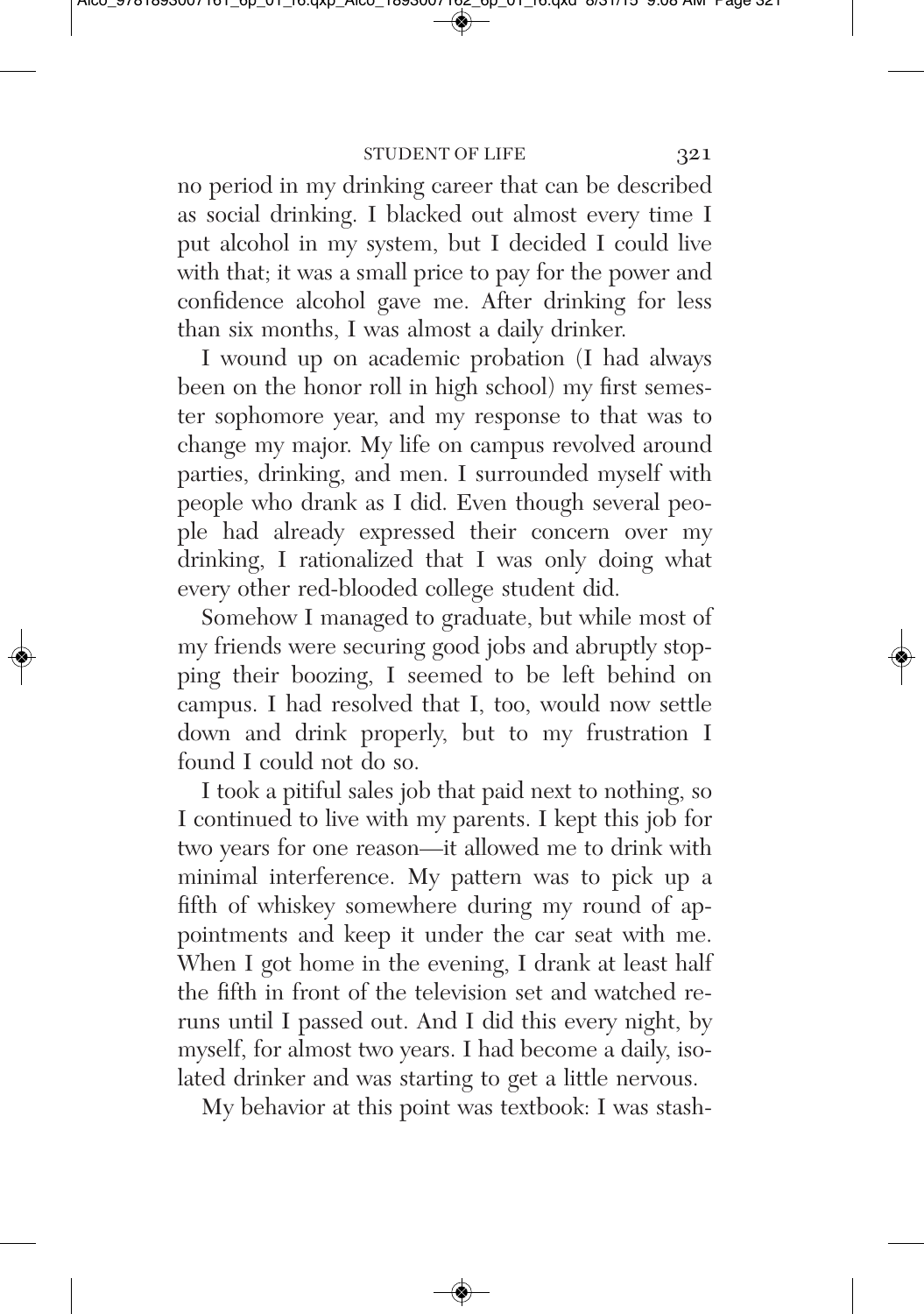no period in my drinking career that can be described as social drinking. I blacked out almost every time I put alcohol in my system, but I decided I could live with that; it was a small price to pay for the power and confidence alcohol gave me. After drinking for less than six months, I was almost a daily drinker.

I wound up on academic probation (I had always been on the honor roll in high school) my first semester sophomore year, and my response to that was to change my major. My life on campus revolved around parties, drinking, and men. I surrounded myself with people who drank as I did. Even though several people had already expressed their concern over my drinking, I rationalized that I was only doing what every other red-blooded college student did.

Somehow I managed to graduate, but while most of my friends were securing good jobs and abruptly stopping their boozing, I seemed to be left behind on campus. I had resolved that I, too, would now settle down and drink properly, but to my frustration I found I could not do so.

I took a pitiful sales job that paid next to nothing, so I continued to live with my parents. I kept this job for two years for one reason—it allowed me to drink with minimal interference. My pattern was to pick up a fifth of whiskey somewhere during my round of appointments and keep it under the car seat with me. When I got home in the evening, I drank at least half the fifth in front of the television set and watched reruns until I passed out. And I did this every night, by myself, for almost two years. I had become a daily, isolated drinker and was starting to get a little nervous.

My behavior at this point was textbook: I was stash-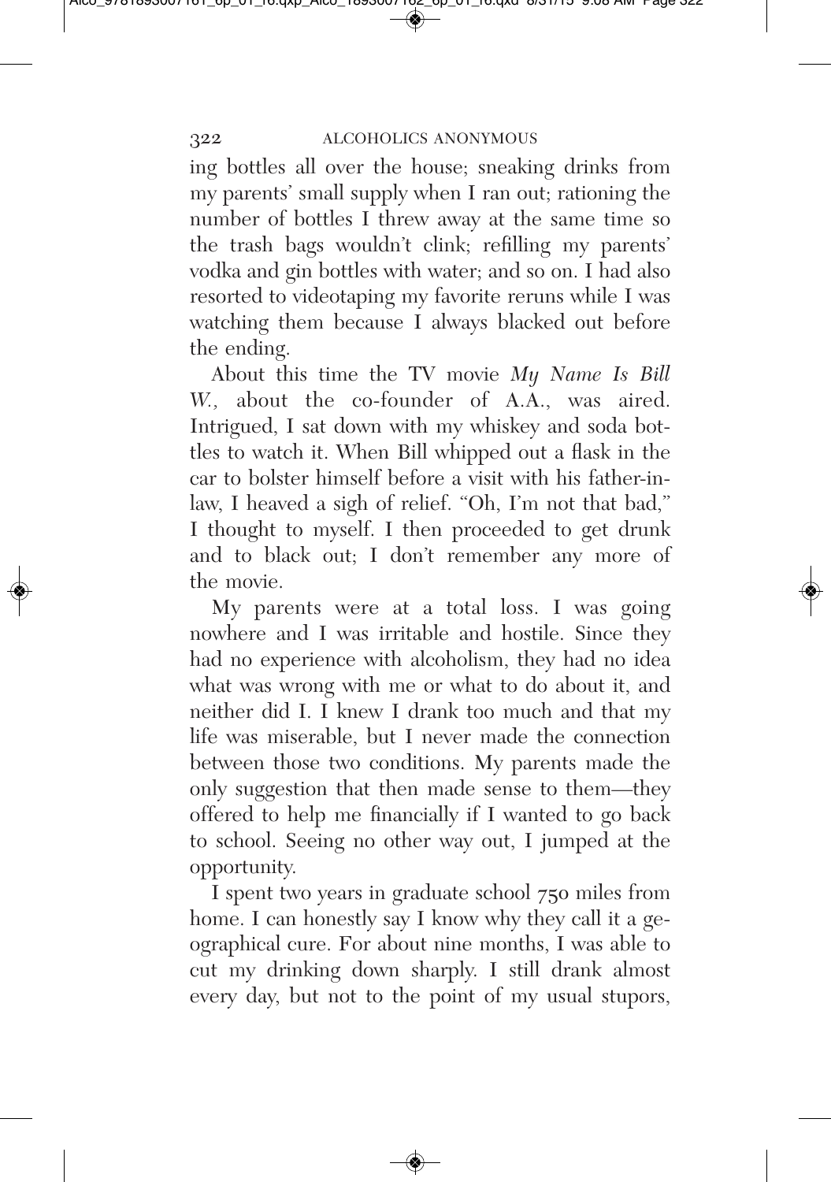ing bottles all over the house; sneaking drinks from my parents' small supply when I ran out; rationing the number of bottles I threw away at the same time so the trash bags wouldn't clink; refilling my parents' vodka and gin bottles with water; and so on. I had also resorted to videotaping my favorite reruns while I was watching them because I always blacked out before the ending.

About this time the TV movie *My Name Is Bill W.*, about the co-founder of A.A., was aired. Intrigued, I sat down with my whiskey and soda bottles to watch it. When Bill whipped out a flask in the car to bolster himself before a visit with his father-in-law, I heaved a sigh of relief. "Oh, I'm not that bad," I thought to myself. I then proceeded to get drunk and to black out; I don't remember any more of the movie.

My parents were at a total loss. I was going nowhere and I was irritable and hostile. Since they had no experience with alcoholism, they had no idea what was wrong with me or what to do about it, and neither did I. I knew I drank too much and that my life was miserable, but I never made the connection between those two conditions. My parents made the only suggestion that then made sense to them—they offered to help me financially if I wanted to go back to school. Seeing no other way out, I jumped at the opportunity.

I spent two years in graduate school 750 miles from home. I can honestly say I know why they call it a geographical cure. For about nine months, I was able to cut my drinking down sharply. I still drank almost every day, but not to the point of my usual stupors,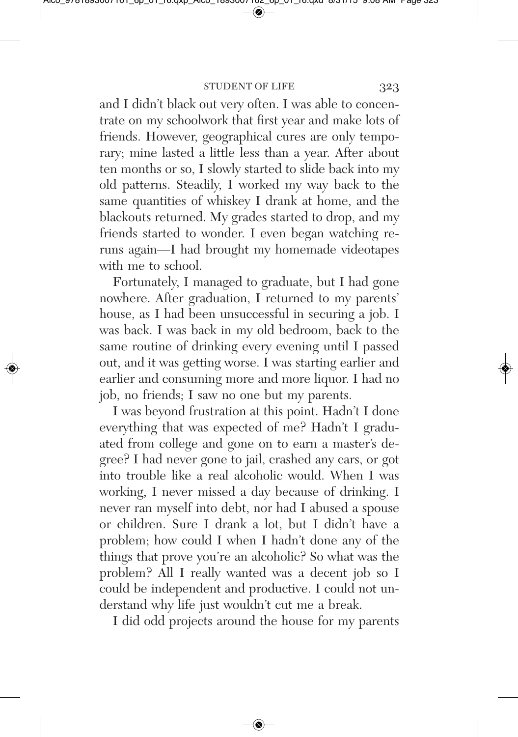and I didn't black out very often. I was able to concentrate on my schoolwork that first year and make lots of friends. However, geographical cures are only temporary; mine lasted a little less than a year. After about ten months or so, I slowly started to slide back into my old patterns. Steadily, I worked my way back to the same quantities of whiskey I drank at home, and the blackouts returned. My grades started to drop, and my friends started to wonder. I even began watching reruns again—I had brought my homemade videotapes with me to school.

Fortunately, I managed to graduate, but I had gone nowhere. After graduation, I returned to my parents' house, as I had been unsuccessful in securing a job. I was back. I was back in my old bedroom, back to the same routine of drinking every evening until I passed out, and it was getting worse. I was starting earlier and earlier and consuming more and more liquor. I had no job, no friends; I saw no one but my parents.

I was beyond frustration at this point. Hadn't I done everything that was expected of me? Hadn't I graduated from college and gone on to earn a master's degree? I had never gone to jail, crashed any cars, or got into trouble like a real alcoholic would. When I was working, I never missed a day because of drinking. I never ran myself into debt, nor had I abused a spouse or children. Sure I drank a lot, but I didn't have a problem; how could I when I hadn't done any of the things that prove you're an alcoholic? So what was the problem? All I really wanted was a decent job so I could be independent and productive. I could not understand why life just wouldn't cut me a break.

I did odd projects around the house for my parents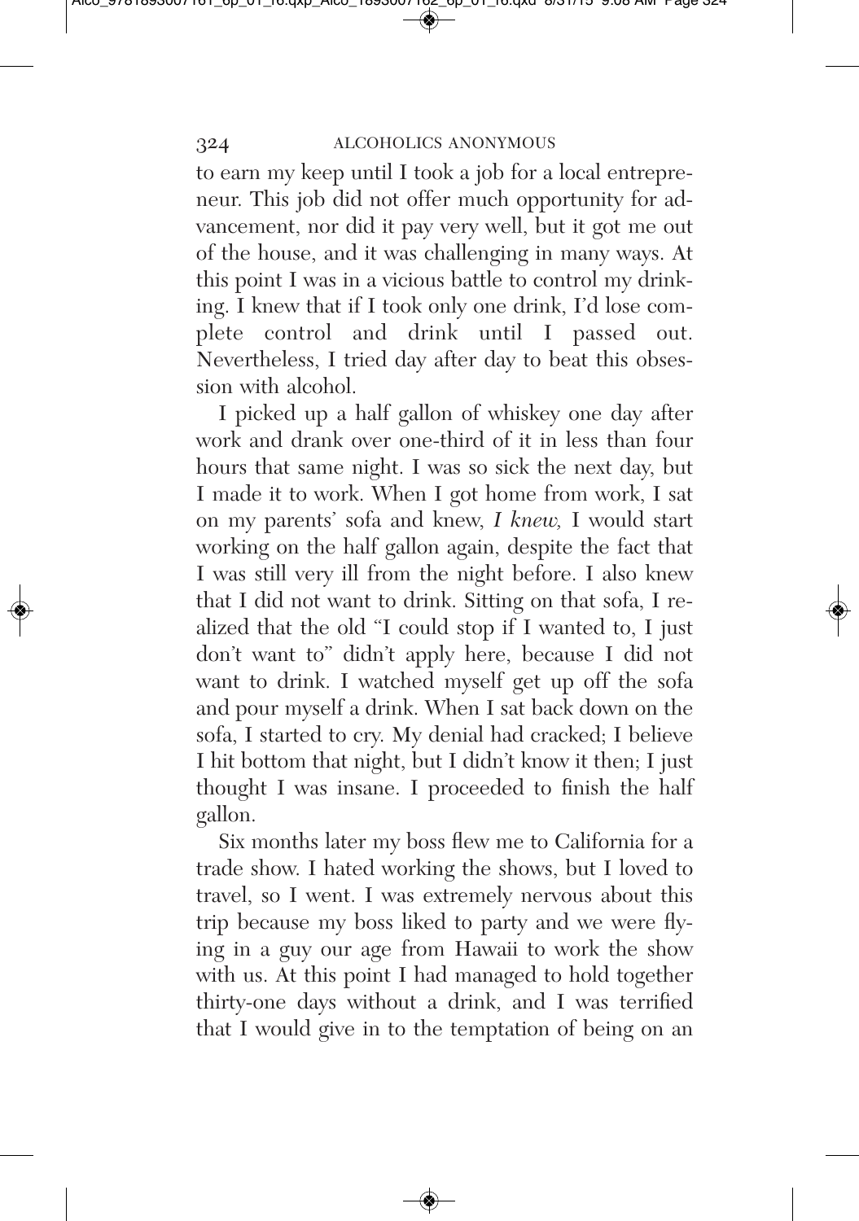to earn my keep until I took a job for a local entrepreneur. This job did not offer much opportunity for advancement, nor did it pay very well, but it got me out of the house, and it was challenging in many ways. At this point I was in a vicious battle to control my drinking. I knew that if I took only one drink, I'd lose complete control and drink until I passed out. Nevertheless, I tried day after day to beat this obsession with alcohol.

I picked up a half gallon of whiskey one day after work and drank over one-third of it in less than four hours that same night. I was so sick the next day, but I made it to work. When I got home from work, I sat on my parents' sofa and knew, *I knew,* I would start working on the half gallon again, despite the fact that I was still very ill from the night before. I also knew that I did not want to drink. Sitting on that sofa, I realized that the old "I could stop if I wanted to, I just don't want to" didn't apply here, because I did not want to drink. I watched myself get up off the sofa and pour myself a drink. When I sat back down on the sofa, I started to cry. My denial had cracked; I believe I hit bottom that night, but I didn't know it then; I just thought I was insane. I proceeded to finish the half gallon.

Six months later my boss flew me to California for a trade show. I hated working the shows, but I loved to travel, so I went. I was extremely nervous about this trip because my boss liked to party and we were flying in a guy our age from Hawaii to work the show with us. At this point I had managed to hold together thirty-one days without a drink, and I was terrified that I would give in to the temptation of being on an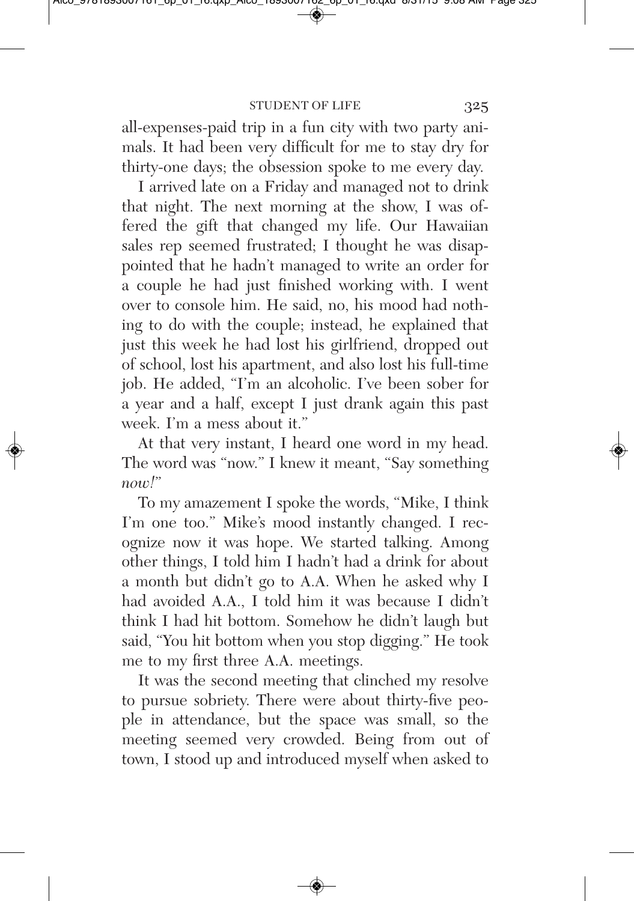all-expenses-paid trip in a fun city with two party animals. It had been very difficult for me to stay dry for thirty-one days; the obsession spoke to me every day.

I arrived late on a Friday and managed not to drink that night. The next morning at the show, I was offered the gift that changed my life. Our Hawaiian sales rep seemed frustrated; I thought he was disappointed that he hadn't managed to write an order for a couple he had just finished working with. I went over to console him. He said, no, his mood had nothing to do with the couple; instead, he explained that just this week he had lost his girlfriend, dropped out of school, lost his apartment, and also lost his full-time job. He added, "I'm an alcoholic. I've been sober for a year and a half, except I just drank again this past week. I'm a mess about it."

At that very instant, I heard one word in my head. The word was "now." I knew it meant, "Say something *now!*"

To my amazement I spoke the words, "Mike, I think I'm one too." Mike's mood instantly changed. I recognize now it was hope. We started talking. Among other things, I told him I hadn't had a drink for about a month but didn't go to A.A. When he asked why I had avoided A.A., I told him it was because I didn't think I had hit bottom. Somehow he didn't laugh but said, "You hit bottom when you stop digging." He took me to my first three A.A. meetings.

It was the second meeting that clinched my resolve to pursue sobriety. There were about thirty-five people in attendance, but the space was small, so the meeting seemed very crowded. Being from out of town, I stood up and introduced myself when asked to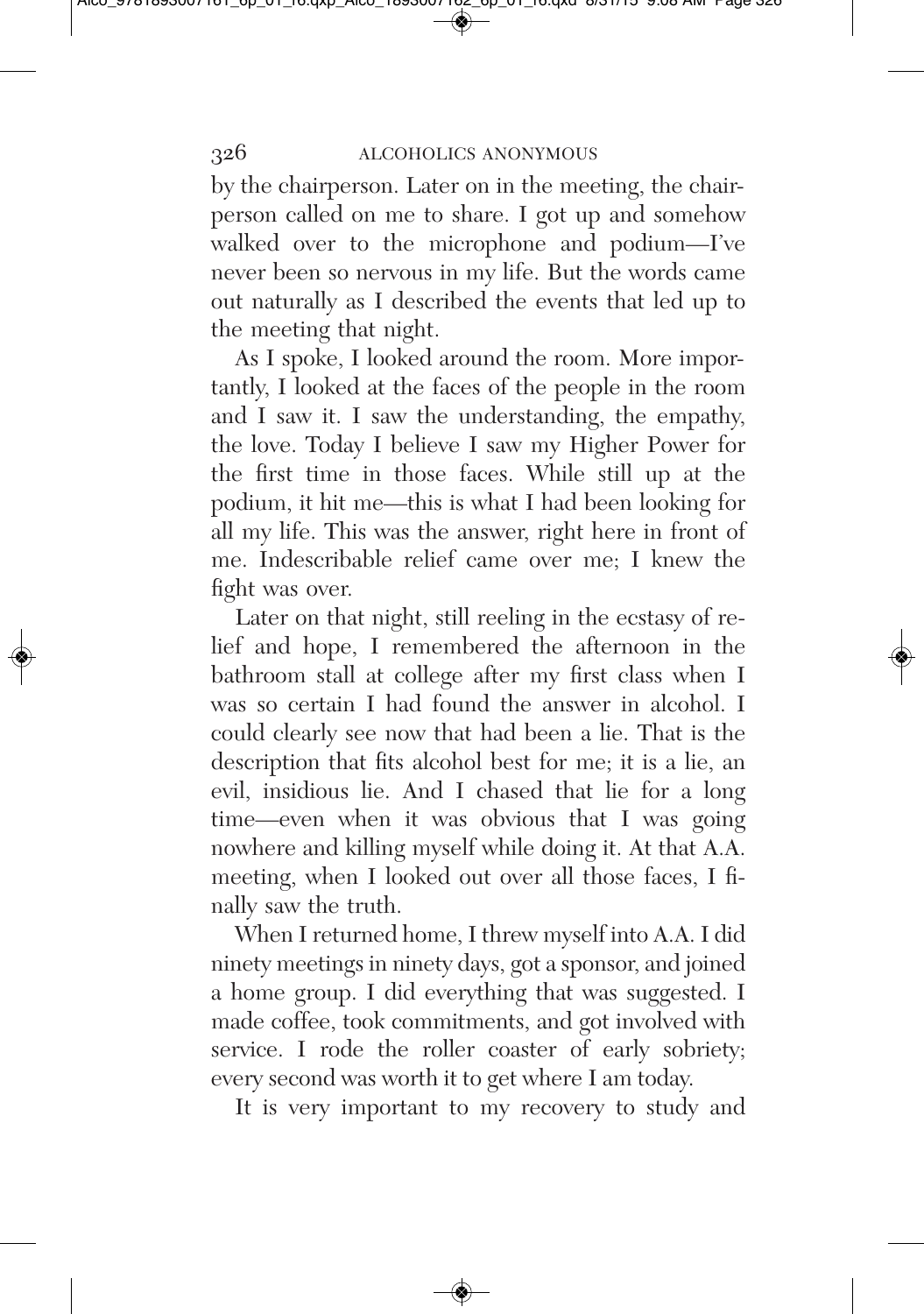by the chairperson. Later on in the meeting, the chairperson called on me to share. I got up and somehow walked over to the microphone and podium—I've never been so nervous in my life. But the words came out naturally as I described the events that led up to the meeting that night.

As I spoke, I looked around the room. More importantly, I looked at the faces of the people in the room and I saw it. I saw the understanding, the empathy, the love. Today I believe I saw my Higher Power for the first time in those faces. While still up at the podium, it hit me—this is what I had been looking for all my life. This was the answer, right here in front of me. Indescribable relief came over me; I knew the fight was over.

Later on that night, still reeling in the ecstasy of relief and hope, I remembered the afternoon in the bathroom stall at college after my first class when I was so certain I had found the answer in alcohol. I could clearly see now that had been a lie. That is the description that fits alcohol best for me; it is a lie, an evil, insidious lie. And I chased that lie for a long time—even when it was obvious that I was going nowhere and killing myself while doing it. At that A.A. meeting, when I looked out over all those faces, I finally saw the truth.

When I returned home, I threw myself into A.A. I did ninety meetings in ninety days, got a sponsor, and joined a home group. I did everything that was suggested. I made coffee, took commitments, and got involved with service. I rode the roller coaster of early sobriety; every second was worth it to get where I am today.

It is very important to my recovery to study and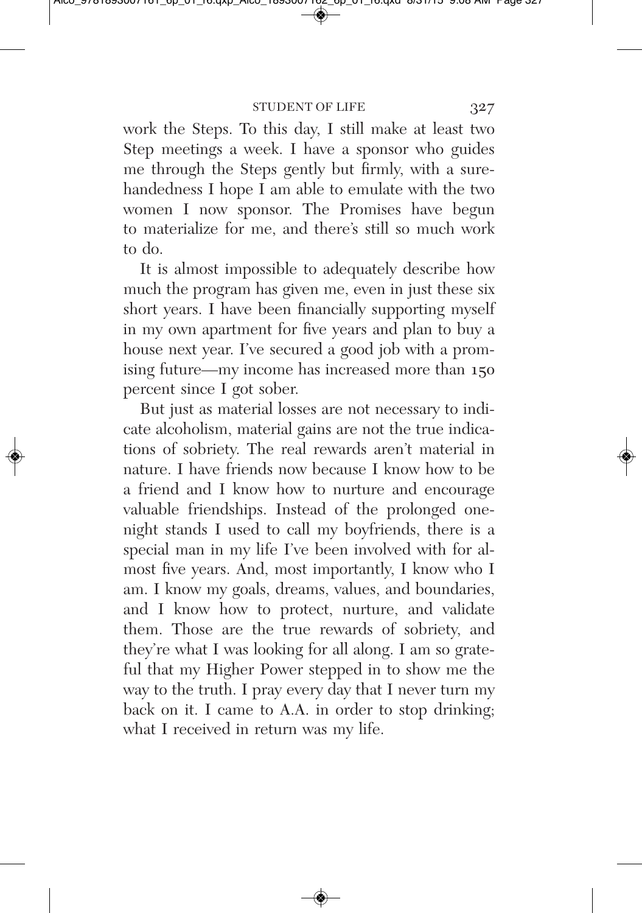work the Steps. To this day, I still make at least two Step meetings a week. I have a sponsor who guides me through the Steps gently but firmly, with a surehandedness I hope I am able to emulate with the two women I now sponsor. The Promises have begun to materialize for me, and there's still so much work to do.

It is almost impossible to adequately describe how much the program has given me, even in just these six short years. I have been financially supporting myself in my own apartment for five years and plan to buy a house next year. I've secured a good job with a promising future—my income has increased more than 150 percent since I got sober.

But just as material losses are not necessary to indicate alcoholism, material gains are not the true indications of sobriety. The real rewards aren't material in nature. I have friends now because I know how to be a friend and I know how to nurture and encourage valuable friendships. Instead of the prolonged one-night stands I used to call my boyfriends, there is a special man in my life I've been involved with for almost five years. And, most importantly, I know who I am. I know my goals, dreams, values, and boundaries, and I know how to protect, nurture, and validate them. Those are the true rewards of sobriety, and they're what I was looking for all along. I am so grateful that my Higher Power stepped in to show me the way to the truth. I pray every day that I never turn my back on it. I came to A.A. in order to stop drinking; what I received in return was my life.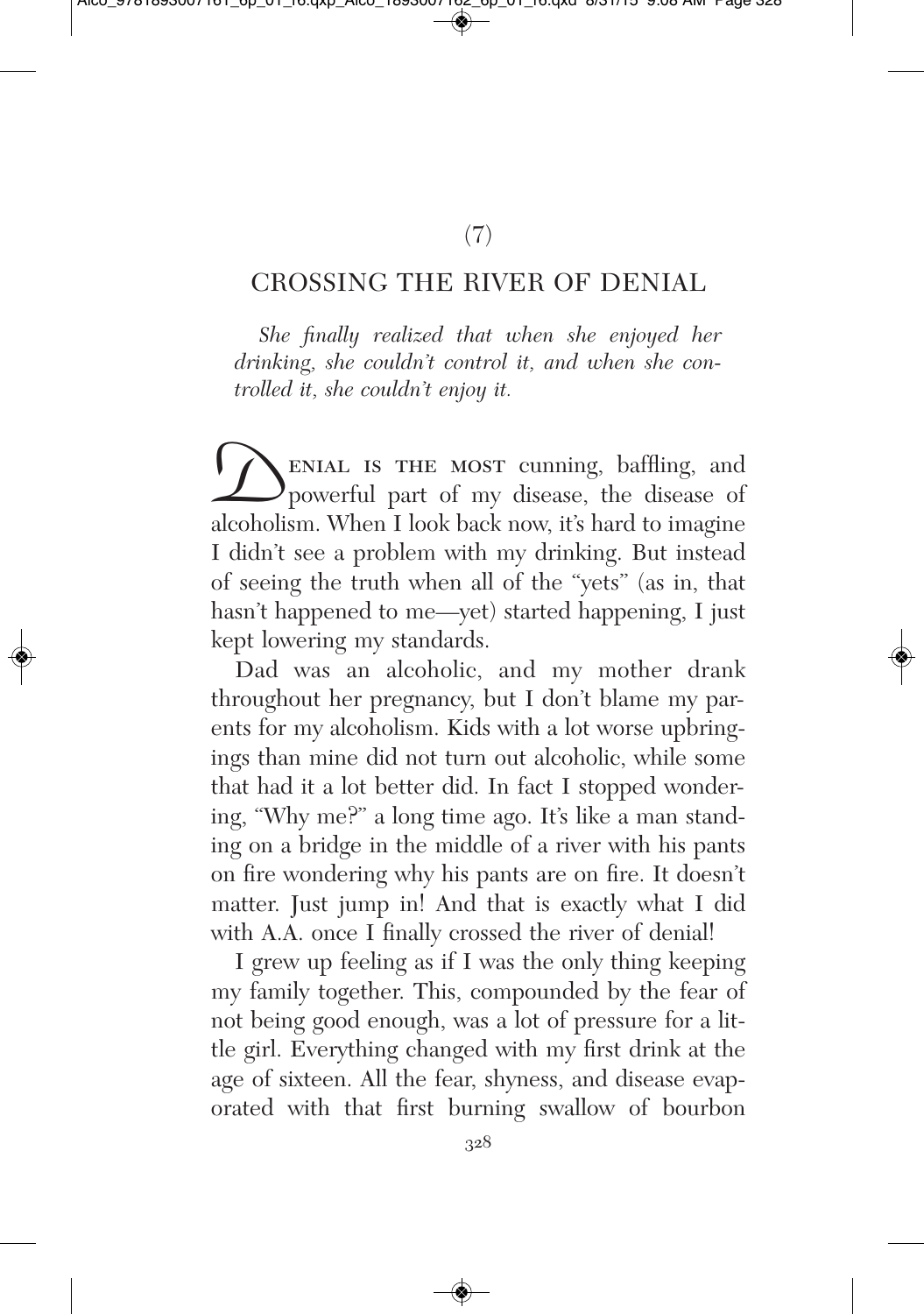(7)

## CROSSING THE RIVER OF DENIAL

*She finally realized that when she enjoyed her drinking, she couldn't control it, and when she controlled it, she couldn't enjoy it.*

Denial is the most cunning, baffling, and powerful part of my disease, the disease of alcoholism. When I look back now, it's hard to imagine I didn't see a problem with my drinking. But instead of seeing the truth when all of the "yets" (as in, that hasn't happened to me—yet) started happening, I just kept lowering my standards.

Dad was an alcoholic, and my mother drank throughout her pregnancy, but I don't blame my parents for my alcoholism. Kids with a lot worse upbringings than mine did not turn out alcoholic, while some that had it a lot better did. In fact I stopped wondering, "Why me?" a long time ago. It's like a man standing on a bridge in the middle of a river with his pants on fire wondering why his pants are on fire. It doesn't matter. Just jump in! And that is exactly what I did with A.A. once I finally crossed the river of denial!

I grew up feeling as if I was the only thing keeping my family together. This, compounded by the fear of not being good enough, was a lot of pressure for a little girl. Everything changed with my first drink at the age of sixteen. All the fear, shyness, and disease evaporated with that first burning swallow of bourbon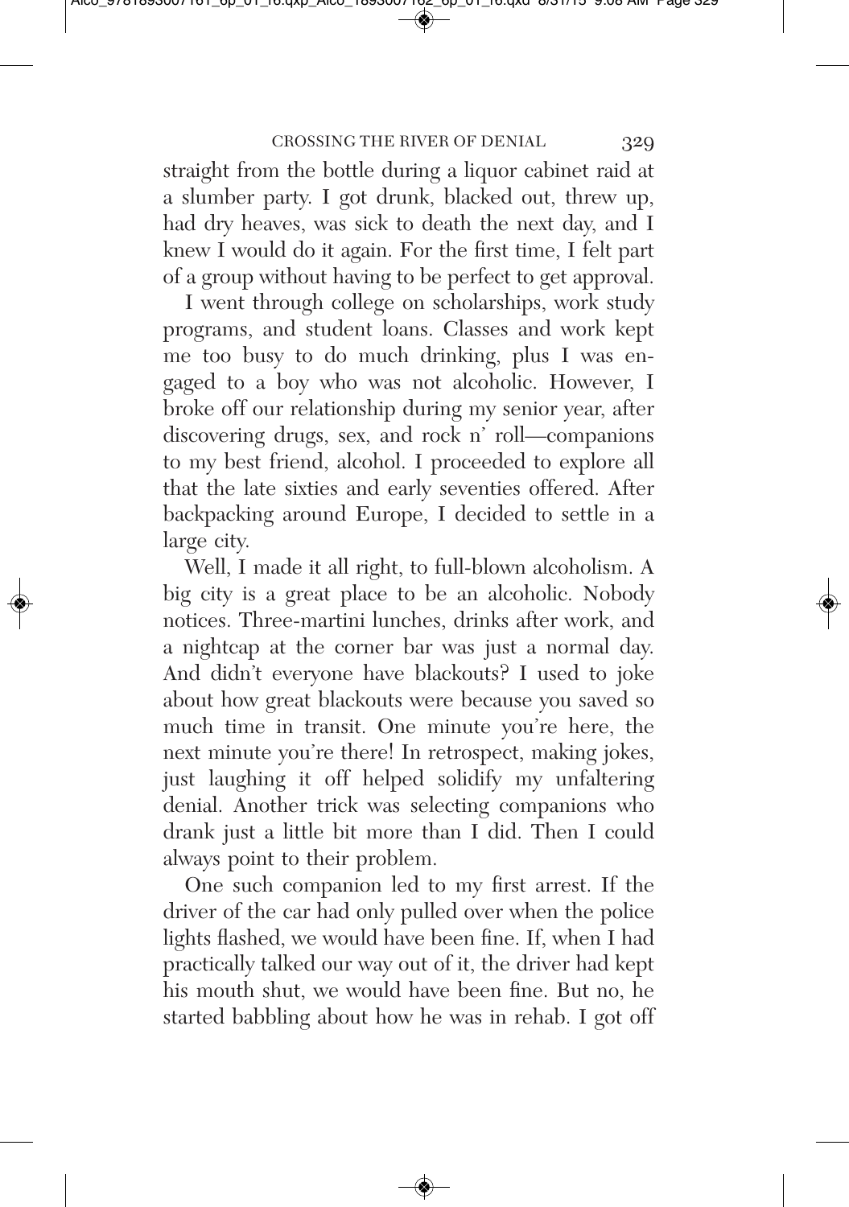straight from the bottle during a liquor cabinet raid at a slumber party. I got drunk, blacked out, threw up, had dry heaves, was sick to death the next day, and I knew I would do it again. For the first time, I felt part of a group without having to be perfect to get approval.

I went through college on scholarships, work study programs, and student loans. Classes and work kept me too busy to do much drinking, plus I was engaged to a boy who was not alcoholic. However, I broke off our relationship during my senior year, after discovering drugs, sex, and rock n' roll—companions to my best friend, alcohol. I proceeded to explore all that the late sixties and early seventies offered. After backpacking around Europe, I decided to settle in a large city.

Well, I made it all right, to full-blown alcoholism. A big city is a great place to be an alcoholic. Nobody notices. Three-martini lunches, drinks after work, and a nightcap at the corner bar was just a normal day. And didn't everyone have blackouts? I used to joke about how great blackouts were because you saved so much time in transit. One minute you're here, the next minute you're there! In retrospect, making jokes, just laughing it off helped solidify my unfaltering denial. Another trick was selecting companions who drank just a little bit more than I did. Then I could always point to their problem.

One such companion led to my first arrest. If the driver of the car had only pulled over when the police lights flashed, we would have been fine. If, when I had practically talked our way out of it, the driver had kept his mouth shut, we would have been fine. But no, he started babbling about how he was in rehab. I got off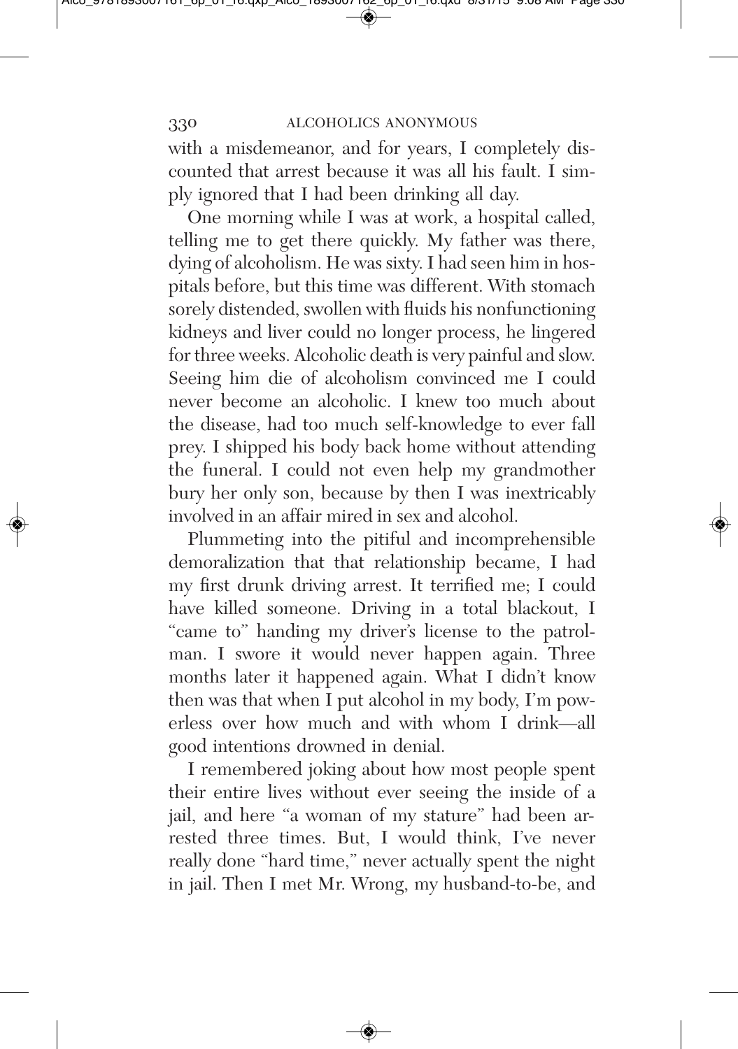with a misdemeanor, and for years, I completely discounted that arrest because it was all his fault. I simply ignored that I had been drinking all day.

One morning while I was at work, a hospital called, telling me to get there quickly. My father was there, dying of alcoholism. He was sixty. I had seen him in hospitals before, but this time was different. With stomach sorely distended, swollen with fluids his nonfunctioning kidneys and liver could no longer process, he lingered for three weeks. Alcoholic death is very painful and slow. Seeing him die of alcoholism convinced me I could never become an alcoholic. I knew too much about the disease, had too much self-knowledge to ever fall prey. I shipped his body back home without attending the funeral. I could not even help my grandmother bury her only son, because by then I was inextricably involved in an affair mired in sex and alcohol.

Plummeting into the pitiful and incomprehensible demoralization that that relationship became, I had my first drunk driving arrest. It terrified me; I could have killed someone. Driving in a total blackout, I "came to" handing my driver's license to the patrolman. I swore it would never happen again. Three months later it happened again. What I didn't know then was that when I put alcohol in my body, I'm powerless over how much and with whom I drink—all good intentions drowned in denial.

I remembered joking about how most people spent their entire lives without ever seeing the inside of a jail, and here "a woman of my stature" had been arrested three times. But, I would think, I've never really done "hard time," never actually spent the night in jail. Then I met Mr. Wrong, my husband-to-be, and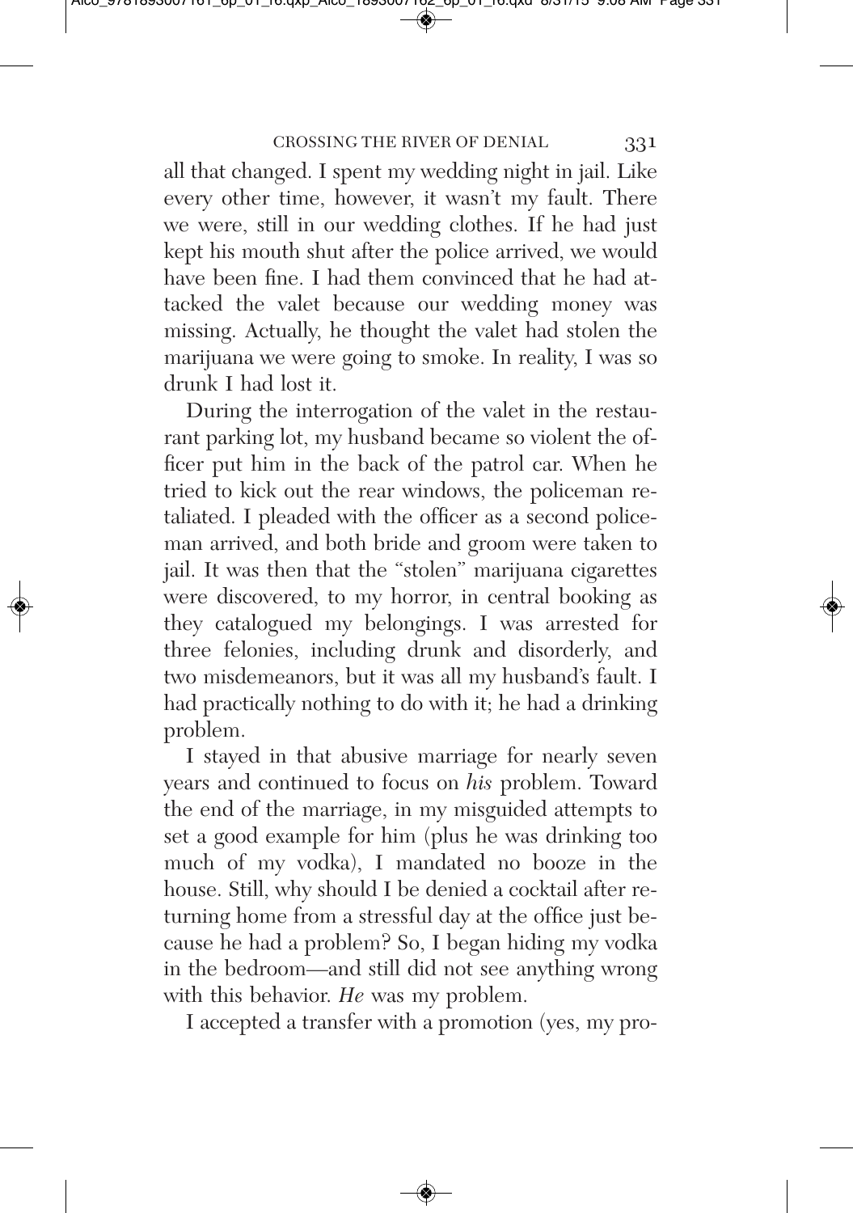all that changed. I spent my wedding night in jail. Like every other time, however, it wasn't my fault. There we were, still in our wedding clothes. If he had just kept his mouth shut after the police arrived, we would have been fine. I had them convinced that he had attacked the valet because our wedding money was missing. Actually, he thought the valet had stolen the marijuana we were going to smoke. In reality, I was so drunk I had lost it.

During the interrogation of the valet in the restaurant parking lot, my husband became so violent the officer put him in the back of the patrol car. When he tried to kick out the rear windows, the policeman retaliated. I pleaded with the officer as a second policeman arrived, and both bride and groom were taken to jail. It was then that the "stolen" marijuana cigarettes were discovered, to my horror, in central booking as they catalogued my belongings. I was arrested for three felonies, including drunk and disorderly, and two misdemeanors, but it was all my husband's fault. I had practically nothing to do with it; he had a drinking problem.

I stayed in that abusive marriage for nearly seven years and continued to focus on *his* problem. Toward the end of the marriage, in my misguided attempts to set a good example for him (plus he was drinking too much of my vodka), I mandated no booze in the house. Still, why should I be denied a cocktail after returning home from a stressful day at the office just because he had a problem? So, I began hiding my vodka in the bedroom—and still did not see anything wrong with this behavior. *He* was my problem.

I accepted a transfer with a promotion (yes, my pro-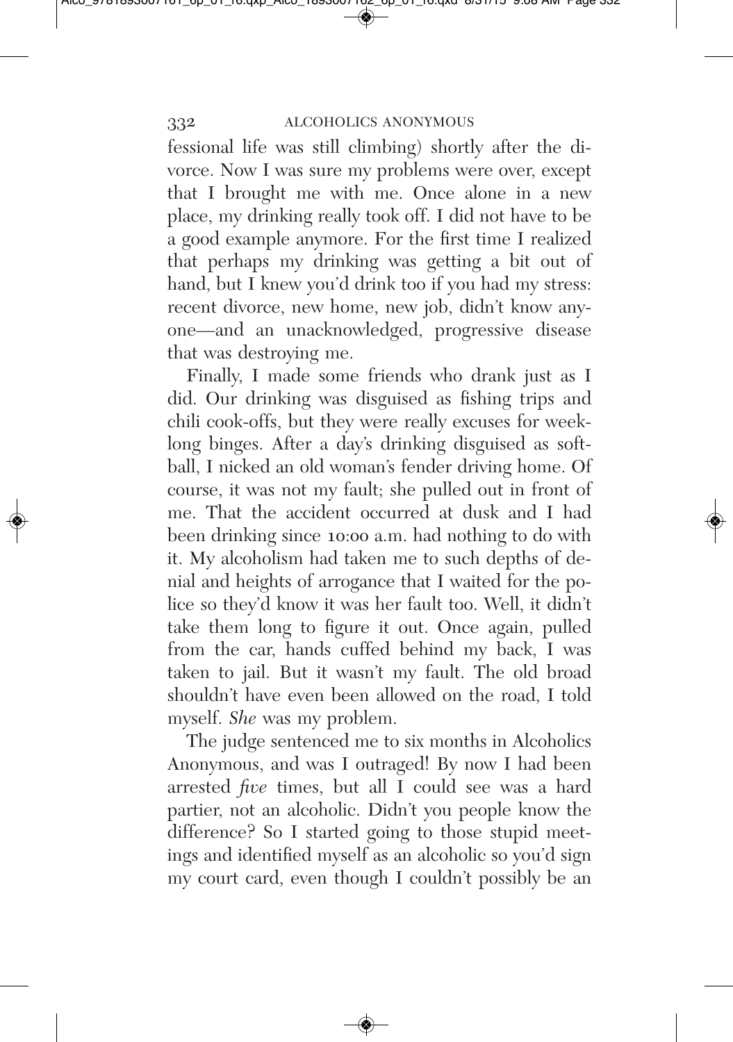fessional life was still climbing) shortly after the divorce. Now I was sure my problems were over, except that I brought me with me. Once alone in a new place, my drinking really took off. I did not have to be a good example anymore. For the first time I realized that perhaps my drinking was getting a bit out of hand, but I knew you'd drink too if you had my stress: recent divorce, new home, new job, didn't know anyone—and an unacknowledged, progressive disease that was destroying me.

Finally, I made some friends who drank just as I did. Our drinking was disguised as fishing trips and chili cook-offs, but they were really excuses for week-long binges. After a day's drinking disguised as softball, I nicked an old woman's fender driving home. Of course, it was not my fault; she pulled out in front of me. That the accident occurred at dusk and I had been drinking since 10:00 a.m. had nothing to do with it. My alcoholism had taken me to such depths of denial and heights of arrogance that I waited for the police so they'd know it was her fault too. Well, it didn't take them long to figure it out. Once again, pulled from the car, hands cuffed behind my back, I was taken to jail. But it wasn't my fault. The old broad shouldn't have even been allowed on the road, I told myself. *She* was my problem.

The judge sentenced me to six months in Alcoholics Anonymous, and was I outraged! By now I had been arrested *five* times, but all I could see was a hard partier, not an alcoholic. Didn't you people know the difference? So I started going to those stupid meetings and identified myself as an alcoholic so you'd sign my court card, even though I couldn't possibly be an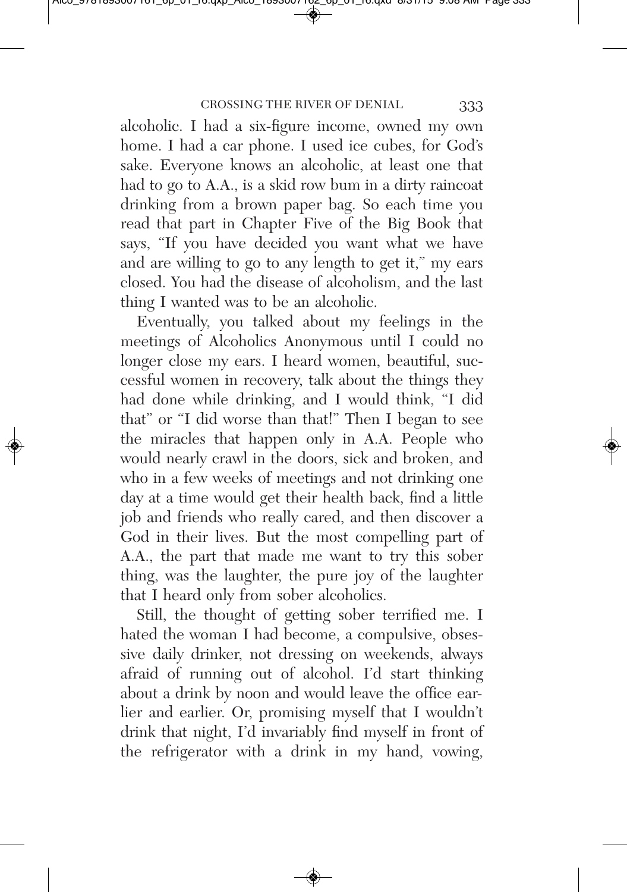alcoholic. I had a six-figure income, owned my own home. I had a car phone. I used ice cubes, for God's sake. Everyone knows an alcoholic, at least one that had to go to A.A., is a skid row bum in a dirty raincoat drinking from a brown paper bag. So each time you read that part in Chapter Five of the Big Book that says, "If you have decided you want what we have and are willing to go to any length to get it," my ears closed. You had the disease of alcoholism, and the last thing I wanted was to be an alcoholic.

Eventually, you talked about my feelings in the meetings of Alcoholics Anonymous until I could no longer close my ears. I heard women, beautiful, successful women in recovery, talk about the things they had done while drinking, and I would think, "I did that" or "I did worse than that!" Then I began to see the miracles that happen only in A.A. People who would nearly crawl in the doors, sick and broken, and who in a few weeks of meetings and not drinking one day at a time would get their health back, find a little job and friends who really cared, and then discover a God in their lives. But the most compelling part of A.A., the part that made me want to try this sober thing, was the laughter, the pure joy of the laughter that I heard only from sober alcoholics.

Still, the thought of getting sober terrified me. I hated the woman I had become, a compulsive, obsessive daily drinker, not dressing on weekends, always afraid of running out of alcohol. I'd start thinking about a drink by noon and would leave the office earlier and earlier. Or, promising myself that I wouldn't drink that night, I'd invariably find myself in front of the refrigerator with a drink in my hand, vowing,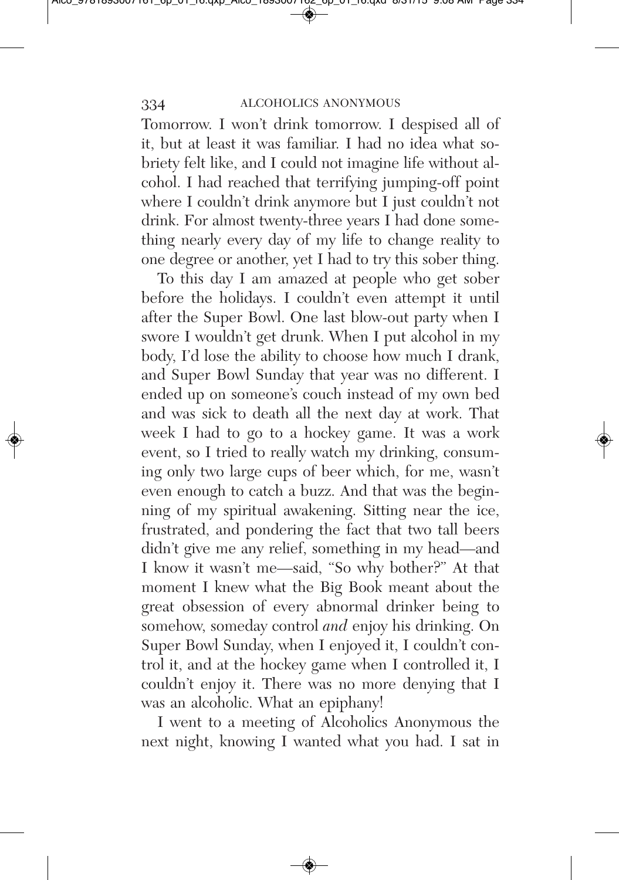Tomorrow. I won't drink tomorrow. I despised all of it, but at least it was familiar. I had no idea what sobriety felt like, and I could not imagine life without alcohol. I had reached that terrifying jumping-off point where I couldn't drink anymore but I just couldn't not drink. For almost twenty-three years I had done something nearly every day of my life to change reality to one degree or another, yet I had to try this sober thing.

To this day I am amazed at people who get sober before the holidays. I couldn't even attempt it until after the Super Bowl. One last blow-out party when I swore I wouldn't get drunk. When I put alcohol in my body, I'd lose the ability to choose how much I drank, and Super Bowl Sunday that year was no different. I ended up on someone's couch instead of my own bed and was sick to death all the next day at work. That week I had to go to a hockey game. It was a work event, so I tried to really watch my drinking, consuming only two large cups of beer which, for me, wasn't even enough to catch a buzz. And that was the beginning of my spiritual awakening. Sitting near the ice, frustrated, and pondering the fact that two tall beers didn't give me any relief, something in my head—and I know it wasn't me—said, "So why bother?" At that moment I knew what the Big Book meant about the great obsession of every abnormal drinker being to somehow, someday control *and* enjoy his drinking. On Super Bowl Sunday, when I enjoyed it, I couldn't control it, and at the hockey game when I controlled it, I couldn't enjoy it. There was no more denying that I was an alcoholic. What an epiphany!

I went to a meeting of Alcoholics Anonymous the next night, knowing I wanted what you had. I sat in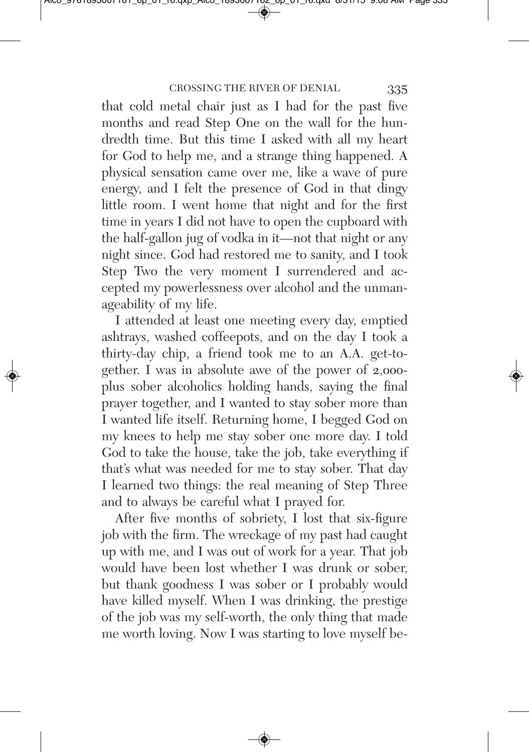that cold metal chair just as I had for the past five months and read Step One on the wall for the hundredth time. But this time I asked with all my heart for God to help me, and a strange thing happened. A physical sensation came over me, like a wave of pure energy, and I felt the presence of God in that dingy little room. I went home that night and for the first time in years I did not have to open the cupboard with the half-gallon jug of vodka in it—not that night or any night since. God had restored me to sanity, and I took Step Two the very moment I surrendered and accepted my powerlessness over alcohol and the unmanageability of my life.

I attended at least one meeting every day, emptied ashtrays, washed coffeepots, and on the day I took a thirty-day chip, a friend took me to an A.A. get-together. I was in absolute awe of the power of 2,000-plus sober alcoholics holding hands, saying the final prayer together, and I wanted to stay sober more than I wanted life itself. Returning home, I begged God on my knees to help me stay sober one more day. I told God to take the house, take the job, take everything if that's what was needed for me to stay sober. That day I learned two things: the real meaning of Step Three and to always be careful what I prayed for.

After five months of sobriety, I lost that six-figure job with the firm. The wreckage of my past had caught up with me, and I was out of work for a year. That job would have been lost whether I was drunk or sober, but thank goodness I was sober or I probably would have killed myself. When I was drinking, the prestige of the job was my self-worth, the only thing that made me worth loving. Now I was starting to love myself be-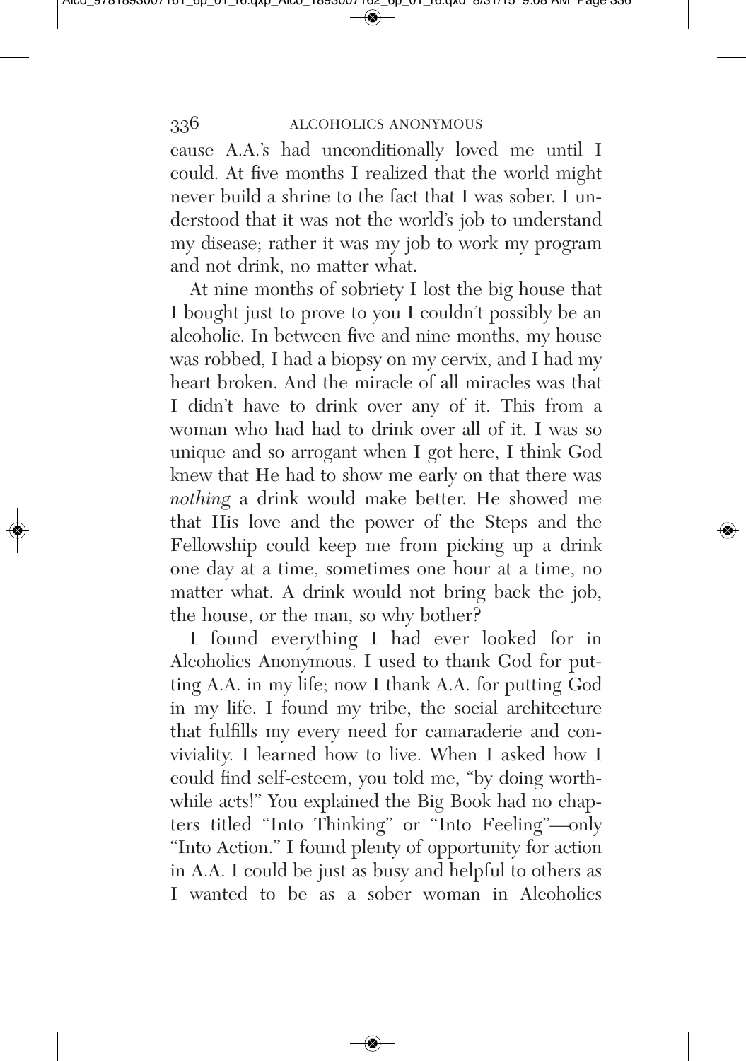cause A.A.'s had unconditionally loved me until I could. At five months I realized that the world might never build a shrine to the fact that I was sober. I understood that it was not the world's job to understand my disease; rather it was my job to work my program and not drink, no matter what.

At nine months of sobriety I lost the big house that I bought just to prove to you I couldn't possibly be an alcoholic. In between five and nine months, my house was robbed, I had a biopsy on my cervix, and I had my heart broken. And the miracle of all miracles was that I didn't have to drink over any of it. This from a woman who had had to drink over all of it. I was so unique and so arrogant when I got here, I think God knew that He had to show me early on that there was *nothing* a drink would make better. He showed me that His love and the power of the Steps and the Fellowship could keep me from picking up a drink one day at a time, sometimes one hour at a time, no matter what. A drink would not bring back the job, the house, or the man, so why bother?

I found everything I had ever looked for in Alcoholics Anonymous. I used to thank God for putting A.A. in my life; now I thank A.A. for putting God in my life. I found my tribe, the social architecture that fulfills my every need for camaraderie and conviviality. I learned how to live. When I asked how I could find self-esteem, you told me, "by doing worthwhile acts!" You explained the Big Book had no chapters titled "Into Thinking" or "Into Feeling"—only "Into Action." I found plenty of opportunity for action in A.A. I could be just as busy and helpful to others as I wanted to be as a sober woman in Alcoholics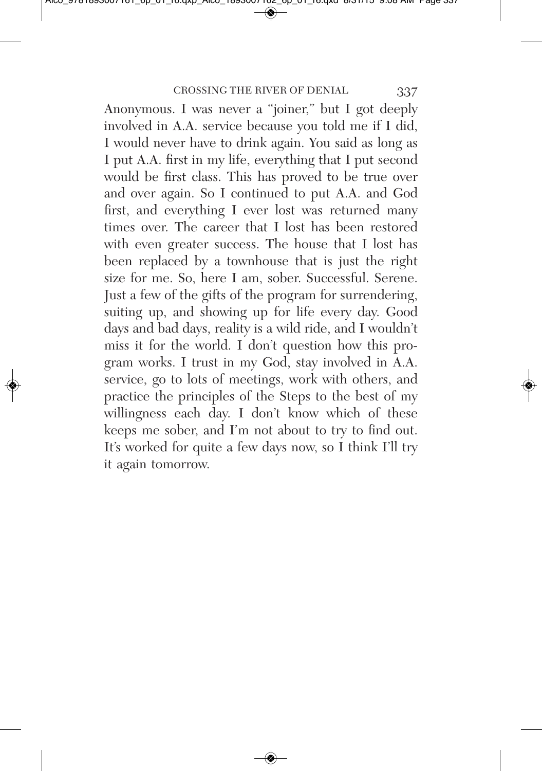Anonymous. I was never a "joiner," but I got deeply involved in A.A. service because you told me if I did, I would never have to drink again. You said as long as I put A.A. first in my life, everything that I put second would be first class. This has proved to be true over and over again. So I continued to put A.A. and God first, and everything I ever lost was returned many times over. The career that I lost has been restored with even greater success. The house that I lost has been replaced by a townhouse that is just the right size for me. So, here I am, sober. Successful. Serene. Just a few of the gifts of the program for surrendering, suiting up, and showing up for life every day. Good days and bad days, reality is a wild ride, and I wouldn't miss it for the world. I don't question how this program works. I trust in my God, stay involved in A.A. service, go to lots of meetings, work with others, and practice the principles of the Steps to the best of my willingness each day. I don't know which of these keeps me sober, and I'm not about to try to find out. It's worked for quite a few days now, so I think I'll try it again tomorrow.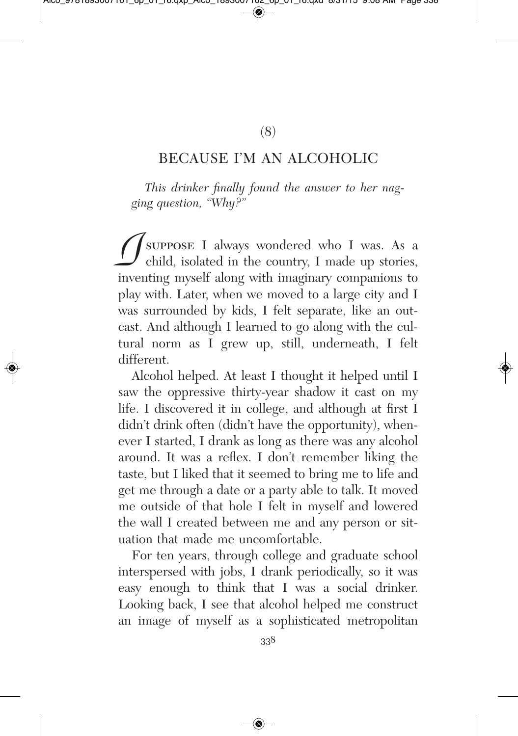(8)

## BECAUSE I'M AN ALCOHOLIC

*This drinker finally found the answer to her nagging question, "Why?"*

I SUPPOSE I always wondered who I was. As a child, isolated in the country, I made up stories, inventing myself along with imaginary companions to play with. Later, when we moved to a large city and I was surrounded by kids, I felt separate, like an outcast. And although I learned to go along with the cultural norm as I grew up, still, underneath, I felt different.

Alcohol helped. At least I thought it helped until I saw the oppressive thirty-year shadow it cast on my life. I discovered it in college, and although at first I didn't drink often (didn't have the opportunity), whenever I started, I drank as long as there was any alcohol around. It was a reflex. I don't remember liking the taste, but I liked that it seemed to bring me to life and get me through a date or a party able to talk. It moved me outside of that hole I felt in myself and lowered the wall I created between me and any person or situation that made me uncomfortable.

For ten years, through college and graduate school interspersed with jobs, I drank periodically, so it was easy enough to think that I was a social drinker. Looking back, I see that alcohol helped me construct an image of myself as a sophisticated metropolitan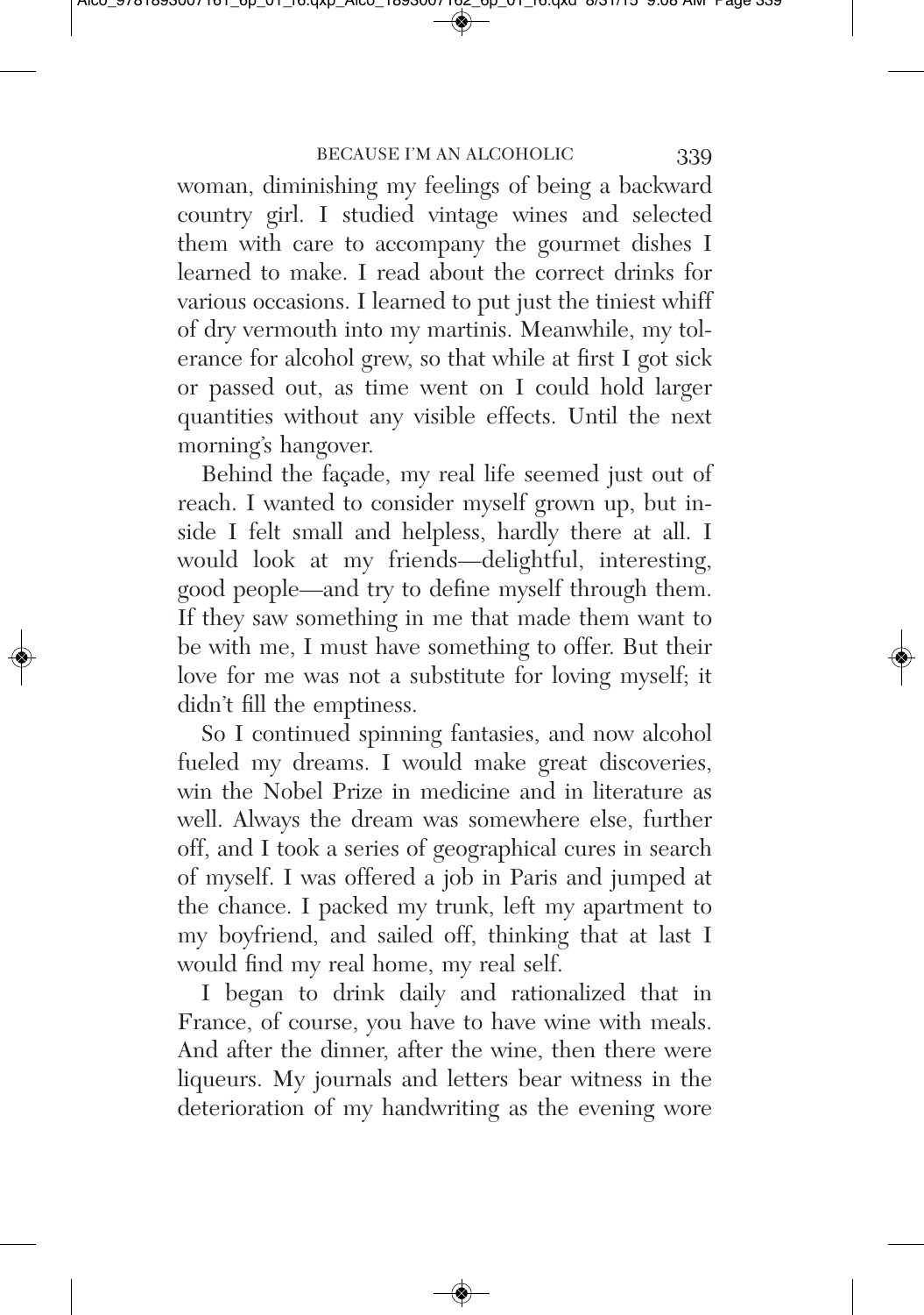woman, diminishing my feelings of being a backward country girl. I studied vintage wines and selected them with care to accompany the gourmet dishes I learned to make. I read about the correct drinks for various occasions. I learned to put just the tiniest whiff of dry vermouth into my martinis. Meanwhile, my tolerance for alcohol grew, so that while at first I got sick or passed out, as time went on I could hold larger quantities without any visible effects. Until the next morning's hangover.

Behind the façade, my real life seemed just out of reach. I wanted to consider myself grown up, but inside I felt small and helpless, hardly there at all. I would look at my friends—delightful, interesting, good people—and try to define myself through them. If they saw something in me that made them want to be with me, I must have something to offer. But their love for me was not a substitute for loving myself; it didn't fill the emptiness.

So I continued spinning fantasies, and now alcohol fueled my dreams. I would make great discoveries, win the Nobel Prize in medicine and in literature as well. Always the dream was somewhere else, further off, and I took a series of geographical cures in search of myself. I was offered a job in Paris and jumped at the chance. I packed my trunk, left my apartment to my boyfriend, and sailed off, thinking that at last I would find my real home, my real self.

I began to drink daily and rationalized that in France, of course, you have to have wine with meals. And after the dinner, after the wine, then there were liqueurs. My journals and letters bear witness in the deterioration of my handwriting as the evening wore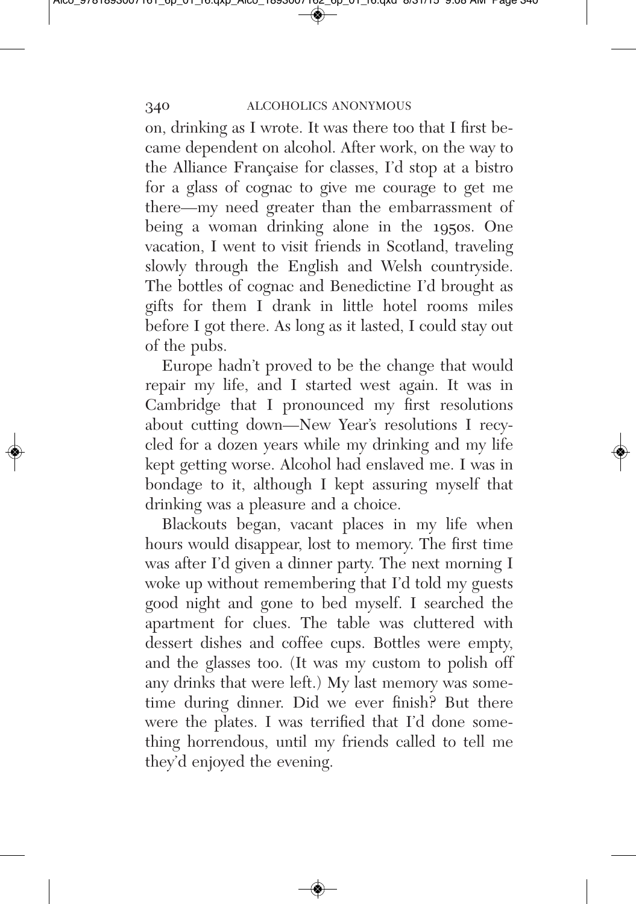on, drinking as I wrote. It was there too that I first became dependent on alcohol. After work, on the way to the Alliance Française for classes, I'd stop at a bistro for a glass of cognac to give me courage to get me there—my need greater than the embarrassment of being a woman drinking alone in the 1950s. One vacation, I went to visit friends in Scotland, traveling slowly through the English and Welsh countryside. The bottles of cognac and Benedictine I'd brought as gifts for them I drank in little hotel rooms miles before I got there. As long as it lasted, I could stay out of the pubs.

Europe hadn't proved to be the change that would repair my life, and I started west again. It was in Cambridge that I pronounced my first resolutions about cutting down—New Year's resolutions I recycled for a dozen years while my drinking and my life kept getting worse. Alcohol had enslaved me. I was in bondage to it, although I kept assuring myself that drinking was a pleasure and a choice.

Blackouts began, vacant places in my life when hours would disappear, lost to memory. The first time was after I'd given a dinner party. The next morning I woke up without remembering that I'd told my guests good night and gone to bed myself. I searched the apartment for clues. The table was cluttered with dessert dishes and coffee cups. Bottles were empty, and the glasses too. (It was my custom to polish off any drinks that were left.) My last memory was sometime during dinner. Did we ever finish? But there were the plates. I was terrified that I'd done something horrendous, until my friends called to tell me they'd enjoyed the evening.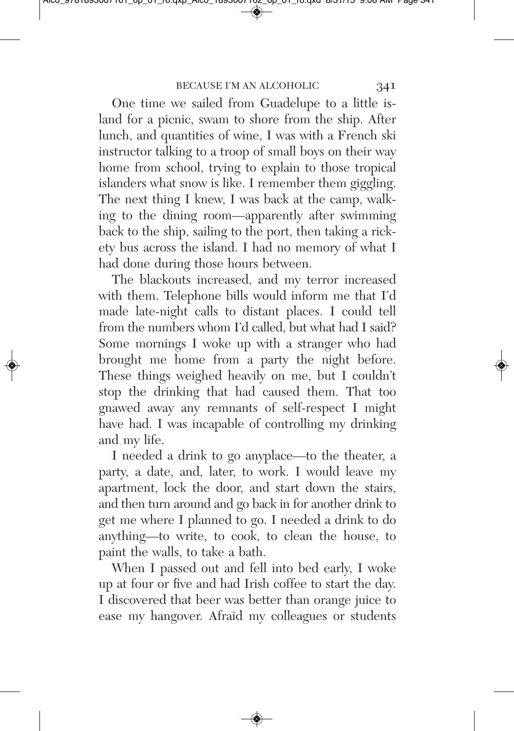One time we sailed from Guadelupe to a little island for a picnic, swam to shore from the ship. After lunch, and quantities of wine, I was with a French ski instructor talking to a troop of small boys on their way home from school, trying to explain to those tropical islanders what snow is like. I remember them giggling. The next thing I knew, I was back at the camp, walking to the dining room—apparently after swimming back to the ship, sailing to the port, then taking a rickety bus across the island. I had no memory of what I had done during those hours between.

The blackouts increased, and my terror increased with them. Telephone bills would inform me that I'd made late-night calls to distant places. I could tell from the numbers whom I'd called, but what had I said? Some mornings I woke up with a stranger who had brought me home from a party the night before. These things weighed heavily on me, but I couldn't stop the drinking that had caused them. That too gnawed away any remnants of self-respect I might have had. I was incapable of controlling my drinking and my life.

I needed a drink to go anyplace—to the theater, a party, a date, and, later, to work. I would leave my apartment, lock the door, and start down the stairs, and then turn around and go back in for another drink to get me where I planned to go. I needed a drink to do anything—to write, to cook, to clean the house, to paint the walls, to take a bath.

When I passed out and fell into bed early, I woke up at four or five and had Irish coffee to start the day. I discovered that beer was better than orange juice to ease my hangover. Afraid my colleagues or students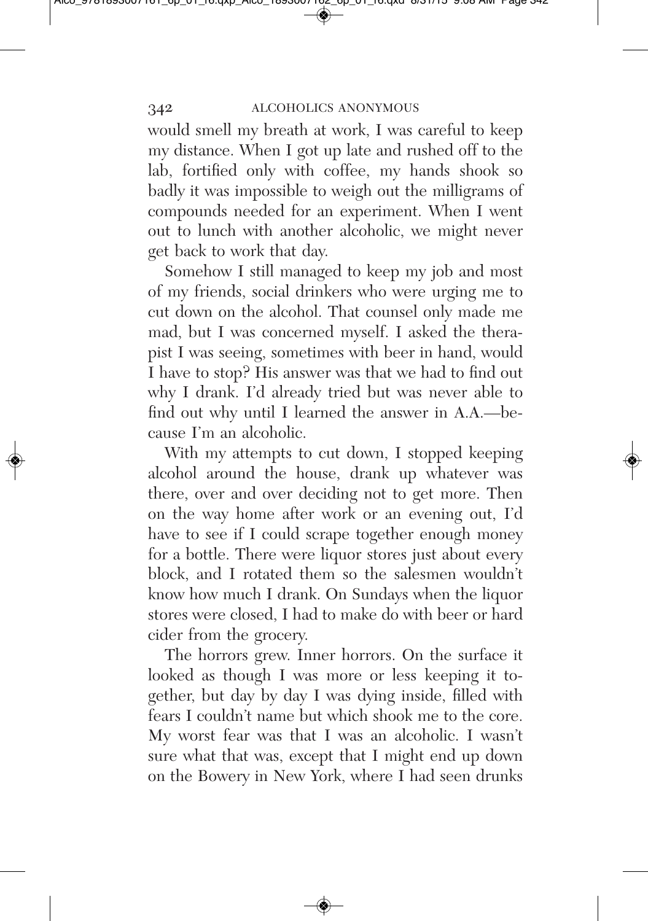would smell my breath at work, I was careful to keep my distance. When I got up late and rushed off to the lab, fortified only with coffee, my hands shook so badly it was impossible to weigh out the milligrams of compounds needed for an experiment. When I went out to lunch with another alcoholic, we might never get back to work that day.

Somehow I still managed to keep my job and most of my friends, social drinkers who were urging me to cut down on the alcohol. That counsel only made me mad, but I was concerned myself. I asked the therapist I was seeing, sometimes with beer in hand, would I have to stop? His answer was that we had to find out why I drank. I'd already tried but was never able to find out why until I learned the answer in A.A.—because I'm an alcoholic.

With my attempts to cut down, I stopped keeping alcohol around the house, drank up whatever was there, over and over deciding not to get more. Then on the way home after work or an evening out, I'd have to see if I could scrape together enough money for a bottle. There were liquor stores just about every block, and I rotated them so the salesmen wouldn't know how much I drank. On Sundays when the liquor stores were closed, I had to make do with beer or hard cider from the grocery.

The horrors grew. Inner horrors. On the surface it looked as though I was more or less keeping it together, but day by day I was dying inside, filled with fears I couldn't name but which shook me to the core. My worst fear was that I was an alcoholic. I wasn't sure what that was, except that I might end up down on the Bowery in New York, where I had seen drunks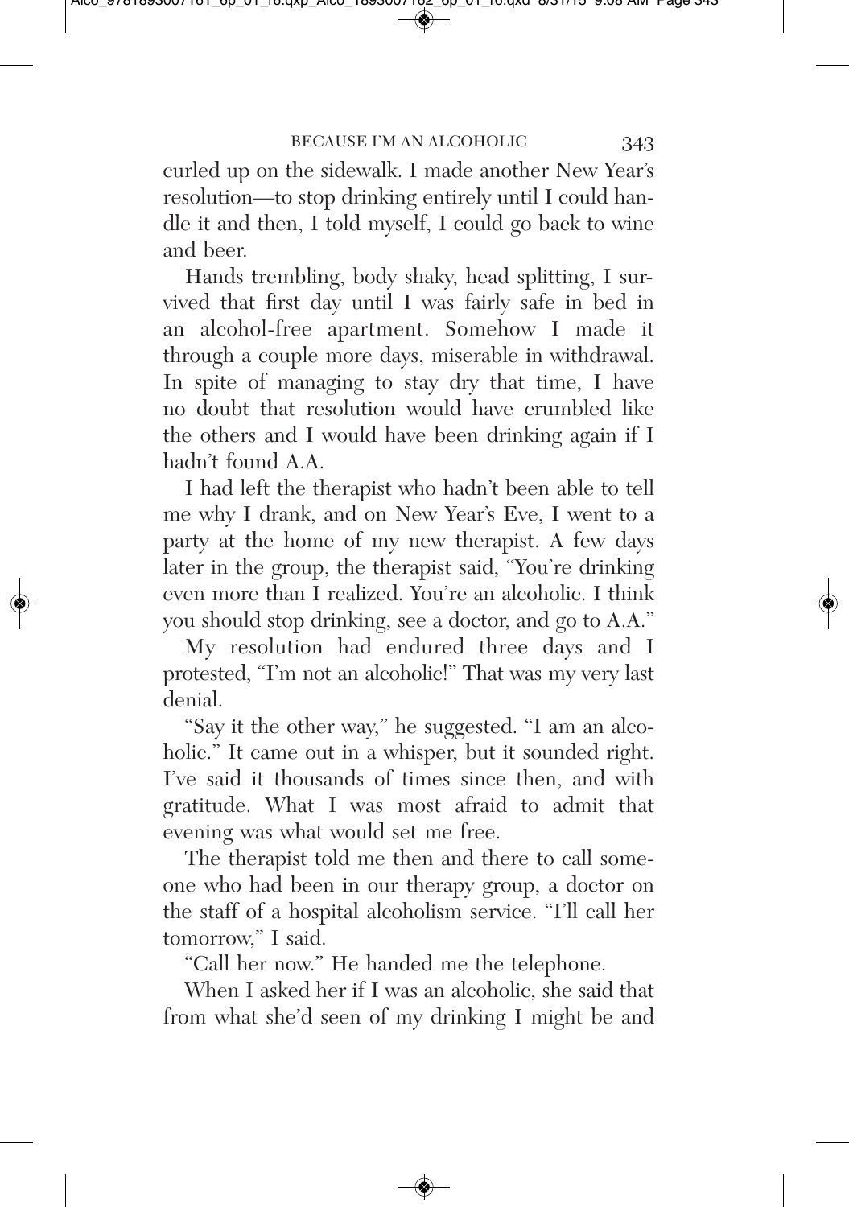curled up on the sidewalk. I made another New Year's resolution—to stop drinking entirely until I could handle it and then, I told myself, I could go back to wine and beer.

Hands trembling, body shaky, head splitting, I survived that first day until I was fairly safe in bed in an alcohol-free apartment. Somehow I made it through a couple more days, miserable in withdrawal. In spite of managing to stay dry that time, I have no doubt that resolution would have crumbled like the others and I would have been drinking again if I hadn't found A.A.

I had left the therapist who hadn't been able to tell me why I drank, and on New Year's Eve, I went to a party at the home of my new therapist. A few days later in the group, the therapist said, "You're drinking even more than I realized. You're an alcoholic. I think you should stop drinking, see a doctor, and go to A.A."

My resolution had endured three days and I protested, "I'm not an alcoholic!" That was my very last denial.

"Say it the other way," he suggested. "I am an alcoholic." It came out in a whisper, but it sounded right. I've said it thousands of times since then, and with gratitude. What I was most afraid to admit that evening was what would set me free.

The therapist told me then and there to call someone who had been in our therapy group, a doctor on the staff of a hospital alcoholism service. "I'll call her tomorrow," I said.

"Call her now." He handed me the telephone.

When I asked her if I was an alcoholic, she said that from what she'd seen of my drinking I might be and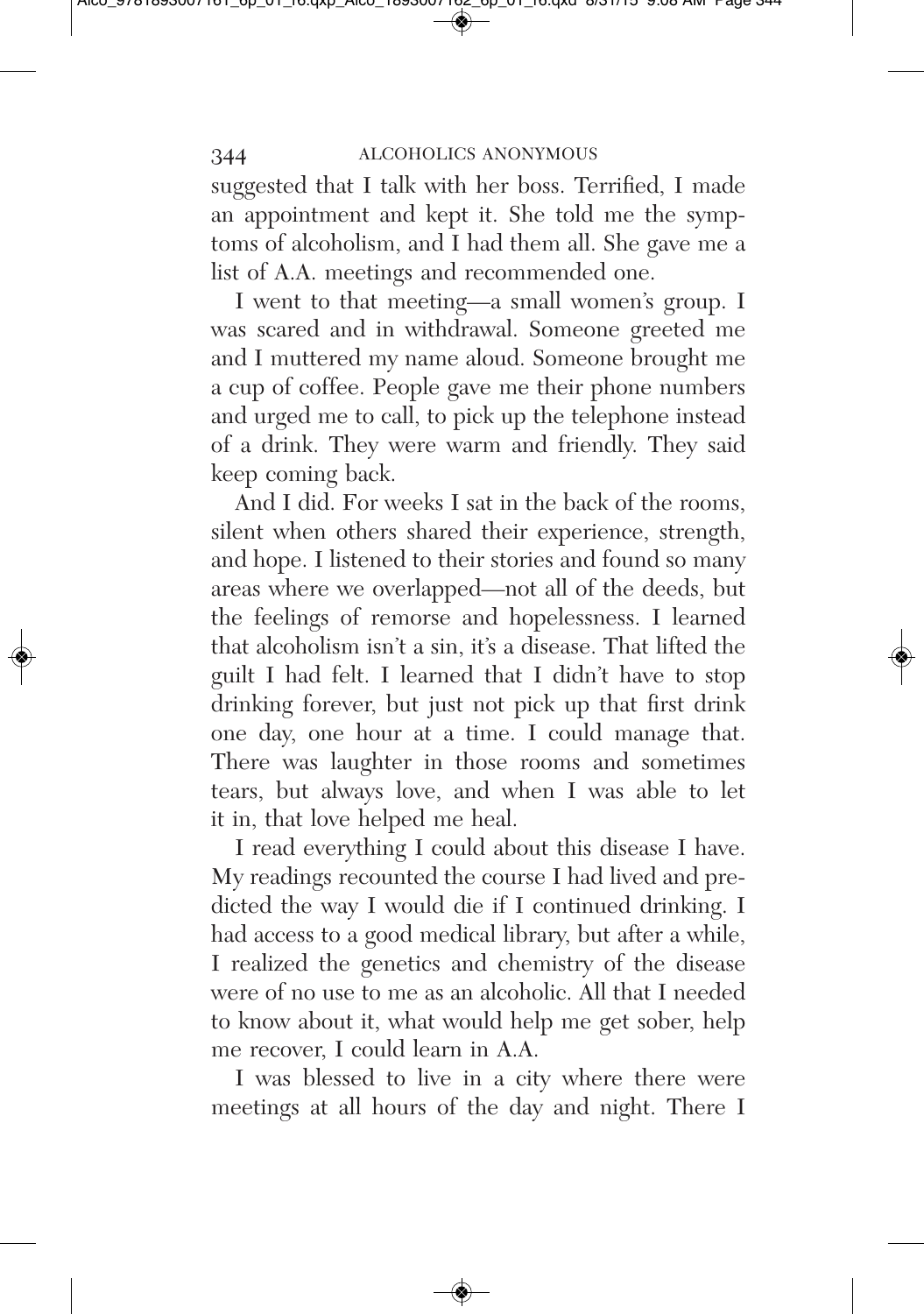suggested that I talk with her boss. Terrified, I made an appointment and kept it. She told me the symptoms of alcoholism, and I had them all. She gave me a list of A.A. meetings and recommended one.

I went to that meeting—a small women's group. I was scared and in withdrawal. Someone greeted me and I muttered my name aloud. Someone brought me a cup of coffee. People gave me their phone numbers and urged me to call, to pick up the telephone instead of a drink. They were warm and friendly. They said keep coming back.

And I did. For weeks I sat in the back of the rooms, silent when others shared their experience, strength, and hope. I listened to their stories and found so many areas where we overlapped—not all of the deeds, but the feelings of remorse and hopelessness. I learned that alcoholism isn't a sin, it's a disease. That lifted the guilt I had felt. I learned that I didn't have to stop drinking forever, but just not pick up that first drink one day, one hour at a time. I could manage that. There was laughter in those rooms and sometimes tears, but always love, and when I was able to let it in, that love helped me heal.

I read everything I could about this disease I have. My readings recounted the course I had lived and predicted the way I would die if I continued drinking. I had access to a good medical library, but after a while, I realized the genetics and chemistry of the disease were of no use to me as an alcoholic. All that I needed to know about it, what would help me get sober, help me recover, I could learn in A.A.

I was blessed to live in a city where there were meetings at all hours of the day and night. There I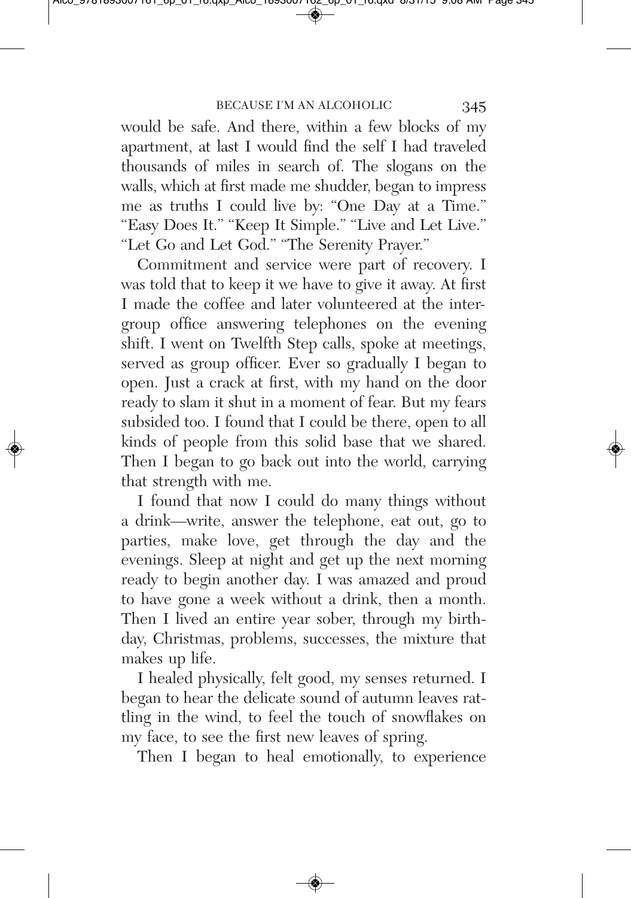would be safe. And there, within a few blocks of my apartment, at last I would find the self I had traveled thousands of miles in search of. The slogans on the walls, which at first made me shudder, began to impress me as truths I could live by: "One Day at a Time." "Easy Does It." "Keep It Simple." "Live and Let Live." "Let Go and Let God." "The Serenity Prayer."

Commitment and service were part of recovery. I was told that to keep it we have to give it away. At first I made the coffee and later volunteered at the intergroup office answering telephones on the evening shift. I went on Twelfth Step calls, spoke at meetings, served as group officer. Ever so gradually I began to open. Just a crack at first, with my hand on the door ready to slam it shut in a moment of fear. But my fears subsided too. I found that I could be there, open to all kinds of people from this solid base that we shared. Then I began to go back out into the world, carrying that strength with me.

I found that now I could do many things without a drink—write, answer the telephone, eat out, go to parties, make love, get through the day and the evenings. Sleep at night and get up the next morning ready to begin another day. I was amazed and proud to have gone a week without a drink, then a month. Then I lived an entire year sober, through my birthday, Christmas, problems, successes, the mixture that makes up life.

I healed physically, felt good, my senses returned. I began to hear the delicate sound of autumn leaves rattling in the wind, to feel the touch of snowflakes on my face, to see the first new leaves of spring.

Then I began to heal emotionally, to experience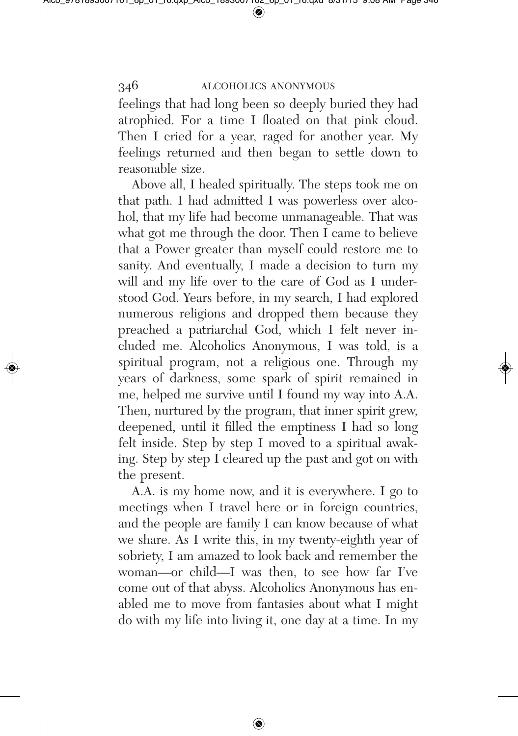feelings that had long been so deeply buried they had atrophied. For a time I floated on that pink cloud. Then I cried for a year, raged for another year. My feelings returned and then began to settle down to reasonable size.

Above all, I healed spiritually. The steps took me on that path. I had admitted I was powerless over alcohol, that my life had become unmanageable. That was what got me through the door. Then I came to believe that a Power greater than myself could restore me to sanity. And eventually, I made a decision to turn my will and my life over to the care of God as I understood God. Years before, in my search, I had explored numerous religions and dropped them because they preached a patriarchal God, which I felt never included me. Alcoholics Anonymous, I was told, is a spiritual program, not a religious one. Through my years of darkness, some spark of spirit remained in me, helped me survive until I found my way into A.A. Then, nurtured by the program, that inner spirit grew, deepened, until it filled the emptiness I had so long felt inside. Step by step I moved to a spiritual awaking. Step by step I cleared up the past and got on with the present.

A.A. is my home now, and it is everywhere. I go to meetings when I travel here or in foreign countries, and the people are family I can know because of what we share. As I write this, in my twenty-eighth year of sobriety, I am amazed to look back and remember the woman—or child—I was then, to see how far I've come out of that abyss. Alcoholics Anonymous has enabled me to move from fantasies about what I might do with my life into living it, one day at a time. In my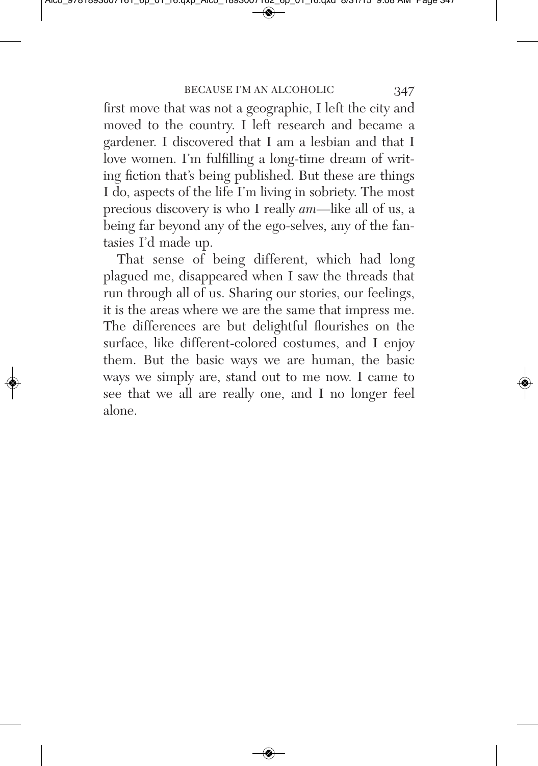first move that was not a geographic, I left the city and moved to the country. I left research and became a gardener. I discovered that I am a lesbian and that I love women. I'm fulfilling a long-time dream of writing fiction that's being published. But these are things I do, aspects of the life I'm living in sobriety. The most precious discovery is who I really *am*—like all of us, a being far beyond any of the ego-selves, any of the fantasies I'd made up.

That sense of being different, which had long plagued me, disappeared when I saw the threads that run through all of us. Sharing our stories, our feelings, it is the areas where we are the same that impress me. The differences are but delightful flourishes on the surface, like different-colored costumes, and I enjoy them. But the basic ways we are human, the basic ways we simply are, stand out to me now. I came to see that we all are really one, and I no longer feel alone.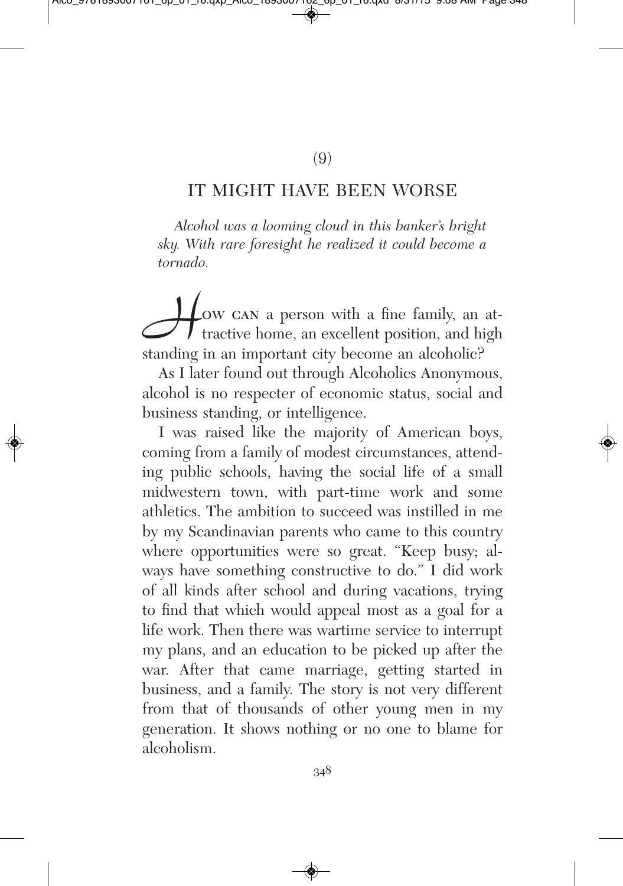(9)

## IT MIGHT HAVE BEEN WORSE

*Alcohol was a looming cloud in this banker's bright sky. With rare foresight he realized it could become a tornado.*

How can a person with a fine family, an attractive home, an excellent position, and high standing in an important city become an alcoholic?

As I later found out through Alcoholics Anonymous, alcohol is no respecter of economic status, social and business standing, or intelligence.

I was raised like the majority of American boys, coming from a family of modest circumstances, attending public schools, having the social life of a small midwestern town, with part-time work and some athletics. The ambition to succeed was instilled in me by my Scandinavian parents who came to this country where opportunities were so great. "Keep busy; always have something constructive to do." I did work of all kinds after school and during vacations, trying to find that which would appeal most as a goal for a life work. Then there was wartime service to interrupt my plans, and an education to be picked up after the war. After that came marriage, getting started in business, and a family. The story is not very different from that of thousands of other young men in my generation. It shows nothing or no one to blame for alcoholism.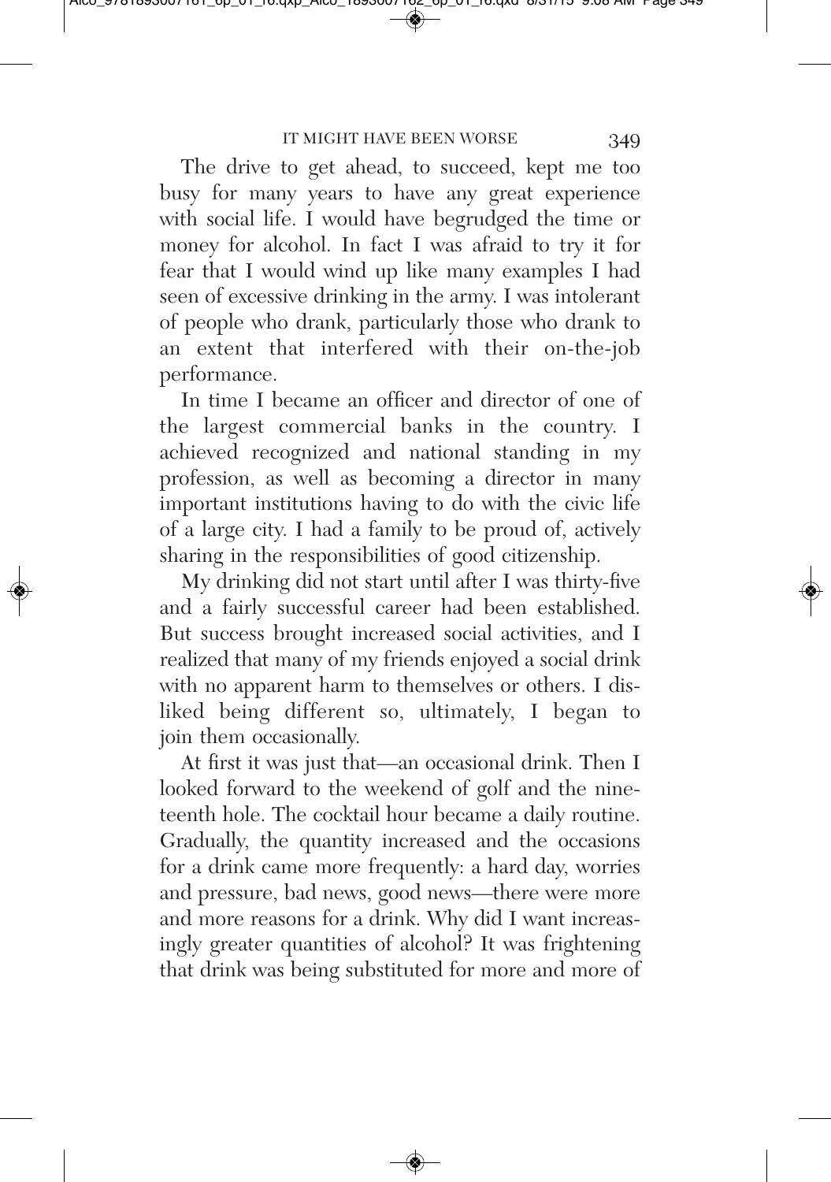The drive to get ahead, to succeed, kept me too busy for many years to have any great experience with social life. I would have begrudged the time or money for alcohol. In fact I was afraid to try it for fear that I would wind up like many examples I had seen of excessive drinking in the army. I was intolerant of people who drank, particularly those who drank to an extent that interfered with their on-the-job performance.

In time I became an officer and director of one of the largest commercial banks in the country. I achieved recognized and national standing in my profession, as well as becoming a director in many important institutions having to do with the civic life of a large city. I had a family to be proud of, actively sharing in the responsibilities of good citizenship.

My drinking did not start until after I was thirty-five and a fairly successful career had been established. But success brought increased social activities, and I realized that many of my friends enjoyed a social drink with no apparent harm to themselves or others. I disliked being different so, ultimately, I began to join them occasionally.

At first it was just that—an occasional drink. Then I looked forward to the weekend of golf and the nineteenth hole. The cocktail hour became a daily routine. Gradually, the quantity increased and the occasions for a drink came more frequently: a hard day, worries and pressure, bad news, good news—there were more and more reasons for a drink. Why did I want increasingly greater quantities of alcohol? It was frightening that drink was being substituted for more and more of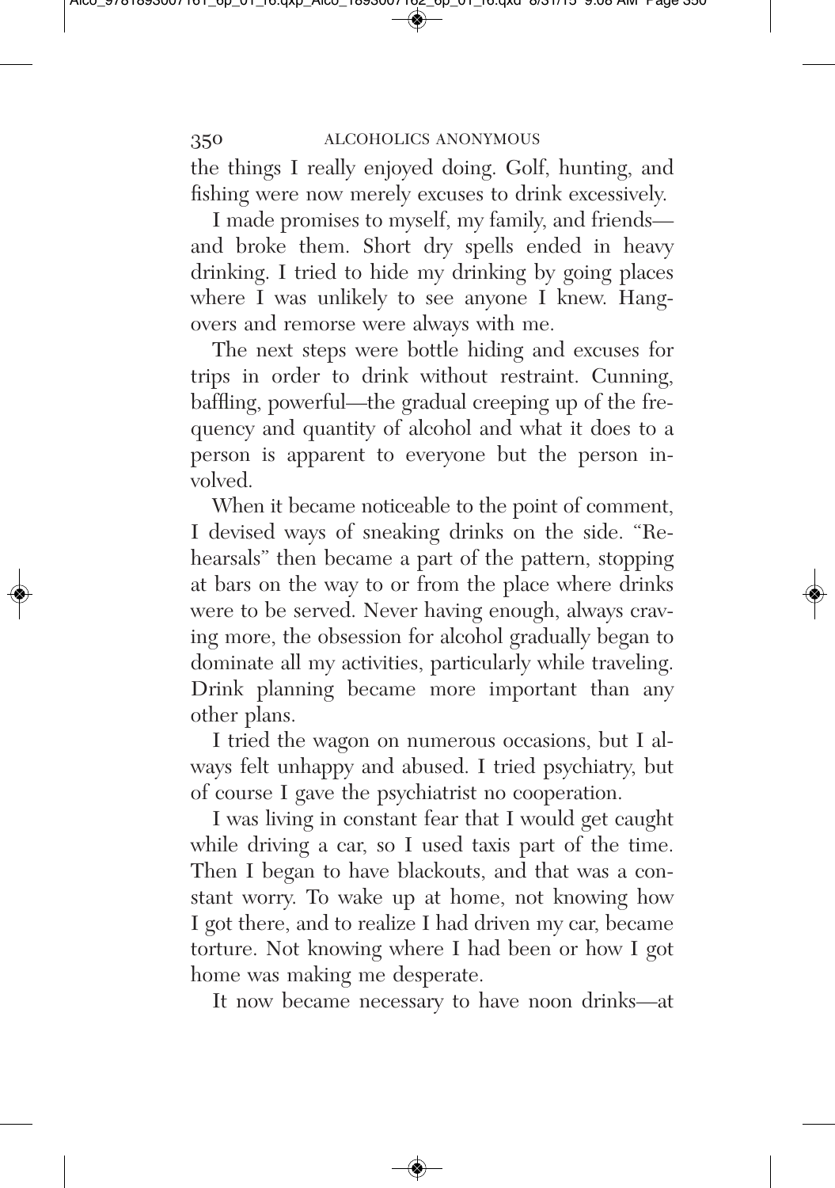the things I really enjoyed doing. Golf, hunting, and fishing were now merely excuses to drink excessively.

I made promises to myself, my family, and friends—and broke them. Short dry spells ended in heavy drinking. I tried to hide my drinking by going places where I was unlikely to see anyone I knew. Hangovers and remorse were always with me.

The next steps were bottle hiding and excuses for trips in order to drink without restraint. Cunning, baffling, powerful—the gradual creeping up of the frequency and quantity of alcohol and what it does to a person is apparent to everyone but the person involved.

When it became noticeable to the point of comment, I devised ways of sneaking drinks on the side. "Rehearsals" then became a part of the pattern, stopping at bars on the way to or from the place where drinks were to be served. Never having enough, always craving more, the obsession for alcohol gradually began to dominate all my activities, particularly while traveling. Drink planning became more important than any other plans.

I tried the wagon on numerous occasions, but I always felt unhappy and abused. I tried psychiatry, but of course I gave the psychiatrist no cooperation.

I was living in constant fear that I would get caught while driving a car, so I used taxis part of the time. Then I began to have blackouts, and that was a constant worry. To wake up at home, not knowing how I got there, and to realize I had driven my car, became torture. Not knowing where I had been or how I got home was making me desperate.

It now became necessary to have noon drinks—at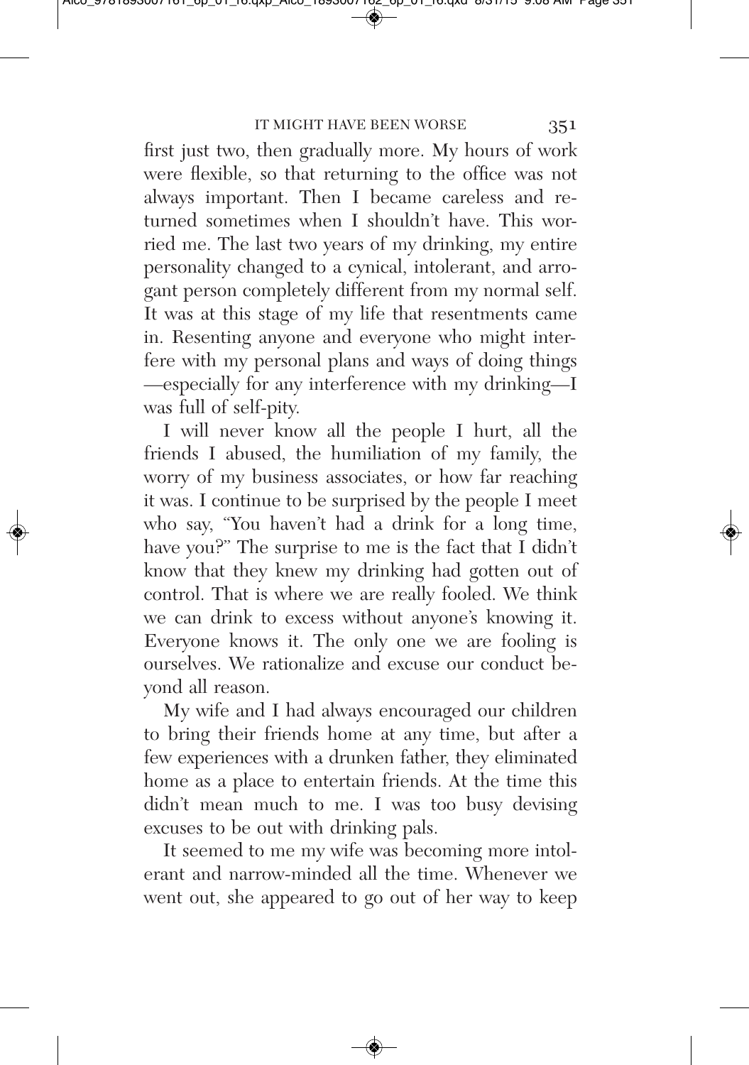first just two, then gradually more. My hours of work were flexible, so that returning to the office was not always important. Then I became careless and returned sometimes when I shouldn't have. This worried me. The last two years of my drinking, my entire personality changed to a cynical, intolerant, and arrogant person completely different from my normal self. It was at this stage of my life that resentments came in. Resenting anyone and everyone who might interfere with my personal plans and ways of doing things —especially for any interference with my drinking—I was full of self-pity.

I will never know all the people I hurt, all the friends I abused, the humiliation of my family, the worry of my business associates, or how far reaching it was. I continue to be surprised by the people I meet who say, "You haven't had a drink for a long time, have you?" The surprise to me is the fact that I didn't know that they knew my drinking had gotten out of control. That is where we are really fooled. We think we can drink to excess without anyone's knowing it. Everyone knows it. The only one we are fooling is ourselves. We rationalize and excuse our conduct beyond all reason.

My wife and I had always encouraged our children to bring their friends home at any time, but after a few experiences with a drunken father, they eliminated home as a place to entertain friends. At the time this didn't mean much to me. I was too busy devising excuses to be out with drinking pals.

It seemed to me my wife was becoming more intolerant and narrow-minded all the time. Whenever we went out, she appeared to go out of her way to keep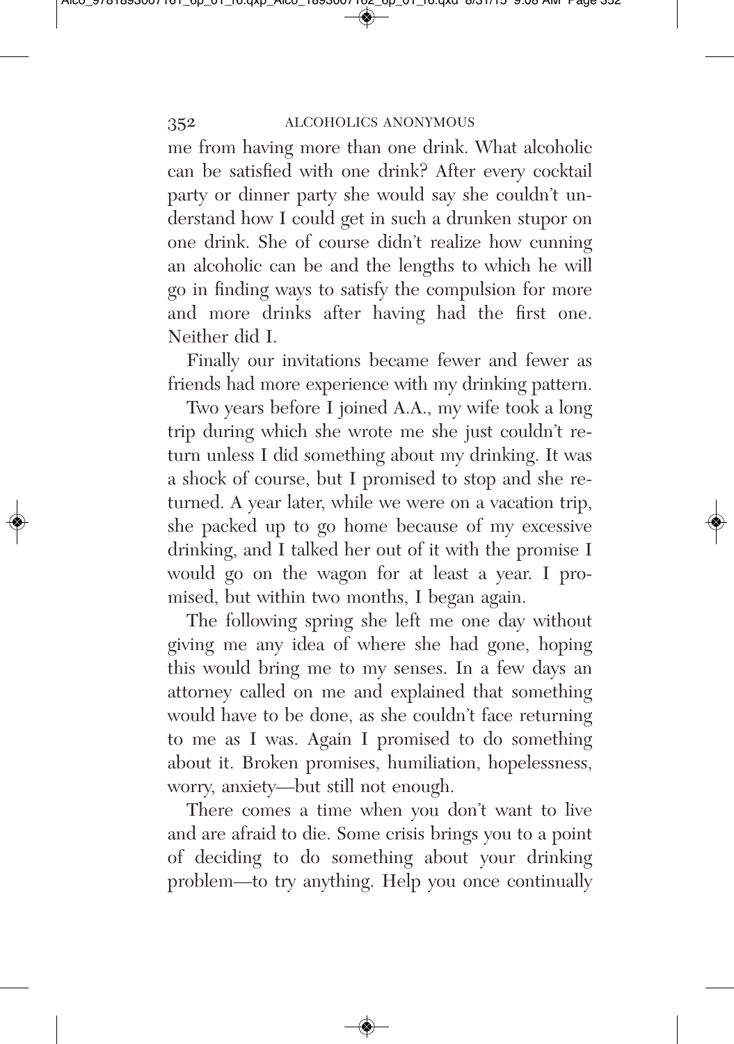me from having more than one drink. What alcoholic can be satisfied with one drink? After every cocktail party or dinner party she would say she couldn't understand how I could get in such a drunken stupor on one drink. She of course didn't realize how cunning an alcoholic can be and the lengths to which he will go in finding ways to satisfy the compulsion for more and more drinks after having had the first one. Neither did I.

Finally our invitations became fewer and fewer as friends had more experience with my drinking pattern.

Two years before I joined A.A., my wife took a long trip during which she wrote me she just couldn't return unless I did something about my drinking. It was a shock of course, but I promised to stop and she returned. A year later, while we were on a vacation trip, she packed up to go home because of my excessive drinking, and I talked her out of it with the promise I would go on the wagon for at least a year. I promised, but within two months, I began again.

The following spring she left me one day without giving me any idea of where she had gone, hoping this would bring me to my senses. In a few days an attorney called on me and explained that something would have to be done, as she couldn't face returning to me as I was. Again I promised to do something about it. Broken promises, humiliation, hopelessness, worry, anxiety—but still not enough.

There comes a time when you don't want to live and are afraid to die. Some crisis brings you to a point of deciding to do something about your drinking problem—to try anything. Help you once continually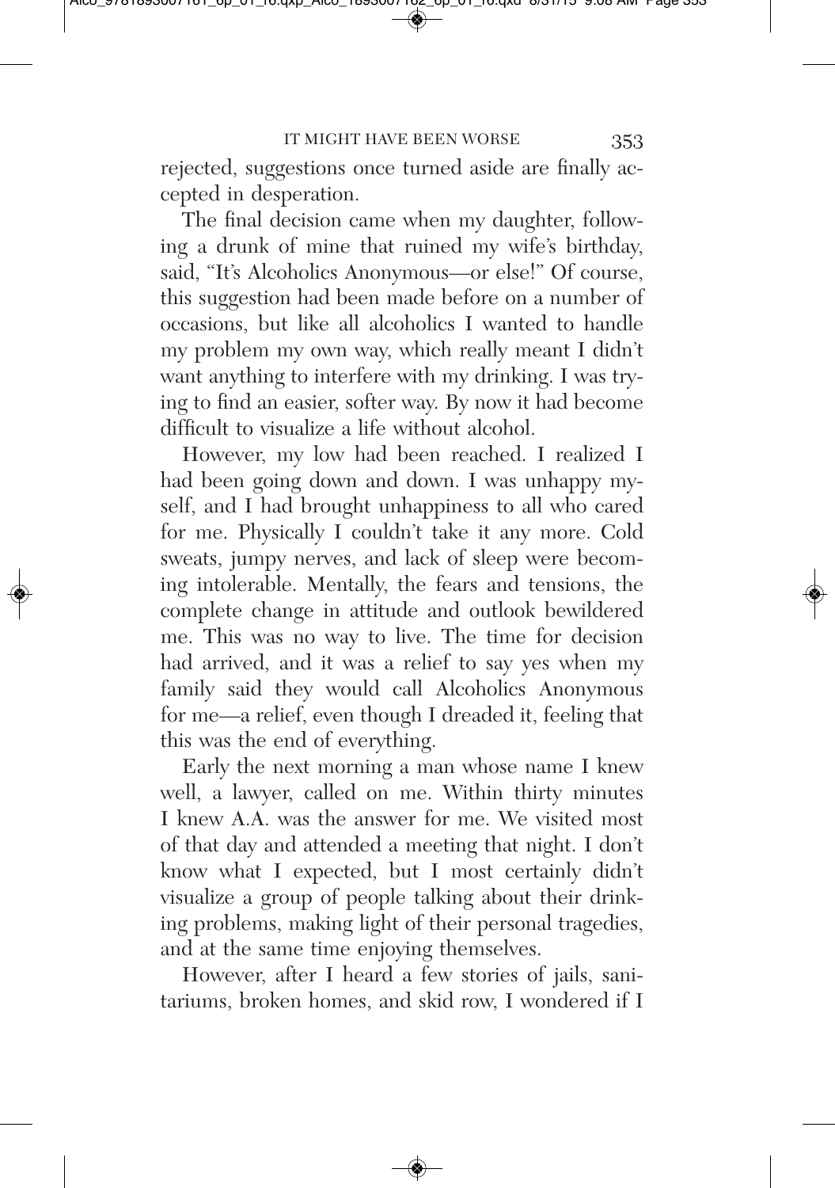rejected, suggestions once turned aside are finally accepted in desperation.

The final decision came when my daughter, following a drunk of mine that ruined my wife's birthday, said, "It's Alcoholics Anonymous—or else!" Of course, this suggestion had been made before on a number of occasions, but like all alcoholics I wanted to handle my problem my own way, which really meant I didn't want anything to interfere with my drinking. I was trying to find an easier, softer way. By now it had become difficult to visualize a life without alcohol.

However, my low had been reached. I realized I had been going down and down. I was unhappy myself, and I had brought unhappiness to all who cared for me. Physically I couldn't take it any more. Cold sweats, jumpy nerves, and lack of sleep were becoming intolerable. Mentally, the fears and tensions, the complete change in attitude and outlook bewildered me. This was no way to live. The time for decision had arrived, and it was a relief to say yes when my family said they would call Alcoholics Anonymous for me—a relief, even though I dreaded it, feeling that this was the end of everything.

Early the next morning a man whose name I knew well, a lawyer, called on me. Within thirty minutes I knew A.A. was the answer for me. We visited most of that day and attended a meeting that night. I don't know what I expected, but I most certainly didn't visualize a group of people talking about their drinking problems, making light of their personal tragedies, and at the same time enjoying themselves.

However, after I heard a few stories of jails, sanitariums, broken homes, and skid row, I wondered if I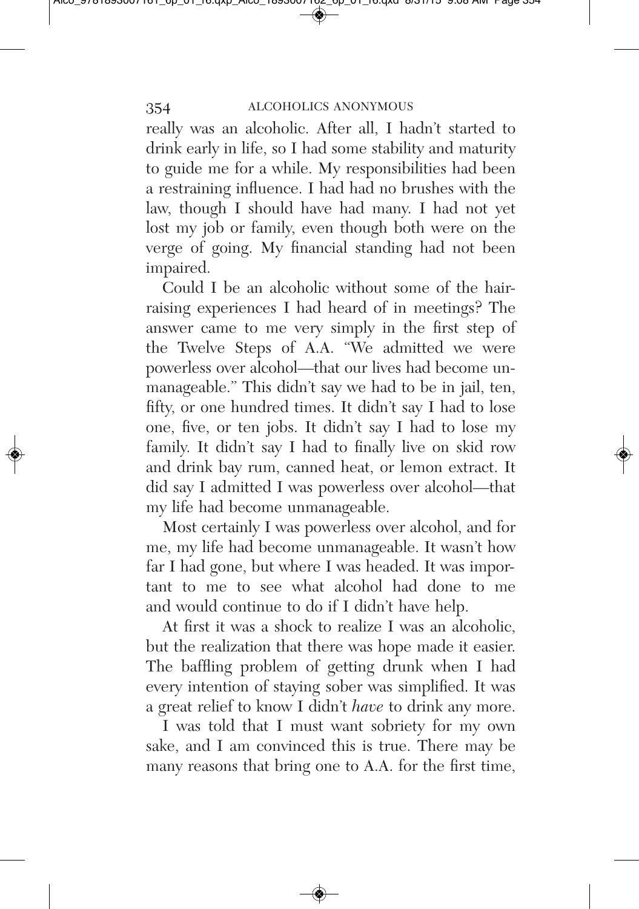really was an alcoholic. After all, I hadn't started to drink early in life, so I had some stability and maturity to guide me for a while. My responsibilities had been a restraining influence. I had had no brushes with the law, though I should have had many. I had not yet lost my job or family, even though both were on the verge of going. My financial standing had not been impaired.

Could I be an alcoholic without some of the hair-raising experiences I had heard of in meetings? The answer came to me very simply in the first step of the Twelve Steps of A.A. "We admitted we were powerless over alcohol—that our lives had become unmanageable." This didn't say we had to be in jail, ten, fifty, or one hundred times. It didn't say I had to lose one, five, or ten jobs. It didn't say I had to lose my family. It didn't say I had to finally live on skid row and drink bay rum, canned heat, or lemon extract. It did say I admitted I was powerless over alcohol—that my life had become unmanageable.

Most certainly I was powerless over alcohol, and for me, my life had become unmanageable. It wasn't how far I had gone, but where I was headed. It was important to me to see what alcohol had done to me and would continue to do if I didn't have help.

At first it was a shock to realize I was an alcoholic, but the realization that there was hope made it easier. The baffling problem of getting drunk when I had every intention of staying sober was simplified. It was a great relief to know I didn't *have* to drink any more.

I was told that I must want sobriety for my own sake, and I am convinced this is true. There may be many reasons that bring one to A.A. for the first time,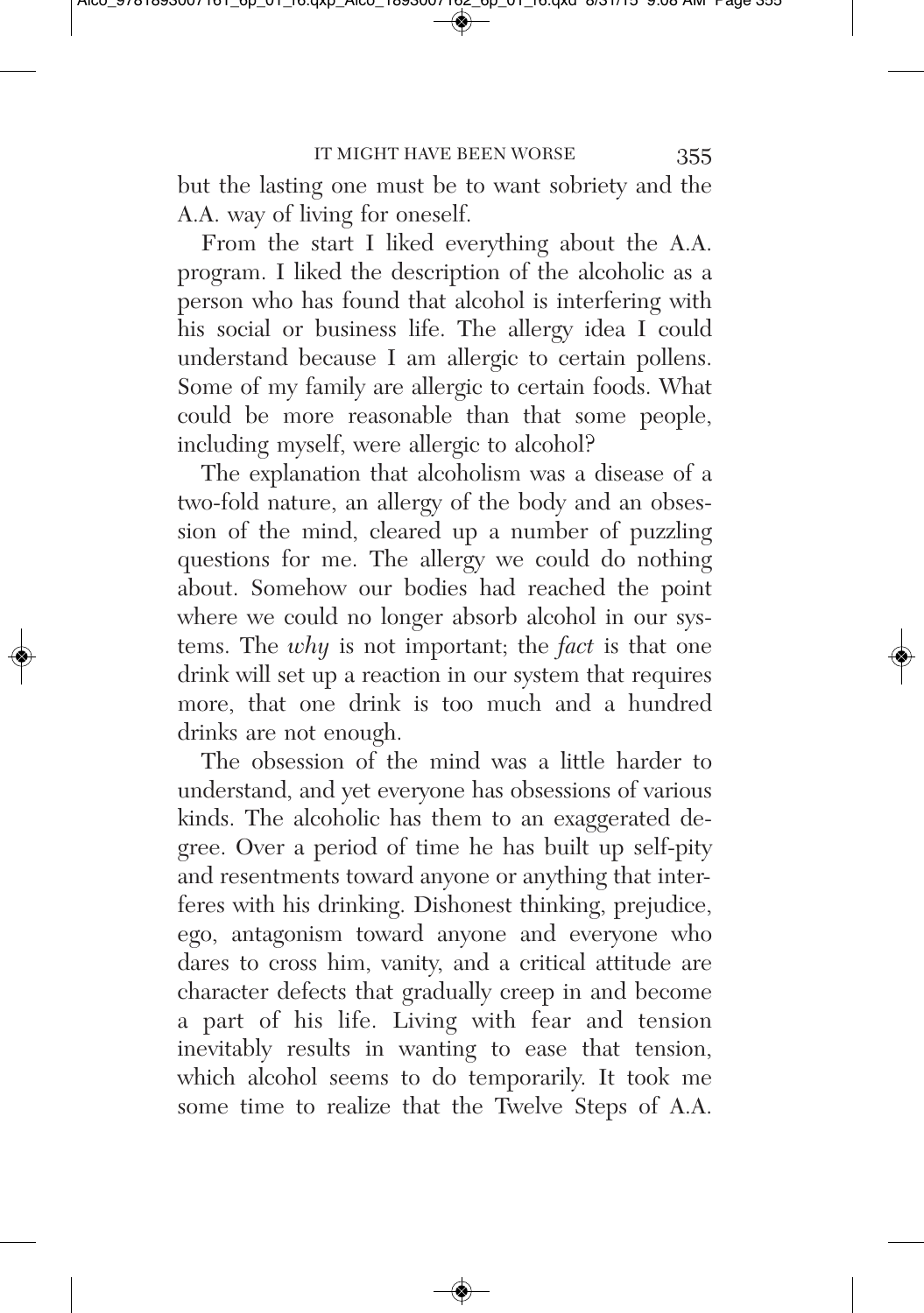but the lasting one must be to want sobriety and the A.A. way of living for oneself.

From the start I liked everything about the A.A. program. I liked the description of the alcoholic as a person who has found that alcohol is interfering with his social or business life. The allergy idea I could understand because I am allergic to certain pollens. Some of my family are allergic to certain foods. What could be more reasonable than that some people, including myself, were allergic to alcohol?

The explanation that alcoholism was a disease of a two-fold nature, an allergy of the body and an obsession of the mind, cleared up a number of puzzling questions for me. The allergy we could do nothing about. Somehow our bodies had reached the point where we could no longer absorb alcohol in our systems. The *why* is not important; the *fact* is that one drink will set up a reaction in our system that requires more, that one drink is too much and a hundred drinks are not enough.

The obsession of the mind was a little harder to understand, and yet everyone has obsessions of various kinds. The alcoholic has them to an exaggerated degree. Over a period of time he has built up self-pity and resentments toward anyone or anything that interferes with his drinking. Dishonest thinking, prejudice, ego, antagonism toward anyone and everyone who dares to cross him, vanity, and a critical attitude are character defects that gradually creep in and become a part of his life. Living with fear and tension inevitably results in wanting to ease that tension, which alcohol seems to do temporarily. It took me some time to realize that the Twelve Steps of A.A.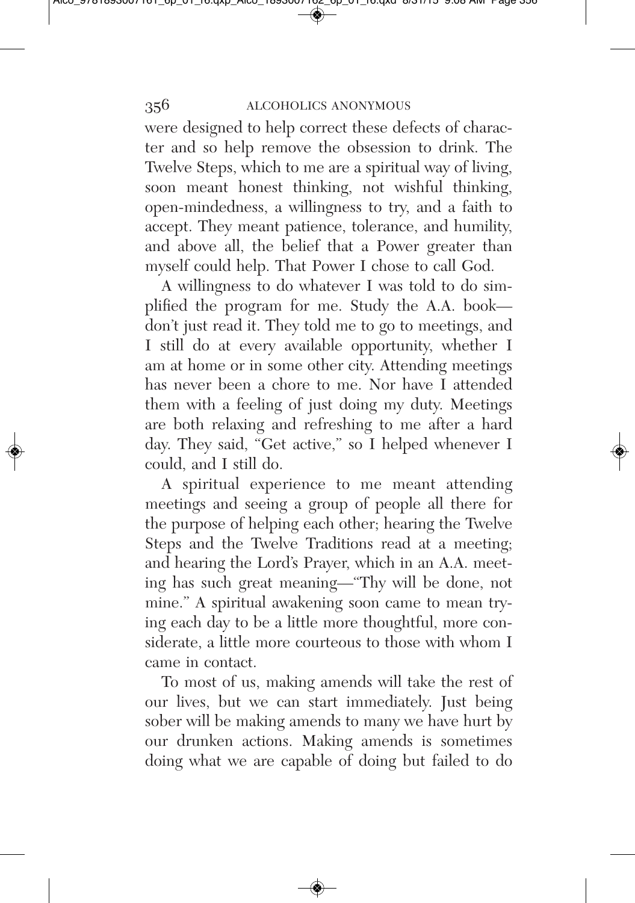were designed to help correct these defects of character and so help remove the obsession to drink. The Twelve Steps, which to me are a spiritual way of living, soon meant honest thinking, not wishful thinking, open-mindedness, a willingness to try, and a faith to accept. They meant patience, tolerance, and humility, and above all, the belief that a Power greater than myself could help. That Power I chose to call God.

A willingness to do whatever I was told to do simplified the program for me. Study the A.A. book—don't just read it. They told me to go to meetings, and I still do at every available opportunity, whether I am at home or in some other city. Attending meetings has never been a chore to me. Nor have I attended them with a feeling of just doing my duty. Meetings are both relaxing and refreshing to me after a hard day. They said, "Get active," so I helped whenever I could, and I still do.

A spiritual experience to me meant attending meetings and seeing a group of people all there for the purpose of helping each other; hearing the Twelve Steps and the Twelve Traditions read at a meeting; and hearing the Lord's Prayer, which in an A.A. meeting has such great meaning—"Thy will be done, not mine." A spiritual awakening soon came to mean trying each day to be a little more thoughtful, more considerate, a little more courteous to those with whom I came in contact.

To most of us, making amends will take the rest of our lives, but we can start immediately. Just being sober will be making amends to many we have hurt by our drunken actions. Making amends is sometimes doing what we are capable of doing but failed to do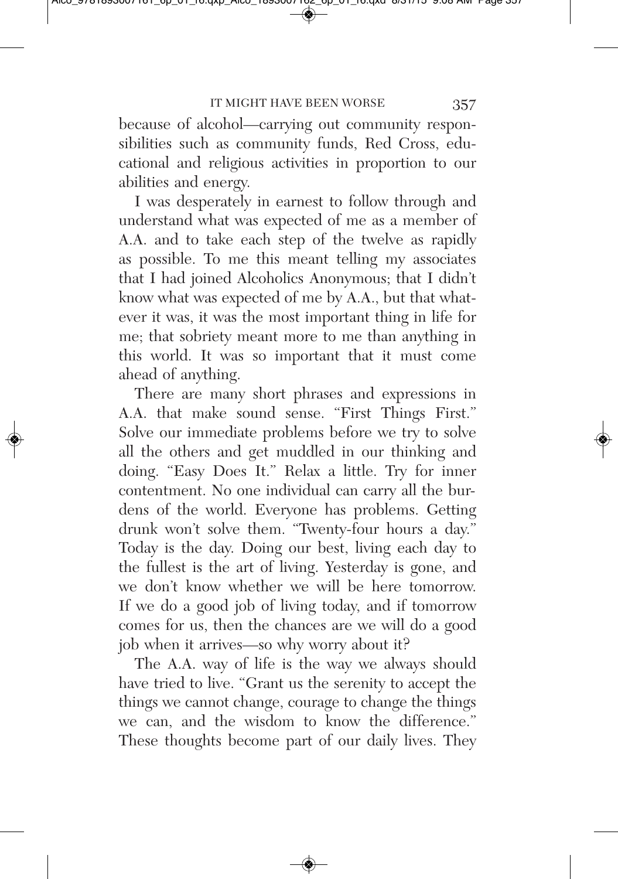because of alcohol—carrying out community responsibilities such as community funds, Red Cross, educational and religious activities in proportion to our abilities and energy.

I was desperately in earnest to follow through and understand what was expected of me as a member of A.A. and to take each step of the twelve as rapidly as possible. To me this meant telling my associates that I had joined Alcoholics Anonymous; that I didn't know what was expected of me by A.A., but that whatever it was, it was the most important thing in life for me; that sobriety meant more to me than anything in this world. It was so important that it must come ahead of anything.

There are many short phrases and expressions in A.A. that make sound sense. "First Things First." Solve our immediate problems before we try to solve all the others and get muddled in our thinking and doing. "Easy Does It." Relax a little. Try for inner contentment. No one individual can carry all the burdens of the world. Everyone has problems. Getting drunk won't solve them. "Twenty-four hours a day." Today is the day. Doing our best, living each day to the fullest is the art of living. Yesterday is gone, and we don't know whether we will be here tomorrow. If we do a good job of living today, and if tomorrow comes for us, then the chances are we will do a good job when it arrives—so why worry about it?

The A.A. way of life is the way we always should have tried to live. "Grant us the serenity to accept the things we cannot change, courage to change the things we can, and the wisdom to know the difference." These thoughts become part of our daily lives. They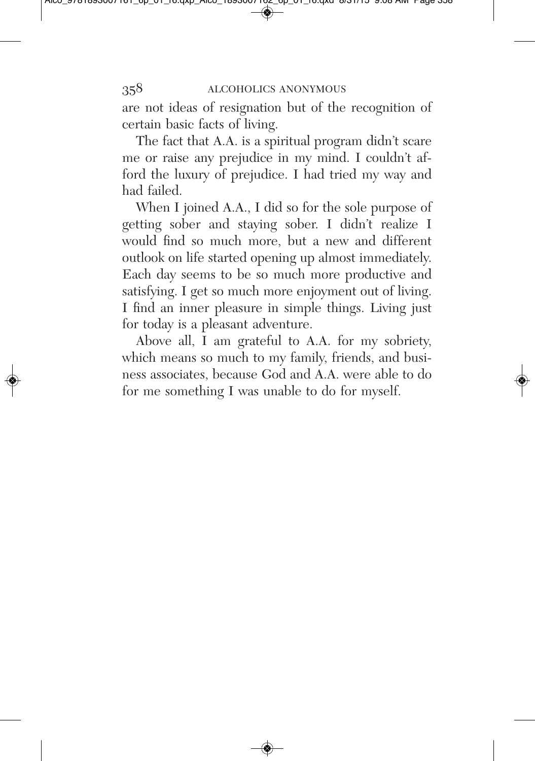are not ideas of resignation but of the recognition of certain basic facts of living.

The fact that A.A. is a spiritual program didn't scare me or raise any prejudice in my mind. I couldn't afford the luxury of prejudice. I had tried my way and had failed.

When I joined A.A., I did so for the sole purpose of getting sober and staying sober. I didn't realize I would find so much more, but a new and different outlook on life started opening up almost immediately. Each day seems to be so much more productive and satisfying. I get so much more enjoyment out of living. I find an inner pleasure in simple things. Living just for today is a pleasant adventure.

Above all, I am grateful to A.A. for my sobriety, which means so much to my family, friends, and business associates, because God and A.A. were able to do for me something I was unable to do for myself.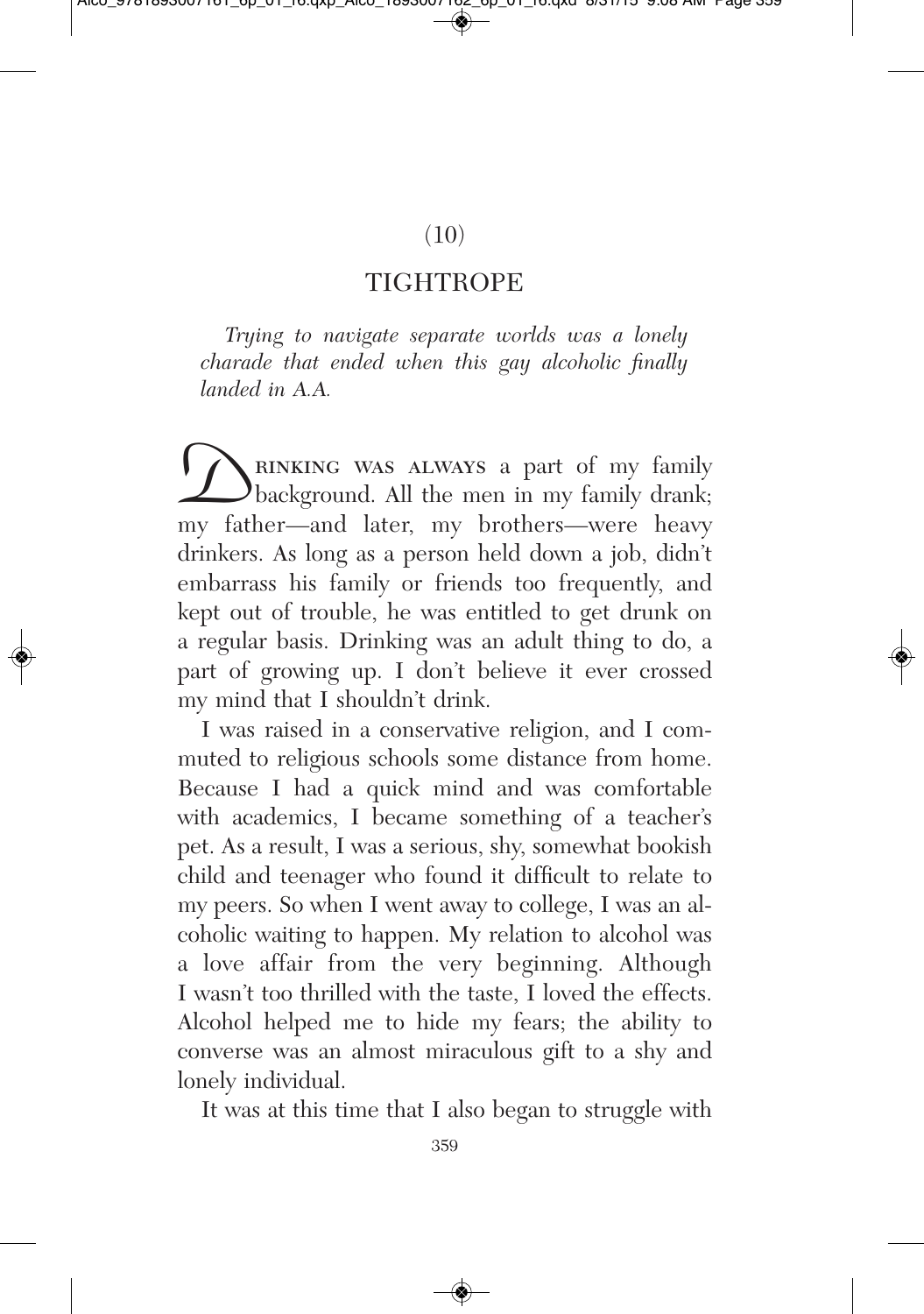(10)

## TIGHTROPE

*Trying to navigate separate worlds was a lonely charade that ended when this gay alcoholic finally landed in A.A.*

DRINKING WAS ALWAYS a part of my family background. All the men in my family drank; my father—and later, my brothers—were heavy drinkers. As long as a person held down a job, didn't embarrass his family or friends too frequently, and kept out of trouble, he was entitled to get drunk on a regular basis. Drinking was an adult thing to do, a part of growing up. I don't believe it ever crossed my mind that I shouldn't drink.

I was raised in a conservative religion, and I commuted to religious schools some distance from home. Because I had a quick mind and was comfortable with academics, I became something of a teacher's pet. As a result, I was a serious, shy, somewhat bookish child and teenager who found it difficult to relate to my peers. So when I went away to college, I was an alcoholic waiting to happen. My relation to alcohol was a love affair from the very beginning. Although I wasn't too thrilled with the taste, I loved the effects. Alcohol helped me to hide my fears; the ability to converse was an almost miraculous gift to a shy and lonely individual.

It was at this time that I also began to struggle with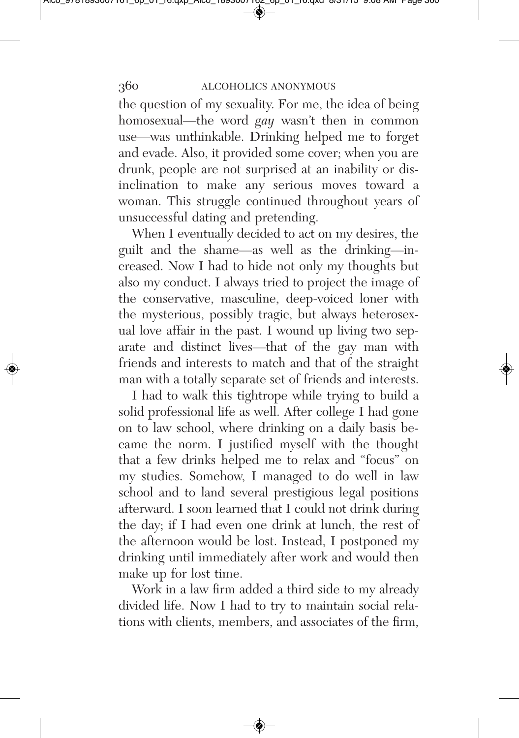the question of my sexuality. For me, the idea of being homosexual—the word *gay* wasn't then in common use—was unthinkable. Drinking helped me to forget and evade. Also, it provided some cover; when you are drunk, people are not surprised at an inability or disinclination to make any serious moves toward a woman. This struggle continued throughout years of unsuccessful dating and pretending.

When I eventually decided to act on my desires, the guilt and the shame—as well as the drinking—increased. Now I had to hide not only my thoughts but also my conduct. I always tried to project the image of the conservative, masculine, deep-voiced loner with the mysterious, possibly tragic, but always heterosexual love affair in the past. I wound up living two separate and distinct lives—that of the gay man with friends and interests to match and that of the straight man with a totally separate set of friends and interests.

I had to walk this tightrope while trying to build a solid professional life as well. After college I had gone on to law school, where drinking on a daily basis became the norm. I justified myself with the thought that a few drinks helped me to relax and "focus" on my studies. Somehow, I managed to do well in law school and to land several prestigious legal positions afterward. I soon learned that I could not drink during the day; if I had even one drink at lunch, the rest of the afternoon would be lost. Instead, I postponed my drinking until immediately after work and would then make up for lost time.

Work in a law firm added a third side to my already divided life. Now I had to try to maintain social relations with clients, members, and associates of the firm,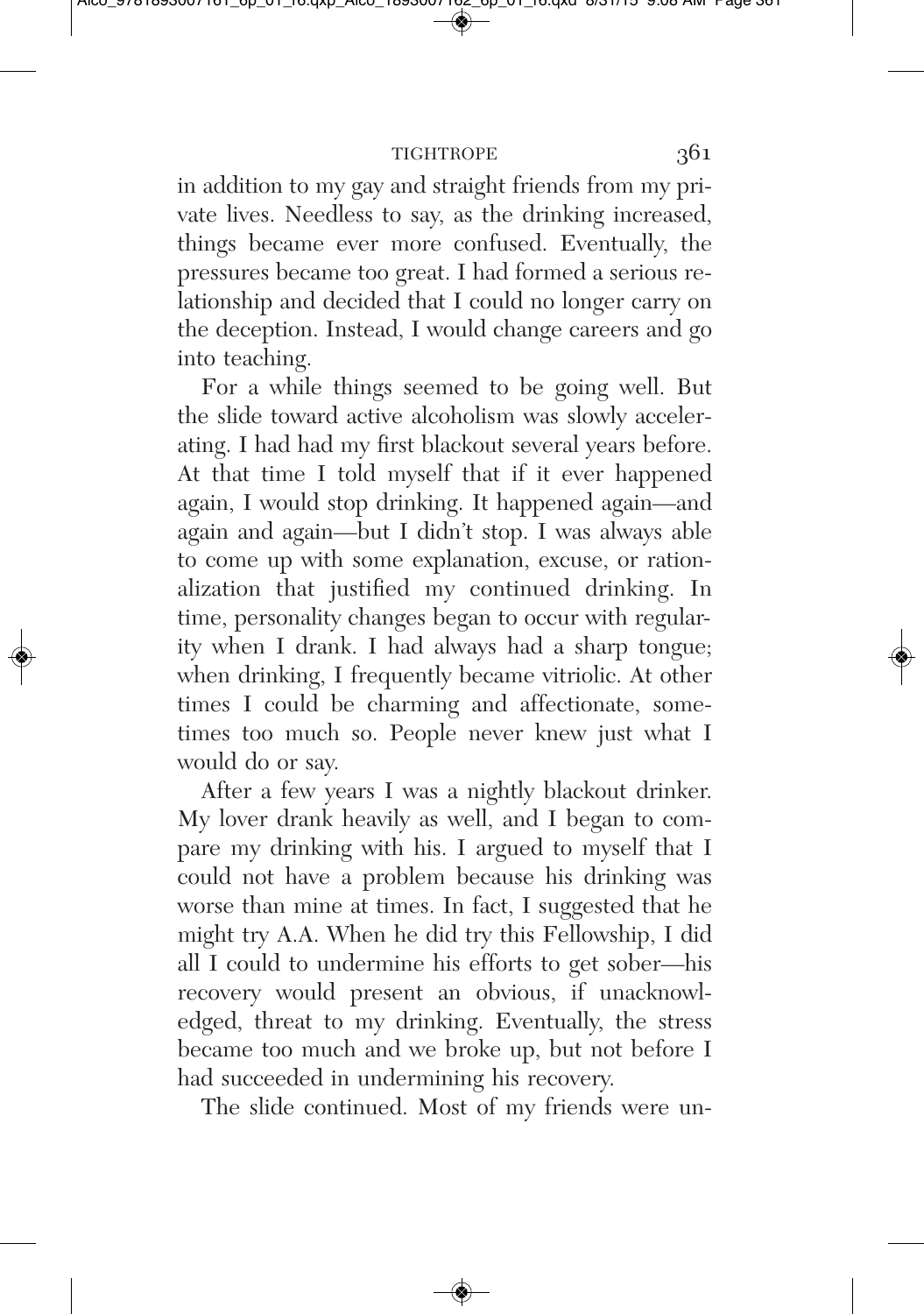in addition to my gay and straight friends from my private lives. Needless to say, as the drinking increased, things became ever more confused. Eventually, the pressures became too great. I had formed a serious relationship and decided that I could no longer carry on the deception. Instead, I would change careers and go into teaching.

For a while things seemed to be going well. But the slide toward active alcoholism was slowly accelerating. I had had my first blackout several years before. At that time I told myself that if it ever happened again, I would stop drinking. It happened again—and again and again—but I didn't stop. I was always able to come up with some explanation, excuse, or rationalization that justified my continued drinking. In time, personality changes began to occur with regularity when I drank. I had always had a sharp tongue; when drinking, I frequently became vitriolic. At other times I could be charming and affectionate, sometimes too much so. People never knew just what I would do or say.

After a few years I was a nightly blackout drinker. My lover drank heavily as well, and I began to compare my drinking with his. I argued to myself that I could not have a problem because his drinking was worse than mine at times. In fact, I suggested that he might try A.A. When he did try this Fellowship, I did all I could to undermine his efforts to get sober—his recovery would present an obvious, if unacknowledged, threat to my drinking. Eventually, the stress became too much and we broke up, but not before I had succeeded in undermining his recovery.

The slide continued. Most of my friends were un-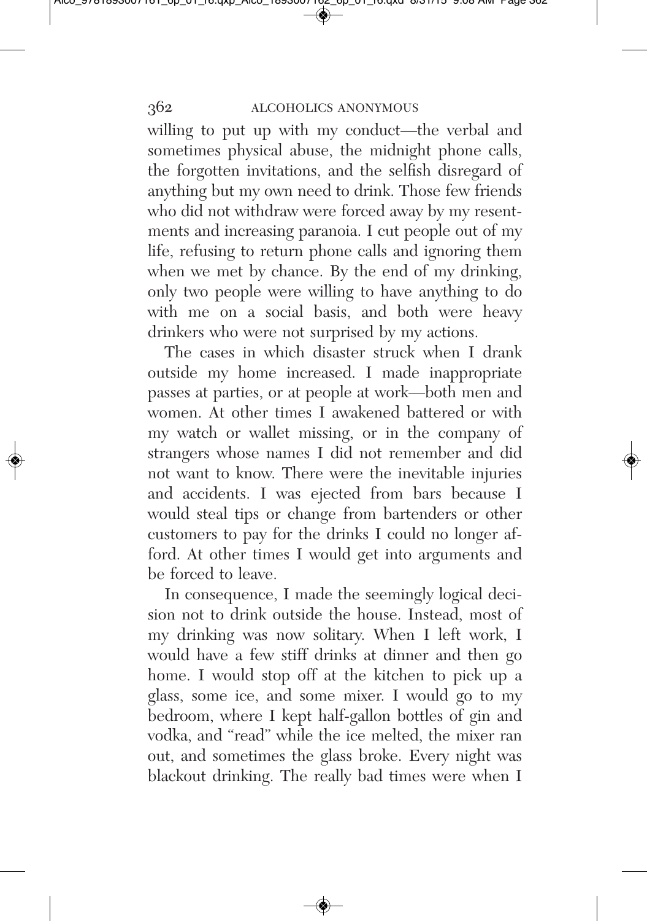willing to put up with my conduct—the verbal and sometimes physical abuse, the midnight phone calls, the forgotten invitations, and the selfish disregard of anything but my own need to drink. Those few friends who did not withdraw were forced away by my resentments and increasing paranoia. I cut people out of my life, refusing to return phone calls and ignoring them when we met by chance. By the end of my drinking, only two people were willing to have anything to do with me on a social basis, and both were heavy drinkers who were not surprised by my actions.

The cases in which disaster struck when I drank outside my home increased. I made inappropriate passes at parties, or at people at work—both men and women. At other times I awakened battered or with my watch or wallet missing, or in the company of strangers whose names I did not remember and did not want to know. There were the inevitable injuries and accidents. I was ejected from bars because I would steal tips or change from bartenders or other customers to pay for the drinks I could no longer afford. At other times I would get into arguments and be forced to leave.

In consequence, I made the seemingly logical decision not to drink outside the house. Instead, most of my drinking was now solitary. When I left work, I would have a few stiff drinks at dinner and then go home. I would stop off at the kitchen to pick up a glass, some ice, and some mixer. I would go to my bedroom, where I kept half-gallon bottles of gin and vodka, and "read" while the ice melted, the mixer ran out, and sometimes the glass broke. Every night was blackout drinking. The really bad times were when I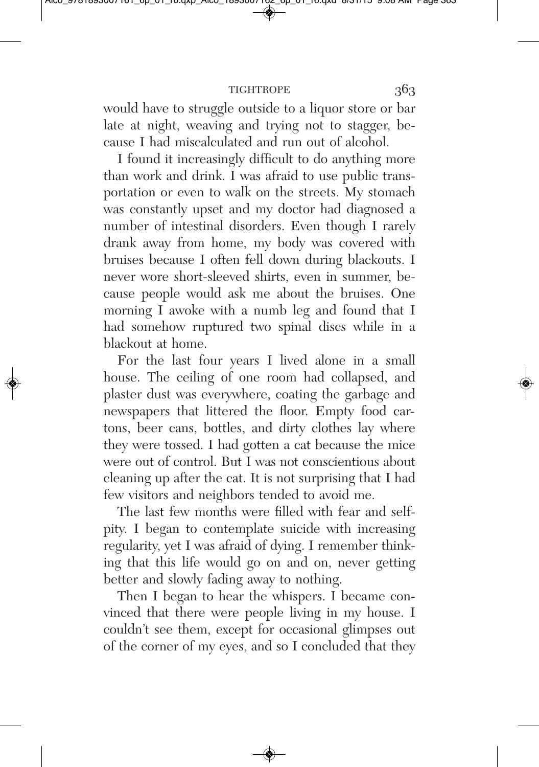would have to struggle outside to a liquor store or bar late at night, weaving and trying not to stagger, because I had miscalculated and run out of alcohol.

I found it increasingly difficult to do anything more than work and drink. I was afraid to use public transportation or even to walk on the streets. My stomach was constantly upset and my doctor had diagnosed a number of intestinal disorders. Even though I rarely drank away from home, my body was covered with bruises because I often fell down during blackouts. I never wore short-sleeved shirts, even in summer, because people would ask me about the bruises. One morning I awoke with a numb leg and found that I had somehow ruptured two spinal discs while in a blackout at home.

For the last four years I lived alone in a small house. The ceiling of one room had collapsed, and plaster dust was everywhere, coating the garbage and newspapers that littered the floor. Empty food cartons, beer cans, bottles, and dirty clothes lay where they were tossed. I had gotten a cat because the mice were out of control. But I was not conscientious about cleaning up after the cat. It is not surprising that I had few visitors and neighbors tended to avoid me.

The last few months were filled with fear and self-pity. I began to contemplate suicide with increasing regularity, yet I was afraid of dying. I remember thinking that this life would go on and on, never getting better and slowly fading away to nothing.

Then I began to hear the whispers. I became convinced that there were people living in my house. I couldn't see them, except for occasional glimpses out of the corner of my eyes, and so I concluded that they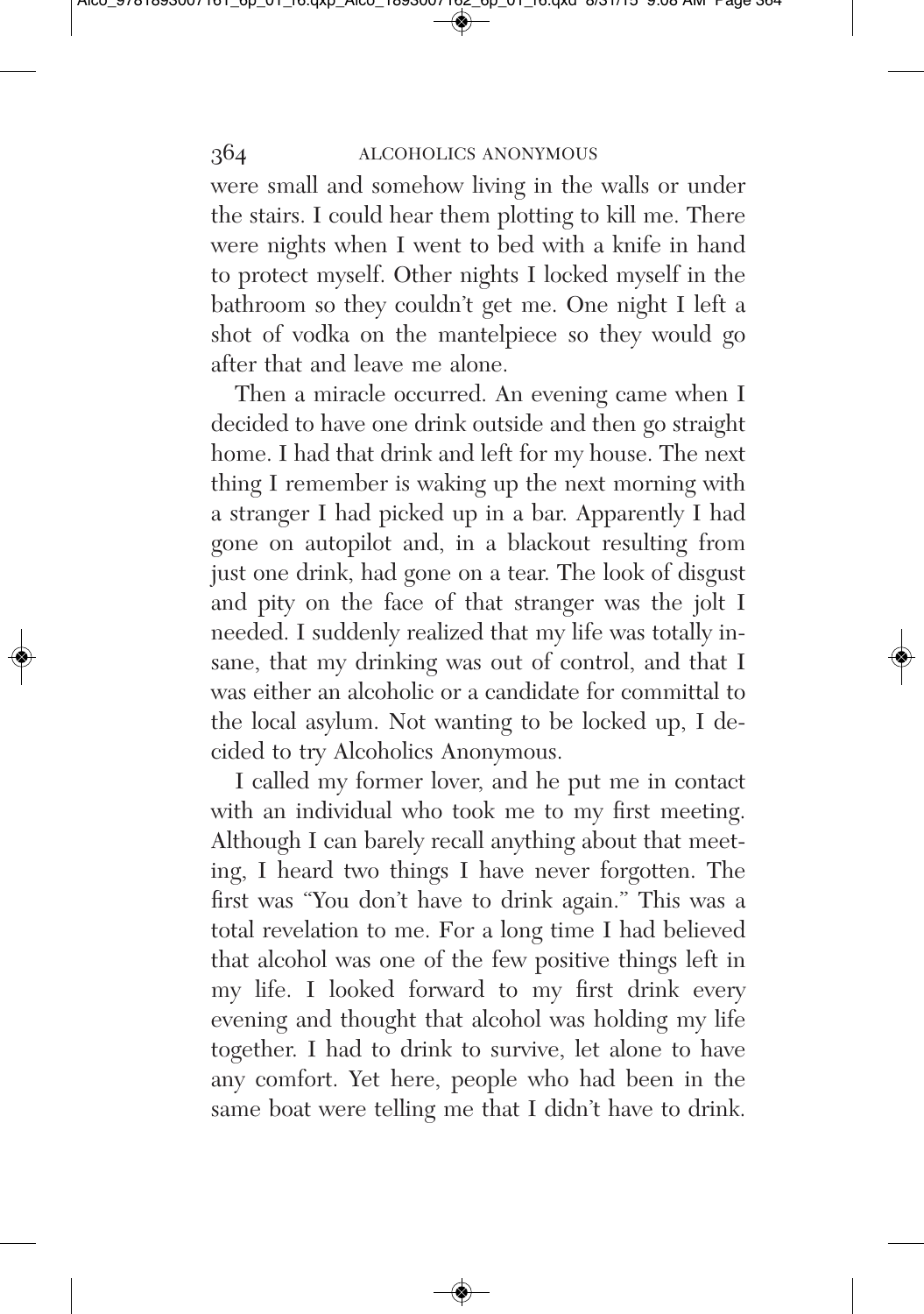were small and somehow living in the walls or under the stairs. I could hear them plotting to kill me. There were nights when I went to bed with a knife in hand to protect myself. Other nights I locked myself in the bathroom so they couldn't get me. One night I left a shot of vodka on the mantelpiece so they would go after that and leave me alone.

Then a miracle occurred. An evening came when I decided to have one drink outside and then go straight home. I had that drink and left for my house. The next thing I remember is waking up the next morning with a stranger I had picked up in a bar. Apparently I had gone on autopilot and, in a blackout resulting from just one drink, had gone on a tear. The look of disgust and pity on the face of that stranger was the jolt I needed. I suddenly realized that my life was totally insane, that my drinking was out of control, and that I was either an alcoholic or a candidate for committal to the local asylum. Not wanting to be locked up, I decided to try Alcoholics Anonymous.

I called my former lover, and he put me in contact with an individual who took me to my first meeting. Although I can barely recall anything about that meeting, I heard two things I have never forgotten. The first was "You don't have to drink again." This was a total revelation to me. For a long time I had believed that alcohol was one of the few positive things left in my life. I looked forward to my first drink every evening and thought that alcohol was holding my life together. I had to drink to survive, let alone to have any comfort. Yet here, people who had been in the same boat were telling me that I didn't have to drink.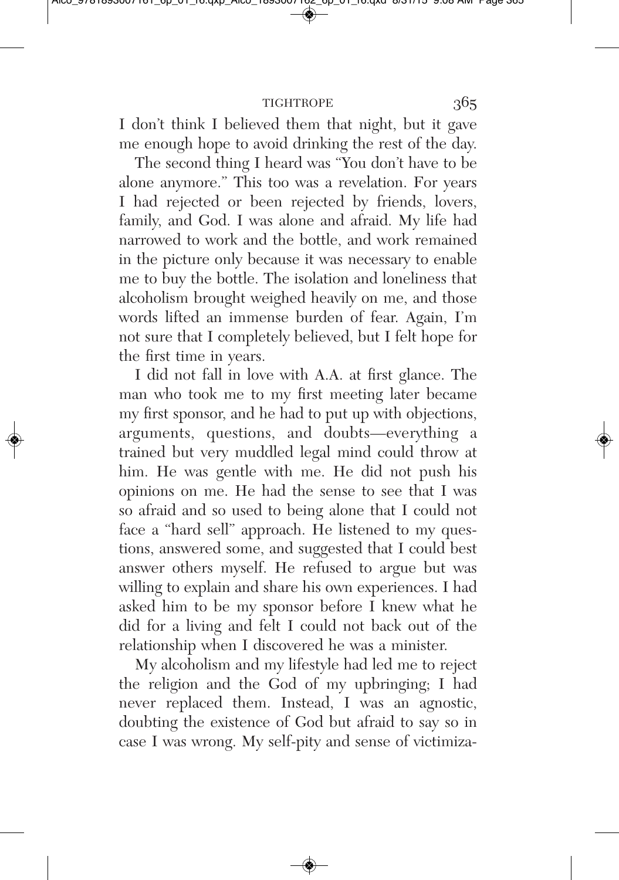I don't think I believed them that night, but it gave me enough hope to avoid drinking the rest of the day.

The second thing I heard was "You don't have to be alone anymore." This too was a revelation. For years I had rejected or been rejected by friends, lovers, family, and God. I was alone and afraid. My life had narrowed to work and the bottle, and work remained in the picture only because it was necessary to enable me to buy the bottle. The isolation and loneliness that alcoholism brought weighed heavily on me, and those words lifted an immense burden of fear. Again, I'm not sure that I completely believed, but I felt hope for the first time in years.

I did not fall in love with A.A. at first glance. The man who took me to my first meeting later became my first sponsor, and he had to put up with objections, arguments, questions, and doubts—everything a trained but very muddled legal mind could throw at him. He was gentle with me. He did not push his opinions on me. He had the sense to see that I was so afraid and so used to being alone that I could not face a "hard sell" approach. He listened to my questions, answered some, and suggested that I could best answer others myself. He refused to argue but was willing to explain and share his own experiences. I had asked him to be my sponsor before I knew what he did for a living and felt I could not back out of the relationship when I discovered he was a minister.

My alcoholism and my lifestyle had led me to reject the religion and the God of my upbringing; I had never replaced them. Instead, I was an agnostic, doubting the existence of God but afraid to say so in case I was wrong. My self-pity and sense of victimiza-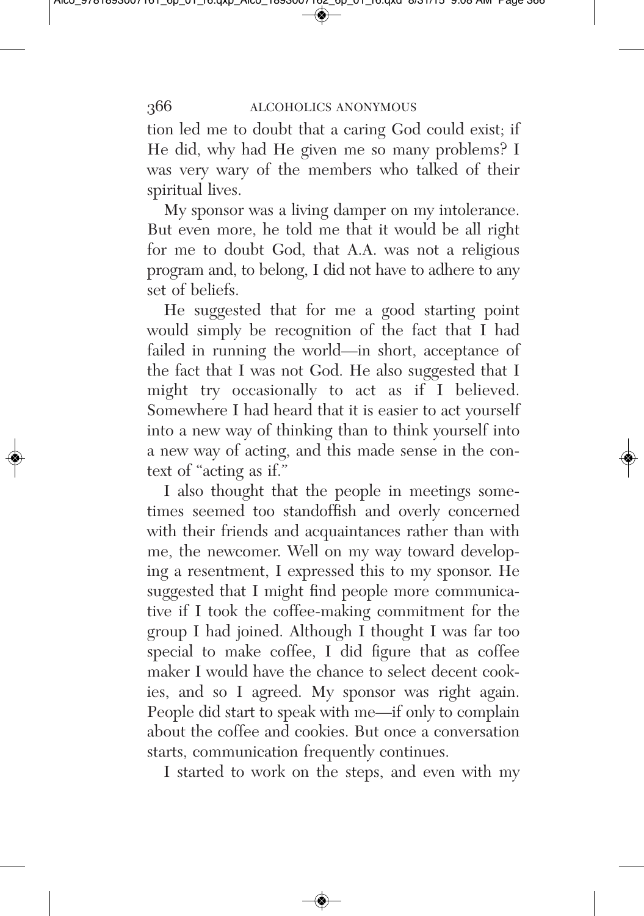tion led me to doubt that a caring God could exist; if He did, why had He given me so many problems? I was very wary of the members who talked of their spiritual lives.

My sponsor was a living damper on my intolerance. But even more, he told me that it would be all right for me to doubt God, that A.A. was not a religious program and, to belong, I did not have to adhere to any set of beliefs.

He suggested that for me a good starting point would simply be recognition of the fact that I had failed in running the world—in short, acceptance of the fact that I was not God. He also suggested that I might try occasionally to act as if I believed. Somewhere I had heard that it is easier to act yourself into a new way of thinking than to think yourself into a new way of acting, and this made sense in the context of "acting as if."

I also thought that the people in meetings sometimes seemed too standoffish and overly concerned with their friends and acquaintances rather than with me, the newcomer. Well on my way toward developing a resentment, I expressed this to my sponsor. He suggested that I might find people more communicative if I took the coffee-making commitment for the group I had joined. Although I thought I was far too special to make coffee, I did figure that as coffee maker I would have the chance to select decent cookies, and so I agreed. My sponsor was right again. People did start to speak with me—if only to complain about the coffee and cookies. But once a conversation starts, communication frequently continues.

I started to work on the steps, and even with my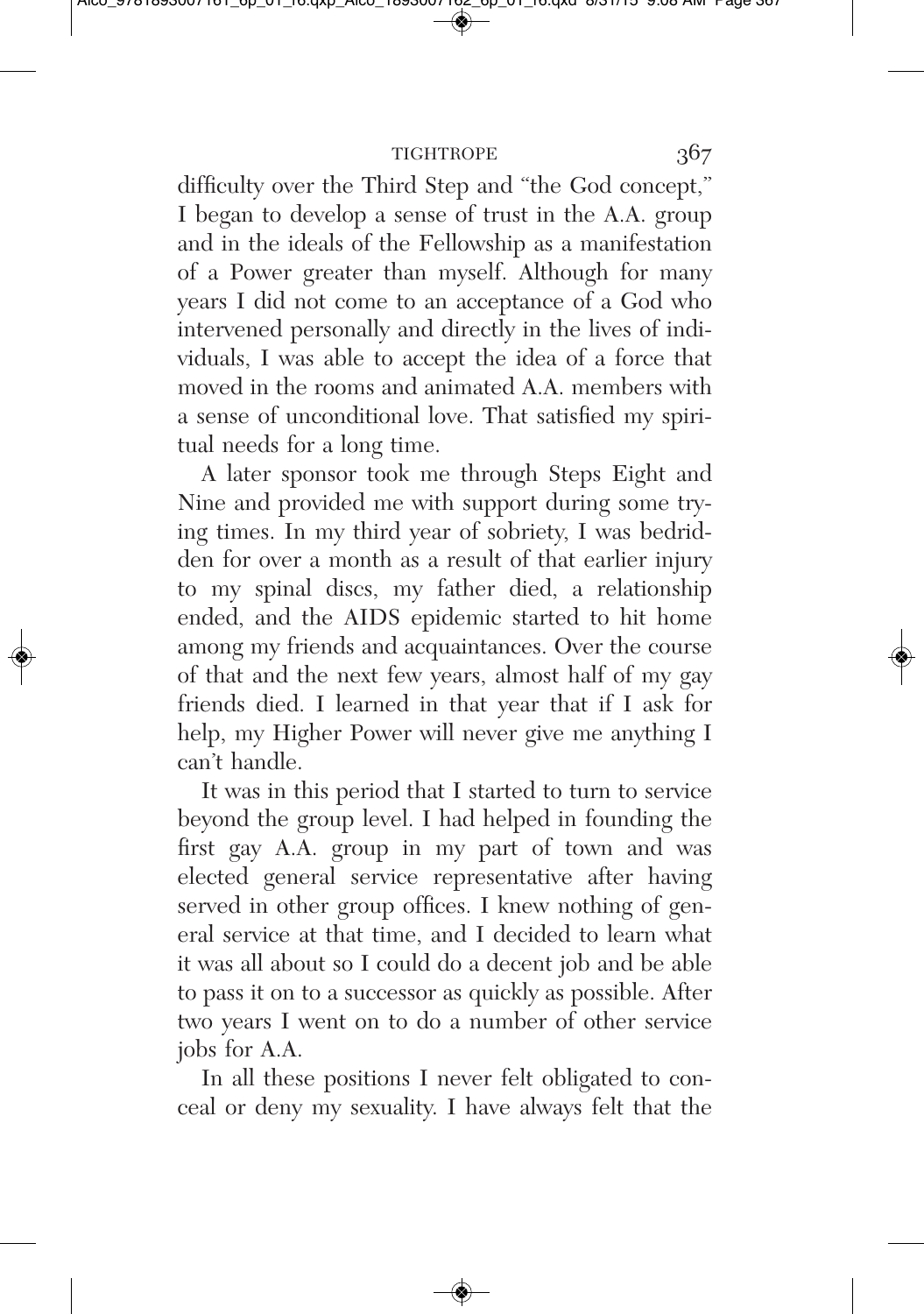difficulty over the Third Step and "the God concept," I began to develop a sense of trust in the A.A. group and in the ideals of the Fellowship as a manifestation of a Power greater than myself. Although for many years I did not come to an acceptance of a God who intervened personally and directly in the lives of individuals, I was able to accept the idea of a force that moved in the rooms and animated A.A. members with a sense of unconditional love. That satisfied my spiritual needs for a long time.

A later sponsor took me through Steps Eight and Nine and provided me with support during some trying times. In my third year of sobriety, I was bedridden for over a month as a result of that earlier injury to my spinal discs, my father died, a relationship ended, and the AIDS epidemic started to hit home among my friends and acquaintances. Over the course of that and the next few years, almost half of my gay friends died. I learned in that year that if I ask for help, my Higher Power will never give me anything I can't handle.

It was in this period that I started to turn to service beyond the group level. I had helped in founding the first gay A.A. group in my part of town and was elected general service representative after having served in other group offices. I knew nothing of general service at that time, and I decided to learn what it was all about so I could do a decent job and be able to pass it on to a successor as quickly as possible. After two years I went on to do a number of other service jobs for A.A.

In all these positions I never felt obligated to conceal or deny my sexuality. I have always felt that the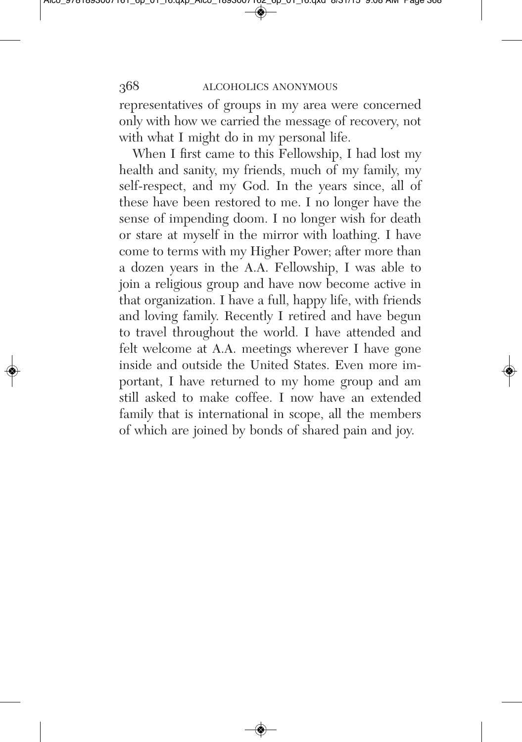representatives of groups in my area were concerned only with how we carried the message of recovery, not with what I might do in my personal life.

When I first came to this Fellowship, I had lost my health and sanity, my friends, much of my family, my self-respect, and my God. In the years since, all of these have been restored to me. I no longer have the sense of impending doom. I no longer wish for death or stare at myself in the mirror with loathing. I have come to terms with my Higher Power; after more than a dozen years in the A.A. Fellowship, I was able to join a religious group and have now become active in that organization. I have a full, happy life, with friends and loving family. Recently I retired and have begun to travel throughout the world. I have attended and felt welcome at A.A. meetings wherever I have gone inside and outside the United States. Even more important, I have returned to my home group and am still asked to make coffee. I now have an extended family that is international in scope, all the members of which are joined by bonds of shared pain and joy.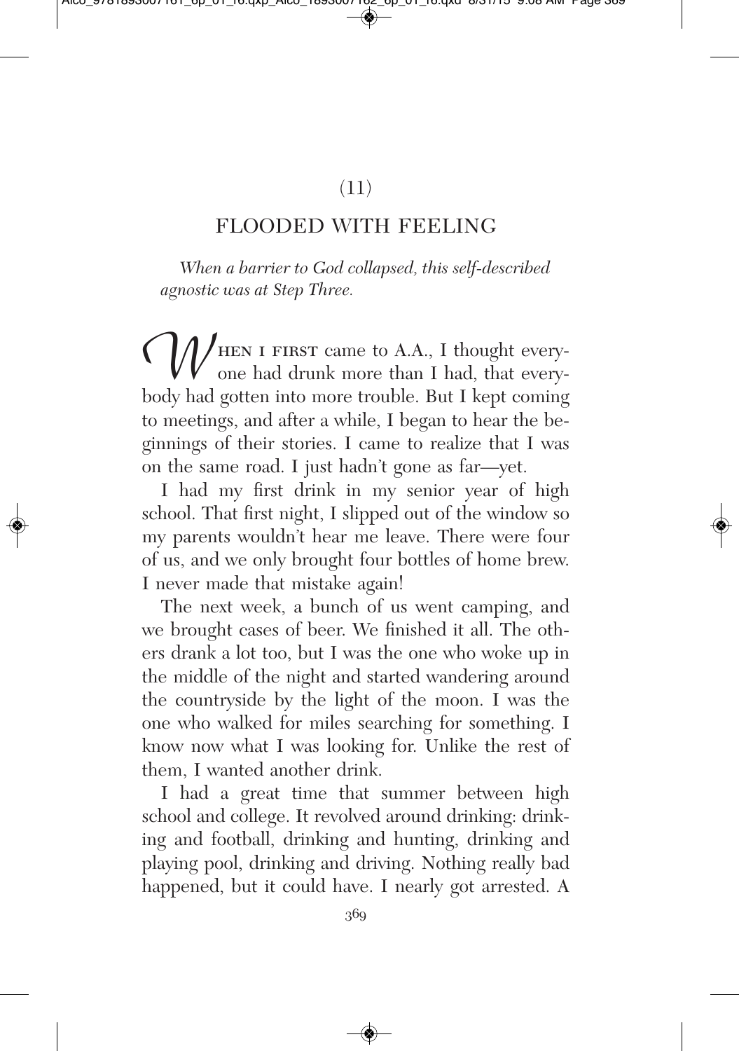(11)

## FLOODED WITH FEELING

*When a barrier to God collapsed, this self-described agnostic was at Step Three.*

When I first came to A.A., I thought everyone had drunk more than I had, that everybody had gotten into more trouble. But I kept coming to meetings, and after a while, I began to hear the beginnings of their stories. I came to realize that I was on the same road. I just hadn't gone as far—yet.

I had my first drink in my senior year of high school. That first night, I slipped out of the window so my parents wouldn't hear me leave. There were four of us, and we only brought four bottles of home brew. I never made that mistake again!

The next week, a bunch of us went camping, and we brought cases of beer. We finished it all. The others drank a lot too, but I was the one who woke up in the middle of the night and started wandering around the countryside by the light of the moon. I was the one who walked for miles searching for something. I know now what I was looking for. Unlike the rest of them, I wanted another drink.

I had a great time that summer between high school and college. It revolved around drinking: drinking and football, drinking and hunting, drinking and playing pool, drinking and driving. Nothing really bad happened, but it could have. I nearly got arrested. A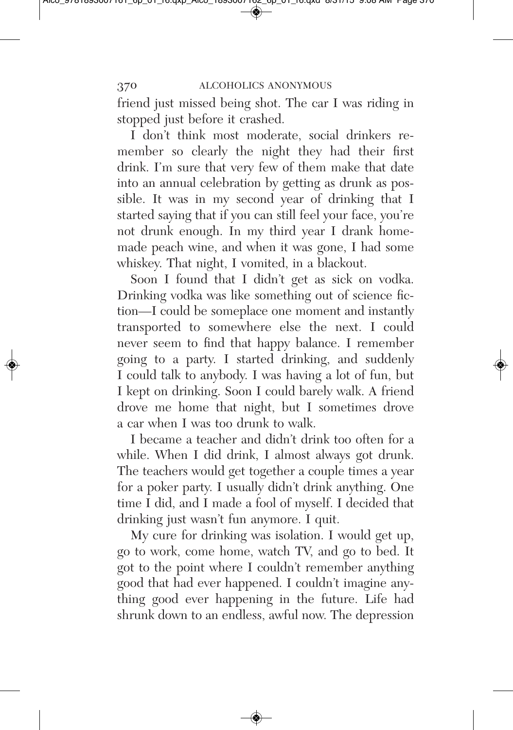friend just missed being shot. The car I was riding in stopped just before it crashed.

I don't think most moderate, social drinkers remember so clearly the night they had their first drink. I'm sure that very few of them make that date into an annual celebration by getting as drunk as possible. It was in my second year of drinking that I started saying that if you can still feel your face, you're not drunk enough. In my third year I drank homemade peach wine, and when it was gone, I had some whiskey. That night, I vomited, in a blackout.

Soon I found that I didn't get as sick on vodka. Drinking vodka was like something out of science fiction—I could be someplace one moment and instantly transported to somewhere else the next. I could never seem to find that happy balance. I remember going to a party. I started drinking, and suddenly I could talk to anybody. I was having a lot of fun, but I kept on drinking. Soon I could barely walk. A friend drove me home that night, but I sometimes drove a car when I was too drunk to walk.

I became a teacher and didn't drink too often for a while. When I did drink, I almost always got drunk. The teachers would get together a couple times a year for a poker party. I usually didn't drink anything. One time I did, and I made a fool of myself. I decided that drinking just wasn't fun anymore. I quit.

My cure for drinking was isolation. I would get up, go to work, come home, watch TV, and go to bed. It got to the point where I couldn't remember anything good that had ever happened. I couldn't imagine anything good ever happening in the future. Life had shrunk down to an endless, awful now. The depression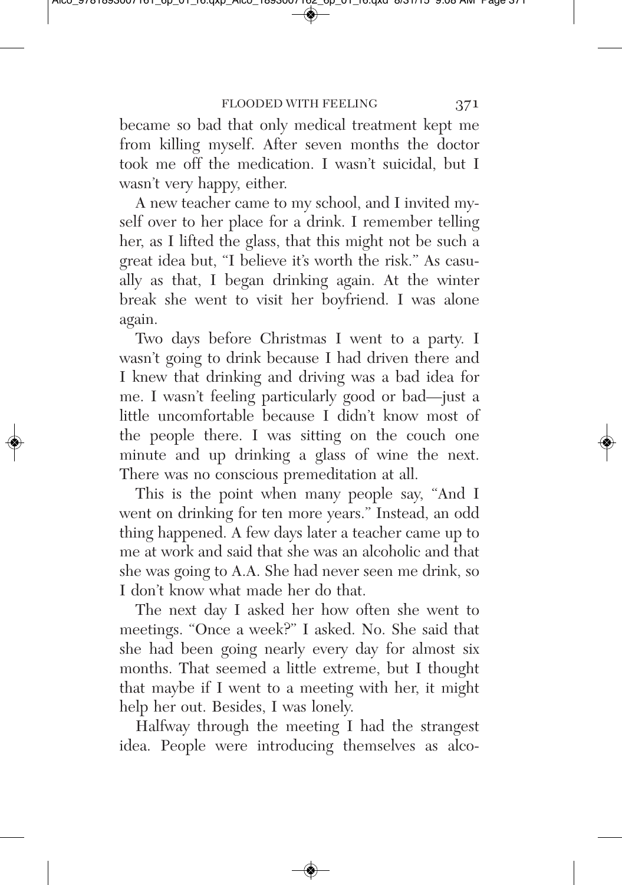became so bad that only medical treatment kept me from killing myself. After seven months the doctor took me off the medication. I wasn't suicidal, but I wasn't very happy, either.

A new teacher came to my school, and I invited myself over to her place for a drink. I remember telling her, as I lifted the glass, that this might not be such a great idea but, "I believe it's worth the risk." As casually as that, I began drinking again. At the winter break she went to visit her boyfriend. I was alone again.

Two days before Christmas I went to a party. I wasn't going to drink because I had driven there and I knew that drinking and driving was a bad idea for me. I wasn't feeling particularly good or bad—just a little uncomfortable because I didn't know most of the people there. I was sitting on the couch one minute and up drinking a glass of wine the next. There was no conscious premeditation at all.

This is the point when many people say, "And I went on drinking for ten more years." Instead, an odd thing happened. A few days later a teacher came up to me at work and said that she was an alcoholic and that she was going to A.A. She had never seen me drink, so I don't know what made her do that.

The next day I asked her how often she went to meetings. "Once a week?" I asked. No. She said that she had been going nearly every day for almost six months. That seemed a little extreme, but I thought that maybe if I went to a meeting with her, it might help her out. Besides, I was lonely.

Halfway through the meeting I had the strangest idea. People were introducing themselves as alco-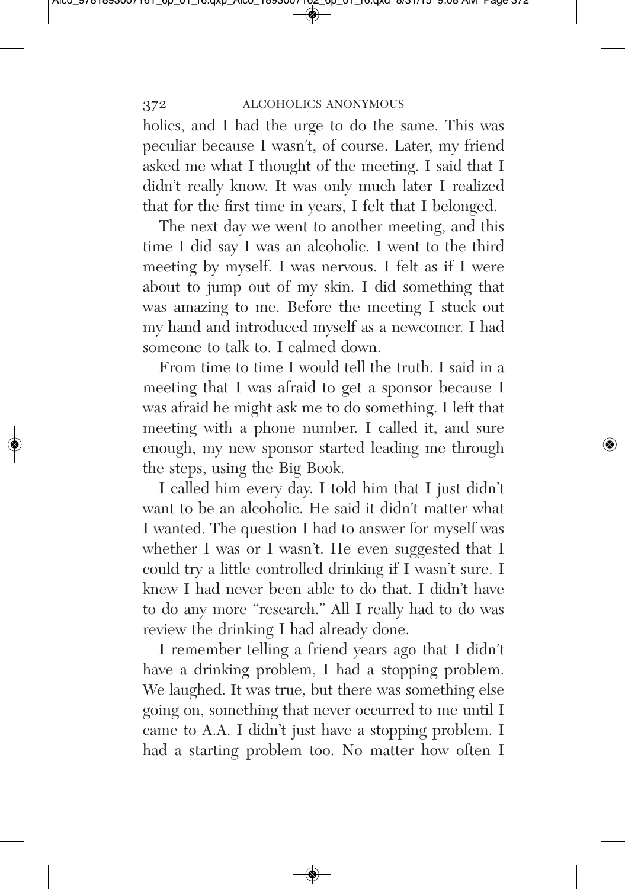holics, and I had the urge to do the same. This was peculiar because I wasn't, of course. Later, my friend asked me what I thought of the meeting. I said that I didn't really know. It was only much later I realized that for the first time in years, I felt that I belonged.

The next day we went to another meeting, and this time I did say I was an alcoholic. I went to the third meeting by myself. I was nervous. I felt as if I were about to jump out of my skin. I did something that was amazing to me. Before the meeting I stuck out my hand and introduced myself as a newcomer. I had someone to talk to. I calmed down.

From time to time I would tell the truth. I said in a meeting that I was afraid to get a sponsor because I was afraid he might ask me to do something. I left that meeting with a phone number. I called it, and sure enough, my new sponsor started leading me through the steps, using the Big Book.

I called him every day. I told him that I just didn't want to be an alcoholic. He said it didn't matter what I wanted. The question I had to answer for myself was whether I was or I wasn't. He even suggested that I could try a little controlled drinking if I wasn't sure. I knew I had never been able to do that. I didn't have to do any more "research." All I really had to do was review the drinking I had already done.

I remember telling a friend years ago that I didn't have a drinking problem, I had a stopping problem. We laughed. It was true, but there was something else going on, something that never occurred to me until I came to A.A. I didn't just have a stopping problem. I had a starting problem too. No matter how often I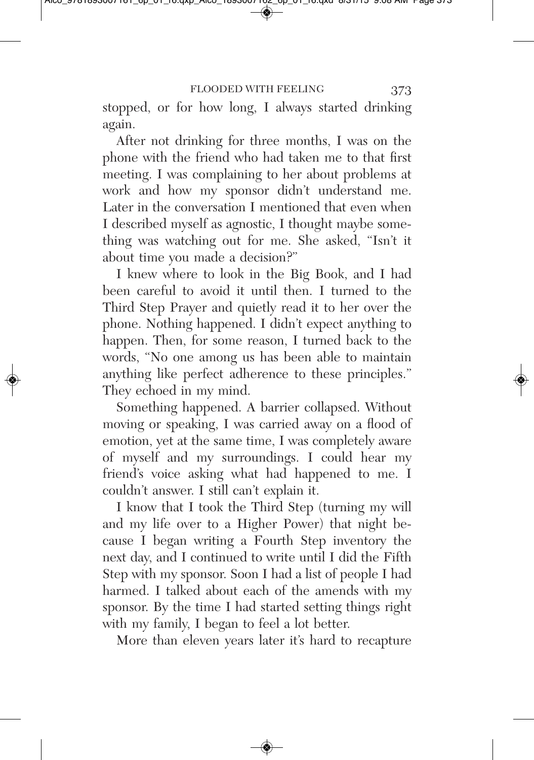stopped, or for how long, I always started drinking again.

After not drinking for three months, I was on the phone with the friend who had taken me to that first meeting. I was complaining to her about problems at work and how my sponsor didn't understand me. Later in the conversation I mentioned that even when I described myself as agnostic, I thought maybe something was watching out for me. She asked, "Isn't it about time you made a decision?"

I knew where to look in the Big Book, and I had been careful to avoid it until then. I turned to the Third Step Prayer and quietly read it to her over the phone. Nothing happened. I didn't expect anything to happen. Then, for some reason, I turned back to the words, "No one among us has been able to maintain anything like perfect adherence to these principles." They echoed in my mind.

Something happened. A barrier collapsed. Without moving or speaking, I was carried away on a flood of emotion, yet at the same time, I was completely aware of myself and my surroundings. I could hear my friend's voice asking what had happened to me. I couldn't answer. I still can't explain it.

I know that I took the Third Step (turning my will and my life over to a Higher Power) that night because I began writing a Fourth Step inventory the next day, and I continued to write until I did the Fifth Step with my sponsor. Soon I had a list of people I had harmed. I talked about each of the amends with my sponsor. By the time I had started setting things right with my family, I began to feel a lot better.

More than eleven years later it's hard to recapture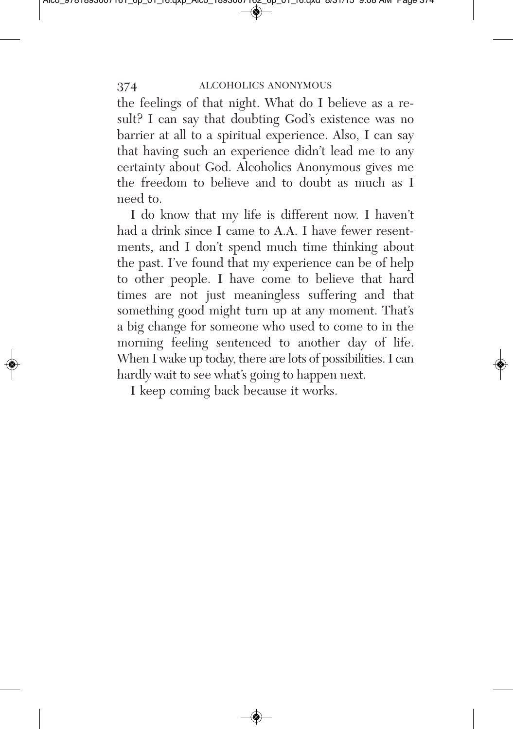the feelings of that night. What do I believe as a result? I can say that doubting God's existence was no barrier at all to a spiritual experience. Also, I can say that having such an experience didn't lead me to any certainty about God. Alcoholics Anonymous gives me the freedom to believe and to doubt as much as I need to.

I do know that my life is different now. I haven't had a drink since I came to A.A. I have fewer resentments, and I don't spend much time thinking about the past. I've found that my experience can be of help to other people. I have come to believe that hard times are not just meaningless suffering and that something good might turn up at any moment. That's a big change for someone who used to come to in the morning feeling sentenced to another day of life. When I wake up today, there are lots of possibilities. I can hardly wait to see what's going to happen next.

I keep coming back because it works.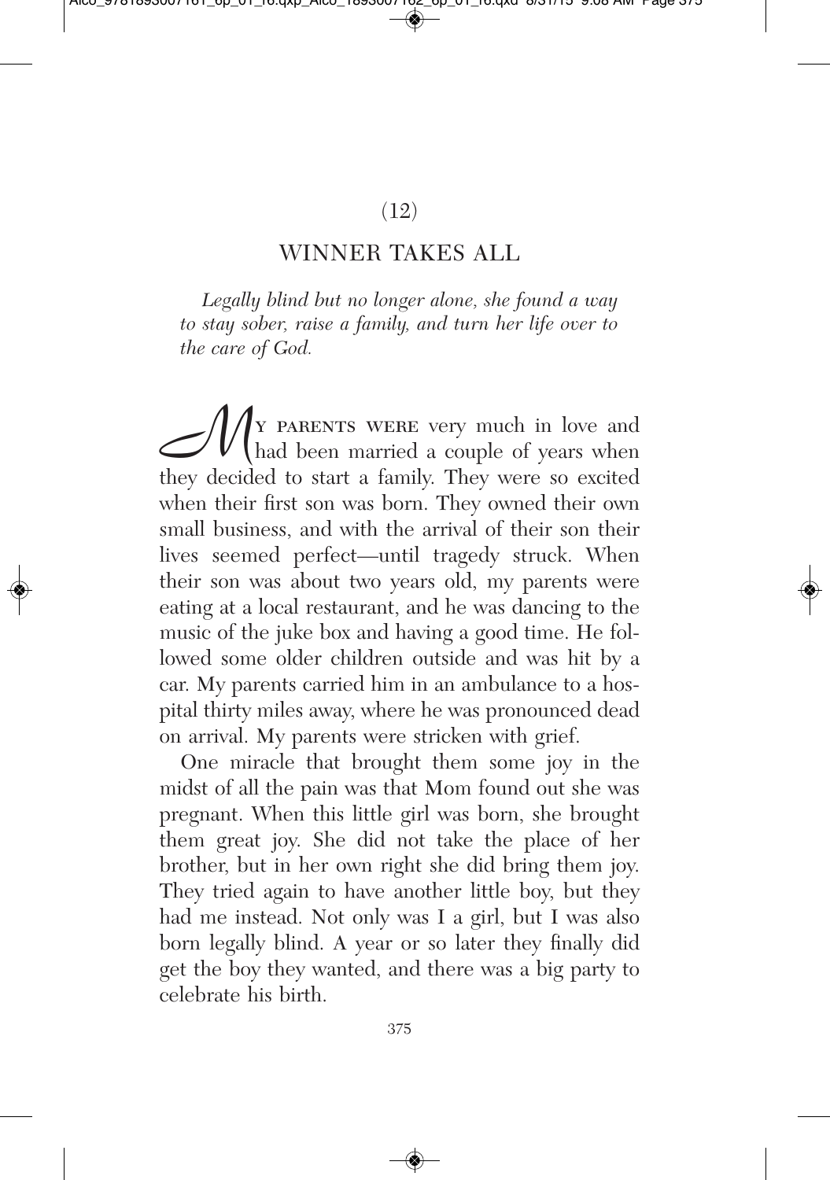(12)

## WINNER TAKES ALL

*Legally blind but no longer alone, she found a way to stay sober, raise a family, and turn her life over to the care of God.*

My parents were very much in love and had been married a couple of years when they decided to start a family. They were so excited when their first son was born. They owned their own small business, and with the arrival of their son their lives seemed perfect—until tragedy struck. When their son was about two years old, my parents were eating at a local restaurant, and he was dancing to the music of the juke box and having a good time. He followed some older children outside and was hit by a car. My parents carried him in an ambulance to a hospital thirty miles away, where he was pronounced dead on arrival. My parents were stricken with grief.

One miracle that brought them some joy in the midst of all the pain was that Mom found out she was pregnant. When this little girl was born, she brought them great joy. She did not take the place of her brother, but in her own right she did bring them joy. They tried again to have another little boy, but they had me instead. Not only was I a girl, but I was also born legally blind. A year or so later they finally did get the boy they wanted, and there was a big party to celebrate his birth.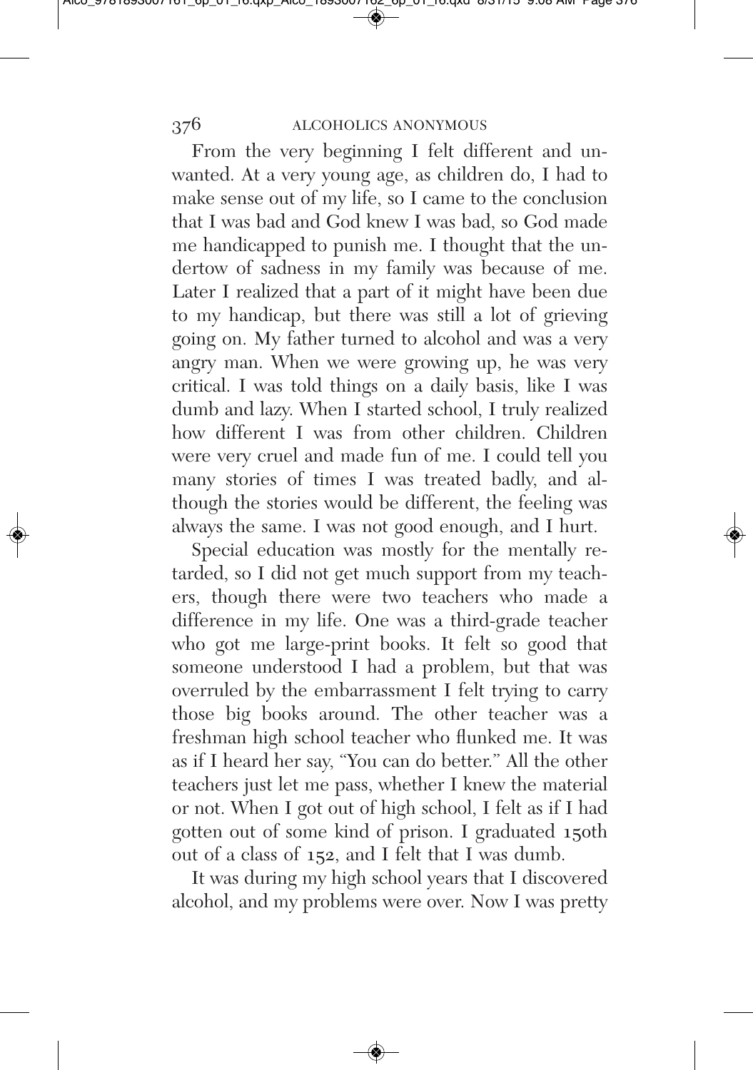From the very beginning I felt different and unwanted. At a very young age, as children do, I had to make sense out of my life, so I came to the conclusion that I was bad and God knew I was bad, so God made me handicapped to punish me. I thought that the undertow of sadness in my family was because of me. Later I realized that a part of it might have been due to my handicap, but there was still a lot of grieving going on. My father turned to alcohol and was a very angry man. When we were growing up, he was very critical. I was told things on a daily basis, like I was dumb and lazy. When I started school, I truly realized how different I was from other children. Children were very cruel and made fun of me. I could tell you many stories of times I was treated badly, and although the stories would be different, the feeling was always the same. I was not good enough, and I hurt.

Special education was mostly for the mentally retarded, so I did not get much support from my teachers, though there were two teachers who made a difference in my life. One was a third-grade teacher who got me large-print books. It felt so good that someone understood I had a problem, but that was overruled by the embarrassment I felt trying to carry those big books around. The other teacher was a freshman high school teacher who flunked me. It was as if I heard her say, "You can do better." All the other teachers just let me pass, whether I knew the material or not. When I got out of high school, I felt as if I had gotten out of some kind of prison. I graduated 150th out of a class of 152, and I felt that I was dumb.

It was during my high school years that I discovered alcohol, and my problems were over. Now I was pretty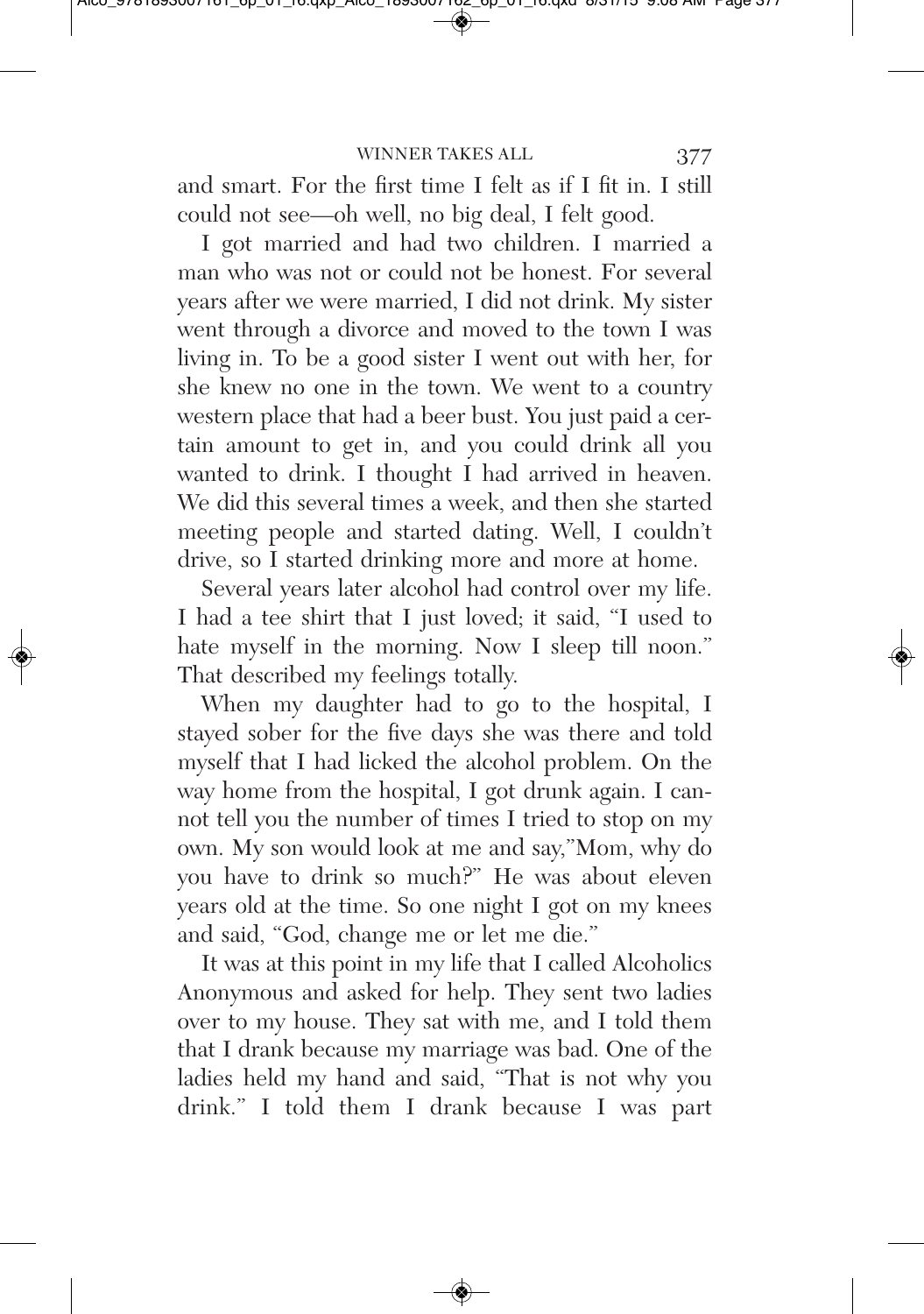and smart. For the first time I felt as if I fit in. I still could not see—oh well, no big deal, I felt good.

I got married and had two children. I married a man who was not or could not be honest. For several years after we were married, I did not drink. My sister went through a divorce and moved to the town I was living in. To be a good sister I went out with her, for she knew no one in the town. We went to a country western place that had a beer bust. You just paid a certain amount to get in, and you could drink all you wanted to drink. I thought I had arrived in heaven. We did this several times a week, and then she started meeting people and started dating. Well, I couldn't drive, so I started drinking more and more at home.

Several years later alcohol had control over my life. I had a tee shirt that I just loved; it said, "I used to hate myself in the morning. Now I sleep till noon." That described my feelings totally.

When my daughter had to go to the hospital, I stayed sober for the five days she was there and told myself that I had licked the alcohol problem. On the way home from the hospital, I got drunk again. I cannot tell you the number of times I tried to stop on my own. My son would look at me and say,"Mom, why do you have to drink so much?" He was about eleven years old at the time. So one night I got on my knees and said, "God, change me or let me die."

It was at this point in my life that I called Alcoholics Anonymous and asked for help. They sent two ladies over to my house. They sat with me, and I told them that I drank because my marriage was bad. One of the ladies held my hand and said, "That is not why you drink." I told them I drank because I was part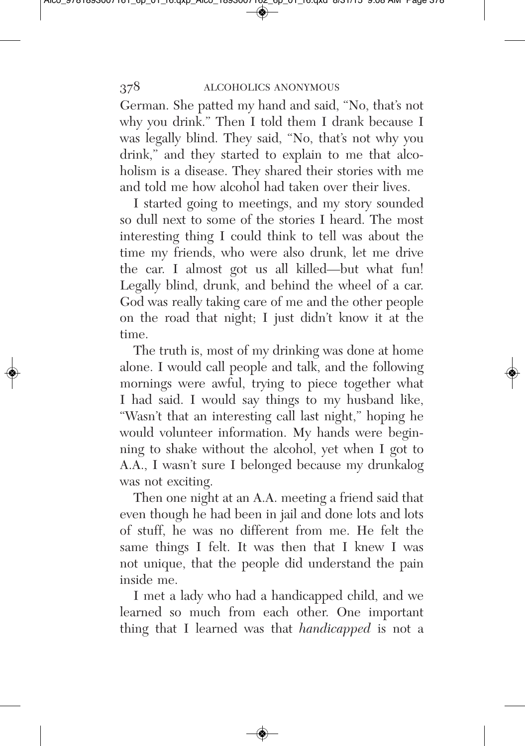German. She patted my hand and said, "No, that's not why you drink." Then I told them I drank because I was legally blind. They said, "No, that's not why you drink," and they started to explain to me that alcoholism is a disease. They shared their stories with me and told me how alcohol had taken over their lives.

I started going to meetings, and my story sounded so dull next to some of the stories I heard. The most interesting thing I could think to tell was about the time my friends, who were also drunk, let me drive the car. I almost got us all killed—but what fun! Legally blind, drunk, and behind the wheel of a car. God was really taking care of me and the other people on the road that night; I just didn't know it at the time.

The truth is, most of my drinking was done at home alone. I would call people and talk, and the following mornings were awful, trying to piece together what I had said. I would say things to my husband like, "Wasn't that an interesting call last night," hoping he would volunteer information. My hands were beginning to shake without the alcohol, yet when I got to A.A., I wasn't sure I belonged because my drunkalog was not exciting.

Then one night at an A.A. meeting a friend said that even though he had been in jail and done lots and lots of stuff, he was no different from me. He felt the same things I felt. It was then that I knew I was not unique, that the people did understand the pain inside me.

I met a lady who had a handicapped child, and we learned so much from each other. One important thing that I learned was that *handicapped* is not a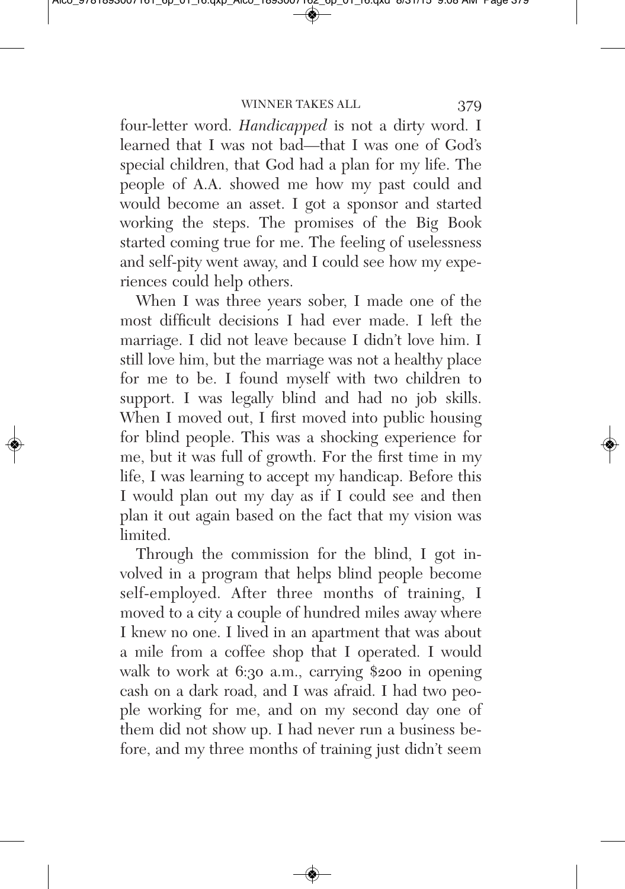four-letter word. *Handicapped* is not a dirty word. I learned that I was not bad—that I was one of God's special children, that God had a plan for my life. The people of A.A. showed me how my past could and would become an asset. I got a sponsor and started working the steps. The promises of the Big Book started coming true for me. The feeling of uselessness and self-pity went away, and I could see how my experiences could help others.

When I was three years sober, I made one of the most difficult decisions I had ever made. I left the marriage. I did not leave because I didn't love him. I still love him, but the marriage was not a healthy place for me to be. I found myself with two children to support. I was legally blind and had no job skills. When I moved out, I first moved into public housing for blind people. This was a shocking experience for me, but it was full of growth. For the first time in my life, I was learning to accept my handicap. Before this I would plan out my day as if I could see and then plan it out again based on the fact that my vision was limited.

Through the commission for the blind, I got involved in a program that helps blind people become self-employed. After three months of training, I moved to a city a couple of hundred miles away where I knew no one. I lived in an apartment that was about a mile from a coffee shop that I operated. I would walk to work at 6:30 a.m., carrying $200 in opening cash on a dark road, and I was afraid. I had two people working for me, and on my second day one of them did not show up. I had never run a business before, and my three months of training just didn't seem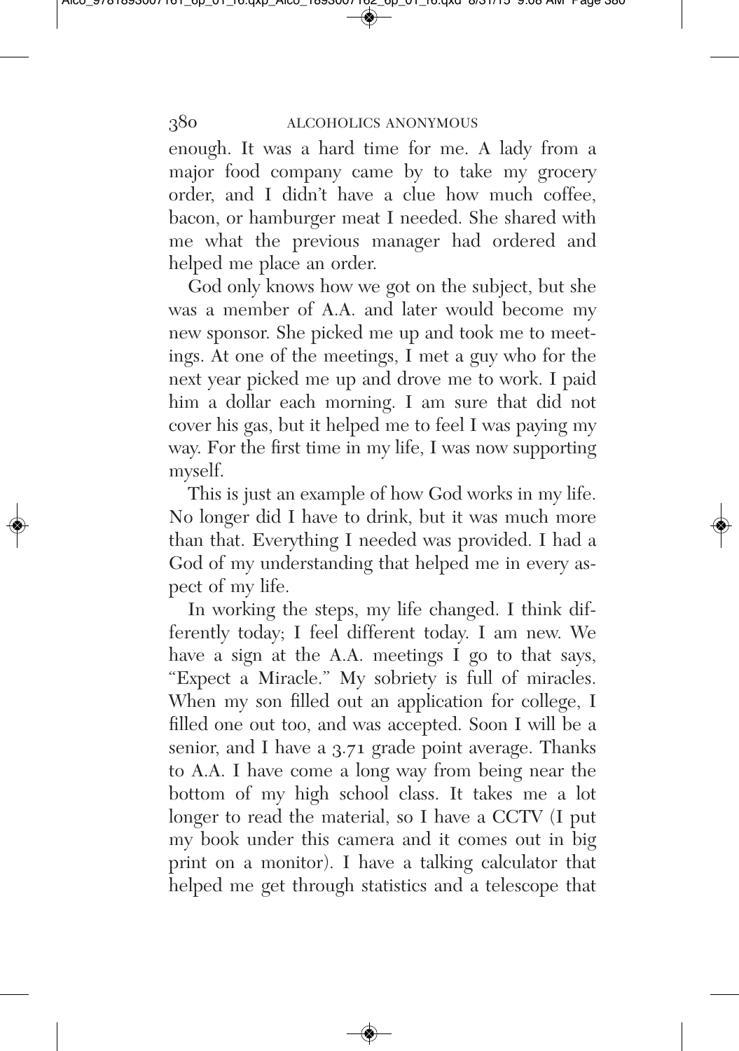enough. It was a hard time for me. A lady from a major food company came by to take my grocery order, and I didn't have a clue how much coffee, bacon, or hamburger meat I needed. She shared with me what the previous manager had ordered and helped me place an order.

God only knows how we got on the subject, but she was a member of A.A. and later would become my new sponsor. She picked me up and took me to meetings. At one of the meetings, I met a guy who for the next year picked me up and drove me to work. I paid him a dollar each morning. I am sure that did not cover his gas, but it helped me to feel I was paying my way. For the first time in my life, I was now supporting myself.

This is just an example of how God works in my life. No longer did I have to drink, but it was much more than that. Everything I needed was provided. I had a God of my understanding that helped me in every aspect of my life.

In working the steps, my life changed. I think differently today; I feel different today. I am new. We have a sign at the A.A. meetings I go to that says, "Expect a Miracle." My sobriety is full of miracles. When my son filled out an application for college, I filled one out too, and was accepted. Soon I will be a senior, and I have a 3.71 grade point average. Thanks to A.A. I have come a long way from being near the bottom of my high school class. It takes me a lot longer to read the material, so I have a CCTV (I put my book under this camera and it comes out in big print on a monitor). I have a talking calculator that helped me get through statistics and a telescope that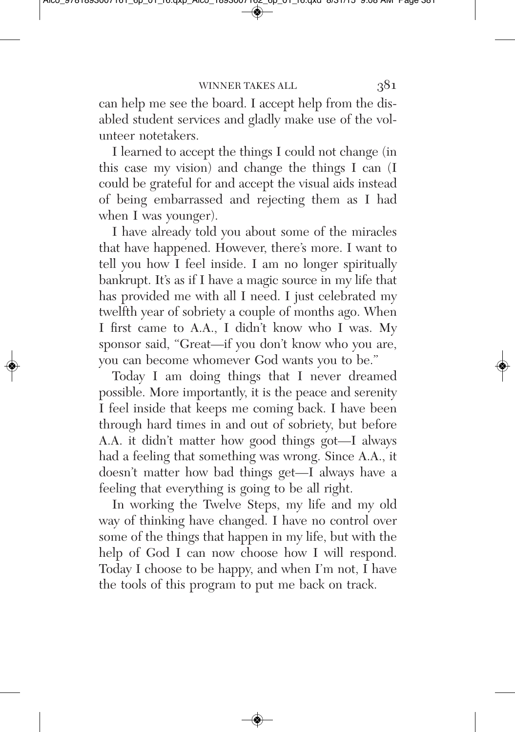can help me see the board. I accept help from the disabled student services and gladly make use of the volunteer notetakers.

I learned to accept the things I could not change (in this case my vision) and change the things I can (I could be grateful for and accept the visual aids instead of being embarrassed and rejecting them as I had when I was younger).

I have already told you about some of the miracles that have happened. However, there's more. I want to tell you how I feel inside. I am no longer spiritually bankrupt. It's as if I have a magic source in my life that has provided me with all I need. I just celebrated my twelfth year of sobriety a couple of months ago. When I first came to A.A., I didn't know who I was. My sponsor said, "Great—if you don't know who you are, you can become whomever God wants you to be."

Today I am doing things that I never dreamed possible. More importantly, it is the peace and serenity I feel inside that keeps me coming back. I have been through hard times in and out of sobriety, but before A.A. it didn't matter how good things got—I always had a feeling that something was wrong. Since A.A., it doesn't matter how bad things get—I always have a feeling that everything is going to be all right.

In working the Twelve Steps, my life and my old way of thinking have changed. I have no control over some of the things that happen in my life, but with the help of God I can now choose how I will respond. Today I choose to be happy, and when I'm not, I have the tools of this program to put me back on track.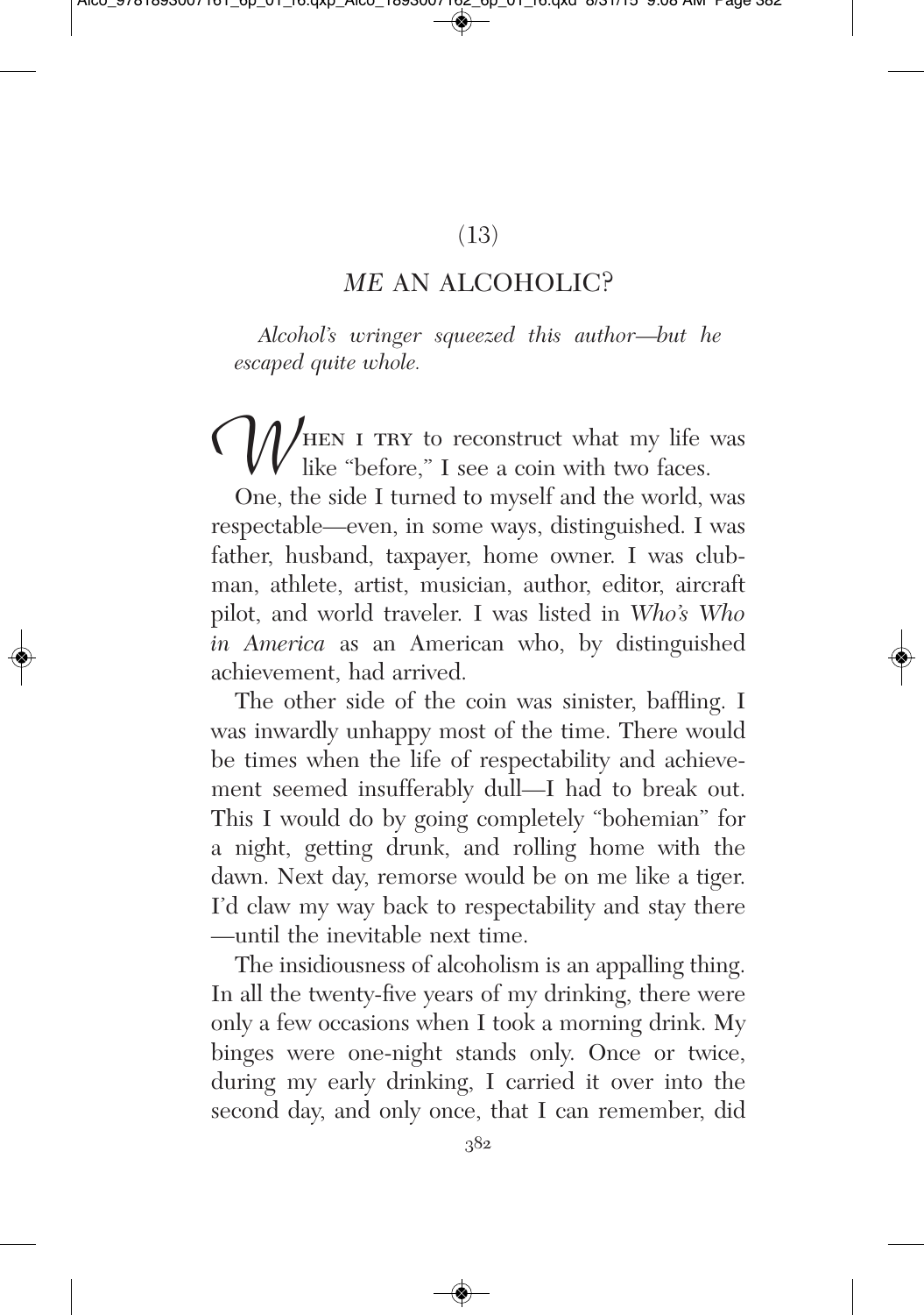(13)

## *ME* AN ALCOHOLIC?

*Alcohol's wringer squeezed this author—but he escaped quite whole.*

When I try to reconstruct what my life was like "before," I see a coin with two faces.

One, the side I turned to myself and the world, was respectable—even, in some ways, distinguished. I was father, husband, taxpayer, home owner. I was clubman, athlete, artist, musician, author, editor, aircraft pilot, and world traveler. I was listed in *Who's Who in America* as an American who, by distinguished achievement, had arrived.

The other side of the coin was sinister, baffling. I was inwardly unhappy most of the time. There would be times when the life of respectability and achievement seemed insufferably dull—I had to break out. This I would do by going completely "bohemian" for a night, getting drunk, and rolling home with the dawn. Next day, remorse would be on me like a tiger. I'd claw my way back to respectability and stay there—until the inevitable next time.

The insidiousness of alcoholism is an appalling thing. In all the twenty-five years of my drinking, there were only a few occasions when I took a morning drink. My binges were one-night stands only. Once or twice, during my early drinking, I carried it over into the second day, and only once, that I can remember, did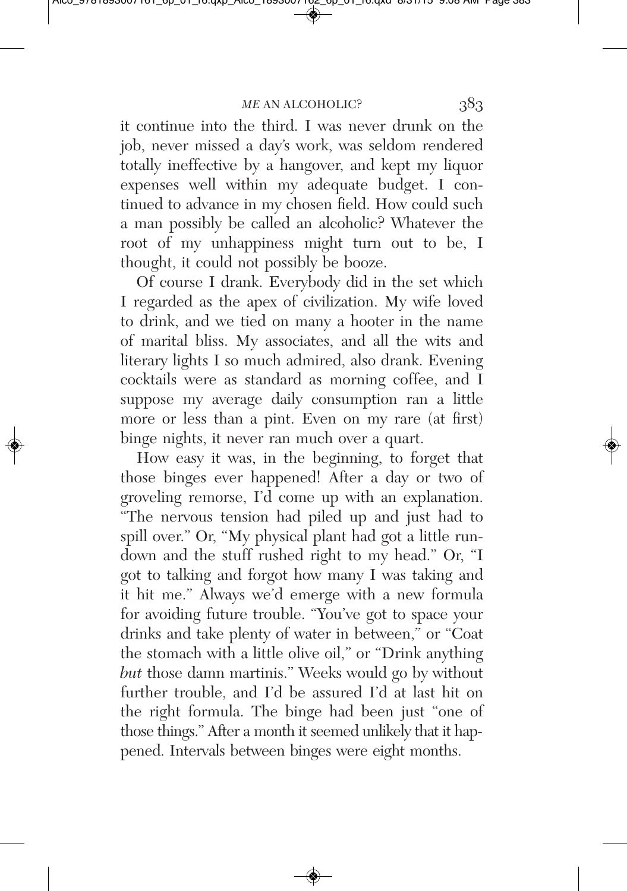it continue into the third. I was never drunk on the job, never missed a day's work, was seldom rendered totally ineffective by a hangover, and kept my liquor expenses well within my adequate budget. I continued to advance in my chosen field. How could such a man possibly be called an alcoholic? Whatever the root of my unhappiness might turn out to be, I thought, it could not possibly be booze.

Of course I drank. Everybody did in the set which I regarded as the apex of civilization. My wife loved to drink, and we tied on many a hooter in the name of marital bliss. My associates, and all the wits and literary lights I so much admired, also drank. Evening cocktails were as standard as morning coffee, and I suppose my average daily consumption ran a little more or less than a pint. Even on my rare (at first) binge nights, it never ran much over a quart.

How easy it was, in the beginning, to forget that those binges ever happened! After a day or two of groveling remorse, I'd come up with an explanation. "The nervous tension had piled up and just had to spill over." Or, "My physical plant had got a little rundown and the stuff rushed right to my head." Or, "I got to talking and forgot how many I was taking and it hit me." Always we'd emerge with a new formula for avoiding future trouble. "You've got to space your drinks and take plenty of water in between," or "Coat the stomach with a little olive oil," or "Drink anything *but* those damn martinis." Weeks would go by without further trouble, and I'd be assured I'd at last hit on the right formula. The binge had been just "one of those things." After a month it seemed unlikely that it happened. Intervals between binges were eight months.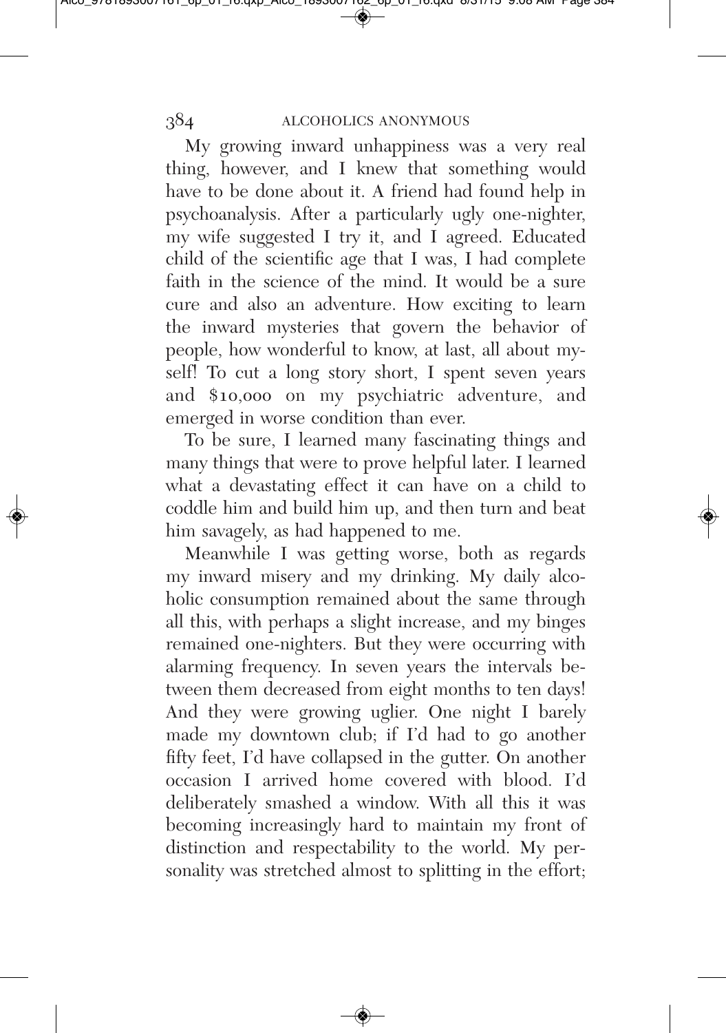My growing inward unhappiness was a very real thing, however, and I knew that something would have to be done about it. A friend had found help in psychoanalysis. After a particularly ugly one-nighter, my wife suggested I try it, and I agreed. Educated child of the scientific age that I was, I had complete faith in the science of the mind. It would be a sure cure and also an adventure. How exciting to learn the inward mysteries that govern the behavior of people, how wonderful to know, at last, all about myself! To cut a long story short, I spent seven years and $10,000 on my psychiatric adventure, and emerged in worse condition than ever.

To be sure, I learned many fascinating things and many things that were to prove helpful later. I learned what a devastating effect it can have on a child to coddle him and build him up, and then turn and beat him savagely, as had happened to me.

Meanwhile I was getting worse, both as regards my inward misery and my drinking. My daily alcoholic consumption remained about the same through all this, with perhaps a slight increase, and my binges remained one-nighters. But they were occurring with alarming frequency. In seven years the intervals between them decreased from eight months to ten days! And they were growing uglier. One night I barely made my downtown club; if I'd had to go another fifty feet, I'd have collapsed in the gutter. On another occasion I arrived home covered with blood. I'd deliberately smashed a window. With all this it was becoming increasingly hard to maintain my front of distinction and respectability to the world. My personality was stretched almost to splitting in the effort;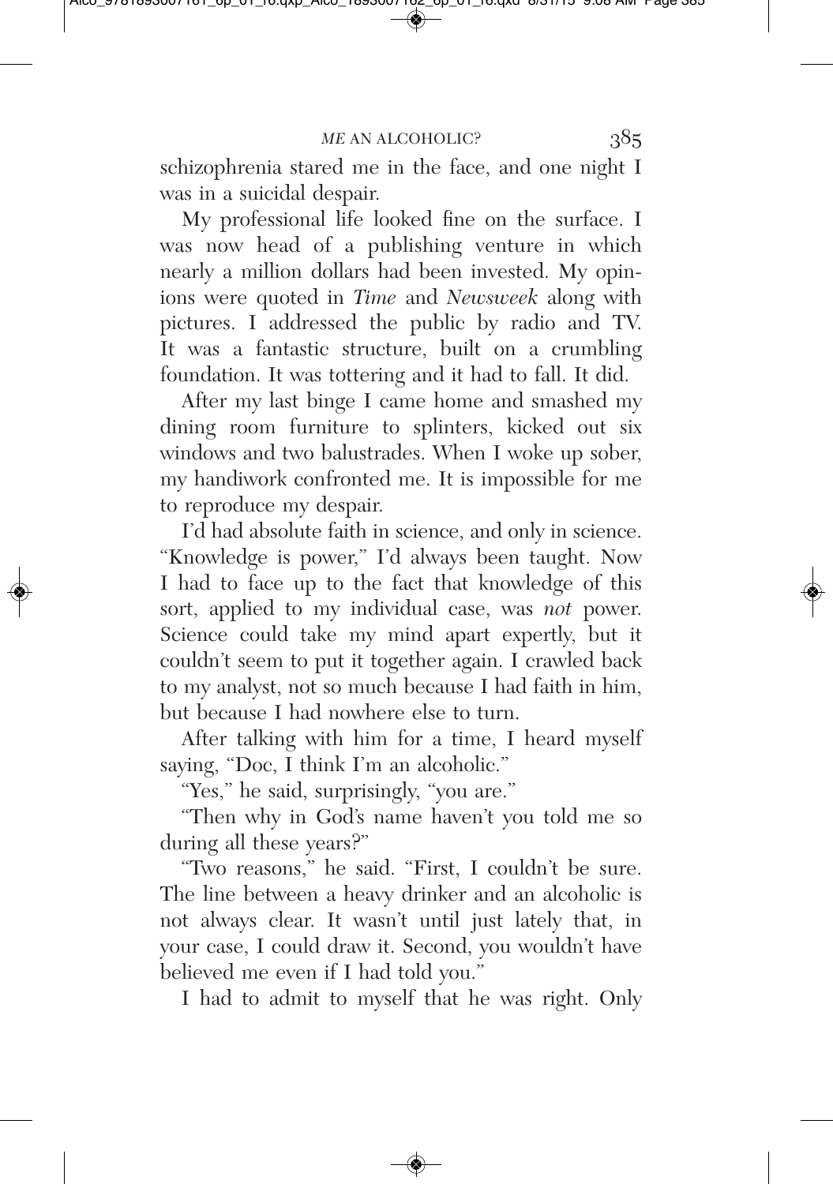schizophrenia stared me in the face, and one night I was in a suicidal despair.

My professional life looked fine on the surface. I was now head of a publishing venture in which nearly a million dollars had been invested. My opinions were quoted in *Time* and *Newsweek* along with pictures. I addressed the public by radio and TV. It was a fantastic structure, built on a crumbling foundation. It was tottering and it had to fall. It did.

After my last binge I came home and smashed my dining room furniture to splinters, kicked out six windows and two balustrades. When I woke up sober, my handiwork confronted me. It is impossible for me to reproduce my despair.

I'd had absolute faith in science, and only in science. "Knowledge is power," I'd always been taught. Now I had to face up to the fact that knowledge of this sort, applied to my individual case, was *not* power. Science could take my mind apart expertly, but it couldn't seem to put it together again. I crawled back to my analyst, not so much because I had faith in him, but because I had nowhere else to turn.

After talking with him for a time, I heard myself saying, "Doc, I think I'm an alcoholic."

"Yes," he said, surprisingly, "you are."

"Then why in God's name haven't you told me so during all these years?"

"Two reasons," he said. "First, I couldn't be sure. The line between a heavy drinker and an alcoholic is not always clear. It wasn't until just lately that, in your case, I could draw it. Second, you wouldn't have believed me even if I had told you."

I had to admit to myself that he was right. Only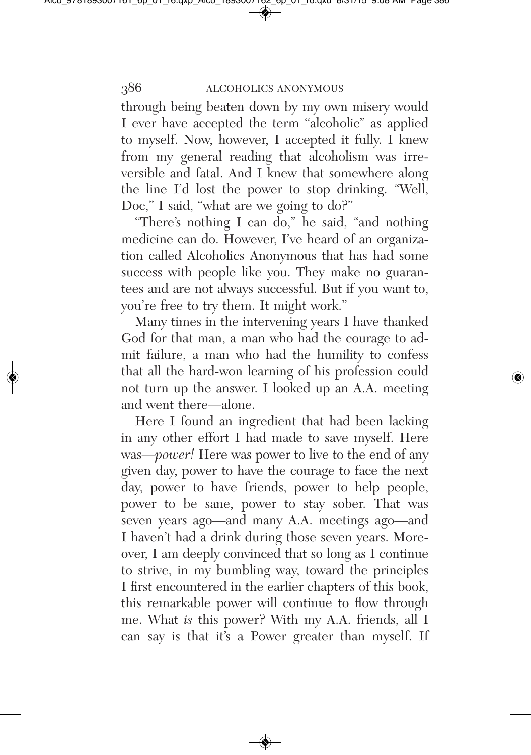through being beaten down by my own misery would I ever have accepted the term "alcoholic" as applied to myself. Now, however, I accepted it fully. I knew from my general reading that alcoholism was irreversible and fatal. And I knew that somewhere along the line I'd lost the power to stop drinking. "Well, Doc," I said, "what are we going to do?"

"There's nothing I can do," he said, "and nothing medicine can do. However, I've heard of an organization called Alcoholics Anonymous that has had some success with people like you. They make no guarantees and are not always successful. But if you want to, you're free to try them. It might work."

Many times in the intervening years I have thanked God for that man, a man who had the courage to admit failure, a man who had the humility to confess that all the hard-won learning of his profession could not turn up the answer. I looked up an A.A. meeting and went there—alone.

Here I found an ingredient that had been lacking in any other effort I had made to save myself. Here was—*power!* Here was power to live to the end of any given day, power to have the courage to face the next day, power to have friends, power to help people, power to be sane, power to stay sober. That was seven years ago—and many A.A. meetings ago—and I haven't had a drink during those seven years. Moreover, I am deeply convinced that so long as I continue to strive, in my bumbling way, toward the principles I first encountered in the earlier chapters of this book, this remarkable power will continue to flow through me. What *is* this power? With my A.A. friends, all I can say is that it's a Power greater than myself. If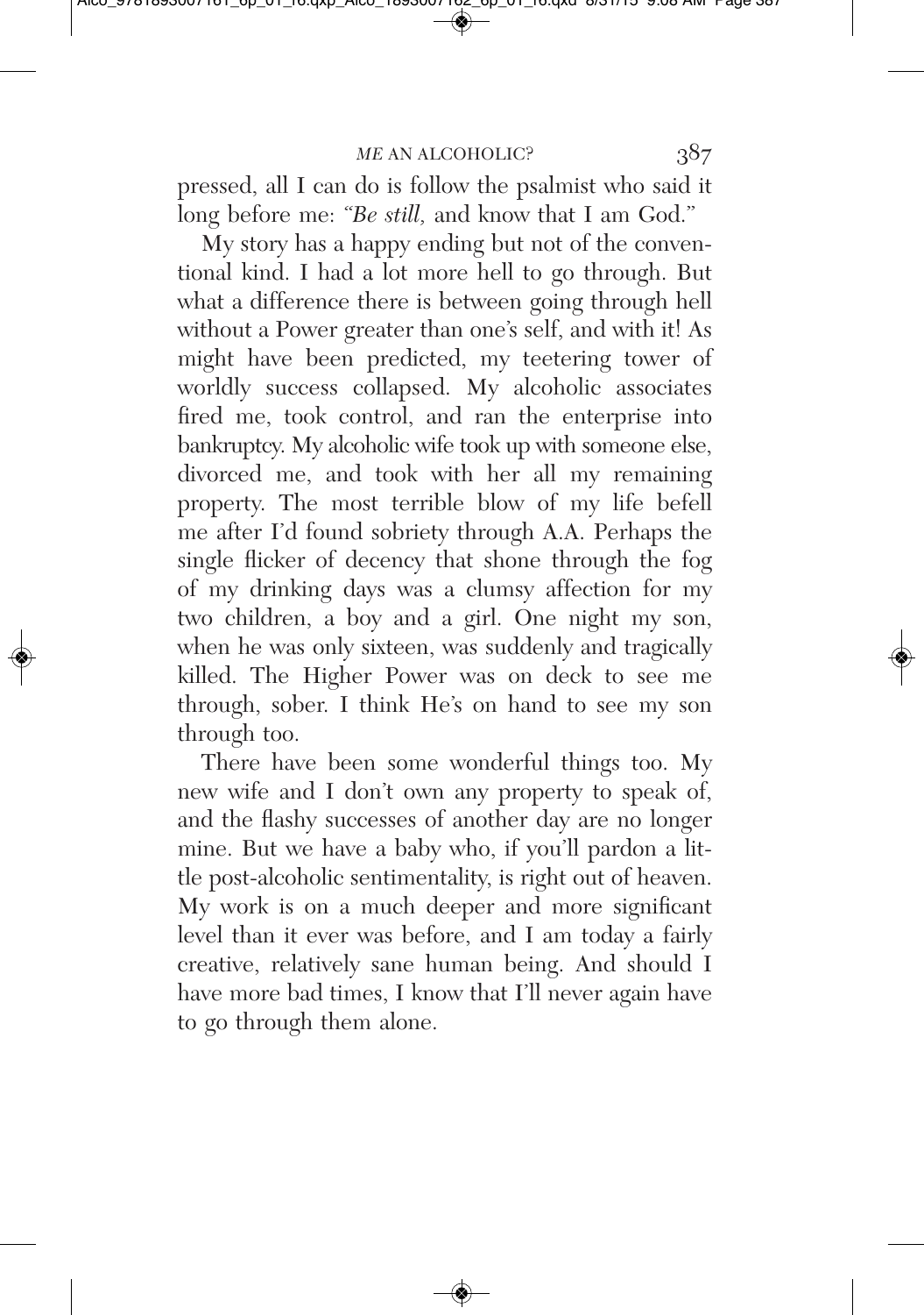pressed, all I can do is follow the psalmist who said it long before me: "*Be still,* and know that I am God."

My story has a happy ending but not of the conventional kind. I had a lot more hell to go through. But what a difference there is between going through hell without a Power greater than one's self, and with it! As might have been predicted, my teetering tower of worldly success collapsed. My alcoholic associates fired me, took control, and ran the enterprise into bankruptcy. My alcoholic wife took up with someone else, divorced me, and took with her all my remaining property. The most terrible blow of my life befell me after I'd found sobriety through A.A. Perhaps the single flicker of decency that shone through the fog of my drinking days was a clumsy affection for my two children, a boy and a girl. One night my son, when he was only sixteen, was suddenly and tragically killed. The Higher Power was on deck to see me through, sober. I think He's on hand to see my son through too.

There have been some wonderful things too. My new wife and I don't own any property to speak of, and the flashy successes of another day are no longer mine. But we have a baby who, if you'll pardon a little post-alcoholic sentimentality, is right out of heaven. My work is on a much deeper and more significant level than it ever was before, and I am today a fairly creative, relatively sane human being. And should I have more bad times, I know that I'll never again have to go through them alone.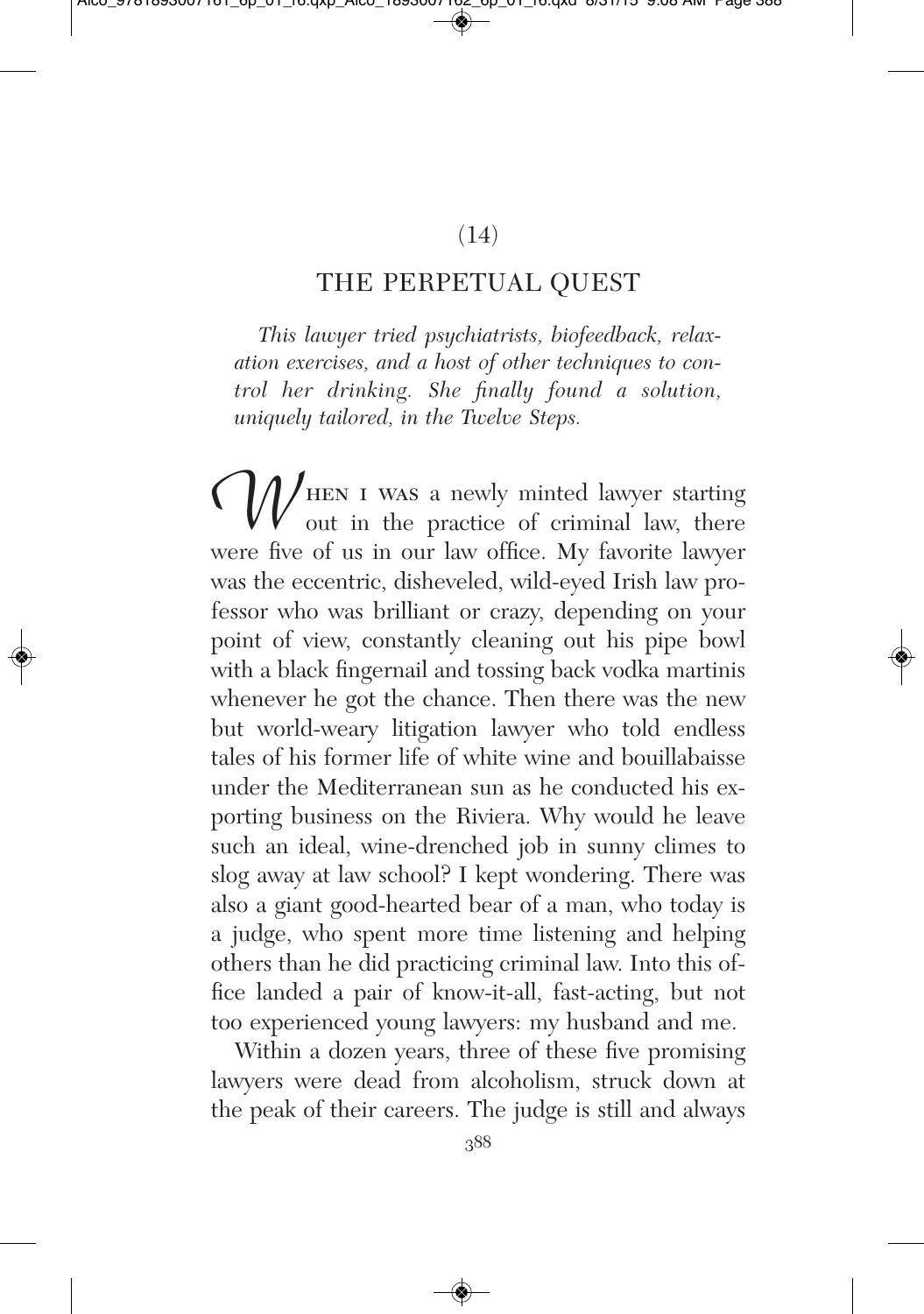(14)

## THE PERPETUAL QUEST

*This lawyer tried psychiatrists, biofeedback, relaxation exercises, and a host of other techniques to control her drinking. She finally found a solution, uniquely tailored, in the Twelve Steps.*

When I was a newly minted lawyer starting out in the practice of criminal law, there were five of us in our law office. My favorite lawyer was the eccentric, disheveled, wild-eyed Irish law professor who was brilliant or crazy, depending on your point of view, constantly cleaning out his pipe bowl with a black fingernail and tossing back vodka martinis whenever he got the chance. Then there was the new but world-weary litigation lawyer who told endless tales of his former life of white wine and bouillabaisse under the Mediterranean sun as he conducted his exporting business on the Riviera. Why would he leave such an ideal, wine-drenched job in sunny climes to slog away at law school? I kept wondering. There was also a giant good-hearted bear of a man, who today is a judge, who spent more time listening and helping others than he did practicing criminal law. Into this office landed a pair of know-it-all, fast-acting, but not too experienced young lawyers: my husband and me.

Within a dozen years, three of these five promising lawyers were dead from alcoholism, struck down at the peak of their careers. The judge is still and always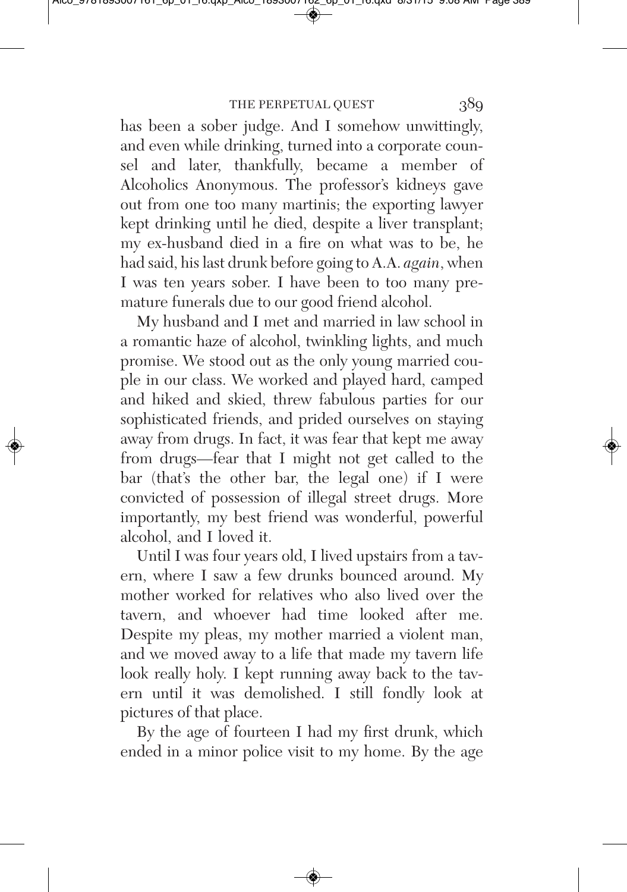has been a sober judge. And I somehow unwittingly, and even while drinking, turned into a corporate counsel and later, thankfully, became a member of Alcoholics Anonymous. The professor's kidneys gave out from one too many martinis; the exporting lawyer kept drinking until he died, despite a liver transplant; my ex-husband died in a fire on what was to be, he had said, his last drunk before going to A.A. *again*, when I was ten years sober. I have been to too many premature funerals due to our good friend alcohol.

My husband and I met and married in law school in a romantic haze of alcohol, twinkling lights, and much promise. We stood out as the only young married couple in our class. We worked and played hard, camped and hiked and skied, threw fabulous parties for our sophisticated friends, and prided ourselves on staying away from drugs. In fact, it was fear that kept me away from drugs—fear that I might not get called to the bar (that's the other bar, the legal one) if I were convicted of possession of illegal street drugs. More importantly, my best friend was wonderful, powerful alcohol, and I loved it.

Until I was four years old, I lived upstairs from a tavern, where I saw a few drunks bounced around. My mother worked for relatives who also lived over the tavern, and whoever had time looked after me. Despite my pleas, my mother married a violent man, and we moved away to a life that made my tavern life look really holy. I kept running away back to the tavern until it was demolished. I still fondly look at pictures of that place.

By the age of fourteen I had my first drunk, which ended in a minor police visit to my home. By the age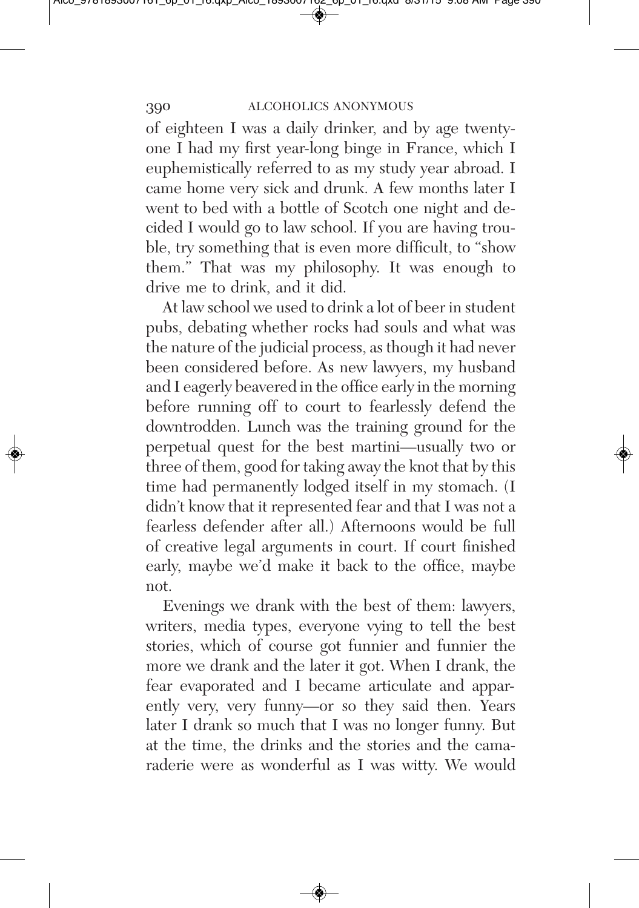of eighteen I was a daily drinker, and by age twenty-one I had my first year-long binge in France, which I euphemistically referred to as my study year abroad. I came home very sick and drunk. A few months later I went to bed with a bottle of Scotch one night and decided I would go to law school. If you are having trouble, try something that is even more difficult, to "show them." That was my philosophy. It was enough to drive me to drink, and it did.

At law school we used to drink a lot of beer in student pubs, debating whether rocks had souls and what was the nature of the judicial process, as though it had never been considered before. As new lawyers, my husband and I eagerly beavered in the office early in the morning before running off to court to fearlessly defend the downtrodden. Lunch was the training ground for the perpetual quest for the best martini—usually two or three of them, good for taking away the knot that by this time had permanently lodged itself in my stomach. (I didn't know that it represented fear and that I was not a fearless defender after all.) Afternoons would be full of creative legal arguments in court. If court finished early, maybe we'd make it back to the office, maybe not.

Evenings we drank with the best of them: lawyers, writers, media types, everyone vying to tell the best stories, which of course got funnier and funnier the more we drank and the later it got. When I drank, the fear evaporated and I became articulate and apparently very, very funny—or so they said then. Years later I drank so much that I was no longer funny. But at the time, the drinks and the stories and the camaraderie were as wonderful as I was witty. We would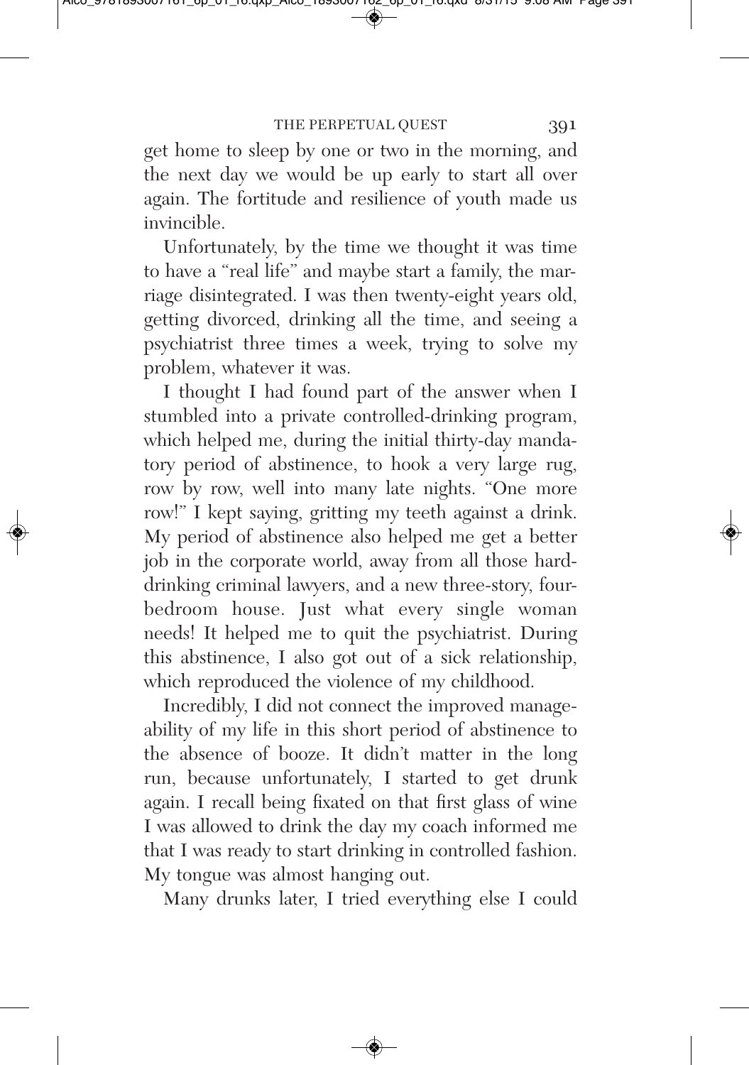get home to sleep by one or two in the morning, and the next day we would be up early to start all over again. The fortitude and resilience of youth made us invincible.

Unfortunately, by the time we thought it was time to have a "real life" and maybe start a family, the marriage disintegrated. I was then twenty-eight years old, getting divorced, drinking all the time, and seeing a psychiatrist three times a week, trying to solve my problem, whatever it was.

I thought I had found part of the answer when I stumbled into a private controlled-drinking program, which helped me, during the initial thirty-day mandatory period of abstinence, to hook a very large rug, row by row, well into many late nights. "One more row!" I kept saying, gritting my teeth against a drink. My period of abstinence also helped me get a better job in the corporate world, away from all those hard-drinking criminal lawyers, and a new three-story, four-bedroom house. Just what every single woman needs! It helped me to quit the psychiatrist. During this abstinence, I also got out of a sick relationship, which reproduced the violence of my childhood.

Incredibly, I did not connect the improved manageability of my life in this short period of abstinence to the absence of booze. It didn't matter in the long run, because unfortunately, I started to get drunk again. I recall being fixated on that first glass of wine I was allowed to drink the day my coach informed me that I was ready to start drinking in controlled fashion. My tongue was almost hanging out.

Many drunks later, I tried everything else I could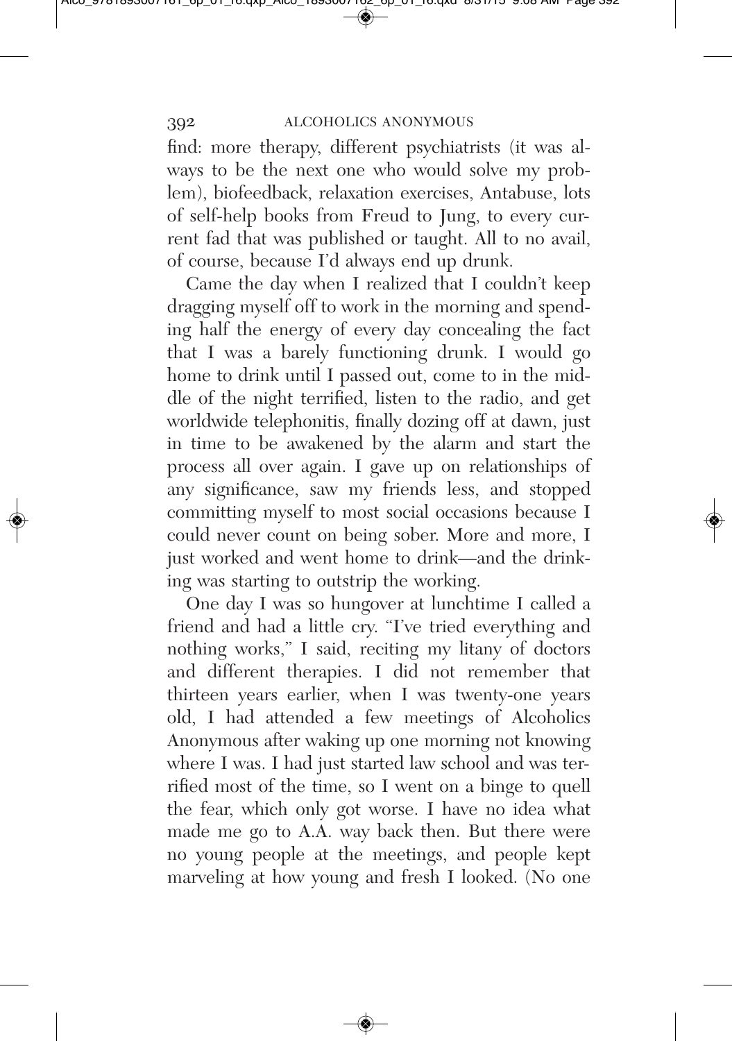find: more therapy, different psychiatrists (it was always to be the next one who would solve my problem), biofeedback, relaxation exercises, Antabuse, lots of self-help books from Freud to Jung, to every current fad that was published or taught. All to no avail, of course, because I'd always end up drunk.

Came the day when I realized that I couldn't keep dragging myself off to work in the morning and spending half the energy of every day concealing the fact that I was a barely functioning drunk. I would go home to drink until I passed out, come to in the middle of the night terrified, listen to the radio, and get worldwide telephonitis, finally dozing off at dawn, just in time to be awakened by the alarm and start the process all over again. I gave up on relationships of any significance, saw my friends less, and stopped committing myself to most social occasions because I could never count on being sober. More and more, I just worked and went home to drink—and the drinking was starting to outstrip the working.

One day I was so hungover at lunchtime I called a friend and had a little cry. "I've tried everything and nothing works," I said, reciting my litany of doctors and different therapies. I did not remember that thirteen years earlier, when I was twenty-one years old, I had attended a few meetings of Alcoholics Anonymous after waking up one morning not knowing where I was. I had just started law school and was terrified most of the time, so I went on a binge to quell the fear, which only got worse. I have no idea what made me go to A.A. way back then. But there were no young people at the meetings, and people kept marveling at how young and fresh I looked. (No one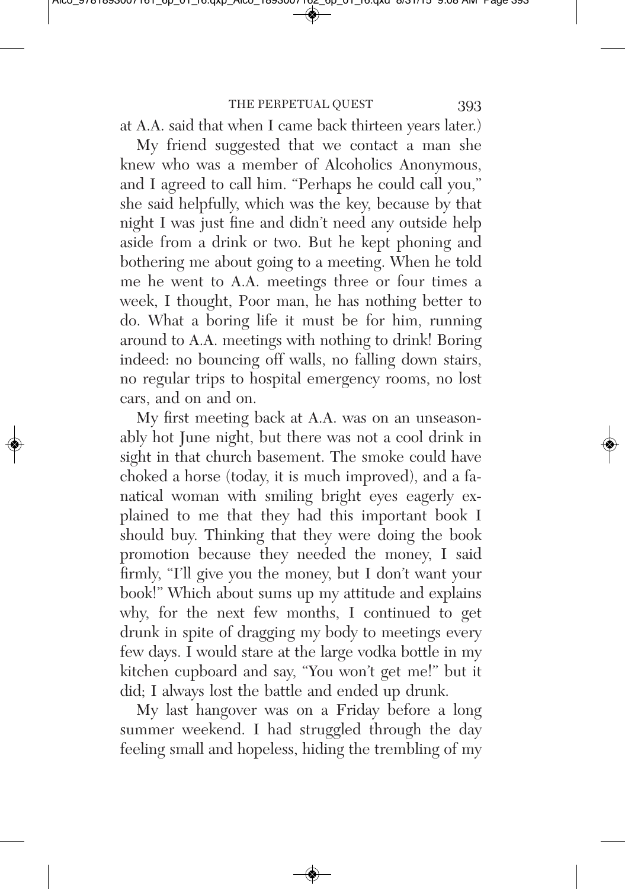at A.A. said that when I came back thirteen years later.)

My friend suggested that we contact a man she knew who was a member of Alcoholics Anonymous, and I agreed to call him. "Perhaps he could call you," she said helpfully, which was the key, because by that night I was just fine and didn't need any outside help aside from a drink or two. But he kept phoning and bothering me about going to a meeting. When he told me he went to A.A. meetings three or four times a week, I thought, Poor man, he has nothing better to do. What a boring life it must be for him, running around to A.A. meetings with nothing to drink! Boring indeed: no bouncing off walls, no falling down stairs, no regular trips to hospital emergency rooms, no lost cars, and on and on.

My first meeting back at A.A. was on an unseasonably hot June night, but there was not a cool drink in sight in that church basement. The smoke could have choked a horse (today, it is much improved), and a fanatical woman with smiling bright eyes eagerly explained to me that they had this important book I should buy. Thinking that they were doing the book promotion because they needed the money, I said firmly, "I'll give you the money, but I don't want your book!" Which about sums up my attitude and explains why, for the next few months, I continued to get drunk in spite of dragging my body to meetings every few days. I would stare at the large vodka bottle in my kitchen cupboard and say, "You won't get me!" but it did; I always lost the battle and ended up drunk.

My last hangover was on a Friday before a long summer weekend. I had struggled through the day feeling small and hopeless, hiding the trembling of my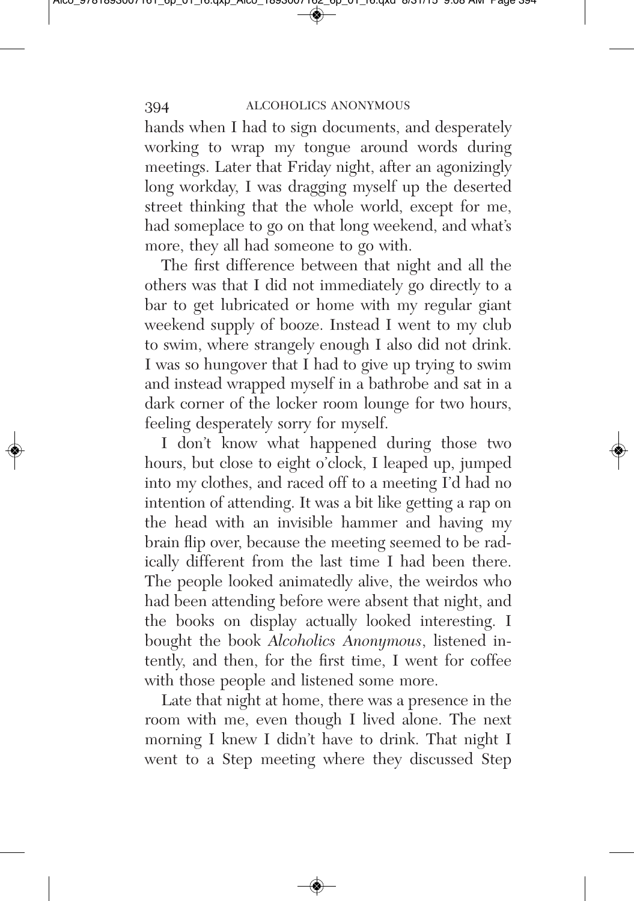hands when I had to sign documents, and desperately working to wrap my tongue around words during meetings. Later that Friday night, after an agonizingly long workday, I was dragging myself up the deserted street thinking that the whole world, except for me, had someplace to go on that long weekend, and what's more, they all had someone to go with.

The first difference between that night and all the others was that I did not immediately go directly to a bar to get lubricated or home with my regular giant weekend supply of booze. Instead I went to my club to swim, where strangely enough I also did not drink. I was so hungover that I had to give up trying to swim and instead wrapped myself in a bathrobe and sat in a dark corner of the locker room lounge for two hours, feeling desperately sorry for myself.

I don't know what happened during those two hours, but close to eight o'clock, I leaped up, jumped into my clothes, and raced off to a meeting I'd had no intention of attending. It was a bit like getting a rap on the head with an invisible hammer and having my brain flip over, because the meeting seemed to be radically different from the last time I had been there. The people looked animatedly alive, the weirdos who had been attending before were absent that night, and the books on display actually looked interesting. I bought the book *Alcoholics Anonymous*, listened intently, and then, for the first time, I went for coffee with those people and listened some more.

Late that night at home, there was a presence in the room with me, even though I lived alone. The next morning I knew I didn't have to drink. That night I went to a Step meeting where they discussed Step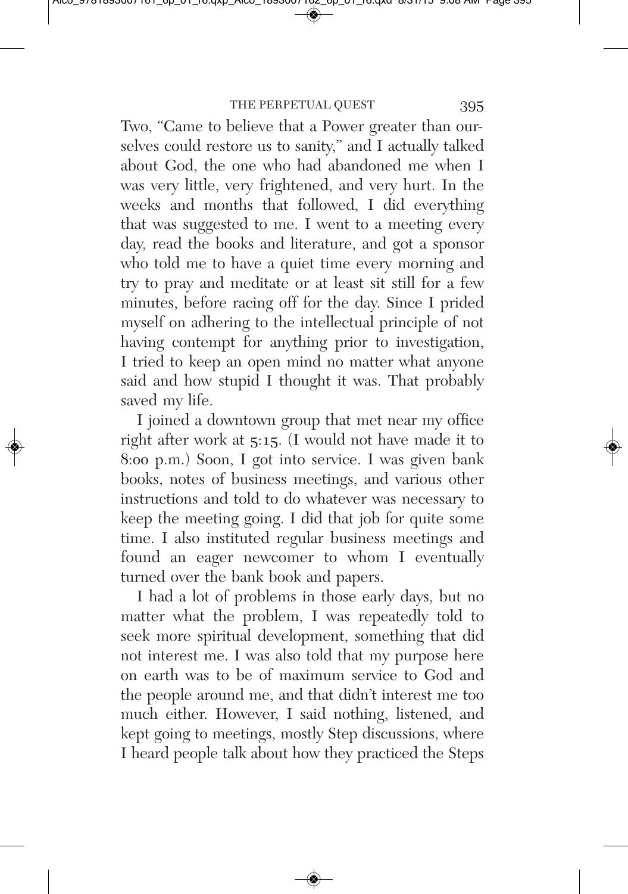Two, "Came to believe that a Power greater than ourselves could restore us to sanity," and I actually talked about God, the one who had abandoned me when I was very little, very frightened, and very hurt. In the weeks and months that followed, I did everything that was suggested to me. I went to a meeting every day, read the books and literature, and got a sponsor who told me to have a quiet time every morning and try to pray and meditate or at least sit still for a few minutes, before racing off for the day. Since I prided myself on adhering to the intellectual principle of not having contempt for anything prior to investigation, I tried to keep an open mind no matter what anyone said and how stupid I thought it was. That probably saved my life.

I joined a downtown group that met near my office right after work at 5:15. (I would not have made it to 8:00 p.m.) Soon, I got into service. I was given bank books, notes of business meetings, and various other instructions and told to do whatever was necessary to keep the meeting going. I did that job for quite some time. I also instituted regular business meetings and found an eager newcomer to whom I eventually turned over the bank book and papers.

I had a lot of problems in those early days, but no matter what the problem, I was repeatedly told to seek more spiritual development, something that did not interest me. I was also told that my purpose here on earth was to be of maximum service to God and the people around me, and that didn't interest me too much either. However, I said nothing, listened, and kept going to meetings, mostly Step discussions, where I heard people talk about how they practiced the Steps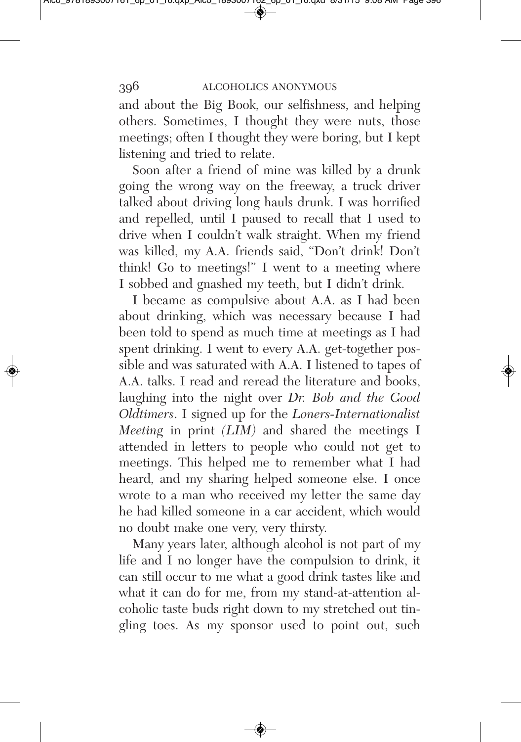and about the Big Book, our selfishness, and helping others. Sometimes, I thought they were nuts, those meetings; often I thought they were boring, but I kept listening and tried to relate.

Soon after a friend of mine was killed by a drunk going the wrong way on the freeway, a truck driver talked about driving long hauls drunk. I was horrified and repelled, until I paused to recall that I used to drive when I couldn't walk straight. When my friend was killed, my A.A. friends said, "Don't drink! Don't think! Go to meetings!" I went to a meeting where I sobbed and gnashed my teeth, but I didn't drink.

I became as compulsive about A.A. as I had been about drinking, which was necessary because I had been told to spend as much time at meetings as I had spent drinking. I went to every A.A. get-together possible and was saturated with A.A. I listened to tapes of A.A. talks. I read and reread the literature and books, laughing into the night over *Dr. Bob and the Good Oldtimers*. I signed up for the *Loners-Internationalist Meeting* in print *(LIM)* and shared the meetings I attended in letters to people who could not get to meetings. This helped me to remember what I had heard, and my sharing helped someone else. I once wrote to a man who received my letter the same day he had killed someone in a car accident, which would no doubt make one very, very thirsty.

Many years later, although alcohol is not part of my life and I no longer have the compulsion to drink, it can still occur to me what a good drink tastes like and what it can do for me, from my stand-at-attention alcoholic taste buds right down to my stretched out tingling toes. As my sponsor used to point out, such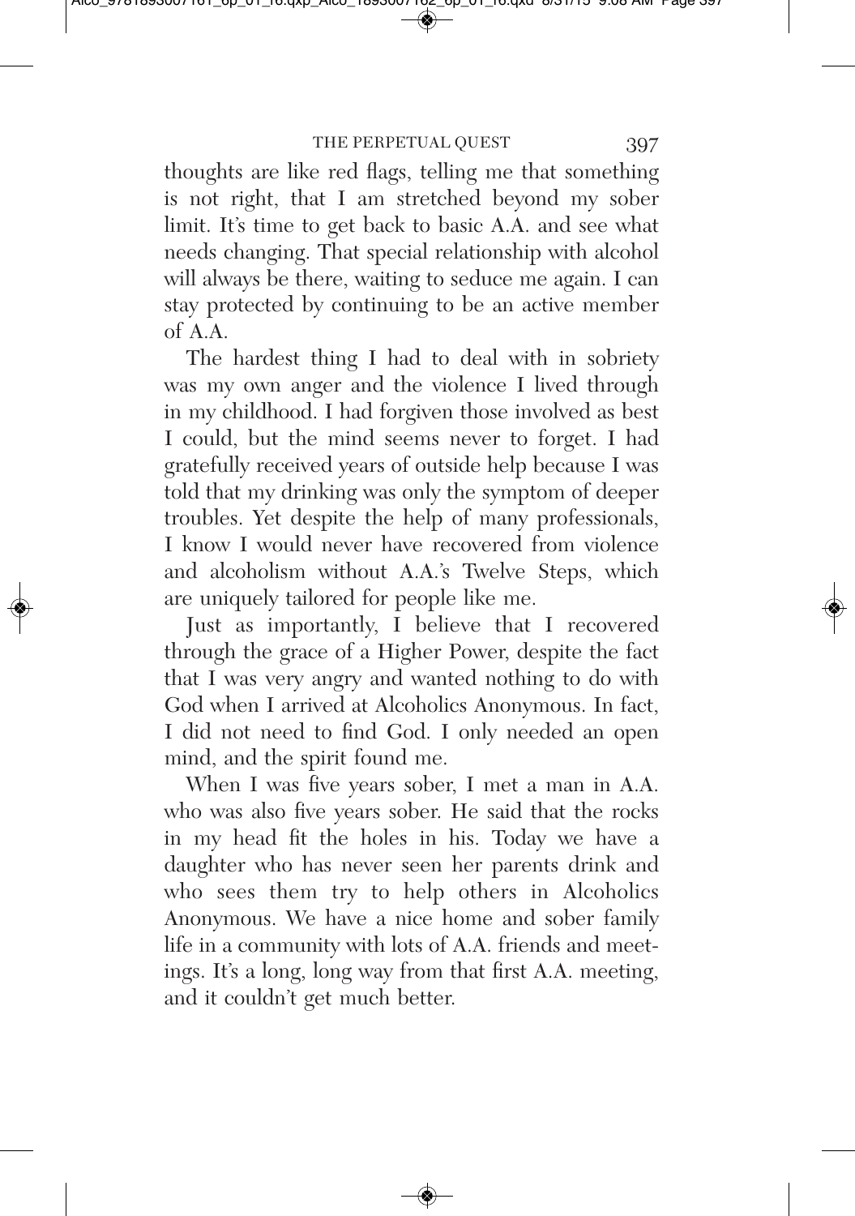thoughts are like red flags, telling me that something is not right, that I am stretched beyond my sober limit. It's time to get back to basic A.A. and see what needs changing. That special relationship with alcohol will always be there, waiting to seduce me again. I can stay protected by continuing to be an active member of A.A.

The hardest thing I had to deal with in sobriety was my own anger and the violence I lived through in my childhood. I had forgiven those involved as best I could, but the mind seems never to forget. I had gratefully received years of outside help because I was told that my drinking was only the symptom of deeper troubles. Yet despite the help of many professionals, I know I would never have recovered from violence and alcoholism without A.A.'s Twelve Steps, which are uniquely tailored for people like me.

Just as importantly, I believe that I recovered through the grace of a Higher Power, despite the fact that I was very angry and wanted nothing to do with God when I arrived at Alcoholics Anonymous. In fact, I did not need to find God. I only needed an open mind, and the spirit found me.

When I was five years sober, I met a man in A.A. who was also five years sober. He said that the rocks in my head fit the holes in his. Today we have a daughter who has never seen her parents drink and who sees them try to help others in Alcoholics Anonymous. We have a nice home and sober family life in a community with lots of A.A. friends and meetings. It's a long, long way from that first A.A. meeting, and it couldn't get much better.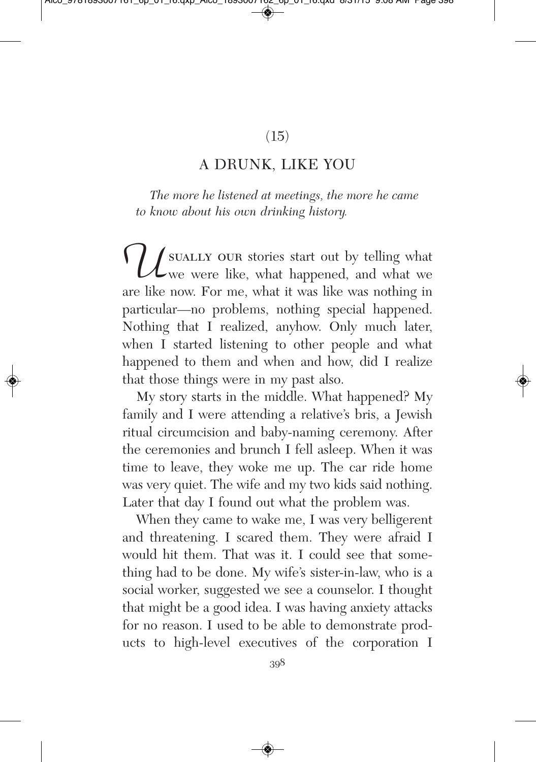(15)

## A DRUNK, LIKE YOU

*The more he listened at meetings, the more he came to know about his own drinking history.*

Usually our stories start out by telling what we were like, what happened, and what we are like now. For me, what it was like was nothing in particular—no problems, nothing special happened. Nothing that I realized, anyhow. Only much later, when I started listening to other people and what happened to them and when and how, did I realize that those things were in my past also.

My story starts in the middle. What happened? My family and I were attending a relative's bris, a Jewish ritual circumcision and baby-naming ceremony. After the ceremonies and brunch I fell asleep. When it was time to leave, they woke me up. The car ride home was very quiet. The wife and my two kids said nothing. Later that day I found out what the problem was.

When they came to wake me, I was very belligerent and threatening. I scared them. They were afraid I would hit them. That was it. I could see that something had to be done. My wife's sister-in-law, who is a social worker, suggested we see a counselor. I thought that might be a good idea. I was having anxiety attacks for no reason. I used to be able to demonstrate products to high-level executives of the corporation I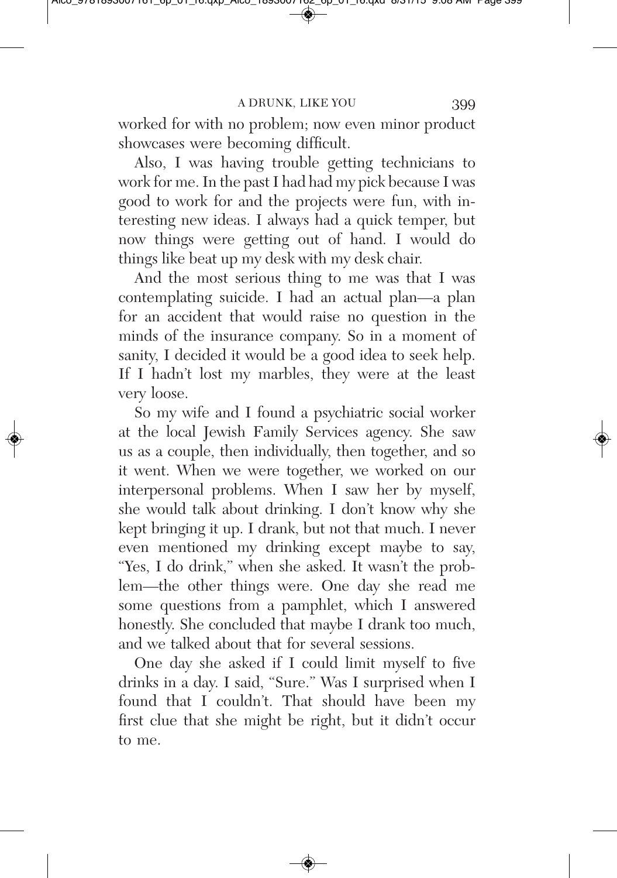worked for with no problem; now even minor product showcases were becoming difficult.

Also, I was having trouble getting technicians to work for me. In the past I had had my pick because I was good to work for and the projects were fun, with interesting new ideas. I always had a quick temper, but now things were getting out of hand. I would do things like beat up my desk with my desk chair.

And the most serious thing to me was that I was contemplating suicide. I had an actual plan—a plan for an accident that would raise no question in the minds of the insurance company. So in a moment of sanity, I decided it would be a good idea to seek help. If I hadn't lost my marbles, they were at the least very loose.

So my wife and I found a psychiatric social worker at the local Jewish Family Services agency. She saw us as a couple, then individually, then together, and so it went. When we were together, we worked on our interpersonal problems. When I saw her by myself, she would talk about drinking. I don't know why she kept bringing it up. I drank, but not that much. I never even mentioned my drinking except maybe to say, "Yes, I do drink," when she asked. It wasn't the problem—the other things were. One day she read me some questions from a pamphlet, which I answered honestly. She concluded that maybe I drank too much, and we talked about that for several sessions.

One day she asked if I could limit myself to five drinks in a day. I said, "Sure." Was I surprised when I found that I couldn't. That should have been my first clue that she might be right, but it didn't occur to me.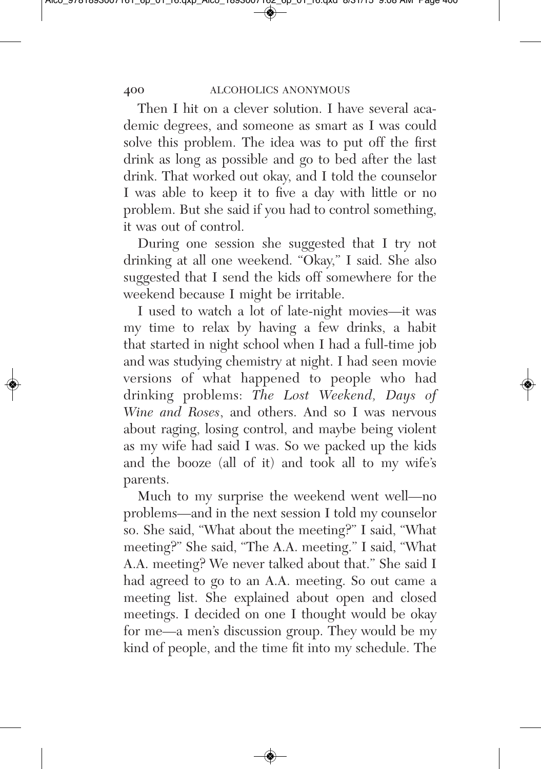Then I hit on a clever solution. I have several academic degrees, and someone as smart as I was could solve this problem. The idea was to put off the first drink as long as possible and go to bed after the last drink. That worked out okay, and I told the counselor I was able to keep it to five a day with little or no problem. But she said if you had to control something, it was out of control.

During one session she suggested that I try not drinking at all one weekend. "Okay," I said. She also suggested that I send the kids off somewhere for the weekend because I might be irritable.

I used to watch a lot of late-night movies—it was my time to relax by having a few drinks, a habit that started in night school when I had a full-time job and was studying chemistry at night. I had seen movie versions of what happened to people who had drinking problems: *The Lost Weekend*, *Days of Wine and Roses*, and others. And so I was nervous about raging, losing control, and maybe being violent as my wife had said I was. So we packed up the kids and the booze (all of it) and took all to my wife's parents.

Much to my surprise the weekend went well—no problems—and in the next session I told my counselor so. She said, "What about the meeting?" I said, "What meeting?" She said, "The A.A. meeting." I said, "What A.A. meeting? We never talked about that." She said I had agreed to go to an A.A. meeting. So out came a meeting list. She explained about open and closed meetings. I decided on one I thought would be okay for me—a men's discussion group. They would be my kind of people, and the time fit into my schedule. The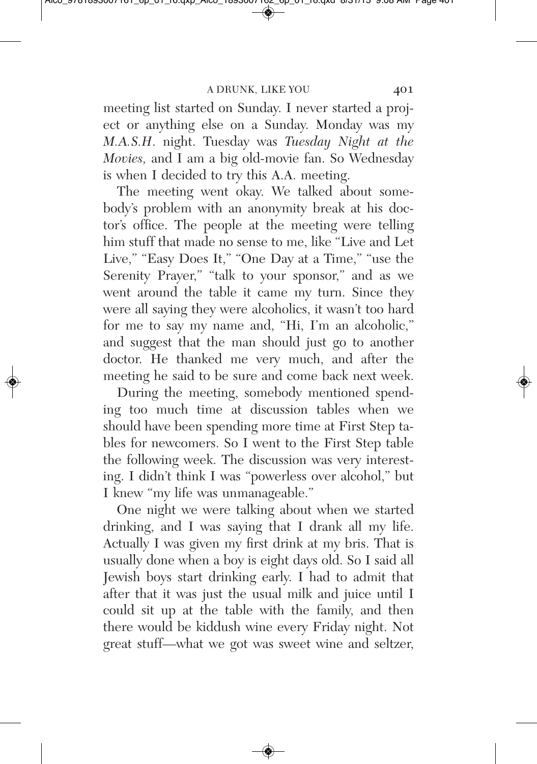meeting list started on Sunday. I never started a project or anything else on a Sunday. Monday was my *M.A.S.H*. night. Tuesday was *Tuesday Night at the Movies,* and I am a big old-movie fan. So Wednesday is when I decided to try this A.A. meeting.

The meeting went okay. We talked about somebody's problem with an anonymity break at his doctor's office. The people at the meeting were telling him stuff that made no sense to me, like "Live and Let Live," "Easy Does It," "One Day at a Time," "use the Serenity Prayer," "talk to your sponsor," and as we went around the table it came my turn. Since they were all saying they were alcoholics, it wasn't too hard for me to say my name and, "Hi, I'm an alcoholic," and suggest that the man should just go to another doctor. He thanked me very much, and after the meeting he said to be sure and come back next week.

During the meeting, somebody mentioned spending too much time at discussion tables when we should have been spending more time at First Step tables for newcomers. So I went to the First Step table the following week. The discussion was very interesting. I didn't think I was "powerless over alcohol," but I knew "my life was unmanageable."

One night we were talking about when we started drinking, and I was saying that I drank all my life. Actually I was given my first drink at my bris. That is usually done when a boy is eight days old. So I said all Jewish boys start drinking early. I had to admit that after that it was just the usual milk and juice until I could sit up at the table with the family, and then there would be kiddush wine every Friday night. Not great stuff—what we got was sweet wine and seltzer,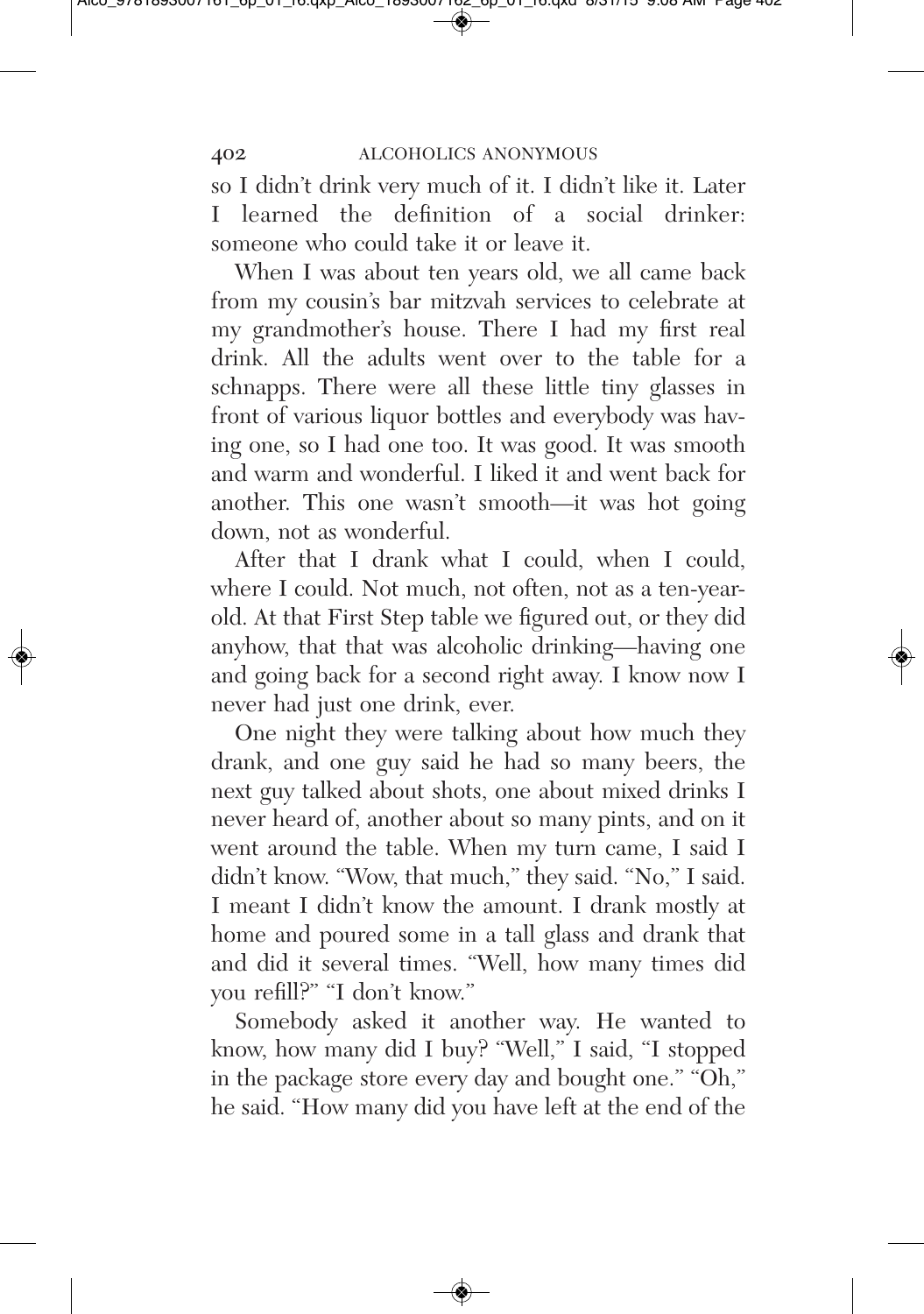so I didn't drink very much of it. I didn't like it. Later I learned the definition of a social drinker: someone who could take it or leave it.

When I was about ten years old, we all came back from my cousin's bar mitzvah services to celebrate at my grandmother's house. There I had my first real drink. All the adults went over to the table for a schnapps. There were all these little tiny glasses in front of various liquor bottles and everybody was having one, so I had one too. It was good. It was smooth and warm and wonderful. I liked it and went back for another. This one wasn't smooth—it was hot going down, not as wonderful.

After that I drank what I could, when I could, where I could. Not much, not often, not as a ten-year-old. At that First Step table we figured out, or they did anyhow, that that was alcoholic drinking—having one and going back for a second right away. I know now I never had just one drink, ever.

One night they were talking about how much they drank, and one guy said he had so many beers, the next guy talked about shots, one about mixed drinks I never heard of, another about so many pints, and on it went around the table. When my turn came, I said I didn't know. "Wow, that much," they said. "No," I said. I meant I didn't know the amount. I drank mostly at home and poured some in a tall glass and drank that and did it several times. "Well, how many times did you refill?" "I don't know."

Somebody asked it another way. He wanted to know, how many did I buy? "Well," I said, "I stopped in the package store every day and bought one." "Oh," he said. "How many did you have left at the end of the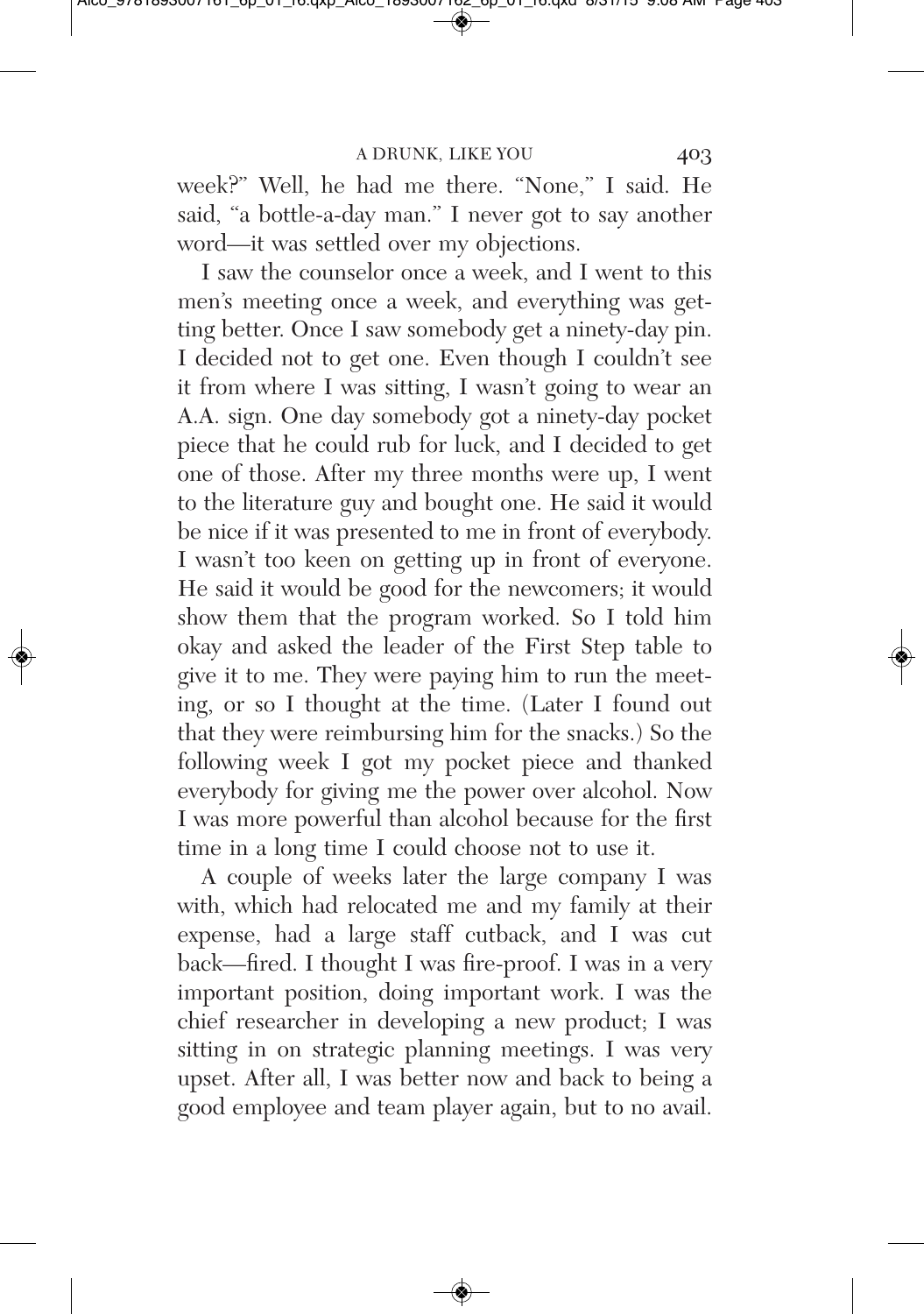week?" Well, he had me there. "None," I said. He said, "a bottle-a-day man." I never got to say another word—it was settled over my objections.

I saw the counselor once a week, and I went to this men's meeting once a week, and everything was getting better. Once I saw somebody get a ninety-day pin. I decided not to get one. Even though I couldn't see it from where I was sitting, I wasn't going to wear an A.A. sign. One day somebody got a ninety-day pocket piece that he could rub for luck, and I decided to get one of those. After my three months were up, I went to the literature guy and bought one. He said it would be nice if it was presented to me in front of everybody. I wasn't too keen on getting up in front of everyone. He said it would be good for the newcomers; it would show them that the program worked. So I told him okay and asked the leader of the First Step table to give it to me. They were paying him to run the meeting, or so I thought at the time. (Later I found out that they were reimbursing him for the snacks.) So the following week I got my pocket piece and thanked everybody for giving me the power over alcohol. Now I was more powerful than alcohol because for the first time in a long time I could choose not to use it.

A couple of weeks later the large company I was with, which had relocated me and my family at their expense, had a large staff cutback, and I was cut back—fired. I thought I was fire-proof. I was in a very important position, doing important work. I was the chief researcher in developing a new product; I was sitting in on strategic planning meetings. I was very upset. After all, I was better now and back to being a good employee and team player again, but to no avail.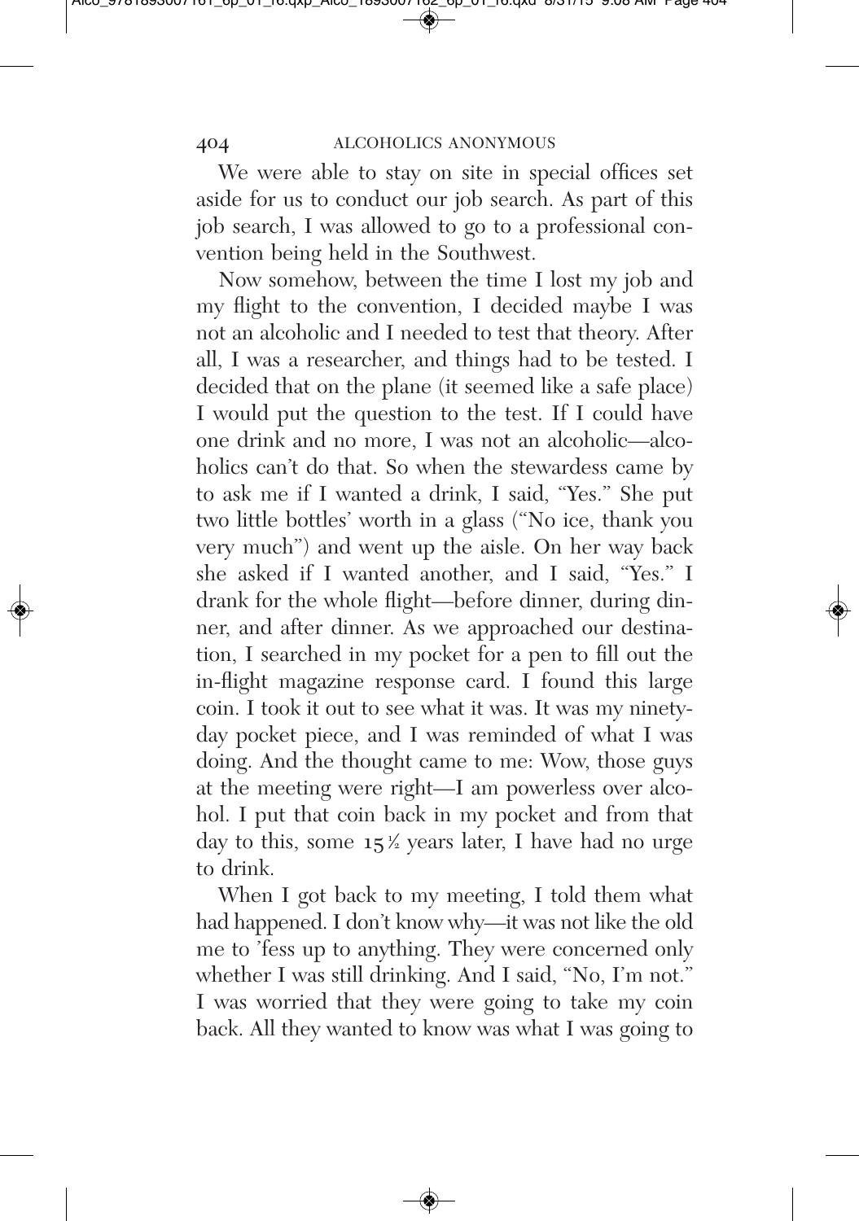We were able to stay on site in special offices set aside for us to conduct our job search. As part of this job search, I was allowed to go to a professional convention being held in the Southwest.

Now somehow, between the time I lost my job and my flight to the convention, I decided maybe I was not an alcoholic and I needed to test that theory. After all, I was a researcher, and things had to be tested. I decided that on the plane (it seemed like a safe place) I would put the question to the test. If I could have one drink and no more, I was not an alcoholic—alcoholics can't do that. So when the stewardess came by to ask me if I wanted a drink, I said, "Yes." She put two little bottles' worth in a glass ("No ice, thank you very much") and went up the aisle. On her way back she asked if I wanted another, and I said, "Yes." I drank for the whole flight—before dinner, during dinner, and after dinner. As we approached our destination, I searched in my pocket for a pen to fill out the in-flight magazine response card. I found this large coin. I took it out to see what it was. It was my ninety-day pocket piece, and I was reminded of what I was doing. And the thought came to me: Wow, those guys at the meeting were right—I am powerless over alcohol. I put that coin back in my pocket and from that day to this, some 15½ years later, I have had no urge to drink.

When I got back to my meeting, I told them what had happened. I don't know why—it was not like the old me to 'fess up to anything. They were concerned only whether I was still drinking. And I said, "No, I'm not." I was worried that they were going to take my coin back. All they wanted to know was what I was going to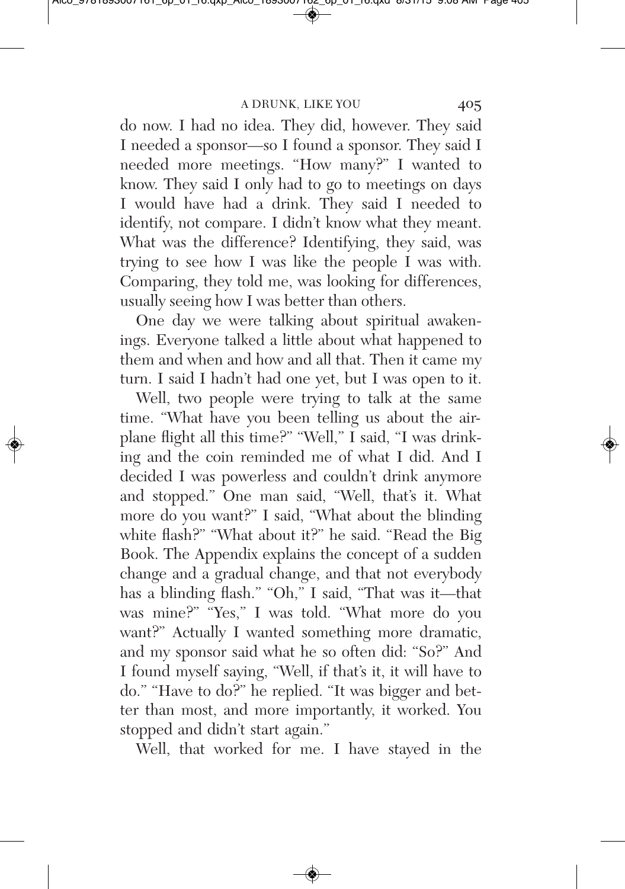do now. I had no idea. They did, however. They said I needed a sponsor—so I found a sponsor. They said I needed more meetings. "How many?" I wanted to know. They said I only had to go to meetings on days I would have had a drink. They said I needed to identify, not compare. I didn't know what they meant. What was the difference? Identifying, they said, was trying to see how I was like the people I was with. Comparing, they told me, was looking for differences, usually seeing how I was better than others.

One day we were talking about spiritual awakenings. Everyone talked a little about what happened to them and when and how and all that. Then it came my turn. I said I hadn't had one yet, but I was open to it.

Well, two people were trying to talk at the same time. "What have you been telling us about the airplane flight all this time?" "Well," I said, "I was drinking and the coin reminded me of what I did. And I decided I was powerless and couldn't drink anymore and stopped." One man said, "Well, that's it. What more do you want?" I said, "What about the blinding white flash?" "What about it?" he said. "Read the Big Book. The Appendix explains the concept of a sudden change and a gradual change, and that not everybody has a blinding flash." "Oh," I said, "That was it—that was mine?" "Yes," I was told. "What more do you want?" Actually I wanted something more dramatic, and my sponsor said what he so often did: "So?" And I found myself saying, "Well, if that's it, it will have to do." "Have to do?" he replied. "It was bigger and better than most, and more importantly, it worked. You stopped and didn't start again."

Well, that worked for me. I have stayed in the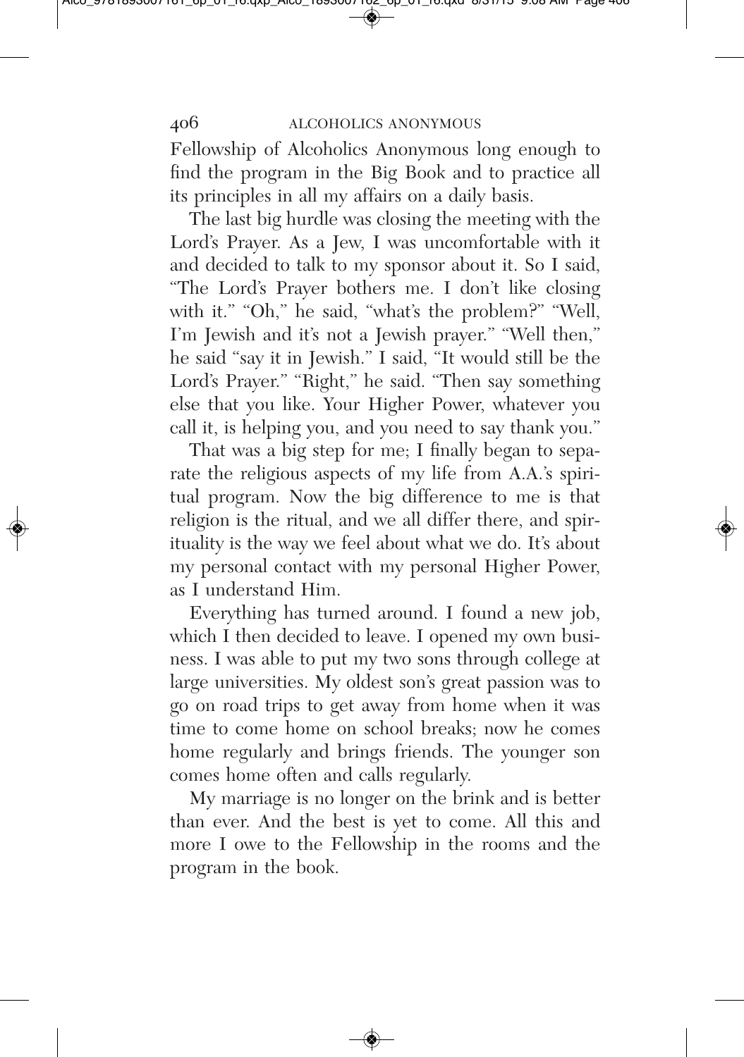Fellowship of Alcoholics Anonymous long enough to find the program in the Big Book and to practice all its principles in all my affairs on a daily basis.

The last big hurdle was closing the meeting with the Lord's Prayer. As a Jew, I was uncomfortable with it and decided to talk to my sponsor about it. So I said, "The Lord's Prayer bothers me. I don't like closing with it." "Oh," he said, "what's the problem?" "Well, I'm Jewish and it's not a Jewish prayer." "Well then," he said "say it in Jewish." I said, "It would still be the Lord's Prayer." "Right," he said. "Then say something else that you like. Your Higher Power, whatever you call it, is helping you, and you need to say thank you."

That was a big step for me; I finally began to separate the religious aspects of my life from A.A.'s spiritual program. Now the big difference to me is that religion is the ritual, and we all differ there, and spirituality is the way we feel about what we do. It's about my personal contact with my personal Higher Power, as I understand Him.

Everything has turned around. I found a new job, which I then decided to leave. I opened my own business. I was able to put my two sons through college at large universities. My oldest son's great passion was to go on road trips to get away from home when it was time to come home on school breaks; now he comes home regularly and brings friends. The younger son comes home often and calls regularly.

My marriage is no longer on the brink and is better than ever. And the best is yet to come. All this and more I owe to the Fellowship in the rooms and the program in the book.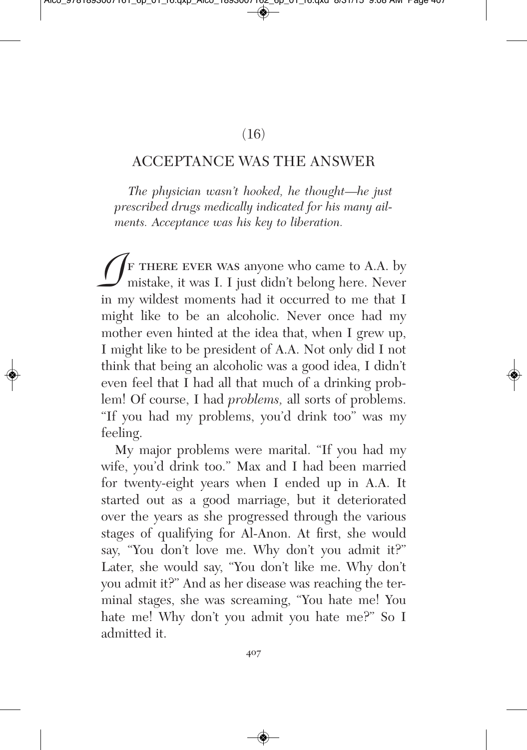(16)

# ACCEPTANCE WAS THE ANSWER

*The physician wasn't hooked, he thought—he just prescribed drugs medically indicated for his many ailments. Acceptance was his key to liberation.*

If there ever was anyone who came to A.A. by mistake, it was I. I just didn't belong here. Never in my wildest moments had it occurred to me that I might like to be an alcoholic. Never once had my mother even hinted at the idea that, when I grew up, I might like to be president of A.A. Not only did I not think that being an alcoholic was a good idea, I didn't even feel that I had all that much of a drinking problem! Of course, I had *problems,* all sorts of problems. "If you had my problems, you'd drink too" was my feeling.

My major problems were marital. "If you had my wife, you'd drink too." Max and I had been married for twenty-eight years when I ended up in A.A. It started out as a good marriage, but it deteriorated over the years as she progressed through the various stages of qualifying for Al-Anon. At first, she would say, "You don't love me. Why don't you admit it?" Later, she would say, "You don't like me. Why don't you admit it?" And as her disease was reaching the terminal stages, she was screaming, "You hate me! You hate me! Why don't you admit you hate me?" So I admitted it.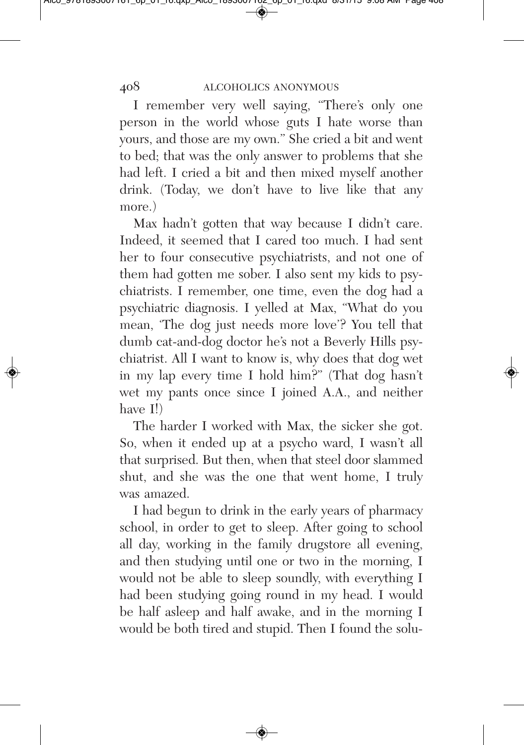I remember very well saying, "There's only one person in the world whose guts I hate worse than yours, and those are my own." She cried a bit and went to bed; that was the only answer to problems that she had left. I cried a bit and then mixed myself another drink. (Today, we don't have to live like that any more.)

Max hadn't gotten that way because I didn't care. Indeed, it seemed that I cared too much. I had sent her to four consecutive psychiatrists, and not one of them had gotten me sober. I also sent my kids to psychiatrists. I remember, one time, even the dog had a psychiatric diagnosis. I yelled at Max, "What do you mean, 'The dog just needs more love'? You tell that dumb cat-and-dog doctor he's not a Beverly Hills psychiatrist. All I want to know is, why does that dog wet in my lap every time I hold him?" (That dog hasn't wet my pants once since I joined A.A., and neither have I!)

The harder I worked with Max, the sicker she got. So, when it ended up at a psycho ward, I wasn't all that surprised. But then, when that steel door slammed shut, and she was the one that went home, I truly was amazed.

I had begun to drink in the early years of pharmacy school, in order to get to sleep. After going to school all day, working in the family drugstore all evening, and then studying until one or two in the morning, I would not be able to sleep soundly, with everything I had been studying going round in my head. I would be half asleep and half awake, and in the morning I would be both tired and stupid. Then I found the solu-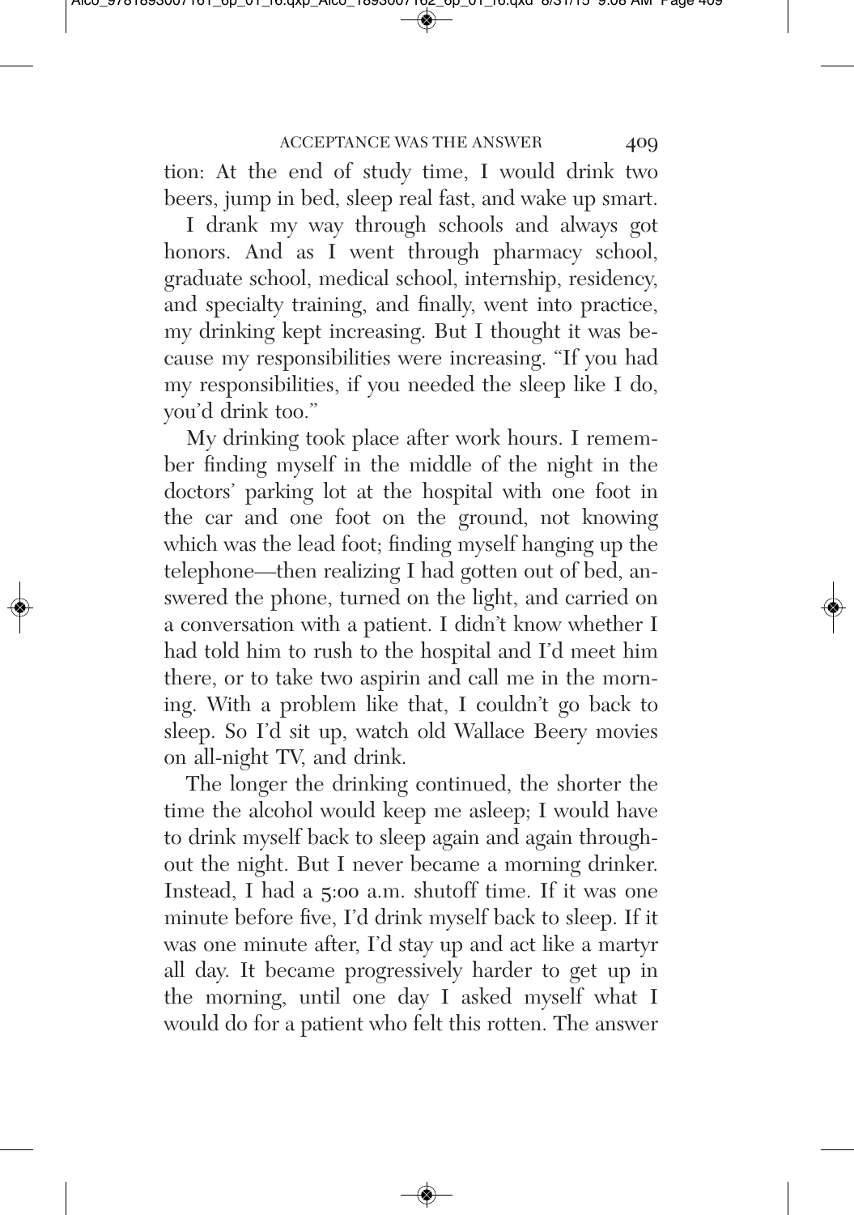tion: At the end of study time, I would drink two beers, jump in bed, sleep real fast, and wake up smart.

I drank my way through schools and always got honors. And as I went through pharmacy school, graduate school, medical school, internship, residency, and specialty training, and finally, went into practice, my drinking kept increasing. But I thought it was because my responsibilities were increasing. "If you had my responsibilities, if you needed the sleep like I do, you'd drink too."

My drinking took place after work hours. I remember finding myself in the middle of the night in the doctors' parking lot at the hospital with one foot in the car and one foot on the ground, not knowing which was the lead foot; finding myself hanging up the telephone—then realizing I had gotten out of bed, answered the phone, turned on the light, and carried on a conversation with a patient. I didn't know whether I had told him to rush to the hospital and I'd meet him there, or to take two aspirin and call me in the morning. With a problem like that, I couldn't go back to sleep. So I'd sit up, watch old Wallace Beery movies on all-night TV, and drink.

The longer the drinking continued, the shorter the time the alcohol would keep me asleep; I would have to drink myself back to sleep again and again throughout the night. But I never became a morning drinker. Instead, I had a 5:00 a.m. shutoff time. If it was one minute before five, I'd drink myself back to sleep. If it was one minute after, I'd stay up and act like a martyr all day. It became progressively harder to get up in the morning, until one day I asked myself what I would do for a patient who felt this rotten. The answer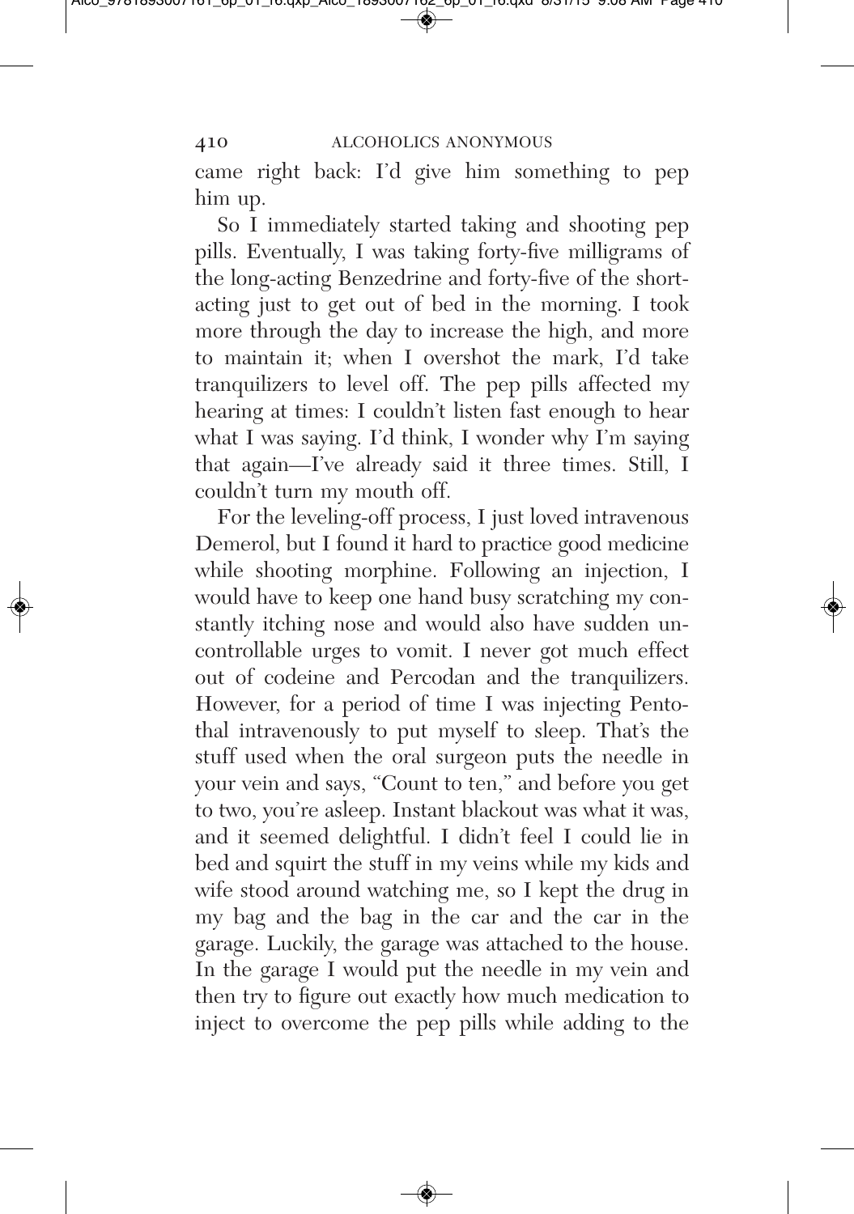came right back: I'd give him something to pep him up.

So I immediately started taking and shooting pep pills. Eventually, I was taking forty-five milligrams of the long-acting Benzedrine and forty-five of the short-acting just to get out of bed in the morning. I took more through the day to increase the high, and more to maintain it; when I overshot the mark, I'd take tranquilizers to level off. The pep pills affected my hearing at times: I couldn't listen fast enough to hear what I was saying. I'd think, I wonder why I'm saying that again—I've already said it three times. Still, I couldn't turn my mouth off.

For the leveling-off process, I just loved intravenous Demerol, but I found it hard to practice good medicine while shooting morphine. Following an injection, I would have to keep one hand busy scratching my constantly itching nose and would also have sudden uncontrollable urges to vomit. I never got much effect out of codeine and Percodan and the tranquilizers. However, for a period of time I was injecting Pentothal intravenously to put myself to sleep. That's the stuff used when the oral surgeon puts the needle in your vein and says, "Count to ten," and before you get to two, you're asleep. Instant blackout was what it was, and it seemed delightful. I didn't feel I could lie in bed and squirt the stuff in my veins while my kids and wife stood around watching me, so I kept the drug in my bag and the bag in the car and the car in the garage. Luckily, the garage was attached to the house. In the garage I would put the needle in my vein and then try to figure out exactly how much medication to inject to overcome the pep pills while adding to the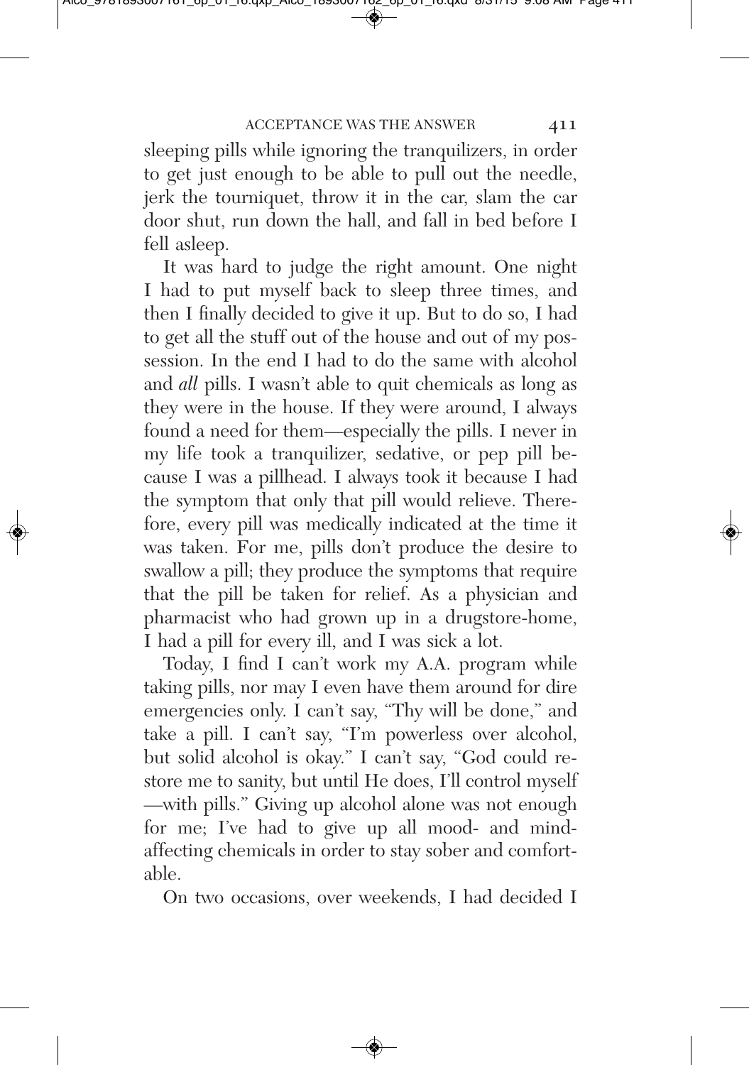sleeping pills while ignoring the tranquilizers, in order to get just enough to be able to pull out the needle, jerk the tourniquet, throw it in the car, slam the car door shut, run down the hall, and fall in bed before I fell asleep.

It was hard to judge the right amount. One night I had to put myself back to sleep three times, and then I finally decided to give it up. But to do so, I had to get all the stuff out of the house and out of my possession. In the end I had to do the same with alcohol and *all* pills. I wasn't able to quit chemicals as long as they were in the house. If they were around, I always found a need for them—especially the pills. I never in my life took a tranquilizer, sedative, or pep pill because I was a pillhead. I always took it because I had the symptom that only that pill would relieve. Therefore, every pill was medically indicated at the time it was taken. For me, pills don't produce the desire to swallow a pill; they produce the symptoms that require that the pill be taken for relief. As a physician and pharmacist who had grown up in a drugstore-home, I had a pill for every ill, and I was sick a lot.

Today, I find I can't work my A.A. program while taking pills, nor may I even have them around for dire emergencies only. I can't say, "Thy will be done," and take a pill. I can't say, "I'm powerless over alcohol, but solid alcohol is okay." I can't say, "God could restore me to sanity, but until He does, I'll control myself—with pills." Giving up alcohol alone was not enough for me; I've had to give up all mood- and mind-affecting chemicals in order to stay sober and comfortable.

On two occasions, over weekends, I had decided I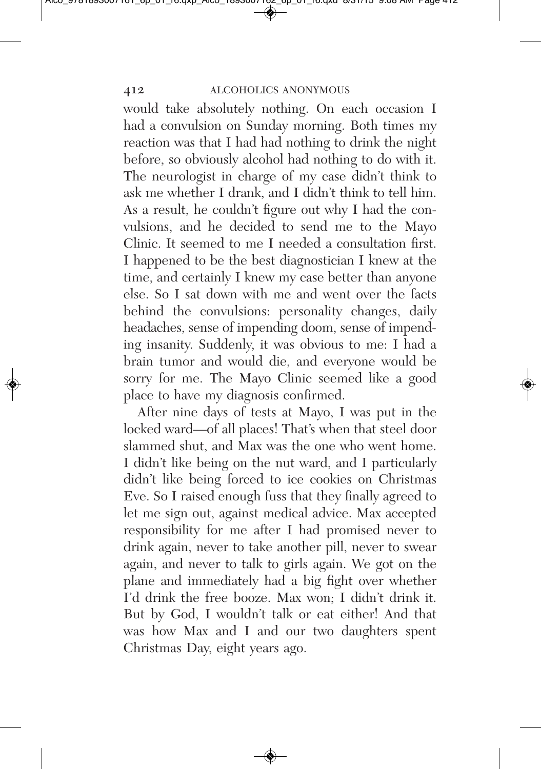would take absolutely nothing. On each occasion I had a convulsion on Sunday morning. Both times my reaction was that I had had nothing to drink the night before, so obviously alcohol had nothing to do with it. The neurologist in charge of my case didn't think to ask me whether I drank, and I didn't think to tell him. As a result, he couldn't figure out why I had the convulsions, and he decided to send me to the Mayo Clinic. It seemed to me I needed a consultation first. I happened to be the best diagnostician I knew at the time, and certainly I knew my case better than anyone else. So I sat down with me and went over the facts behind the convulsions: personality changes, daily headaches, sense of impending doom, sense of impending insanity. Suddenly, it was obvious to me: I had a brain tumor and would die, and everyone would be sorry for me. The Mayo Clinic seemed like a good place to have my diagnosis confirmed.

After nine days of tests at Mayo, I was put in the locked ward—of all places! That's when that steel door slammed shut, and Max was the one who went home. I didn't like being on the nut ward, and I particularly didn't like being forced to ice cookies on Christmas Eve. So I raised enough fuss that they finally agreed to let me sign out, against medical advice. Max accepted responsibility for me after I had promised never to drink again, never to take another pill, never to swear again, and never to talk to girls again. We got on the plane and immediately had a big fight over whether I'd drink the free booze. Max won; I didn't drink it. But by God, I wouldn't talk or eat either! And that was how Max and I and our two daughters spent Christmas Day, eight years ago.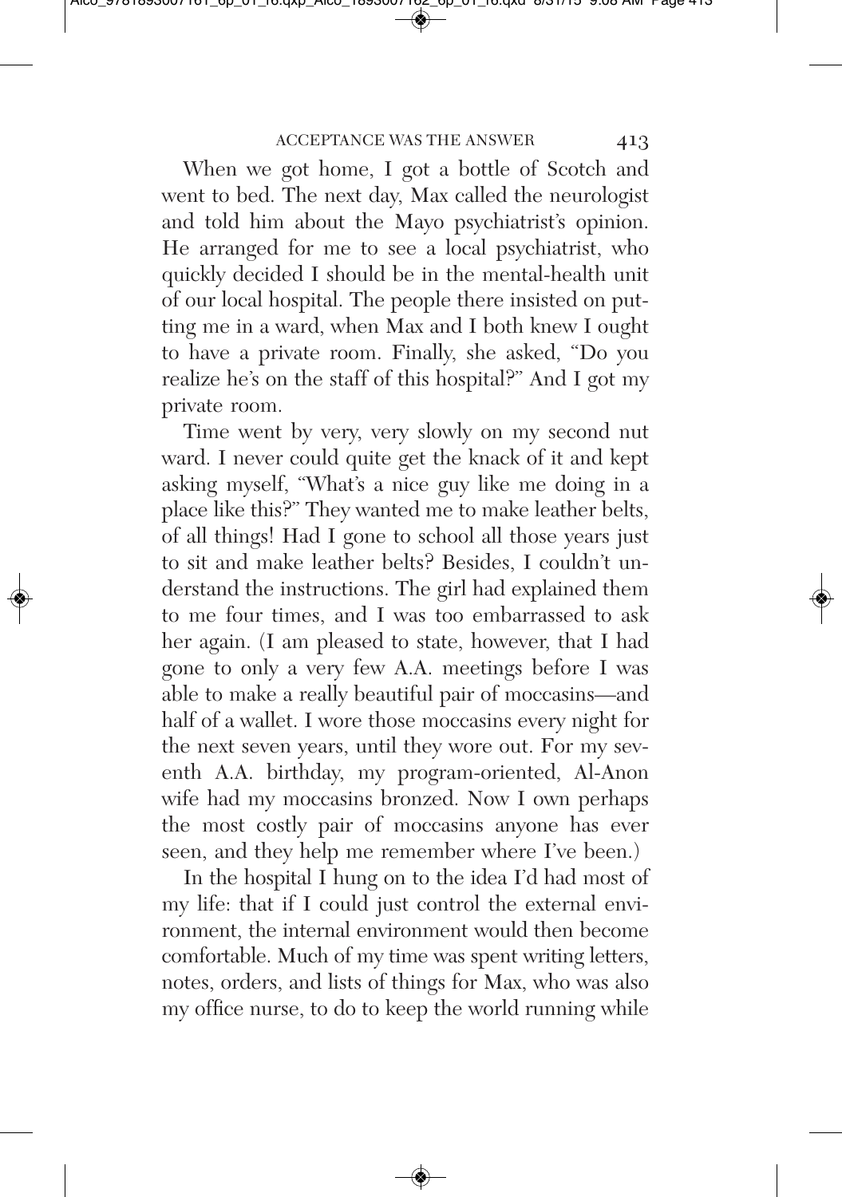When we got home, I got a bottle of Scotch and went to bed. The next day, Max called the neurologist and told him about the Mayo psychiatrist's opinion. He arranged for me to see a local psychiatrist, who quickly decided I should be in the mental-health unit of our local hospital. The people there insisted on putting me in a ward, when Max and I both knew I ought to have a private room. Finally, she asked, "Do you realize he's on the staff of this hospital?" And I got my private room.

Time went by very, very slowly on my second nut ward. I never could quite get the knack of it and kept asking myself, "What's a nice guy like me doing in a place like this?" They wanted me to make leather belts, of all things! Had I gone to school all those years just to sit and make leather belts? Besides, I couldn't understand the instructions. The girl had explained them to me four times, and I was too embarrassed to ask her again. (I am pleased to state, however, that I had gone to only a very few A.A. meetings before I was able to make a really beautiful pair of moccasins—and half of a wallet. I wore those moccasins every night for the next seven years, until they wore out. For my seventh A.A. birthday, my program-oriented, Al-Anon wife had my moccasins bronzed. Now I own perhaps the most costly pair of moccasins anyone has ever seen, and they help me remember where I've been.)

In the hospital I hung on to the idea I'd had most of my life: that if I could just control the external environment, the internal environment would then become comfortable. Much of my time was spent writing letters, notes, orders, and lists of things for Max, who was also my office nurse, to do to keep the world running while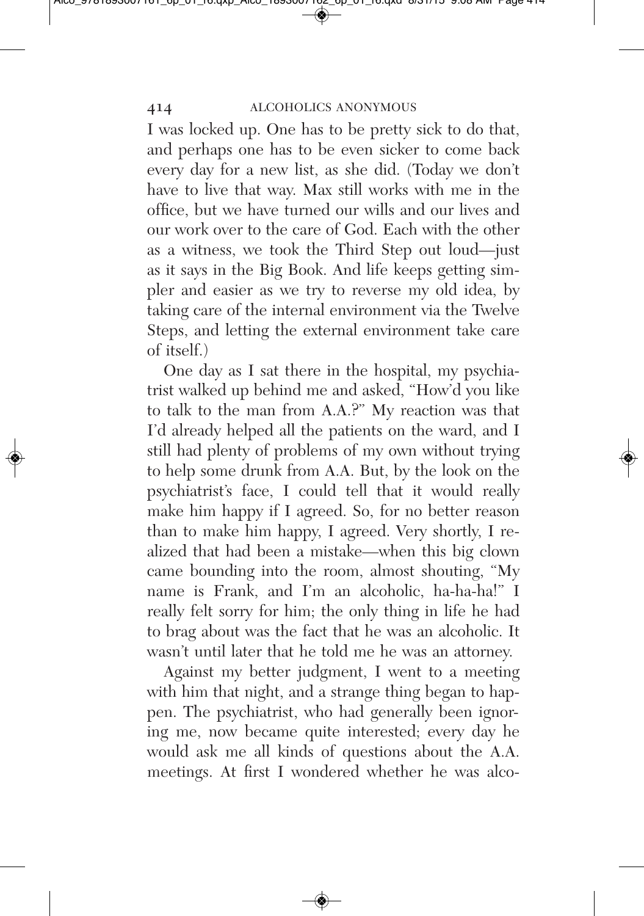I was locked up. One has to be pretty sick to do that, and perhaps one has to be even sicker to come back every day for a new list, as she did. (Today we don't have to live that way. Max still works with me in the office, but we have turned our wills and our lives and our work over to the care of God. Each with the other as a witness, we took the Third Step out loud—just as it says in the Big Book. And life keeps getting simpler and easier as we try to reverse my old idea, by taking care of the internal environment via the Twelve Steps, and letting the external environment take care of itself.)

One day as I sat there in the hospital, my psychiatrist walked up behind me and asked, "How'd you like to talk to the man from A.A.?" My reaction was that I'd already helped all the patients on the ward, and I still had plenty of problems of my own without trying to help some drunk from A.A. But, by the look on the psychiatrist's face, I could tell that it would really make him happy if I agreed. So, for no better reason than to make him happy, I agreed. Very shortly, I realized that had been a mistake—when this big clown came bounding into the room, almost shouting, "My name is Frank, and I'm an alcoholic, ha-ha-ha!" I really felt sorry for him; the only thing in life he had to brag about was the fact that he was an alcoholic. It wasn't until later that he told me he was an attorney.

Against my better judgment, I went to a meeting with him that night, and a strange thing began to happen. The psychiatrist, who had generally been ignoring me, now became quite interested; every day he would ask me all kinds of questions about the A.A. meetings. At first I wondered whether he was alco-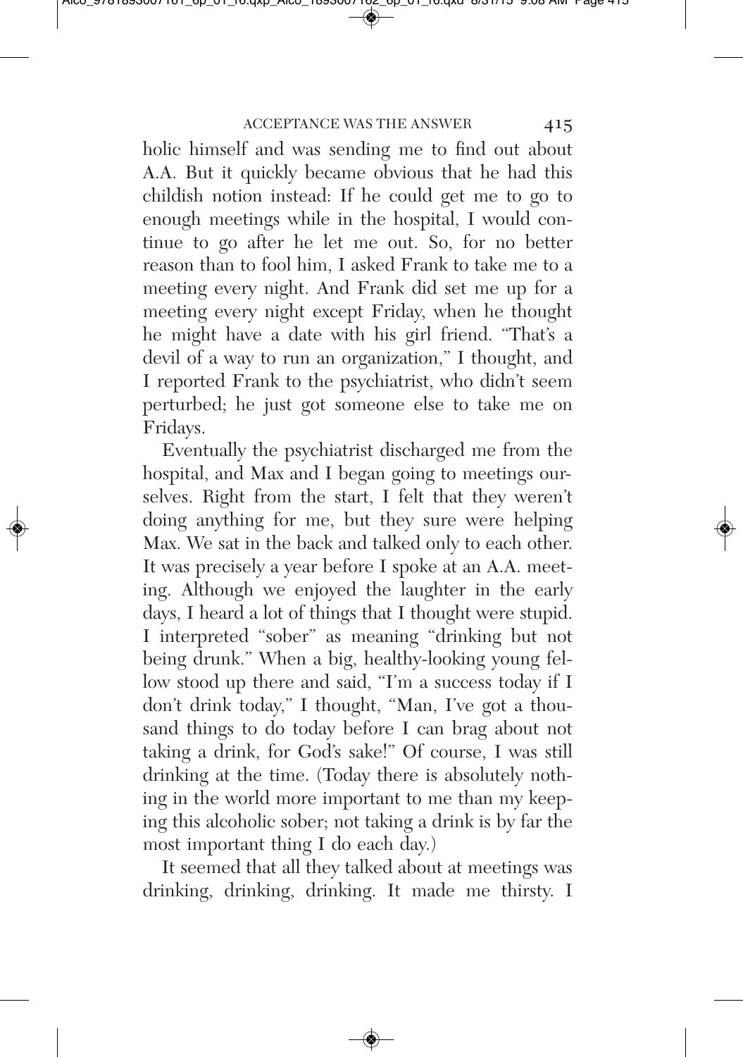holic himself and was sending me to find out about A.A. But it quickly became obvious that he had this childish notion instead: If he could get me to go to enough meetings while in the hospital, I would continue to go after he let me out. So, for no better reason than to fool him, I asked Frank to take me to a meeting every night. And Frank did set me up for a meeting every night except Friday, when he thought he might have a date with his girl friend. "That's a devil of a way to run an organization," I thought, and I reported Frank to the psychiatrist, who didn't seem perturbed; he just got someone else to take me on Fridays.

Eventually the psychiatrist discharged me from the hospital, and Max and I began going to meetings ourselves. Right from the start, I felt that they weren't doing anything for me, but they sure were helping Max. We sat in the back and talked only to each other. It was precisely a year before I spoke at an A.A. meeting. Although we enjoyed the laughter in the early days, I heard a lot of things that I thought were stupid. I interpreted "sober" as meaning "drinking but not being drunk." When a big, healthy-looking young fellow stood up there and said, "I'm a success today if I don't drink today," I thought, "Man, I've got a thousand things to do today before I can brag about not taking a drink, for God's sake!" Of course, I was still drinking at the time. (Today there is absolutely nothing in the world more important to me than my keeping this alcoholic sober; not taking a drink is by far the most important thing I do each day.)

It seemed that all they talked about at meetings was drinking, drinking, drinking. It made me thirsty. I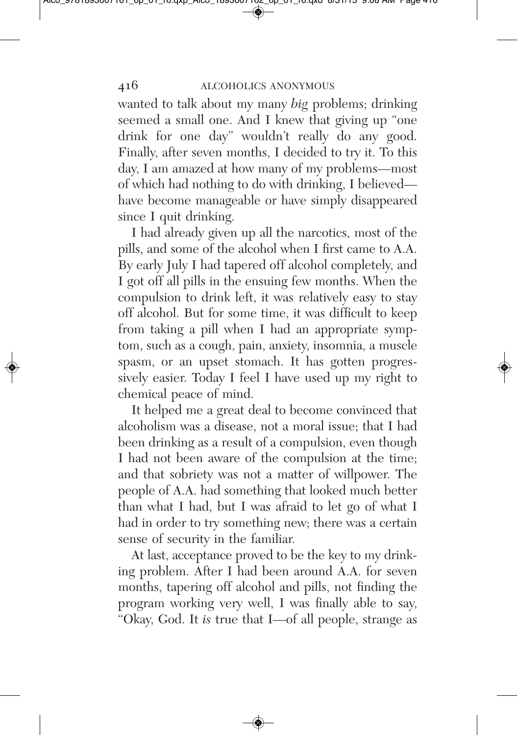wanted to talk about my many *big* problems; drinking seemed a small one. And I knew that giving up "one drink for one day" wouldn't really do any good. Finally, after seven months, I decided to try it. To this day, I am amazed at how many of my problems—most of which had nothing to do with drinking, I believed—have become manageable or have simply disappeared since I quit drinking.

I had already given up all the narcotics, most of the pills, and some of the alcohol when I first came to A.A. By early July I had tapered off alcohol completely, and I got off all pills in the ensuing few months. When the compulsion to drink left, it was relatively easy to stay off alcohol. But for some time, it was difficult to keep from taking a pill when I had an appropriate symptom, such as a cough, pain, anxiety, insomnia, a muscle spasm, or an upset stomach. It has gotten progressively easier. Today I feel I have used up my right to chemical peace of mind.

It helped me a great deal to become convinced that alcoholism was a disease, not a moral issue; that I had been drinking as a result of a compulsion, even though I had not been aware of the compulsion at the time; and that sobriety was not a matter of willpower. The people of A.A. had something that looked much better than what I had, but I was afraid to let go of what I had in order to try something new; there was a certain sense of security in the familiar.

At last, acceptance proved to be the key to my drinking problem. After I had been around A.A. for seven months, tapering off alcohol and pills, not finding the program working very well, I was finally able to say, "Okay, God. It *is* true that I—of all people, strange as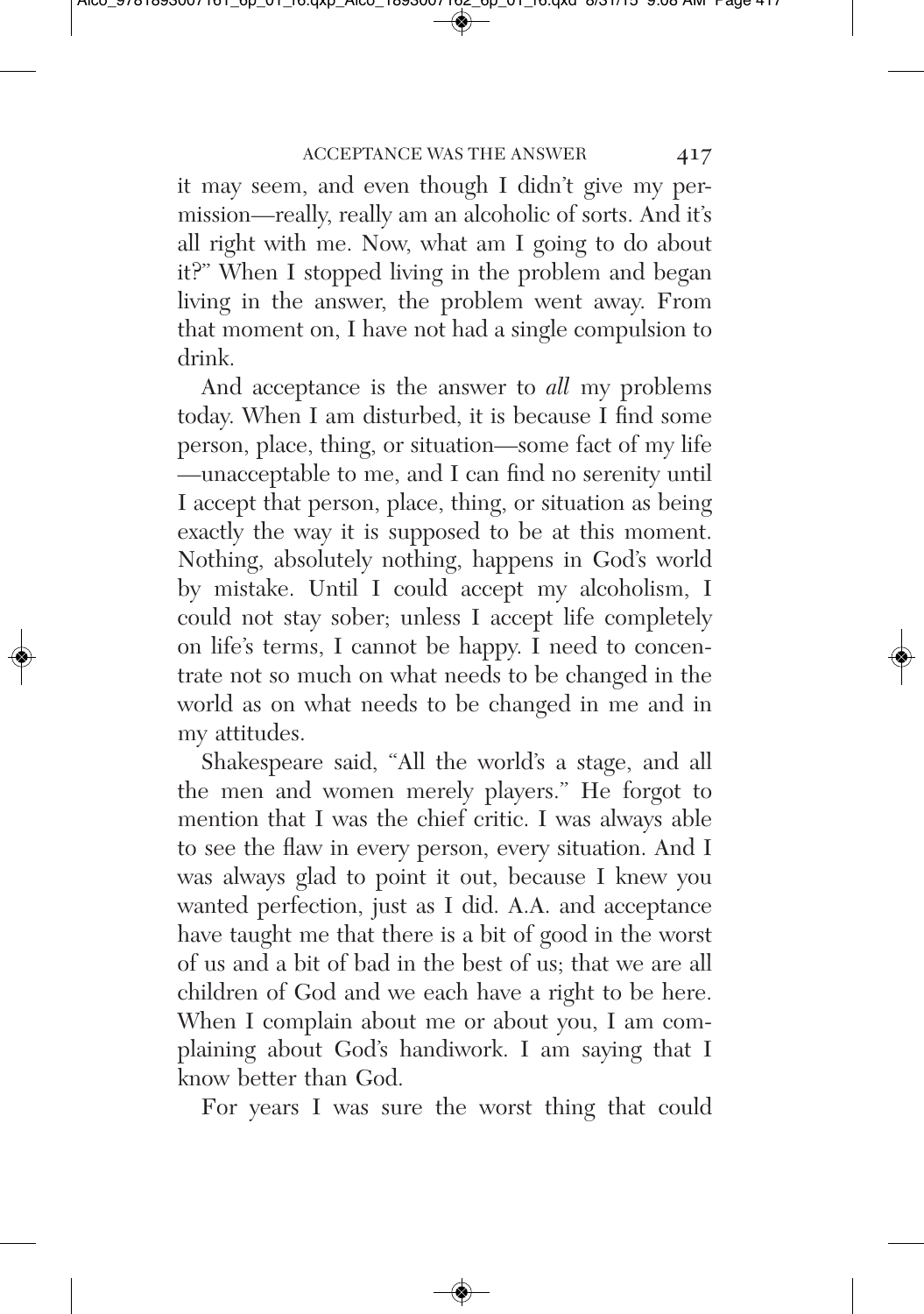it may seem, and even though I didn't give my permission—really, really am an alcoholic of sorts. And it's all right with me. Now, what am I going to do about it?" When I stopped living in the problem and began living in the answer, the problem went away. From that moment on, I have not had a single compulsion to drink.

And acceptance is the answer to *all* my problems today. When I am disturbed, it is because I find some person, place, thing, or situation—some fact of my life—unacceptable to me, and I can find no serenity until I accept that person, place, thing, or situation as being exactly the way it is supposed to be at this moment. Nothing, absolutely nothing, happens in God's world by mistake. Until I could accept my alcoholism, I could not stay sober; unless I accept life completely on life's terms, I cannot be happy. I need to concentrate not so much on what needs to be changed in the world as on what needs to be changed in me and in my attitudes.

Shakespeare said, "All the world's a stage, and all the men and women merely players." He forgot to mention that I was the chief critic. I was always able to see the flaw in every person, every situation. And I was always glad to point it out, because I knew you wanted perfection, just as I did. A.A. and acceptance have taught me that there is a bit of good in the worst of us and a bit of bad in the best of us; that we are all children of God and we each have a right to be here. When I complain about me or about you, I am complaining about God's handiwork. I am saying that I know better than God.

For years I was sure the worst thing that could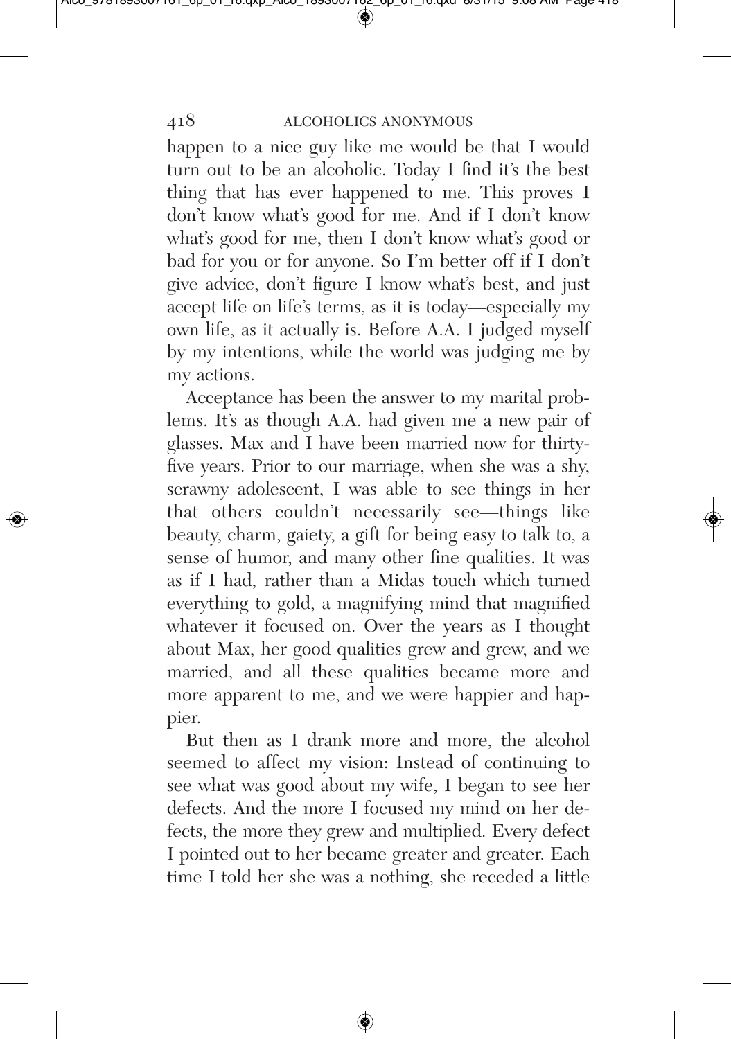happen to a nice guy like me would be that I would turn out to be an alcoholic. Today I find it's the best thing that has ever happened to me. This proves I don't know what's good for me. And if I don't know what's good for me, then I don't know what's good or bad for you or for anyone. So I'm better off if I don't give advice, don't figure I know what's best, and just accept life on life's terms, as it is today—especially my own life, as it actually is. Before A.A. I judged myself by my intentions, while the world was judging me by my actions.

Acceptance has been the answer to my marital problems. It's as though A.A. had given me a new pair of glasses. Max and I have been married now for thirty-five years. Prior to our marriage, when she was a shy, scrawny adolescent, I was able to see things in her that others couldn't necessarily see—things like beauty, charm, gaiety, a gift for being easy to talk to, a sense of humor, and many other fine qualities. It was as if I had, rather than a Midas touch which turned everything to gold, a magnifying mind that magnified whatever it focused on. Over the years as I thought about Max, her good qualities grew and grew, and we married, and all these qualities became more and more apparent to me, and we were happier and happier.

But then as I drank more and more, the alcohol seemed to affect my vision: Instead of continuing to see what was good about my wife, I began to see her defects. And the more I focused my mind on her defects, the more they grew and multiplied. Every defect I pointed out to her became greater and greater. Each time I told her she was a nothing, she receded a little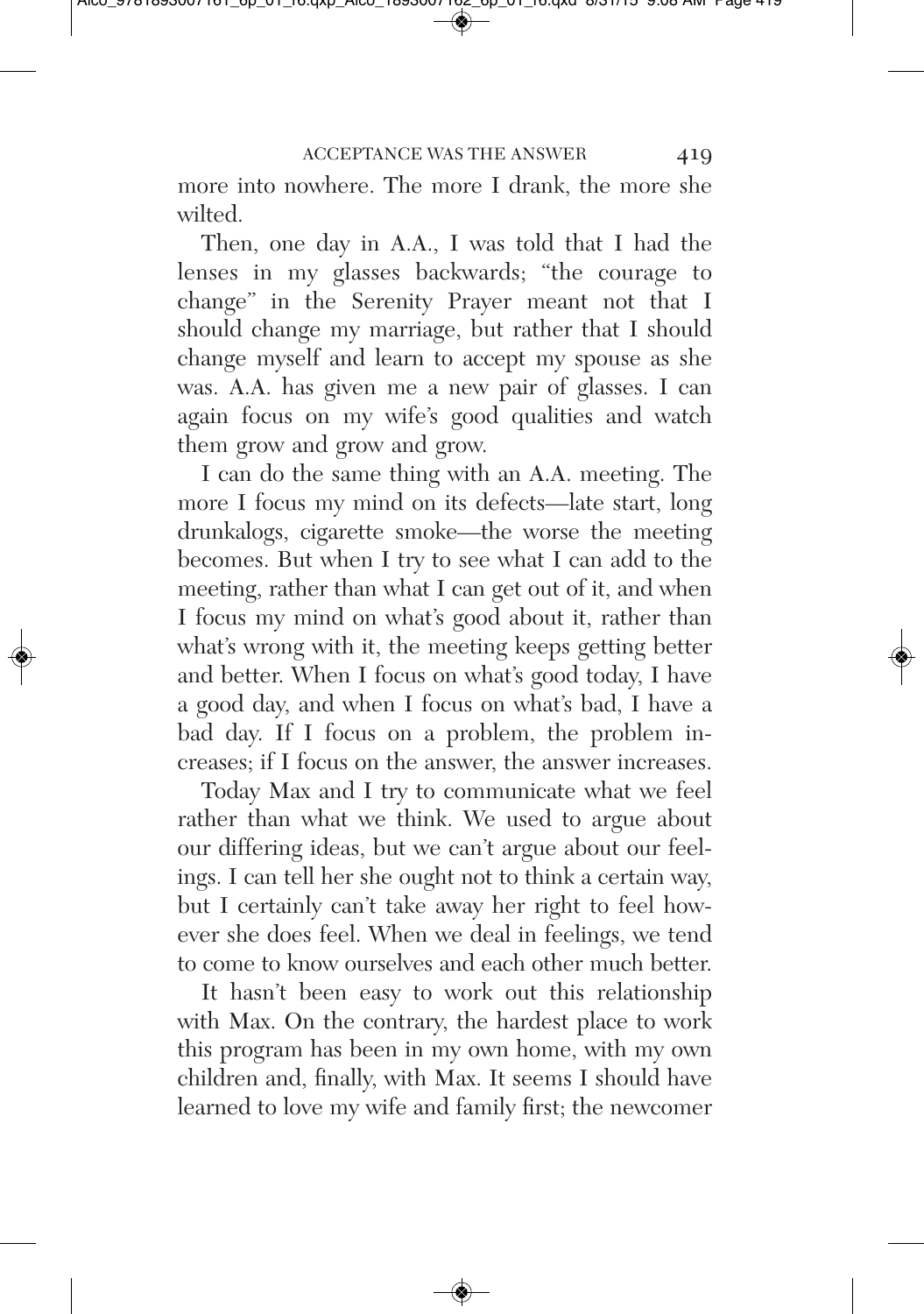more into nowhere. The more I drank, the more she wilted.

Then, one day in A.A., I was told that I had the lenses in my glasses backwards; "the courage to change" in the Serenity Prayer meant not that I should change my marriage, but rather that I should change myself and learn to accept my spouse as she was. A.A. has given me a new pair of glasses. I can again focus on my wife's good qualities and watch them grow and grow and grow.

I can do the same thing with an A.A. meeting. The more I focus my mind on its defects—late start, long drunkalogs, cigarette smoke—the worse the meeting becomes. But when I try to see what I can add to the meeting, rather than what I can get out of it, and when I focus my mind on what's good about it, rather than what's wrong with it, the meeting keeps getting better and better. When I focus on what's good today, I have a good day, and when I focus on what's bad, I have a bad day. If I focus on a problem, the problem increases; if I focus on the answer, the answer increases.

Today Max and I try to communicate what we feel rather than what we think. We used to argue about our differing ideas, but we can't argue about our feelings. I can tell her she ought not to think a certain way, but I certainly can't take away her right to feel however she does feel. When we deal in feelings, we tend to come to know ourselves and each other much better.

It hasn't been easy to work out this relationship with Max. On the contrary, the hardest place to work this program has been in my own home, with my own children and, finally, with Max. It seems I should have learned to love my wife and family first; the newcomer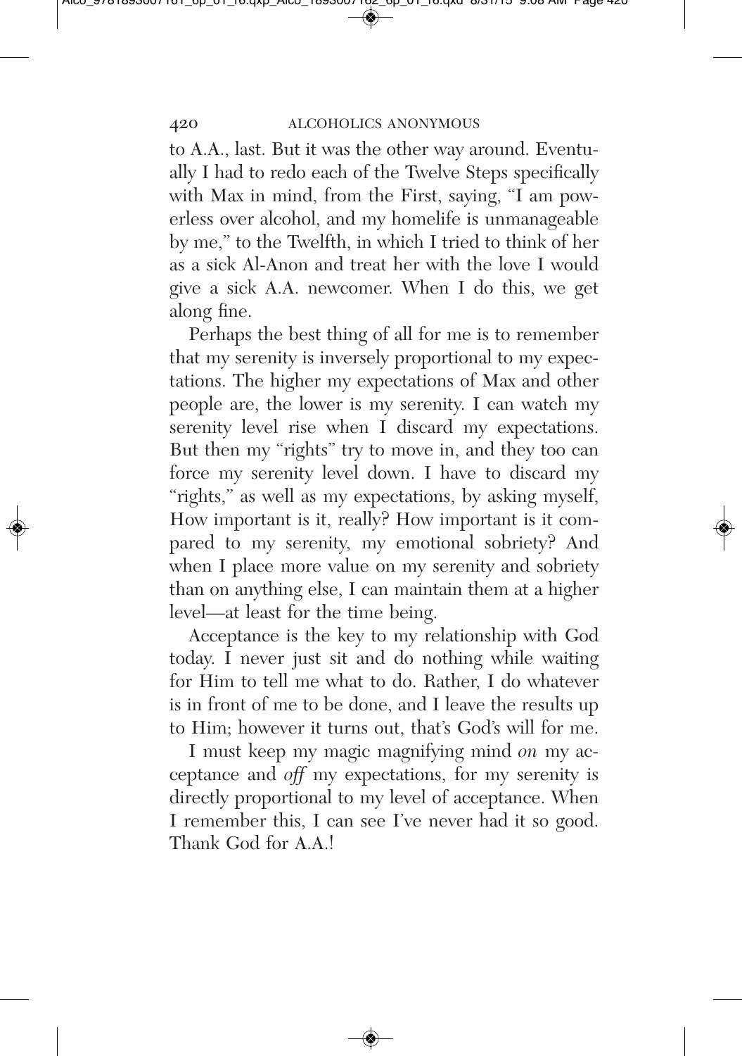to A.A., last. But it was the other way around. Eventually I had to redo each of the Twelve Steps specifically with Max in mind, from the First, saying, "I am powerless over alcohol, and my homelife is unmanageable by me," to the Twelfth, in which I tried to think of her as a sick Al-Anon and treat her with the love I would give a sick A.A. newcomer. When I do this, we get along fine.

Perhaps the best thing of all for me is to remember that my serenity is inversely proportional to my expectations. The higher my expectations of Max and other people are, the lower is my serenity. I can watch my serenity level rise when I discard my expectations. But then my "rights" try to move in, and they too can force my serenity level down. I have to discard my "rights," as well as my expectations, by asking myself, How important is it, really? How important is it compared to my serenity, my emotional sobriety? And when I place more value on my serenity and sobriety than on anything else, I can maintain them at a higher level—at least for the time being.

Acceptance is the key to my relationship with God today. I never just sit and do nothing while waiting for Him to tell me what to do. Rather, I do whatever is in front of me to be done, and I leave the results up to Him; however it turns out, that's God's will for me.

I must keep my magic magnifying mind *on* my acceptance and *off* my expectations, for my serenity is directly proportional to my level of acceptance. When I remember this, I can see I've never had it so good. Thank God for A.A.!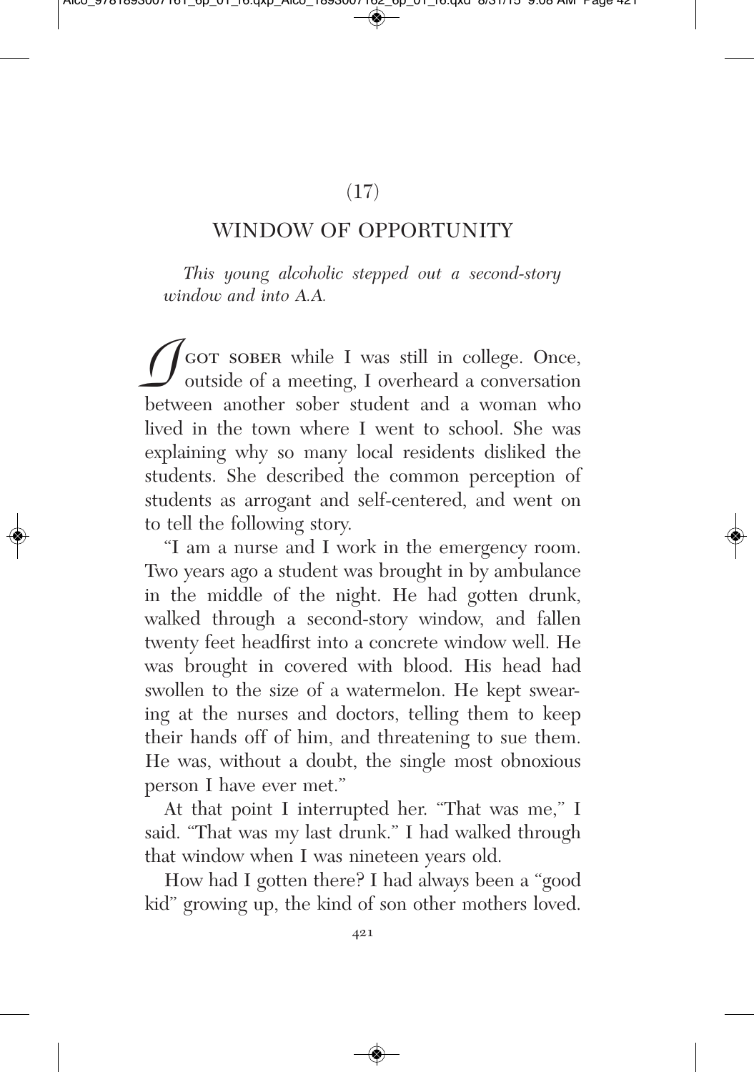(17)

## WINDOW OF OPPORTUNITY

*This young alcoholic stepped out a second-story window and into A.A.*

I GOT SOBER while I was still in college. Once, outside of a meeting, I overheard a conversation between another sober student and a woman who lived in the town where I went to school. She was explaining why so many local residents disliked the students. She described the common perception of students as arrogant and self-centered, and went on to tell the following story.

"I am a nurse and I work in the emergency room. Two years ago a student was brought in by ambulance in the middle of the night. He had gotten drunk, walked through a second-story window, and fallen twenty feet headfirst into a concrete window well. He was brought in covered with blood. His head had swollen to the size of a watermelon. He kept swearing at the nurses and doctors, telling them to keep their hands off of him, and threatening to sue them. He was, without a doubt, the single most obnoxious person I have ever met."

At that point I interrupted her. "That was me," I said. "That was my last drunk." I had walked through that window when I was nineteen years old.

How had I gotten there? I had always been a "good kid" growing up, the kind of son other mothers loved.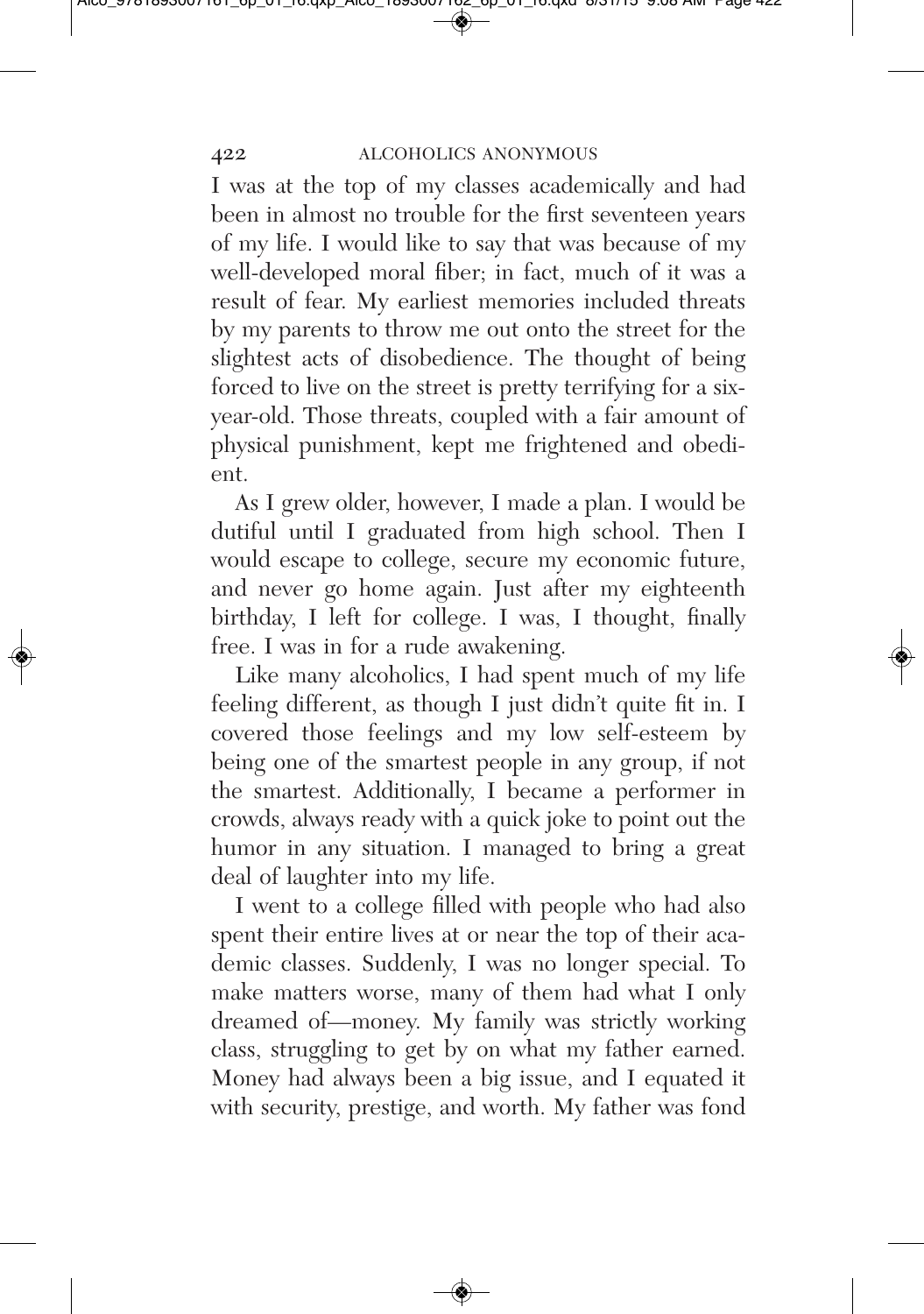I was at the top of my classes academically and had been in almost no trouble for the first seventeen years of my life. I would like to say that was because of my well-developed moral fiber; in fact, much of it was a result of fear. My earliest memories included threats by my parents to throw me out onto the street for the slightest acts of disobedience. The thought of being forced to live on the street is pretty terrifying for a six-year-old. Those threats, coupled with a fair amount of physical punishment, kept me frightened and obedient.

As I grew older, however, I made a plan. I would be dutiful until I graduated from high school. Then I would escape to college, secure my economic future, and never go home again. Just after my eighteenth birthday, I left for college. I was, I thought, finally free. I was in for a rude awakening.

Like many alcoholics, I had spent much of my life feeling different, as though I just didn't quite fit in. I covered those feelings and my low self-esteem by being one of the smartest people in any group, if not the smartest. Additionally, I became a performer in crowds, always ready with a quick joke to point out the humor in any situation. I managed to bring a great deal of laughter into my life.

I went to a college filled with people who had also spent their entire lives at or near the top of their academic classes. Suddenly, I was no longer special. To make matters worse, many of them had what I only dreamed of—money. My family was strictly working class, struggling to get by on what my father earned. Money had always been a big issue, and I equated it with security, prestige, and worth. My father was fond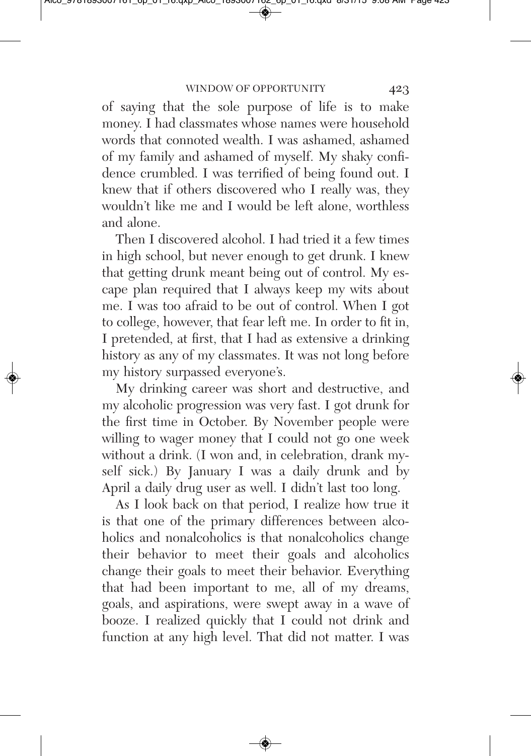of saying that the sole purpose of life is to make money. I had classmates whose names were household words that connoted wealth. I was ashamed, ashamed of my family and ashamed of myself. My shaky confidence crumbled. I was terrified of being found out. I knew that if others discovered who I really was, they wouldn't like me and I would be left alone, worthless and alone.

Then I discovered alcohol. I had tried it a few times in high school, but never enough to get drunk. I knew that getting drunk meant being out of control. My escape plan required that I always keep my wits about me. I was too afraid to be out of control. When I got to college, however, that fear left me. In order to fit in, I pretended, at first, that I had as extensive a drinking history as any of my classmates. It was not long before my history surpassed everyone's.

My drinking career was short and destructive, and my alcoholic progression was very fast. I got drunk for the first time in October. By November people were willing to wager money that I could not go one week without a drink. (I won and, in celebration, drank myself sick.) By January I was a daily drunk and by April a daily drug user as well. I didn't last too long.

As I look back on that period, I realize how true it is that one of the primary differences between alcoholics and nonalcoholics is that nonalcoholics change their behavior to meet their goals and alcoholics change their goals to meet their behavior. Everything that had been important to me, all of my dreams, goals, and aspirations, were swept away in a wave of booze. I realized quickly that I could not drink and function at any high level. That did not matter. I was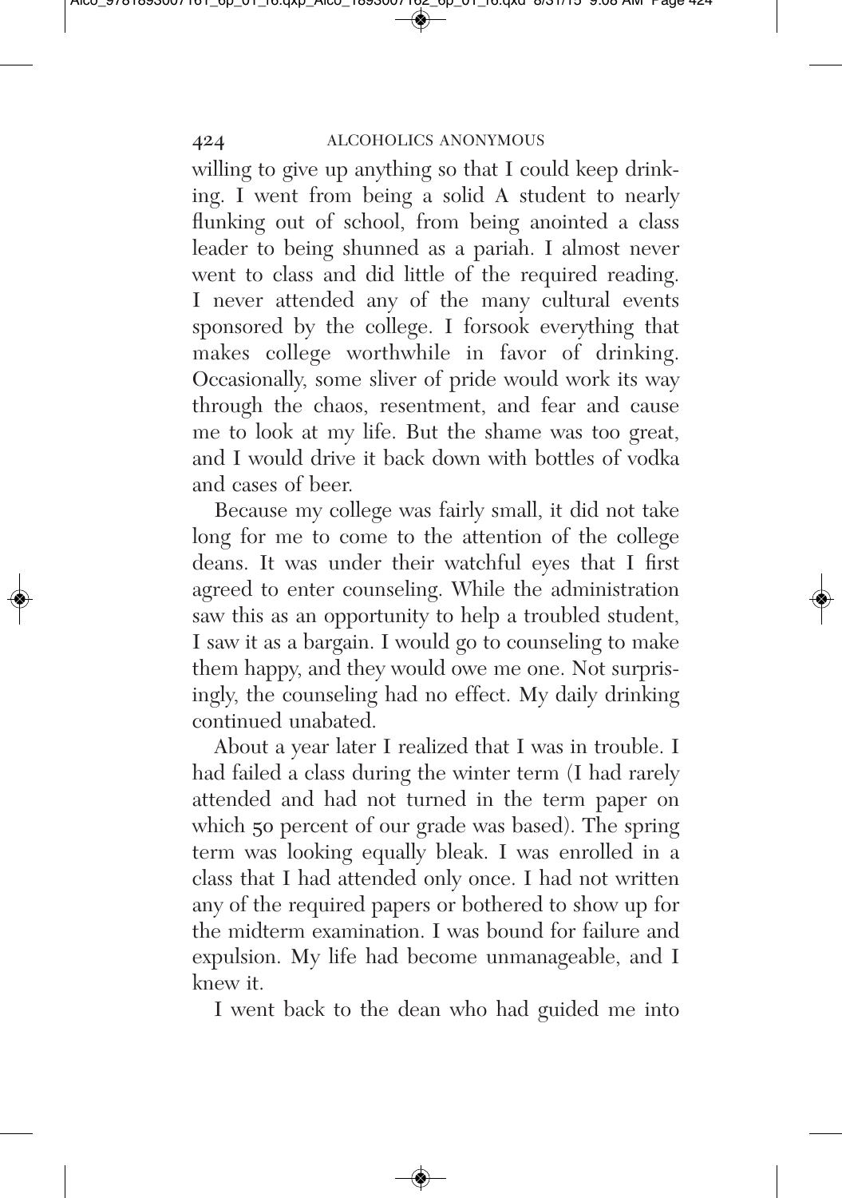willing to give up anything so that I could keep drinking. I went from being a solid A student to nearly flunking out of school, from being anointed a class leader to being shunned as a pariah. I almost never went to class and did little of the required reading. I never attended any of the many cultural events sponsored by the college. I forsook everything that makes college worthwhile in favor of drinking. Occasionally, some sliver of pride would work its way through the chaos, resentment, and fear and cause me to look at my life. But the shame was too great, and I would drive it back down with bottles of vodka and cases of beer.

Because my college was fairly small, it did not take long for me to come to the attention of the college deans. It was under their watchful eyes that I first agreed to enter counseling. While the administration saw this as an opportunity to help a troubled student, I saw it as a bargain. I would go to counseling to make them happy, and they would owe me one. Not surprisingly, the counseling had no effect. My daily drinking continued unabated.

About a year later I realized that I was in trouble. I had failed a class during the winter term (I had rarely attended and had not turned in the term paper on which 50 percent of our grade was based). The spring term was looking equally bleak. I was enrolled in a class that I had attended only once. I had not written any of the required papers or bothered to show up for the midterm examination. I was bound for failure and expulsion. My life had become unmanageable, and I knew it.

I went back to the dean who had guided me into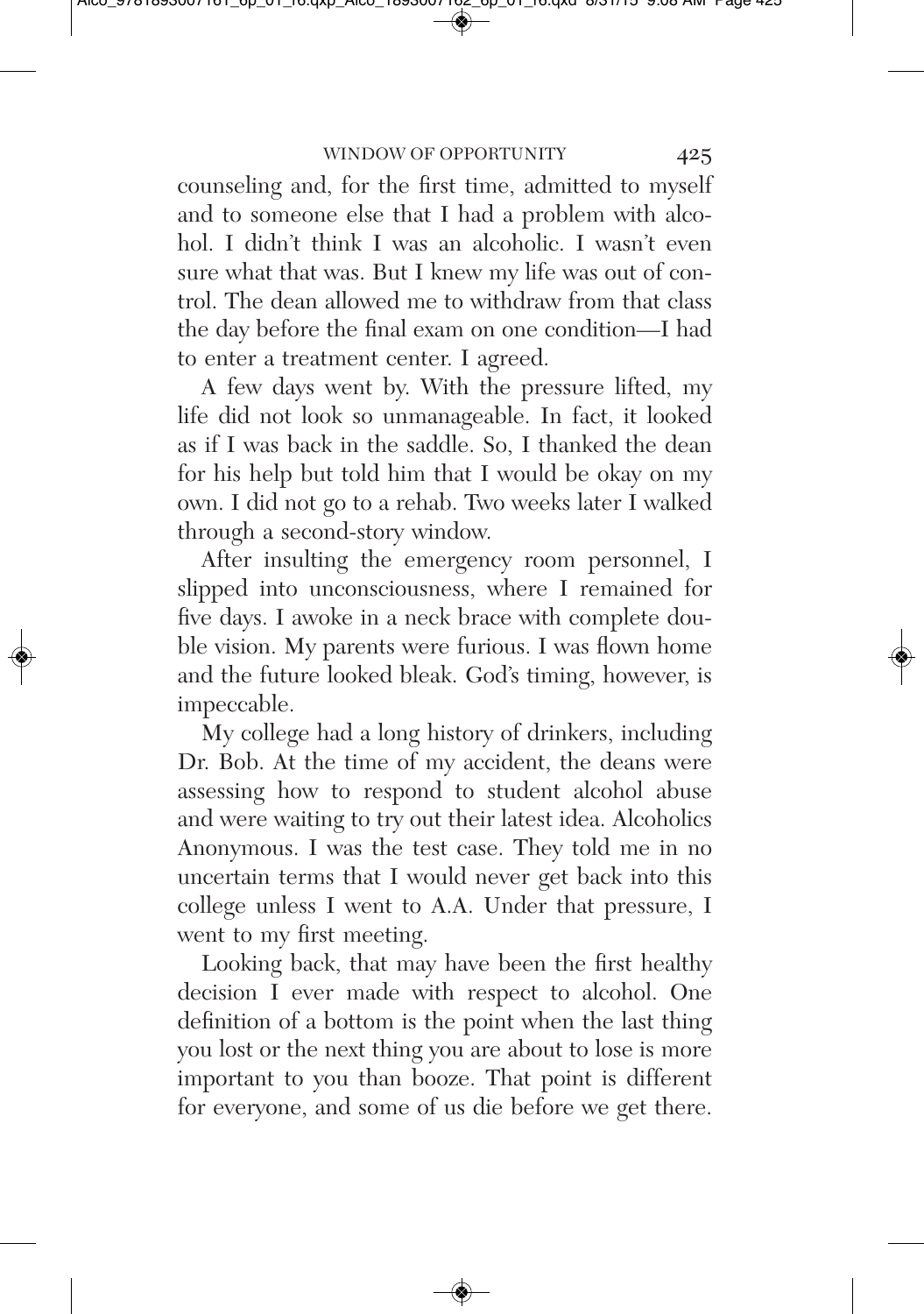counseling and, for the first time, admitted to myself and to someone else that I had a problem with alcohol. I didn't think I was an alcoholic. I wasn't even sure what that was. But I knew my life was out of control. The dean allowed me to withdraw from that class the day before the final exam on one condition—I had to enter a treatment center. I agreed.

A few days went by. With the pressure lifted, my life did not look so unmanageable. In fact, it looked as if I was back in the saddle. So, I thanked the dean for his help but told him that I would be okay on my own. I did not go to a rehab. Two weeks later I walked through a second-story window.

After insulting the emergency room personnel, I slipped into unconsciousness, where I remained for five days. I awoke in a neck brace with complete double vision. My parents were furious. I was flown home and the future looked bleak. God's timing, however, is impeccable.

My college had a long history of drinkers, including Dr. Bob. At the time of my accident, the deans were assessing how to respond to student alcohol abuse and were waiting to try out their latest idea. Alcoholics Anonymous. I was the test case. They told me in no uncertain terms that I would never get back into this college unless I went to A.A. Under that pressure, I went to my first meeting.

Looking back, that may have been the first healthy decision I ever made with respect to alcohol. One definition of a bottom is the point when the last thing you lost or the next thing you are about to lose is more important to you than booze. That point is different for everyone, and some of us die before we get there.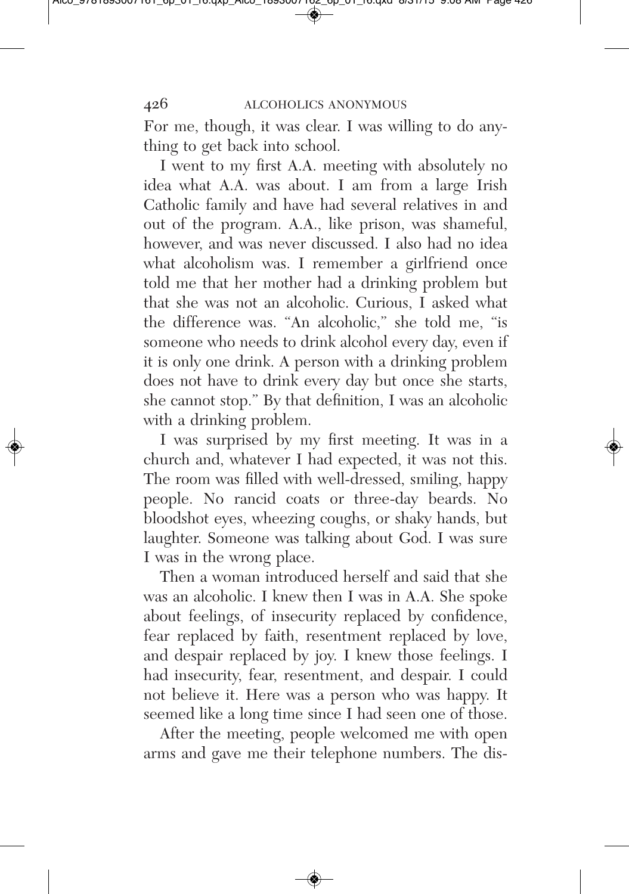For me, though, it was clear. I was willing to do anything to get back into school.

I went to my first A.A. meeting with absolutely no idea what A.A. was about. I am from a large Irish Catholic family and have had several relatives in and out of the program. A.A., like prison, was shameful, however, and was never discussed. I also had no idea what alcoholism was. I remember a girlfriend once told me that her mother had a drinking problem but that she was not an alcoholic. Curious, I asked what the difference was. "An alcoholic," she told me, "is someone who needs to drink alcohol every day, even if it is only one drink. A person with a drinking problem does not have to drink every day but once she starts, she cannot stop." By that definition, I was an alcoholic with a drinking problem.

I was surprised by my first meeting. It was in a church and, whatever I had expected, it was not this. The room was filled with well-dressed, smiling, happy people. No rancid coats or three-day beards. No bloodshot eyes, wheezing coughs, or shaky hands, but laughter. Someone was talking about God. I was sure I was in the wrong place.

Then a woman introduced herself and said that she was an alcoholic. I knew then I was in A.A. She spoke about feelings, of insecurity replaced by confidence, fear replaced by faith, resentment replaced by love, and despair replaced by joy. I knew those feelings. I had insecurity, fear, resentment, and despair. I could not believe it. Here was a person who was happy. It seemed like a long time since I had seen one of those.

After the meeting, people welcomed me with open arms and gave me their telephone numbers. The dis-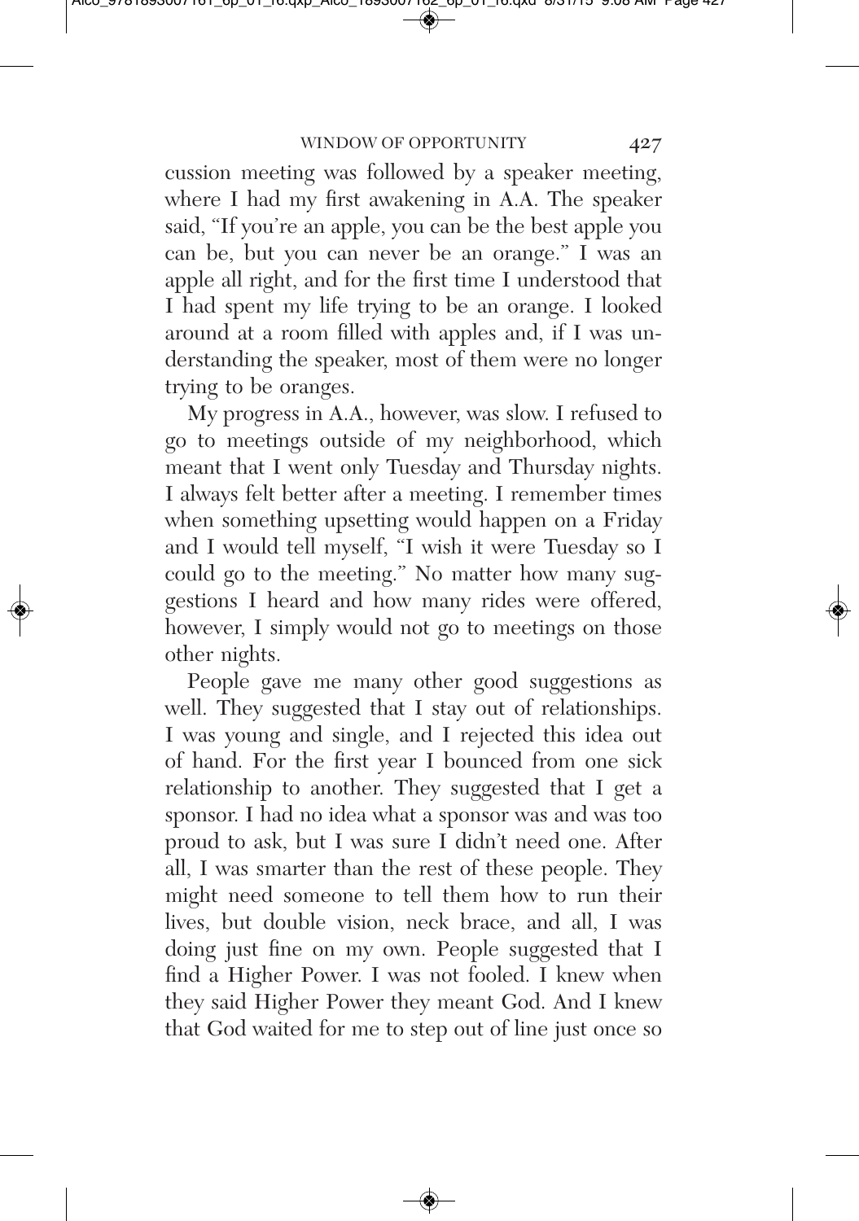cussion meeting was followed by a speaker meeting, where I had my first awakening in A.A. The speaker said, "If you're an apple, you can be the best apple you can be, but you can never be an orange." I was an apple all right, and for the first time I understood that I had spent my life trying to be an orange. I looked around at a room filled with apples and, if I was understanding the speaker, most of them were no longer trying to be oranges.

My progress in A.A., however, was slow. I refused to go to meetings outside of my neighborhood, which meant that I went only Tuesday and Thursday nights. I always felt better after a meeting. I remember times when something upsetting would happen on a Friday and I would tell myself, "I wish it were Tuesday so I could go to the meeting." No matter how many suggestions I heard and how many rides were offered, however, I simply would not go to meetings on those other nights.

People gave me many other good suggestions as well. They suggested that I stay out of relationships. I was young and single, and I rejected this idea out of hand. For the first year I bounced from one sick relationship to another. They suggested that I get a sponsor. I had no idea what a sponsor was and was too proud to ask, but I was sure I didn't need one. After all, I was smarter than the rest of these people. They might need someone to tell them how to run their lives, but double vision, neck brace, and all, I was doing just fine on my own. People suggested that I find a Higher Power. I was not fooled. I knew when they said Higher Power they meant God. And I knew that God waited for me to step out of line just once so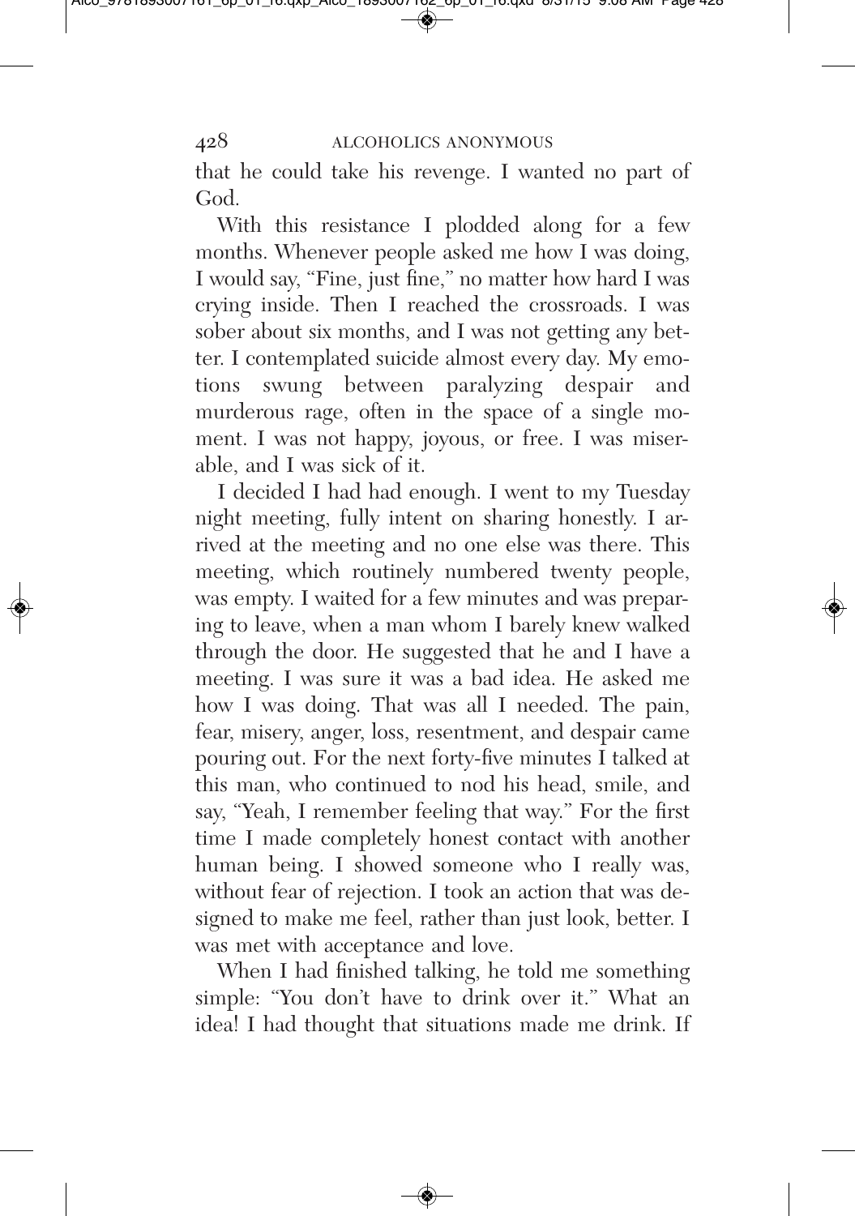that he could take his revenge. I wanted no part of God.

With this resistance I plodded along for a few months. Whenever people asked me how I was doing, I would say, "Fine, just fine," no matter how hard I was crying inside. Then I reached the crossroads. I was sober about six months, and I was not getting any better. I contemplated suicide almost every day. My emotions swung between paralyzing despair and murderous rage, often in the space of a single moment. I was not happy, joyous, or free. I was miserable, and I was sick of it.

I decided I had had enough. I went to my Tuesday night meeting, fully intent on sharing honestly. I arrived at the meeting and no one else was there. This meeting, which routinely numbered twenty people, was empty. I waited for a few minutes and was preparing to leave, when a man whom I barely knew walked through the door. He suggested that he and I have a meeting. I was sure it was a bad idea. He asked me how I was doing. That was all I needed. The pain, fear, misery, anger, loss, resentment, and despair came pouring out. For the next forty-five minutes I talked at this man, who continued to nod his head, smile, and say, "Yeah, I remember feeling that way." For the first time I made completely honest contact with another human being. I showed someone who I really was, without fear of rejection. I took an action that was designed to make me feel, rather than just look, better. I was met with acceptance and love.

When I had finished talking, he told me something simple: "You don't have to drink over it." What an idea! I had thought that situations made me drink. If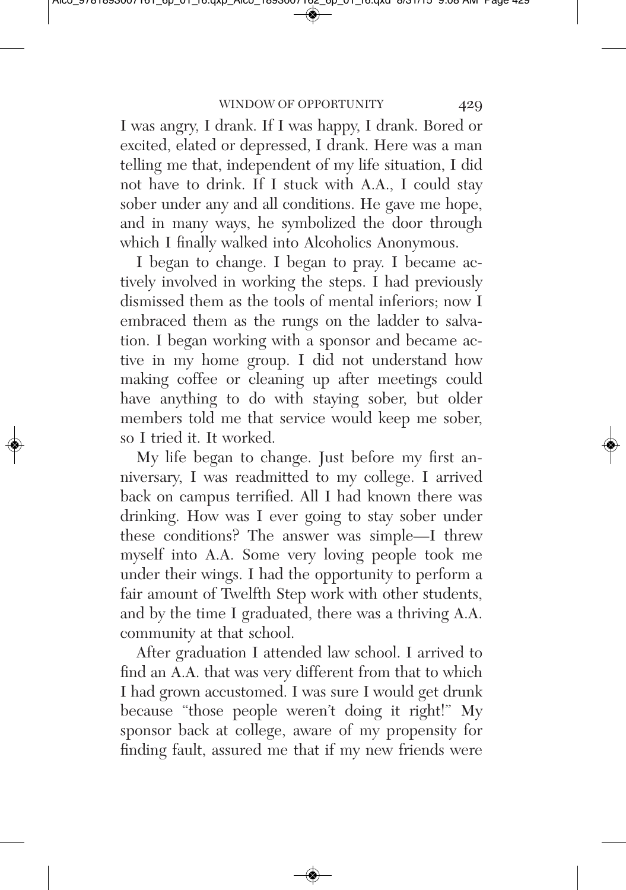I was angry, I drank. If I was happy, I drank. Bored or excited, elated or depressed, I drank. Here was a man telling me that, independent of my life situation, I did not have to drink. If I stuck with A.A., I could stay sober under any and all conditions. He gave me hope, and in many ways, he symbolized the door through which I finally walked into Alcoholics Anonymous.

I began to change. I began to pray. I became actively involved in working the steps. I had previously dismissed them as the tools of mental inferiors; now I embraced them as the rungs on the ladder to salvation. I began working with a sponsor and became active in my home group. I did not understand how making coffee or cleaning up after meetings could have anything to do with staying sober, but older members told me that service would keep me sober, so I tried it. It worked.

My life began to change. Just before my first anniversary, I was readmitted to my college. I arrived back on campus terrified. All I had known there was drinking. How was I ever going to stay sober under these conditions? The answer was simple—I threw myself into A.A. Some very loving people took me under their wings. I had the opportunity to perform a fair amount of Twelfth Step work with other students, and by the time I graduated, there was a thriving A.A. community at that school.

After graduation I attended law school. I arrived to find an A.A. that was very different from that to which I had grown accustomed. I was sure I would get drunk because "those people weren't doing it right!" My sponsor back at college, aware of my propensity for finding fault, assured me that if my new friends were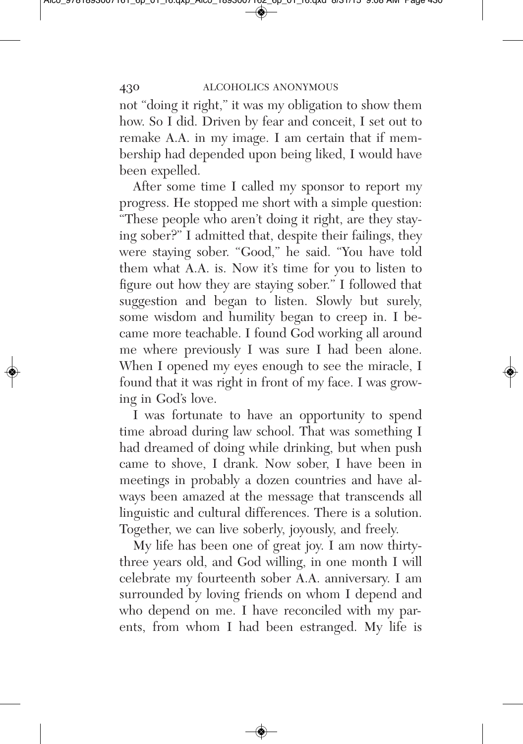not "doing it right," it was my obligation to show them how. So I did. Driven by fear and conceit, I set out to remake A.A. in my image. I am certain that if membership had depended upon being liked, I would have been expelled.

After some time I called my sponsor to report my progress. He stopped me short with a simple question: "These people who aren't doing it right, are they staying sober?" I admitted that, despite their failings, they were staying sober. "Good," he said. "You have told them what A.A. is. Now it's time for you to listen to figure out how they are staying sober." I followed that suggestion and began to listen. Slowly but surely, some wisdom and humility began to creep in. I became more teachable. I found God working all around me where previously I was sure I had been alone. When I opened my eyes enough to see the miracle, I found that it was right in front of my face. I was growing in God's love.

I was fortunate to have an opportunity to spend time abroad during law school. That was something I had dreamed of doing while drinking, but when push came to shove, I drank. Now sober, I have been in meetings in probably a dozen countries and have always been amazed at the message that transcends all linguistic and cultural differences. There is a solution. Together, we can live soberly, joyously, and freely.

My life has been one of great joy. I am now thirty-three years old, and God willing, in one month I will celebrate my fourteenth sober A.A. anniversary. I am surrounded by loving friends on whom I depend and who depend on me. I have reconciled with my parents, from whom I had been estranged. My life is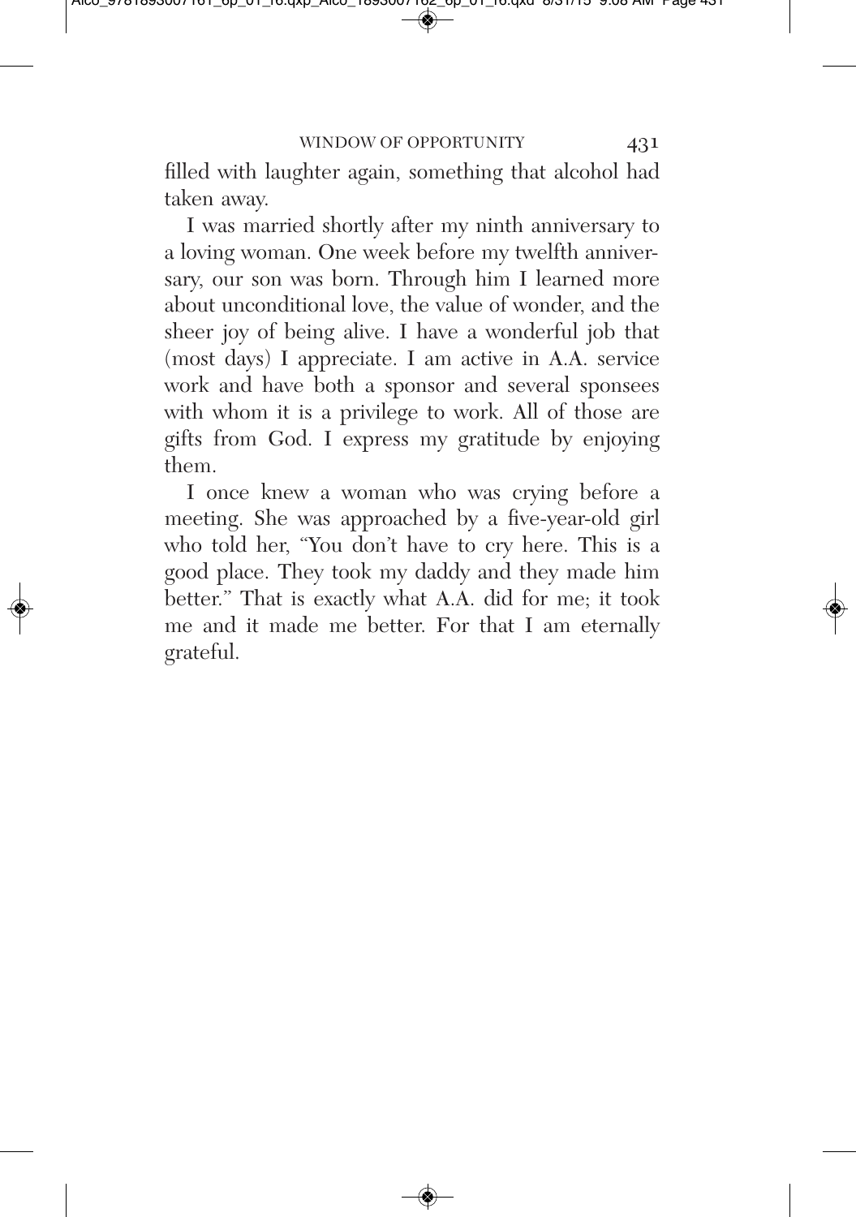filled with laughter again, something that alcohol had taken away.

I was married shortly after my ninth anniversary to a loving woman. One week before my twelfth anniversary, our son was born. Through him I learned more about unconditional love, the value of wonder, and the sheer joy of being alive. I have a wonderful job that (most days) I appreciate. I am active in A.A. service work and have both a sponsor and several sponsees with whom it is a privilege to work. All of those are gifts from God. I express my gratitude by enjoying them.

I once knew a woman who was crying before a meeting. She was approached by a five-year-old girl who told her, "You don't have to cry here. This is a good place. They took my daddy and they made him better." That is exactly what A.A. did for me; it took me and it made me better. For that I am eternally grateful.